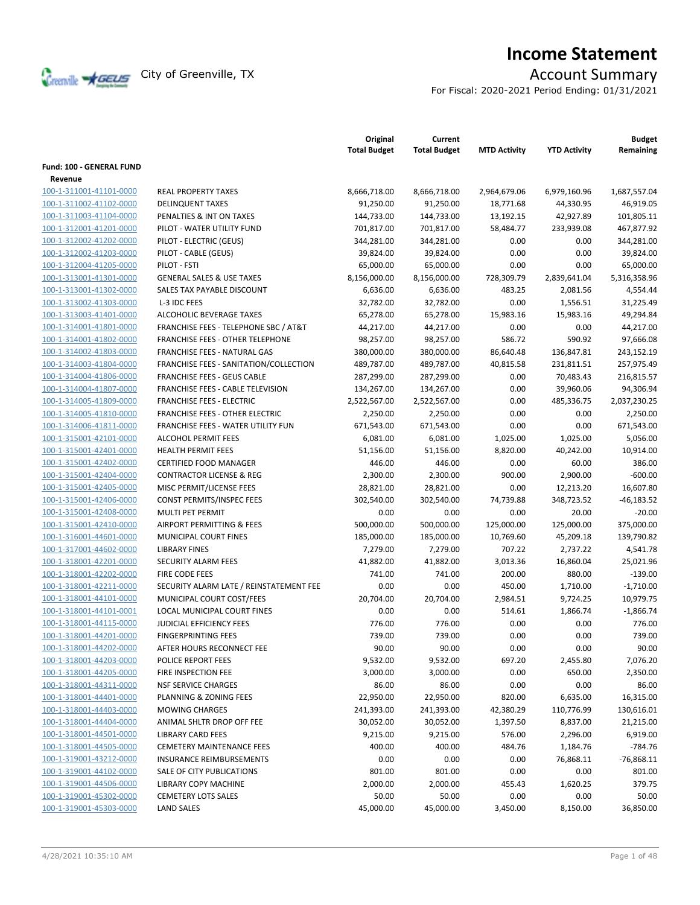# Income Statement

City of Greenville, TX

## Account Summary

For Fiscal: 2020-2021 Period Ending: 01/31/2021

**Fund: 100 - GENERAL FUND**

**Revenue**

| | | Original Total Budget | Current Total Budget | MTD Activity | YTD Activity | Budget Remaining |
|---|---|---|---|---|---|---|
| 100-1-311001-41101-0000 | REAL PROPERTY TAXES | 8,666,718.00 | 8,666,718.00 | 2,964,679.06 | 6,979,160.96 | 1,687,557.04 |
| 100-1-311002-41102-0000 | DELINQUENT TAXES | 91,250.00 | 91,250.00 | 18,771.68 | 44,330.95 | 46,919.05 |
| 100-1-311003-41104-0000 | PENALTIES & INT ON TAXES | 144,733.00 | 144,733.00 | 13,192.15 | 42,927.89 | 101,805.11 |
| 100-1-312001-41201-0000 | PILOT - WATER UTILITY FUND | 701,817.00 | 701,817.00 | 58,484.77 | 233,939.08 | 467,877.92 |
| 100-1-312002-41202-0000 | PILOT - ELECTRIC (GEUS) | 344,281.00 | 344,281.00 | 0.00 | 0.00 | 344,281.00 |
| 100-1-312002-41203-0000 | PILOT - CABLE (GEUS) | 39,824.00 | 39,824.00 | 0.00 | 0.00 | 39,824.00 |
| 100-1-312004-41205-0000 | PILOT - FSTI | 65,000.00 | 65,000.00 | 0.00 | 0.00 | 65,000.00 |
| 100-1-313001-41301-0000 | GENERAL SALES & USE TAXES | 8,156,000.00 | 8,156,000.00 | 728,309.79 | 2,839,641.04 | 5,316,358.96 |
| 100-1-313001-41302-0000 | SALES TAX PAYABLE DISCOUNT | 6,636.00 | 6,636.00 | 483.25 | 2,081.56 | 4,554.44 |
| 100-1-313002-41303-0000 | L-3 IDC FEES | 32,782.00 | 32,782.00 | 0.00 | 1,556.51 | 31,225.49 |
| 100-1-313003-41401-0000 | ALCOHOLIC BEVERAGE TAXES | 65,278.00 | 65,278.00 | 15,983.16 | 15,983.16 | 49,294.84 |
| 100-1-314001-41801-0000 | FRANCHISE FEES - TELEPHONE SBC / AT&T | 44,217.00 | 44,217.00 | 0.00 | 0.00 | 44,217.00 |
| 100-1-314001-41802-0000 | FRANCHISE FEES - OTHER TELEPHONE | 98,257.00 | 98,257.00 | 586.72 | 590.92 | 97,666.08 |
| 100-1-314002-41803-0000 | FRANCHISE FEES - NATURAL GAS | 380,000.00 | 380,000.00 | 86,640.48 | 136,847.81 | 243,152.19 |
| 100-1-314003-41804-0000 | FRANCHISE FEES - SANITATION/COLLECTION | 489,787.00 | 489,787.00 | 40,815.58 | 231,811.51 | 257,975.49 |
| 100-1-314004-41806-0000 | FRANCHISE FEES - GEUS CABLE | 287,299.00 | 287,299.00 | 0.00 | 70,483.43 | 216,815.57 |
| 100-1-314004-41807-0000 | FRANCHISE FEES - CABLE TELEVISION | 134,267.00 | 134,267.00 | 0.00 | 39,960.06 | 94,306.94 |
| 100-1-314005-41809-0000 | FRANCHISE FEES - ELECTRIC | 2,522,567.00 | 2,522,567.00 | 0.00 | 485,336.75 | 2,037,230.25 |
| 100-1-314005-41810-0000 | FRANCHISE FEES - OTHER ELECTRIC | 2,250.00 | 2,250.00 | 0.00 | 0.00 | 2,250.00 |
| 100-1-314006-41811-0000 | FRANCHISE FEES - WATER UTILITY FUN | 671,543.00 | 671,543.00 | 0.00 | 0.00 | 671,543.00 |
| 100-1-315001-42101-0000 | ALCOHOL PERMIT FEES | 6,081.00 | 6,081.00 | 1,025.00 | 1,025.00 | 5,056.00 |
| 100-1-315001-42401-0000 | HEALTH PERMIT FEES | 51,156.00 | 51,156.00 | 8,820.00 | 40,242.00 | 10,914.00 |
| 100-1-315001-42402-0000 | CERTIFIED FOOD MANAGER | 446.00 | 446.00 | 0.00 | 60.00 | 386.00 |
| 100-1-315001-42404-0000 | CONTRACTOR LICENSE & REG | 2,300.00 | 2,300.00 | 900.00 | 2,900.00 | -600.00 |
| 100-1-315001-42405-0000 | MISC PERMIT/LICENSE FEES | 28,821.00 | 28,821.00 | 0.00 | 12,213.20 | 16,607.80 |
| 100-1-315001-42406-0000 | CONST PERMITS/INSPEC FEES | 302,540.00 | 302,540.00 | 74,739.88 | 348,723.52 | -46,183.52 |
| 100-1-315001-42408-0000 | MULTI PET PERMIT | 0.00 | 0.00 | 0.00 | 20.00 | -20.00 |
| 100-1-315001-42410-0000 | AIRPORT PERMITTING & FEES | 500,000.00 | 500,000.00 | 125,000.00 | 125,000.00 | 375,000.00 |
| 100-1-316001-44601-0000 | MUNICIPAL COURT FINES | 185,000.00 | 185,000.00 | 10,769.60 | 45,209.18 | 139,790.82 |
| 100-1-317001-44602-0000 | LIBRARY FINES | 7,279.00 | 7,279.00 | 707.22 | 2,737.22 | 4,541.78 |
| 100-1-318001-42201-0000 | SECURITY ALARM FEES | 41,882.00 | 41,882.00 | 3,013.36 | 16,860.04 | 25,021.96 |
| 100-1-318001-42202-0000 | FIRE CODE FEES | 741.00 | 741.00 | 200.00 | 880.00 | -139.00 |
| 100-1-318001-42211-0000 | SECURITY ALARM LATE / REINSTATEMENT FEE | 0.00 | 0.00 | 450.00 | 1,710.00 | -1,710.00 |
| 100-1-318001-44101-0000 | MUNICIPAL COURT COST/FEES | 20,704.00 | 20,704.00 | 2,984.51 | 9,724.25 | 10,979.75 |
| 100-1-318001-44101-0001 | LOCAL MUNICIPAL COURT FINES | 0.00 | 0.00 | 514.61 | 1,866.74 | -1,866.74 |
| 100-1-318001-44115-0000 | JUDICIAL EFFICIENCY FEES | 776.00 | 776.00 | 0.00 | 0.00 | 776.00 |
| 100-1-318001-44201-0000 | FINGERPRINTING FEES | 739.00 | 739.00 | 0.00 | 0.00 | 739.00 |
| 100-1-318001-44202-0000 | AFTER HOURS RECONNECT FEE | 90.00 | 90.00 | 0.00 | 0.00 | 90.00 |
| 100-1-318001-44203-0000 | POLICE REPORT FEES | 9,532.00 | 9,532.00 | 697.20 | 2,455.80 | 7,076.20 |
| 100-1-318001-44205-0000 | FIRE INSPECTION FEE | 3,000.00 | 3,000.00 | 0.00 | 650.00 | 2,350.00 |
| 100-1-318001-44311-0000 | NSF SERVICE CHARGES | 86.00 | 86.00 | 0.00 | 0.00 | 86.00 |
| 100-1-318001-44401-0000 | PLANNING & ZONING FEES | 22,950.00 | 22,950.00 | 820.00 | 6,635.00 | 16,315.00 |
| 100-1-318001-44403-0000 | MOWING CHARGES | 241,393.00 | 241,393.00 | 42,380.29 | 110,776.99 | 130,616.01 |
| 100-1-318001-44404-0000 | ANIMAL SHLTR DROP OFF FEE | 30,052.00 | 30,052.00 | 1,397.50 | 8,837.00 | 21,215.00 |
| 100-1-318001-44501-0000 | LIBRARY CARD FEES | 9,215.00 | 9,215.00 | 576.00 | 2,296.00 | 6,919.00 |
| 100-1-318001-44505-0000 | CEMETERY MAINTENANCE FEES | 400.00 | 400.00 | 484.76 | 1,184.76 | -784.76 |
| 100-1-319001-43212-0000 | INSURANCE REIMBURSEMENTS | 0.00 | 0.00 | 0.00 | 76,868.11 | -76,868.11 |
| 100-1-319001-44102-0000 | SALE OF CITY PUBLICATIONS | 801.00 | 801.00 | 0.00 | 0.00 | 801.00 |
| 100-1-319001-44506-0000 | LIBRARY COPY MACHINE | 2,000.00 | 2,000.00 | 455.43 | 1,620.25 | 379.75 |
| 100-1-319001-45302-0000 | CEMETERY LOTS SALES | 50.00 | 50.00 | 0.00 | 0.00 | 50.00 |
| 100-1-319001-45303-0000 | LAND SALES | 45,000.00 | 45,000.00 | 3,450.00 | 8,150.00 | 36,850.00 |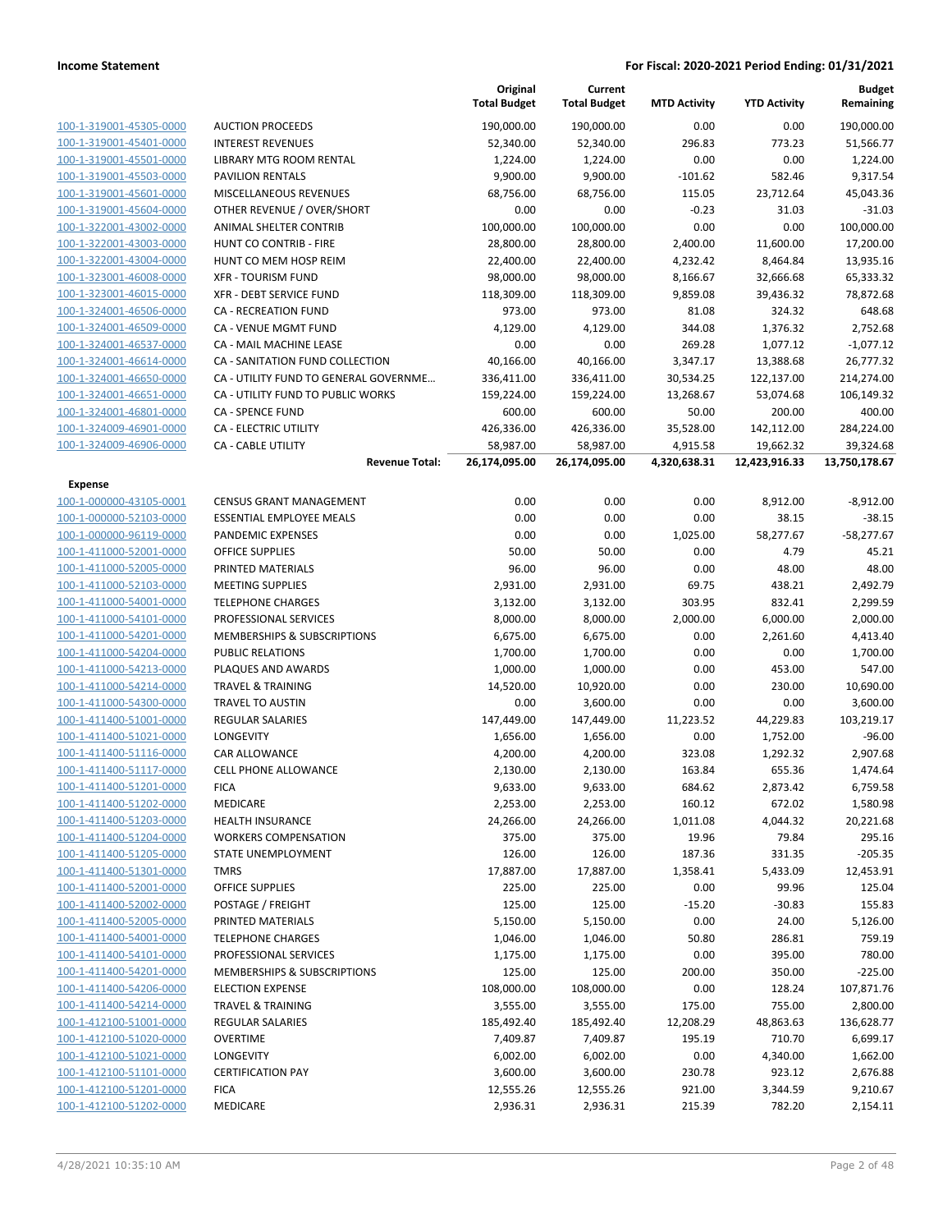| | | Original Total Budget | Current Total Budget | MTD Activity | YTD Activity | Budget Remaining |
|---|---|---|---|---|---|---|
| 100-1-319001-45305-0000 | AUCTION PROCEEDS | 190,000.00 | 190,000.00 | 0.00 | 0.00 | 190,000.00 |
| 100-1-319001-45401-0000 | INTEREST REVENUES | 52,340.00 | 52,340.00 | 296.83 | 773.23 | 51,566.77 |
| 100-1-319001-45501-0000 | LIBRARY MTG ROOM RENTAL | 1,224.00 | 1,224.00 | 0.00 | 0.00 | 1,224.00 |
| 100-1-319001-45503-0000 | PAVILION RENTALS | 9,900.00 | 9,900.00 | -101.62 | 582.46 | 9,317.54 |
| 100-1-319001-45601-0000 | MISCELLANEOUS REVENUES | 68,756.00 | 68,756.00 | 115.05 | 23,712.64 | 45,043.36 |
| 100-1-319001-45604-0000 | OTHER REVENUE / OVER/SHORT | 0.00 | 0.00 | -0.23 | 31.03 | -31.03 |
| 100-1-322001-43002-0000 | ANIMAL SHELTER CONTRIB | 100,000.00 | 100,000.00 | 0.00 | 0.00 | 100,000.00 |
| 100-1-322001-43003-0000 | HUNT CO CONTRIB - FIRE | 28,800.00 | 28,800.00 | 2,400.00 | 11,600.00 | 17,200.00 |
| 100-1-322001-43004-0000 | HUNT CO MEM HOSP REIM | 22,400.00 | 22,400.00 | 4,232.42 | 8,464.84 | 13,935.16 |
| 100-1-323001-46008-0000 | XFR - TOURISM FUND | 98,000.00 | 98,000.00 | 8,166.67 | 32,666.68 | 65,333.32 |
| 100-1-323001-46015-0000 | XFR - DEBT SERVICE FUND | 118,309.00 | 118,309.00 | 9,859.08 | 39,436.32 | 78,872.68 |
| 100-1-324001-46506-0000 | CA - RECREATION FUND | 973.00 | 973.00 | 81.08 | 324.32 | 648.68 |
| 100-1-324001-46509-0000 | CA - VENUE MGMT FUND | 4,129.00 | 4,129.00 | 344.08 | 1,376.32 | 2,752.68 |
| 100-1-324001-46537-0000 | CA - MAIL MACHINE LEASE | 0.00 | 0.00 | 269.28 | 1,077.12 | -1,077.12 |
| 100-1-324001-46614-0000 | CA - SANITATION FUND COLLECTION | 40,166.00 | 40,166.00 | 3,347.17 | 13,388.68 | 26,777.32 |
| 100-1-324001-46650-0000 | CA - UTILITY FUND TO GENERAL GOVERNME... | 336,411.00 | 336,411.00 | 30,534.25 | 122,137.00 | 214,274.00 |
| 100-1-324001-46651-0000 | CA - UTILITY FUND TO PUBLIC WORKS | 159,224.00 | 159,224.00 | 13,268.67 | 53,074.68 | 106,149.32 |
| 100-1-324001-46801-0000 | CA - SPENCE FUND | 600.00 | 600.00 | 50.00 | 200.00 | 400.00 |
| 100-1-324009-46901-0000 | CA - ELECTRIC UTILITY | 426,336.00 | 426,336.00 | 35,528.00 | 142,112.00 | 284,224.00 |
| 100-1-324009-46906-0000 | CA - CABLE UTILITY | 58,987.00 | 58,987.00 | 4,915.58 | 19,662.32 | 39,324.68 |
| | **Revenue Total:** | **26,174,095.00** | **26,174,095.00** | **4,320,638.31** | **12,423,916.33** | **13,750,178.67** |
| **Expense** | | | | | | |
| 100-1-000000-43105-0001 | CENSUS GRANT MANAGEMENT | 0.00 | 0.00 | 0.00 | 8,912.00 | -8,912.00 |
| 100-1-000000-52103-0000 | ESSENTIAL EMPLOYEE MEALS | 0.00 | 0.00 | 0.00 | 38.15 | -38.15 |
| 100-1-000000-96119-0000 | PANDEMIC EXPENSES | 0.00 | 0.00 | 1,025.00 | 58,277.67 | -58,277.67 |
| 100-1-411000-52001-0000 | OFFICE SUPPLIES | 50.00 | 50.00 | 0.00 | 4.79 | 45.21 |
| 100-1-411000-52005-0000 | PRINTED MATERIALS | 96.00 | 96.00 | 0.00 | 48.00 | 48.00 |
| 100-1-411000-52103-0000 | MEETING SUPPLIES | 2,931.00 | 2,931.00 | 69.75 | 438.21 | 2,492.79 |
| 100-1-411000-54001-0000 | TELEPHONE CHARGES | 3,132.00 | 3,132.00 | 303.95 | 832.41 | 2,299.59 |
| 100-1-411000-54101-0000 | PROFESSIONAL SERVICES | 8,000.00 | 8,000.00 | 2,000.00 | 6,000.00 | 2,000.00 |
| 100-1-411000-54201-0000 | MEMBERSHIPS & SUBSCRIPTIONS | 6,675.00 | 6,675.00 | 0.00 | 2,261.60 | 4,413.40 |
| 100-1-411000-54204-0000 | PUBLIC RELATIONS | 1,700.00 | 1,700.00 | 0.00 | 0.00 | 1,700.00 |
| 100-1-411000-54213-0000 | PLAQUES AND AWARDS | 1,000.00 | 1,000.00 | 0.00 | 453.00 | 547.00 |
| 100-1-411000-54214-0000 | TRAVEL & TRAINING | 14,520.00 | 10,920.00 | 0.00 | 230.00 | 10,690.00 |
| 100-1-411000-54300-0000 | TRAVEL TO AUSTIN | 0.00 | 3,600.00 | 0.00 | 0.00 | 3,600.00 |
| 100-1-411400-51001-0000 | REGULAR SALARIES | 147,449.00 | 147,449.00 | 11,223.52 | 44,229.83 | 103,219.17 |
| 100-1-411400-51021-0000 | LONGEVITY | 1,656.00 | 1,656.00 | 0.00 | 1,752.00 | -96.00 |
| 100-1-411400-51116-0000 | CAR ALLOWANCE | 4,200.00 | 4,200.00 | 323.08 | 1,292.32 | 2,907.68 |
| 100-1-411400-51117-0000 | CELL PHONE ALLOWANCE | 2,130.00 | 2,130.00 | 163.84 | 655.36 | 1,474.64 |
| 100-1-411400-51201-0000 | FICA | 9,633.00 | 9,633.00 | 684.62 | 2,873.42 | 6,759.58 |
| 100-1-411400-51202-0000 | MEDICARE | 2,253.00 | 2,253.00 | 160.12 | 672.02 | 1,580.98 |
| 100-1-411400-51203-0000 | HEALTH INSURANCE | 24,266.00 | 24,266.00 | 1,011.08 | 4,044.32 | 20,221.68 |
| 100-1-411400-51204-0000 | WORKERS COMPENSATION | 375.00 | 375.00 | 19.96 | 79.84 | 295.16 |
| 100-1-411400-51205-0000 | STATE UNEMPLOYMENT | 126.00 | 126.00 | 187.36 | 331.35 | -205.35 |
| 100-1-411400-51301-0000 | TMRS | 17,887.00 | 17,887.00 | 1,358.41 | 5,433.09 | 12,453.91 |
| 100-1-411400-52001-0000 | OFFICE SUPPLIES | 225.00 | 225.00 | 0.00 | 99.96 | 125.04 |
| 100-1-411400-52002-0000 | POSTAGE / FREIGHT | 125.00 | 125.00 | -15.20 | -30.83 | 155.83 |
| 100-1-411400-52005-0000 | PRINTED MATERIALS | 5,150.00 | 5,150.00 | 0.00 | 24.00 | 5,126.00 |
| 100-1-411400-54001-0000 | TELEPHONE CHARGES | 1,046.00 | 1,046.00 | 50.80 | 286.81 | 759.19 |
| 100-1-411400-54101-0000 | PROFESSIONAL SERVICES | 1,175.00 | 1,175.00 | 0.00 | 395.00 | 780.00 |
| 100-1-411400-54201-0000 | MEMBERSHIPS & SUBSCRIPTIONS | 125.00 | 125.00 | 200.00 | 350.00 | -225.00 |
| 100-1-411400-54206-0000 | ELECTION EXPENSE | 108,000.00 | 108,000.00 | 0.00 | 128.24 | 107,871.76 |
| 100-1-411400-54214-0000 | TRAVEL & TRAINING | 3,555.00 | 3,555.00 | 175.00 | 755.00 | 2,800.00 |
| 100-1-412100-51001-0000 | REGULAR SALARIES | 185,492.40 | 185,492.40 | 12,208.29 | 48,863.63 | 136,628.77 |
| 100-1-412100-51020-0000 | OVERTIME | 7,409.87 | 7,409.87 | 195.19 | 710.70 | 6,699.17 |
| 100-1-412100-51021-0000 | LONGEVITY | 6,002.00 | 6,002.00 | 0.00 | 4,340.00 | 1,662.00 |
| 100-1-412100-51101-0000 | CERTIFICATION PAY | 3,600.00 | 3,600.00 | 230.78 | 923.12 | 2,676.88 |
| 100-1-412100-51201-0000 | FICA | 12,555.26 | 12,555.26 | 921.00 | 3,344.59 | 9,210.67 |
| 100-1-412100-51202-0000 | MEDICARE | 2,936.31 | 2,936.31 | 215.39 | 782.20 | 2,154.11 |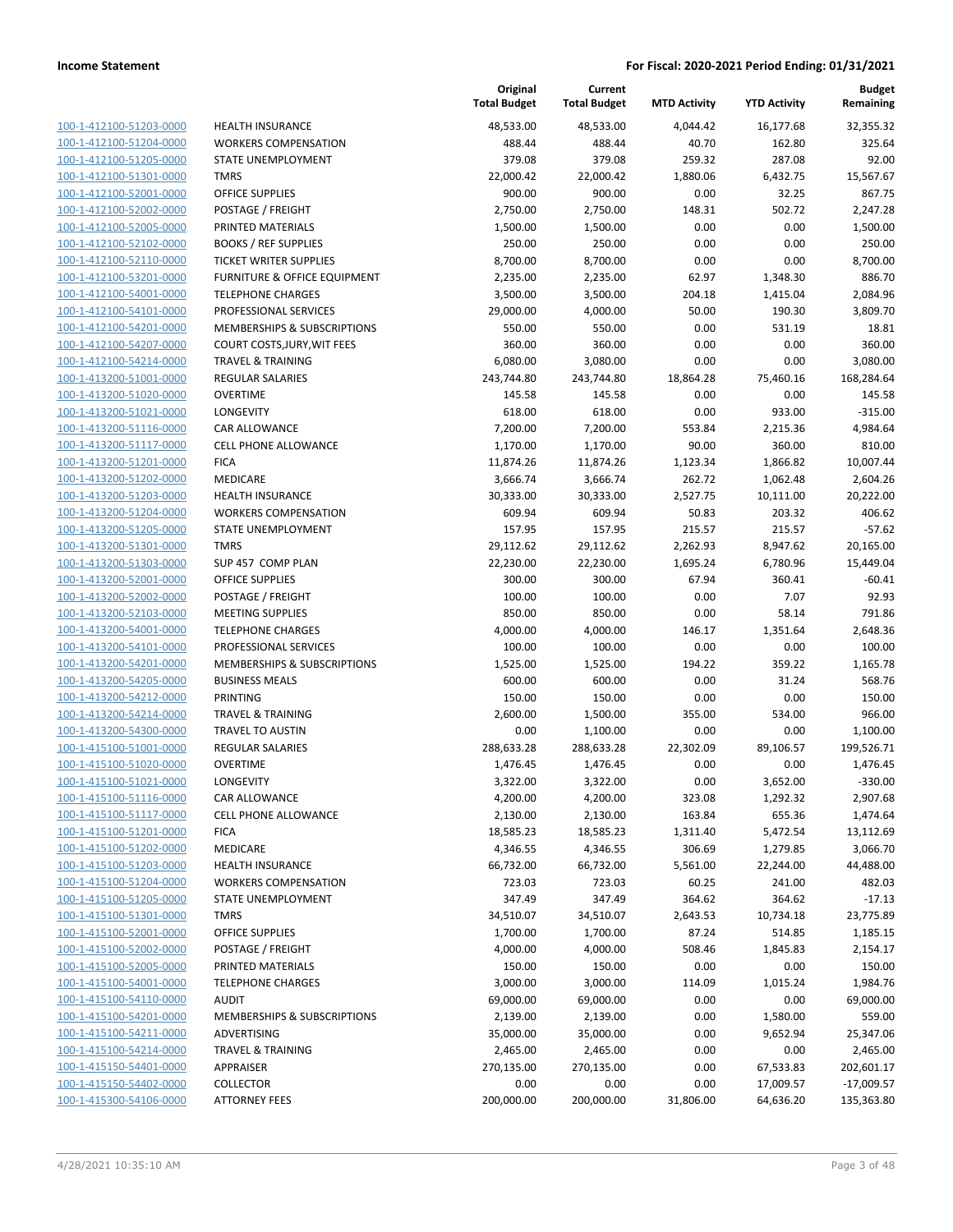| | | Original Total Budget | Current Total Budget | MTD Activity | YTD Activity | Budget Remaining |
|---|---|---|---|---|---|---|
| 100-1-412100-51203-0000 | HEALTH INSURANCE | 48,533.00 | 48,533.00 | 4,044.42 | 16,177.68 | 32,355.32 |
| 100-1-412100-51204-0000 | WORKERS COMPENSATION | 488.44 | 488.44 | 40.70 | 162.80 | 325.64 |
| 100-1-412100-51205-0000 | STATE UNEMPLOYMENT | 379.08 | 379.08 | 259.32 | 287.08 | 92.00 |
| 100-1-412100-51301-0000 | TMRS | 22,000.42 | 22,000.42 | 1,880.06 | 6,432.75 | 15,567.67 |
| 100-1-412100-52001-0000 | OFFICE SUPPLIES | 900.00 | 900.00 | 0.00 | 32.25 | 867.75 |
| 100-1-412100-52002-0000 | POSTAGE / FREIGHT | 2,750.00 | 2,750.00 | 148.31 | 502.72 | 2,247.28 |
| 100-1-412100-52005-0000 | PRINTED MATERIALS | 1,500.00 | 1,500.00 | 0.00 | 0.00 | 1,500.00 |
| 100-1-412100-52102-0000 | BOOKS / REF SUPPLIES | 250.00 | 250.00 | 0.00 | 0.00 | 250.00 |
| 100-1-412100-52110-0000 | TICKET WRITER SUPPLIES | 8,700.00 | 8,700.00 | 0.00 | 0.00 | 8,700.00 |
| 100-1-412100-53201-0000 | FURNITURE & OFFICE EQUIPMENT | 2,235.00 | 2,235.00 | 62.97 | 1,348.30 | 886.70 |
| 100-1-412100-54001-0000 | TELEPHONE CHARGES | 3,500.00 | 3,500.00 | 204.18 | 1,415.04 | 2,084.96 |
| 100-1-412100-54101-0000 | PROFESSIONAL SERVICES | 29,000.00 | 4,000.00 | 50.00 | 190.30 | 3,809.70 |
| 100-1-412100-54201-0000 | MEMBERSHIPS & SUBSCRIPTIONS | 550.00 | 550.00 | 0.00 | 531.19 | 18.81 |
| 100-1-412100-54207-0000 | COURT COSTS,JURY,WIT FEES | 360.00 | 360.00 | 0.00 | 0.00 | 360.00 |
| 100-1-412100-54214-0000 | TRAVEL & TRAINING | 6,080.00 | 3,080.00 | 0.00 | 0.00 | 3,080.00 |
| 100-1-413200-51001-0000 | REGULAR SALARIES | 243,744.80 | 243,744.80 | 18,864.28 | 75,460.16 | 168,284.64 |
| 100-1-413200-51020-0000 | OVERTIME | 145.58 | 145.58 | 0.00 | 0.00 | 145.58 |
| 100-1-413200-51021-0000 | LONGEVITY | 618.00 | 618.00 | 0.00 | 933.00 | -315.00 |
| 100-1-413200-51116-0000 | CAR ALLOWANCE | 7,200.00 | 7,200.00 | 553.84 | 2,215.36 | 4,984.64 |
| 100-1-413200-51117-0000 | CELL PHONE ALLOWANCE | 1,170.00 | 1,170.00 | 90.00 | 360.00 | 810.00 |
| 100-1-413200-51201-0000 | FICA | 11,874.26 | 11,874.26 | 1,123.34 | 1,866.82 | 10,007.44 |
| 100-1-413200-51202-0000 | MEDICARE | 3,666.74 | 3,666.74 | 262.72 | 1,062.48 | 2,604.26 |
| 100-1-413200-51203-0000 | HEALTH INSURANCE | 30,333.00 | 30,333.00 | 2,527.75 | 10,111.00 | 20,222.00 |
| 100-1-413200-51204-0000 | WORKERS COMPENSATION | 609.94 | 609.94 | 50.83 | 203.32 | 406.62 |
| 100-1-413200-51205-0000 | STATE UNEMPLOYMENT | 157.95 | 157.95 | 215.57 | 215.57 | -57.62 |
| 100-1-413200-51301-0000 | TMRS | 29,112.62 | 29,112.62 | 2,262.93 | 8,947.62 | 20,165.00 |
| 100-1-413200-51303-0000 | SUP 457 COMP PLAN | 22,230.00 | 22,230.00 | 1,695.24 | 6,780.96 | 15,449.04 |
| 100-1-413200-52001-0000 | OFFICE SUPPLIES | 300.00 | 300.00 | 67.94 | 360.41 | -60.41 |
| 100-1-413200-52002-0000 | POSTAGE / FREIGHT | 100.00 | 100.00 | 0.00 | 7.07 | 92.93 |
| 100-1-413200-52103-0000 | MEETING SUPPLIES | 850.00 | 850.00 | 0.00 | 58.14 | 791.86 |
| 100-1-413200-54001-0000 | TELEPHONE CHARGES | 4,000.00 | 4,000.00 | 146.17 | 1,351.64 | 2,648.36 |
| 100-1-413200-54101-0000 | PROFESSIONAL SERVICES | 100.00 | 100.00 | 0.00 | 0.00 | 100.00 |
| 100-1-413200-54201-0000 | MEMBERSHIPS & SUBSCRIPTIONS | 1,525.00 | 1,525.00 | 194.22 | 359.22 | 1,165.78 |
| 100-1-413200-54205-0000 | BUSINESS MEALS | 600.00 | 600.00 | 0.00 | 31.24 | 568.76 |
| 100-1-413200-54212-0000 | PRINTING | 150.00 | 150.00 | 0.00 | 0.00 | 150.00 |
| 100-1-413200-54214-0000 | TRAVEL & TRAINING | 2,600.00 | 1,500.00 | 355.00 | 534.00 | 966.00 |
| 100-1-413200-54300-0000 | TRAVEL TO AUSTIN | 0.00 | 1,100.00 | 0.00 | 0.00 | 1,100.00 |
| 100-1-415100-51001-0000 | REGULAR SALARIES | 288,633.28 | 288,633.28 | 22,302.09 | 89,106.57 | 199,526.71 |
| 100-1-415100-51020-0000 | OVERTIME | 1,476.45 | 1,476.45 | 0.00 | 0.00 | 1,476.45 |
| 100-1-415100-51021-0000 | LONGEVITY | 3,322.00 | 3,322.00 | 0.00 | 3,652.00 | -330.00 |
| 100-1-415100-51116-0000 | CAR ALLOWANCE | 4,200.00 | 4,200.00 | 323.08 | 1,292.32 | 2,907.68 |
| 100-1-415100-51117-0000 | CELL PHONE ALLOWANCE | 2,130.00 | 2,130.00 | 163.84 | 655.36 | 1,474.64 |
| 100-1-415100-51201-0000 | FICA | 18,585.23 | 18,585.23 | 1,311.40 | 5,472.54 | 13,112.69 |
| 100-1-415100-51202-0000 | MEDICARE | 4,346.55 | 4,346.55 | 306.69 | 1,279.85 | 3,066.70 |
| 100-1-415100-51203-0000 | HEALTH INSURANCE | 66,732.00 | 66,732.00 | 5,561.00 | 22,244.00 | 44,488.00 |
| 100-1-415100-51204-0000 | WORKERS COMPENSATION | 723.03 | 723.03 | 60.25 | 241.00 | 482.03 |
| 100-1-415100-51205-0000 | STATE UNEMPLOYMENT | 347.49 | 347.49 | 364.62 | 364.62 | -17.13 |
| 100-1-415100-51301-0000 | TMRS | 34,510.07 | 34,510.07 | 2,643.53 | 10,734.18 | 23,775.89 |
| 100-1-415100-52001-0000 | OFFICE SUPPLIES | 1,700.00 | 1,700.00 | 87.24 | 514.85 | 1,185.15 |
| 100-1-415100-52002-0000 | POSTAGE / FREIGHT | 4,000.00 | 4,000.00 | 508.46 | 1,845.83 | 2,154.17 |
| 100-1-415100-52005-0000 | PRINTED MATERIALS | 150.00 | 150.00 | 0.00 | 0.00 | 150.00 |
| 100-1-415100-54001-0000 | TELEPHONE CHARGES | 3,000.00 | 3,000.00 | 114.09 | 1,015.24 | 1,984.76 |
| 100-1-415100-54110-0000 | AUDIT | 69,000.00 | 69,000.00 | 0.00 | 0.00 | 69,000.00 |
| 100-1-415100-54201-0000 | MEMBERSHIPS & SUBSCRIPTIONS | 2,139.00 | 2,139.00 | 0.00 | 1,580.00 | 559.00 |
| 100-1-415100-54211-0000 | ADVERTISING | 35,000.00 | 35,000.00 | 0.00 | 9,652.94 | 25,347.06 |
| 100-1-415100-54214-0000 | TRAVEL & TRAINING | 2,465.00 | 2,465.00 | 0.00 | 0.00 | 2,465.00 |
| 100-1-415150-54401-0000 | APPRAISER | 270,135.00 | 270,135.00 | 0.00 | 67,533.83 | 202,601.17 |
| 100-1-415150-54402-0000 | COLLECTOR | 0.00 | 0.00 | 0.00 | 17,009.57 | -17,009.57 |
| 100-1-415300-54106-0000 | ATTORNEY FEES | 200,000.00 | 200,000.00 | 31,806.00 | 64,636.20 | 135,363.80 |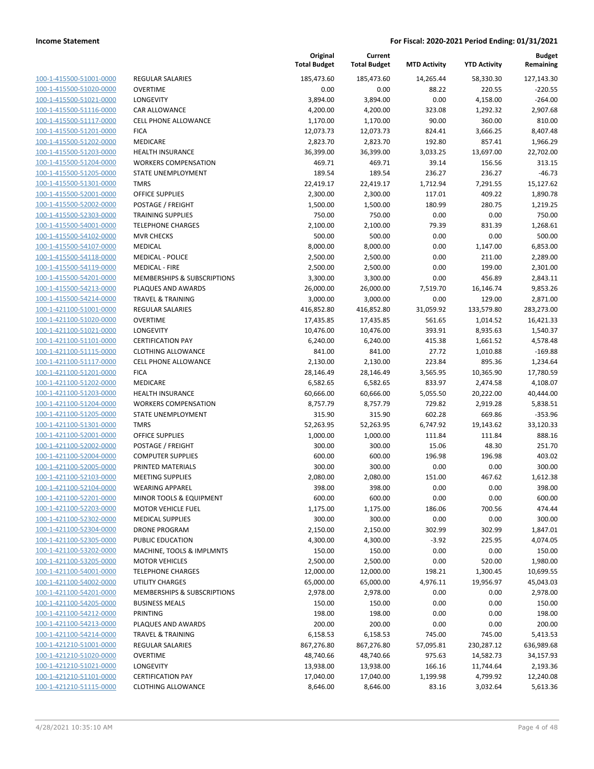| | | Original Total Budget | Current Total Budget | MTD Activity | YTD Activity | Budget Remaining |
|---|---|---|---|---|---|---|
| 100-1-415500-51001-0000 | REGULAR SALARIES | 185,473.60 | 185,473.60 | 14,265.44 | 58,330.30 | 127,143.30 |
| 100-1-415500-51020-0000 | OVERTIME | 0.00 | 0.00 | 88.22 | 220.55 | -220.55 |
| 100-1-415500-51021-0000 | LONGEVITY | 3,894.00 | 3,894.00 | 0.00 | 4,158.00 | -264.00 |
| 100-1-415500-51116-0000 | CAR ALLOWANCE | 4,200.00 | 4,200.00 | 323.08 | 1,292.32 | 2,907.68 |
| 100-1-415500-51117-0000 | CELL PHONE ALLOWANCE | 1,170.00 | 1,170.00 | 90.00 | 360.00 | 810.00 |
| 100-1-415500-51201-0000 | FICA | 12,073.73 | 12,073.73 | 824.41 | 3,666.25 | 8,407.48 |
| 100-1-415500-51202-0000 | MEDICARE | 2,823.70 | 2,823.70 | 192.80 | 857.41 | 1,966.29 |
| 100-1-415500-51203-0000 | HEALTH INSURANCE | 36,399.00 | 36,399.00 | 3,033.25 | 13,697.00 | 22,702.00 |
| 100-1-415500-51204-0000 | WORKERS COMPENSATION | 469.71 | 469.71 | 39.14 | 156.56 | 313.15 |
| 100-1-415500-51205-0000 | STATE UNEMPLOYMENT | 189.54 | 189.54 | 236.27 | 236.27 | -46.73 |
| 100-1-415500-51301-0000 | TMRS | 22,419.17 | 22,419.17 | 1,712.94 | 7,291.55 | 15,127.62 |
| 100-1-415500-52001-0000 | OFFICE SUPPLIES | 2,300.00 | 2,300.00 | 117.01 | 409.22 | 1,890.78 |
| 100-1-415500-52002-0000 | POSTAGE / FREIGHT | 1,500.00 | 1,500.00 | 180.99 | 280.75 | 1,219.25 |
| 100-1-415500-52303-0000 | TRAINING SUPPLIES | 750.00 | 750.00 | 0.00 | 0.00 | 750.00 |
| 100-1-415500-54001-0000 | TELEPHONE CHARGES | 2,100.00 | 2,100.00 | 79.39 | 831.39 | 1,268.61 |
| 100-1-415500-54102-0000 | MVR CHECKS | 500.00 | 500.00 | 0.00 | 0.00 | 500.00 |
| 100-1-415500-54107-0000 | MEDICAL | 8,000.00 | 8,000.00 | 0.00 | 1,147.00 | 6,853.00 |
| 100-1-415500-54118-0000 | MEDICAL - POLICE | 2,500.00 | 2,500.00 | 0.00 | 211.00 | 2,289.00 |
| 100-1-415500-54119-0000 | MEDICAL - FIRE | 2,500.00 | 2,500.00 | 0.00 | 199.00 | 2,301.00 |
| 100-1-415500-54201-0000 | MEMBERSHIPS & SUBSCRIPTIONS | 3,300.00 | 3,300.00 | 0.00 | 456.89 | 2,843.11 |
| 100-1-415500-54213-0000 | PLAQUES AND AWARDS | 26,000.00 | 26,000.00 | 7,519.70 | 16,146.74 | 9,853.26 |
| 100-1-415500-54214-0000 | TRAVEL & TRAINING | 3,000.00 | 3,000.00 | 0.00 | 129.00 | 2,871.00 |
| 100-1-421100-51001-0000 | REGULAR SALARIES | 416,852.80 | 416,852.80 | 31,059.92 | 133,579.80 | 283,273.00 |
| 100-1-421100-51020-0000 | OVERTIME | 17,435.85 | 17,435.85 | 561.65 | 1,014.52 | 16,421.33 |
| 100-1-421100-51021-0000 | LONGEVITY | 10,476.00 | 10,476.00 | 393.91 | 8,935.63 | 1,540.37 |
| 100-1-421100-51101-0000 | CERTIFICATION PAY | 6,240.00 | 6,240.00 | 415.38 | 1,661.52 | 4,578.48 |
| 100-1-421100-51115-0000 | CLOTHING ALLOWANCE | 841.00 | 841.00 | 27.72 | 1,010.88 | -169.88 |
| 100-1-421100-51117-0000 | CELL PHONE ALLOWANCE | 2,130.00 | 2,130.00 | 223.84 | 895.36 | 1,234.64 |
| 100-1-421100-51201-0000 | FICA | 28,146.49 | 28,146.49 | 3,565.95 | 10,365.90 | 17,780.59 |
| 100-1-421100-51202-0000 | MEDICARE | 6,582.65 | 6,582.65 | 833.97 | 2,474.58 | 4,108.07 |
| 100-1-421100-51203-0000 | HEALTH INSURANCE | 60,666.00 | 60,666.00 | 5,055.50 | 20,222.00 | 40,444.00 |
| 100-1-421100-51204-0000 | WORKERS COMPENSATION | 8,757.79 | 8,757.79 | 729.82 | 2,919.28 | 5,838.51 |
| 100-1-421100-51205-0000 | STATE UNEMPLOYMENT | 315.90 | 315.90 | 602.28 | 669.86 | -353.96 |
| 100-1-421100-51301-0000 | TMRS | 52,263.95 | 52,263.95 | 6,747.92 | 19,143.62 | 33,120.33 |
| 100-1-421100-52001-0000 | OFFICE SUPPLIES | 1,000.00 | 1,000.00 | 111.84 | 111.84 | 888.16 |
| 100-1-421100-52002-0000 | POSTAGE / FREIGHT | 300.00 | 300.00 | 15.06 | 48.30 | 251.70 |
| 100-1-421100-52004-0000 | COMPUTER SUPPLIES | 600.00 | 600.00 | 196.98 | 196.98 | 403.02 |
| 100-1-421100-52005-0000 | PRINTED MATERIALS | 300.00 | 300.00 | 0.00 | 0.00 | 300.00 |
| 100-1-421100-52103-0000 | MEETING SUPPLIES | 2,080.00 | 2,080.00 | 151.00 | 467.62 | 1,612.38 |
| 100-1-421100-52104-0000 | WEARING APPAREL | 398.00 | 398.00 | 0.00 | 0.00 | 398.00 |
| 100-1-421100-52201-0000 | MINOR TOOLS & EQUIPMENT | 600.00 | 600.00 | 0.00 | 0.00 | 600.00 |
| 100-1-421100-52203-0000 | MOTOR VEHICLE FUEL | 1,175.00 | 1,175.00 | 186.06 | 700.56 | 474.44 |
| 100-1-421100-52302-0000 | MEDICAL SUPPLIES | 300.00 | 300.00 | 0.00 | 0.00 | 300.00 |
| 100-1-421100-52304-0000 | DRONE PROGRAM | 2,150.00 | 2,150.00 | 302.99 | 302.99 | 1,847.01 |
| 100-1-421100-52305-0000 | PUBLIC EDUCATION | 4,300.00 | 4,300.00 | -3.92 | 225.95 | 4,074.05 |
| 100-1-421100-53202-0000 | MACHINE, TOOLS & IMPLMNTS | 150.00 | 150.00 | 0.00 | 0.00 | 150.00 |
| 100-1-421100-53205-0000 | MOTOR VEHICLES | 2,500.00 | 2,500.00 | 0.00 | 520.00 | 1,980.00 |
| 100-1-421100-54001-0000 | TELEPHONE CHARGES | 12,000.00 | 12,000.00 | 198.21 | 1,300.45 | 10,699.55 |
| 100-1-421100-54002-0000 | UTILITY CHARGES | 65,000.00 | 65,000.00 | 4,976.11 | 19,956.97 | 45,043.03 |
| 100-1-421100-54201-0000 | MEMBERSHIPS & SUBSCRIPTIONS | 2,978.00 | 2,978.00 | 0.00 | 0.00 | 2,978.00 |
| 100-1-421100-54205-0000 | BUSINESS MEALS | 150.00 | 150.00 | 0.00 | 0.00 | 150.00 |
| 100-1-421100-54212-0000 | PRINTING | 198.00 | 198.00 | 0.00 | 0.00 | 198.00 |
| 100-1-421100-54213-0000 | PLAQUES AND AWARDS | 200.00 | 200.00 | 0.00 | 0.00 | 200.00 |
| 100-1-421100-54214-0000 | TRAVEL & TRAINING | 6,158.53 | 6,158.53 | 745.00 | 745.00 | 5,413.53 |
| 100-1-421210-51001-0000 | REGULAR SALARIES | 867,276.80 | 867,276.80 | 57,095.81 | 230,287.12 | 636,989.68 |
| 100-1-421210-51020-0000 | OVERTIME | 48,740.66 | 48,740.66 | 975.63 | 14,582.73 | 34,157.93 |
| 100-1-421210-51021-0000 | LONGEVITY | 13,938.00 | 13,938.00 | 166.16 | 11,744.64 | 2,193.36 |
| 100-1-421210-51101-0000 | CERTIFICATION PAY | 17,040.00 | 17,040.00 | 1,199.98 | 4,799.92 | 12,240.08 |
| 100-1-421210-51115-0000 | CLOTHING ALLOWANCE | 8,646.00 | 8,646.00 | 83.16 | 3,032.64 | 5,613.36 |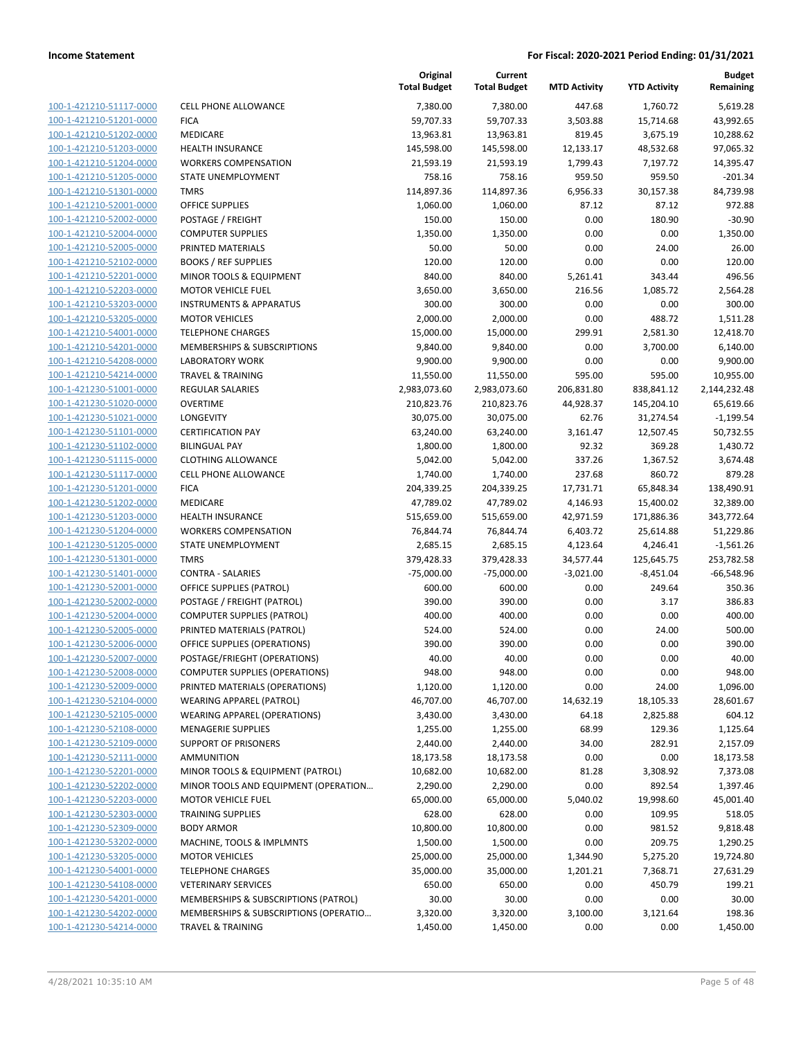| | | Original Total Budget | Current Total Budget | MTD Activity | YTD Activity | Budget Remaining |
|---|---|---|---|---|---|---|
| 100-1-421210-51117-0000 | CELL PHONE ALLOWANCE | 7,380.00 | 7,380.00 | 447.68 | 1,760.72 | 5,619.28 |
| 100-1-421210-51201-0000 | FICA | 59,707.33 | 59,707.33 | 3,503.88 | 15,714.68 | 43,992.65 |
| 100-1-421210-51202-0000 | MEDICARE | 13,963.81 | 13,963.81 | 819.45 | 3,675.19 | 10,288.62 |
| 100-1-421210-51203-0000 | HEALTH INSURANCE | 145,598.00 | 145,598.00 | 12,133.17 | 48,532.68 | 97,065.32 |
| 100-1-421210-51204-0000 | WORKERS COMPENSATION | 21,593.19 | 21,593.19 | 1,799.43 | 7,197.72 | 14,395.47 |
| 100-1-421210-51205-0000 | STATE UNEMPLOYMENT | 758.16 | 758.16 | 959.50 | 959.50 | -201.34 |
| 100-1-421210-51301-0000 | TMRS | 114,897.36 | 114,897.36 | 6,956.33 | 30,157.38 | 84,739.98 |
| 100-1-421210-52001-0000 | OFFICE SUPPLIES | 1,060.00 | 1,060.00 | 87.12 | 87.12 | 972.88 |
| 100-1-421210-52002-0000 | POSTAGE / FREIGHT | 150.00 | 150.00 | 0.00 | 180.90 | -30.90 |
| 100-1-421210-52004-0000 | COMPUTER SUPPLIES | 1,350.00 | 1,350.00 | 0.00 | 0.00 | 1,350.00 |
| 100-1-421210-52005-0000 | PRINTED MATERIALS | 50.00 | 50.00 | 0.00 | 24.00 | 26.00 |
| 100-1-421210-52102-0000 | BOOKS / REF SUPPLIES | 120.00 | 120.00 | 0.00 | 0.00 | 120.00 |
| 100-1-421210-52201-0000 | MINOR TOOLS & EQUIPMENT | 840.00 | 840.00 | 5,261.41 | 343.44 | 496.56 |
| 100-1-421210-52203-0000 | MOTOR VEHICLE FUEL | 3,650.00 | 3,650.00 | 216.56 | 1,085.72 | 2,564.28 |
| 100-1-421210-53203-0000 | INSTRUMENTS & APPARATUS | 300.00 | 300.00 | 0.00 | 0.00 | 300.00 |
| 100-1-421210-53205-0000 | MOTOR VEHICLES | 2,000.00 | 2,000.00 | 0.00 | 488.72 | 1,511.28 |
| 100-1-421210-54001-0000 | TELEPHONE CHARGES | 15,000.00 | 15,000.00 | 299.91 | 2,581.30 | 12,418.70 |
| 100-1-421210-54201-0000 | MEMBERSHIPS & SUBSCRIPTIONS | 9,840.00 | 9,840.00 | 0.00 | 3,700.00 | 6,140.00 |
| 100-1-421210-54208-0000 | LABORATORY WORK | 9,900.00 | 9,900.00 | 0.00 | 0.00 | 9,900.00 |
| 100-1-421210-54214-0000 | TRAVEL & TRAINING | 11,550.00 | 11,550.00 | 595.00 | 595.00 | 10,955.00 |
| 100-1-421230-51001-0000 | REGULAR SALARIES | 2,983,073.60 | 2,983,073.60 | 206,831.80 | 838,841.12 | 2,144,232.48 |
| 100-1-421230-51020-0000 | OVERTIME | 210,823.76 | 210,823.76 | 44,928.37 | 145,204.10 | 65,619.66 |
| 100-1-421230-51021-0000 | LONGEVITY | 30,075.00 | 30,075.00 | 62.76 | 31,274.54 | -1,199.54 |
| 100-1-421230-51101-0000 | CERTIFICATION PAY | 63,240.00 | 63,240.00 | 3,161.47 | 12,507.45 | 50,732.55 |
| 100-1-421230-51102-0000 | BILINGUAL PAY | 1,800.00 | 1,800.00 | 92.32 | 369.28 | 1,430.72 |
| 100-1-421230-51115-0000 | CLOTHING ALLOWANCE | 5,042.00 | 5,042.00 | 337.26 | 1,367.52 | 3,674.48 |
| 100-1-421230-51117-0000 | CELL PHONE ALLOWANCE | 1,740.00 | 1,740.00 | 237.68 | 860.72 | 879.28 |
| 100-1-421230-51201-0000 | FICA | 204,339.25 | 204,339.25 | 17,731.71 | 65,848.34 | 138,490.91 |
| 100-1-421230-51202-0000 | MEDICARE | 47,789.02 | 47,789.02 | 4,146.93 | 15,400.02 | 32,389.00 |
| 100-1-421230-51203-0000 | HEALTH INSURANCE | 515,659.00 | 515,659.00 | 42,971.59 | 171,886.36 | 343,772.64 |
| 100-1-421230-51204-0000 | WORKERS COMPENSATION | 76,844.74 | 76,844.74 | 6,403.72 | 25,614.88 | 51,229.86 |
| 100-1-421230-51205-0000 | STATE UNEMPLOYMENT | 2,685.15 | 2,685.15 | 4,123.64 | 4,246.41 | -1,561.26 |
| 100-1-421230-51301-0000 | TMRS | 379,428.33 | 379,428.33 | 34,577.44 | 125,645.75 | 253,782.58 |
| 100-1-421230-51401-0000 | CONTRA - SALARIES | -75,000.00 | -75,000.00 | -3,021.00 | -8,451.04 | -66,548.96 |
| 100-1-421230-52001-0000 | OFFICE SUPPLIES (PATROL) | 600.00 | 600.00 | 0.00 | 249.64 | 350.36 |
| 100-1-421230-52002-0000 | POSTAGE / FREIGHT (PATROL) | 390.00 | 390.00 | 0.00 | 3.17 | 386.83 |
| 100-1-421230-52004-0000 | COMPUTER SUPPLIES (PATROL) | 400.00 | 400.00 | 0.00 | 0.00 | 400.00 |
| 100-1-421230-52005-0000 | PRINTED MATERIALS (PATROL) | 524.00 | 524.00 | 0.00 | 24.00 | 500.00 |
| 100-1-421230-52006-0000 | OFFICE SUPPLIES (OPERATIONS) | 390.00 | 390.00 | 0.00 | 0.00 | 390.00 |
| 100-1-421230-52007-0000 | POSTAGE/FRIEGHT (OPERATIONS) | 40.00 | 40.00 | 0.00 | 0.00 | 40.00 |
| 100-1-421230-52008-0000 | COMPUTER SUPPLIES (OPERATIONS) | 948.00 | 948.00 | 0.00 | 0.00 | 948.00 |
| 100-1-421230-52009-0000 | PRINTED MATERIALS (OPERATIONS) | 1,120.00 | 1,120.00 | 0.00 | 24.00 | 1,096.00 |
| 100-1-421230-52104-0000 | WEARING APPAREL (PATROL) | 46,707.00 | 46,707.00 | 14,632.19 | 18,105.33 | 28,601.67 |
| 100-1-421230-52105-0000 | WEARING APPAREL (OPERATIONS) | 3,430.00 | 3,430.00 | 64.18 | 2,825.88 | 604.12 |
| 100-1-421230-52108-0000 | MENAGERIE SUPPLIES | 1,255.00 | 1,255.00 | 68.99 | 129.36 | 1,125.64 |
| 100-1-421230-52109-0000 | SUPPORT OF PRISONERS | 2,440.00 | 2,440.00 | 34.00 | 282.91 | 2,157.09 |
| 100-1-421230-52111-0000 | AMMUNITION | 18,173.58 | 18,173.58 | 0.00 | 0.00 | 18,173.58 |
| 100-1-421230-52201-0000 | MINOR TOOLS & EQUIPMENT (PATROL) | 10,682.00 | 10,682.00 | 81.28 | 3,308.92 | 7,373.08 |
| 100-1-421230-52202-0000 | MINOR TOOLS AND EQUIPMENT (OPERATION... | 2,290.00 | 2,290.00 | 0.00 | 892.54 | 1,397.46 |
| 100-1-421230-52203-0000 | MOTOR VEHICLE FUEL | 65,000.00 | 65,000.00 | 5,040.02 | 19,998.60 | 45,001.40 |
| 100-1-421230-52303-0000 | TRAINING SUPPLIES | 628.00 | 628.00 | 0.00 | 109.95 | 518.05 |
| 100-1-421230-52309-0000 | BODY ARMOR | 10,800.00 | 10,800.00 | 0.00 | 981.52 | 9,818.48 |
| 100-1-421230-53202-0000 | MACHINE, TOOLS & IMPLMNTS | 1,500.00 | 1,500.00 | 0.00 | 209.75 | 1,290.25 |
| 100-1-421230-53205-0000 | MOTOR VEHICLES | 25,000.00 | 25,000.00 | 1,344.90 | 5,275.20 | 19,724.80 |
| 100-1-421230-54001-0000 | TELEPHONE CHARGES | 35,000.00 | 35,000.00 | 1,201.21 | 7,368.71 | 27,631.29 |
| 100-1-421230-54108-0000 | VETERINARY SERVICES | 650.00 | 650.00 | 0.00 | 450.79 | 199.21 |
| 100-1-421230-54201-0000 | MEMBERSHIPS & SUBSCRIPTIONS (PATROL) | 30.00 | 30.00 | 0.00 | 0.00 | 30.00 |
| 100-1-421230-54202-0000 | MEMBERSHIPS & SUBSCRIPTIONS (OPERATIO... | 3,320.00 | 3,320.00 | 3,100.00 | 3,121.64 | 198.36 |
| 100-1-421230-54214-0000 | TRAVEL & TRAINING | 1,450.00 | 1,450.00 | 0.00 | 0.00 | 1,450.00 |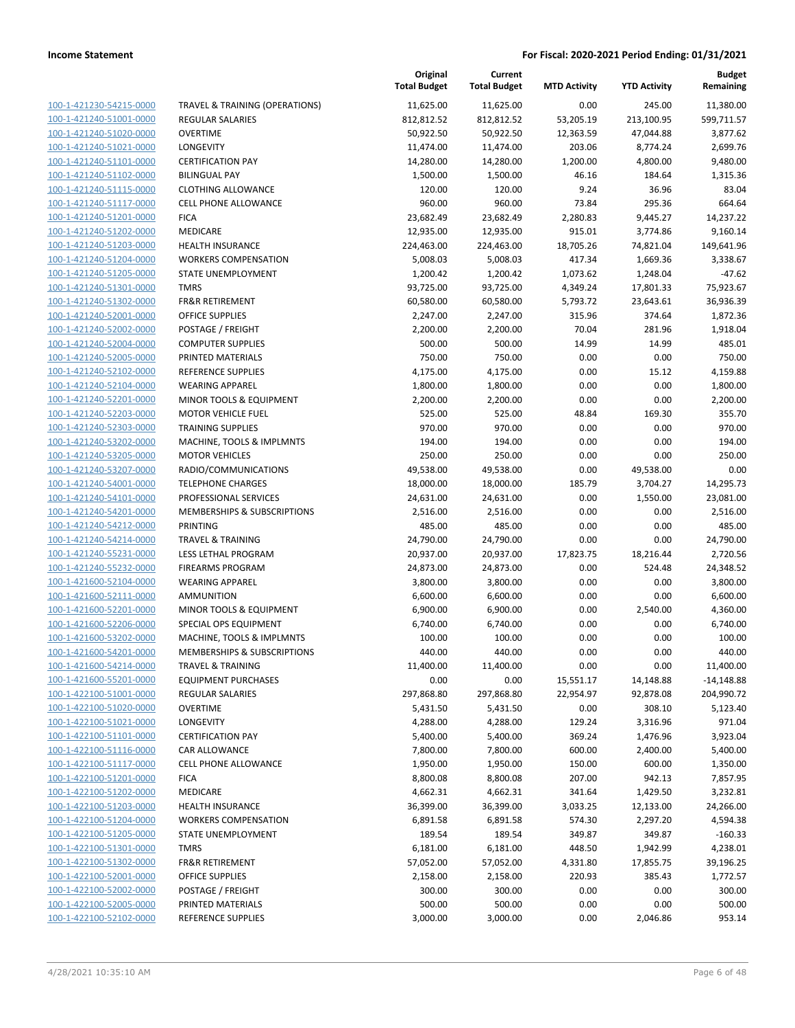**Income Statement** **For Fiscal: 2020-2021 Period Ending: 01/31/2021**

| | | Original Total Budget | Current Total Budget | MTD Activity | YTD Activity | Budget Remaining |
|---|---|---|---|---|---|---|
| 100-1-421230-54215-0000 | TRAVEL & TRAINING (OPERATIONS) | 11,625.00 | 11,625.00 | 0.00 | 245.00 | 11,380.00 |
| 100-1-421240-51001-0000 | REGULAR SALARIES | 812,812.52 | 812,812.52 | 53,205.19 | 213,100.95 | 599,711.57 |
| 100-1-421240-51020-0000 | OVERTIME | 50,922.50 | 50,922.50 | 12,363.59 | 47,044.88 | 3,877.62 |
| 100-1-421240-51021-0000 | LONGEVITY | 11,474.00 | 11,474.00 | 203.06 | 8,774.24 | 2,699.76 |
| 100-1-421240-51101-0000 | CERTIFICATION PAY | 14,280.00 | 14,280.00 | 1,200.00 | 4,800.00 | 9,480.00 |
| 100-1-421240-51102-0000 | BILINGUAL PAY | 1,500.00 | 1,500.00 | 46.16 | 184.64 | 1,315.36 |
| 100-1-421240-51115-0000 | CLOTHING ALLOWANCE | 120.00 | 120.00 | 9.24 | 36.96 | 83.04 |
| 100-1-421240-51117-0000 | CELL PHONE ALLOWANCE | 960.00 | 960.00 | 73.84 | 295.36 | 664.64 |
| 100-1-421240-51201-0000 | FICA | 23,682.49 | 23,682.49 | 2,280.83 | 9,445.27 | 14,237.22 |
| 100-1-421240-51202-0000 | MEDICARE | 12,935.00 | 12,935.00 | 915.01 | 3,774.86 | 9,160.14 |
| 100-1-421240-51203-0000 | HEALTH INSURANCE | 224,463.00 | 224,463.00 | 18,705.26 | 74,821.04 | 149,641.96 |
| 100-1-421240-51204-0000 | WORKERS COMPENSATION | 5,008.03 | 5,008.03 | 417.34 | 1,669.36 | 3,338.67 |
| 100-1-421240-51205-0000 | STATE UNEMPLOYMENT | 1,200.42 | 1,200.42 | 1,073.62 | 1,248.04 | -47.62 |
| 100-1-421240-51301-0000 | TMRS | 93,725.00 | 93,725.00 | 4,349.24 | 17,801.33 | 75,923.67 |
| 100-1-421240-51302-0000 | FR&R RETIREMENT | 60,580.00 | 60,580.00 | 5,793.72 | 23,643.61 | 36,936.39 |
| 100-1-421240-52001-0000 | OFFICE SUPPLIES | 2,247.00 | 2,247.00 | 315.96 | 374.64 | 1,872.36 |
| 100-1-421240-52002-0000 | POSTAGE / FREIGHT | 2,200.00 | 2,200.00 | 70.04 | 281.96 | 1,918.04 |
| 100-1-421240-52004-0000 | COMPUTER SUPPLIES | 500.00 | 500.00 | 14.99 | 14.99 | 485.01 |
| 100-1-421240-52005-0000 | PRINTED MATERIALS | 750.00 | 750.00 | 0.00 | 0.00 | 750.00 |
| 100-1-421240-52102-0000 | REFERENCE SUPPLIES | 4,175.00 | 4,175.00 | 0.00 | 15.12 | 4,159.88 |
| 100-1-421240-52104-0000 | WEARING APPAREL | 1,800.00 | 1,800.00 | 0.00 | 0.00 | 1,800.00 |
| 100-1-421240-52201-0000 | MINOR TOOLS & EQUIPMENT | 2,200.00 | 2,200.00 | 0.00 | 0.00 | 2,200.00 |
| 100-1-421240-52203-0000 | MOTOR VEHICLE FUEL | 525.00 | 525.00 | 48.84 | 169.30 | 355.70 |
| 100-1-421240-52303-0000 | TRAINING SUPPLIES | 970.00 | 970.00 | 0.00 | 0.00 | 970.00 |
| 100-1-421240-53202-0000 | MACHINE, TOOLS & IMPLMNTS | 194.00 | 194.00 | 0.00 | 0.00 | 194.00 |
| 100-1-421240-53205-0000 | MOTOR VEHICLES | 250.00 | 250.00 | 0.00 | 0.00 | 250.00 |
| 100-1-421240-53207-0000 | RADIO/COMMUNICATIONS | 49,538.00 | 49,538.00 | 0.00 | 49,538.00 | 0.00 |
| 100-1-421240-54001-0000 | TELEPHONE CHARGES | 18,000.00 | 18,000.00 | 185.79 | 3,704.27 | 14,295.73 |
| 100-1-421240-54101-0000 | PROFESSIONAL SERVICES | 24,631.00 | 24,631.00 | 0.00 | 1,550.00 | 23,081.00 |
| 100-1-421240-54201-0000 | MEMBERSHIPS & SUBSCRIPTIONS | 2,516.00 | 2,516.00 | 0.00 | 0.00 | 2,516.00 |
| 100-1-421240-54212-0000 | PRINTING | 485.00 | 485.00 | 0.00 | 0.00 | 485.00 |
| 100-1-421240-54214-0000 | TRAVEL & TRAINING | 24,790.00 | 24,790.00 | 0.00 | 0.00 | 24,790.00 |
| 100-1-421240-55231-0000 | LESS LETHAL PROGRAM | 20,937.00 | 20,937.00 | 17,823.75 | 18,216.44 | 2,720.56 |
| 100-1-421240-55232-0000 | FIREARMS PROGRAM | 24,873.00 | 24,873.00 | 0.00 | 524.48 | 24,348.52 |
| 100-1-421600-52104-0000 | WEARING APPAREL | 3,800.00 | 3,800.00 | 0.00 | 0.00 | 3,800.00 |
| 100-1-421600-52111-0000 | AMMUNITION | 6,600.00 | 6,600.00 | 0.00 | 0.00 | 6,600.00 |
| 100-1-421600-52201-0000 | MINOR TOOLS & EQUIPMENT | 6,900.00 | 6,900.00 | 0.00 | 2,540.00 | 4,360.00 |
| 100-1-421600-52206-0000 | SPECIAL OPS EQUIPMENT | 6,740.00 | 6,740.00 | 0.00 | 0.00 | 6,740.00 |
| 100-1-421600-53202-0000 | MACHINE, TOOLS & IMPLMNTS | 100.00 | 100.00 | 0.00 | 0.00 | 100.00 |
| 100-1-421600-54201-0000 | MEMBERSHIPS & SUBSCRIPTIONS | 440.00 | 440.00 | 0.00 | 0.00 | 440.00 |
| 100-1-421600-54214-0000 | TRAVEL & TRAINING | 11,400.00 | 11,400.00 | 0.00 | 0.00 | 11,400.00 |
| 100-1-421600-55201-0000 | EQUIPMENT PURCHASES | 0.00 | 0.00 | 15,551.17 | 14,148.88 | -14,148.88 |
| 100-1-422100-51001-0000 | REGULAR SALARIES | 297,868.80 | 297,868.80 | 22,954.97 | 92,878.08 | 204,990.72 |
| 100-1-422100-51020-0000 | OVERTIME | 5,431.50 | 5,431.50 | 0.00 | 308.10 | 5,123.40 |
| 100-1-422100-51021-0000 | LONGEVITY | 4,288.00 | 4,288.00 | 129.24 | 3,316.96 | 971.04 |
| 100-1-422100-51101-0000 | CERTIFICATION PAY | 5,400.00 | 5,400.00 | 369.24 | 1,476.96 | 3,923.04 |
| 100-1-422100-51116-0000 | CAR ALLOWANCE | 7,800.00 | 7,800.00 | 600.00 | 2,400.00 | 5,400.00 |
| 100-1-422100-51117-0000 | CELL PHONE ALLOWANCE | 1,950.00 | 1,950.00 | 150.00 | 600.00 | 1,350.00 |
| 100-1-422100-51201-0000 | FICA | 8,800.08 | 8,800.08 | 207.00 | 942.13 | 7,857.95 |
| 100-1-422100-51202-0000 | MEDICARE | 4,662.31 | 4,662.31 | 341.64 | 1,429.50 | 3,232.81 |
| 100-1-422100-51203-0000 | HEALTH INSURANCE | 36,399.00 | 36,399.00 | 3,033.25 | 12,133.00 | 24,266.00 |
| 100-1-422100-51204-0000 | WORKERS COMPENSATION | 6,891.58 | 6,891.58 | 574.30 | 2,297.20 | 4,594.38 |
| 100-1-422100-51205-0000 | STATE UNEMPLOYMENT | 189.54 | 189.54 | 349.87 | 349.87 | -160.33 |
| 100-1-422100-51301-0000 | TMRS | 6,181.00 | 6,181.00 | 448.50 | 1,942.99 | 4,238.01 |
| 100-1-422100-51302-0000 | FR&R RETIREMENT | 57,052.00 | 57,052.00 | 4,331.80 | 17,855.75 | 39,196.25 |
| 100-1-422100-52001-0000 | OFFICE SUPPLIES | 2,158.00 | 2,158.00 | 220.93 | 385.43 | 1,772.57 |
| 100-1-422100-52002-0000 | POSTAGE / FREIGHT | 300.00 | 300.00 | 0.00 | 0.00 | 300.00 |
| 100-1-422100-52005-0000 | PRINTED MATERIALS | 500.00 | 500.00 | 0.00 | 0.00 | 500.00 |
| 100-1-422100-52102-0000 | REFERENCE SUPPLIES | 3,000.00 | 3,000.00 | 0.00 | 2,046.86 | 953.14 |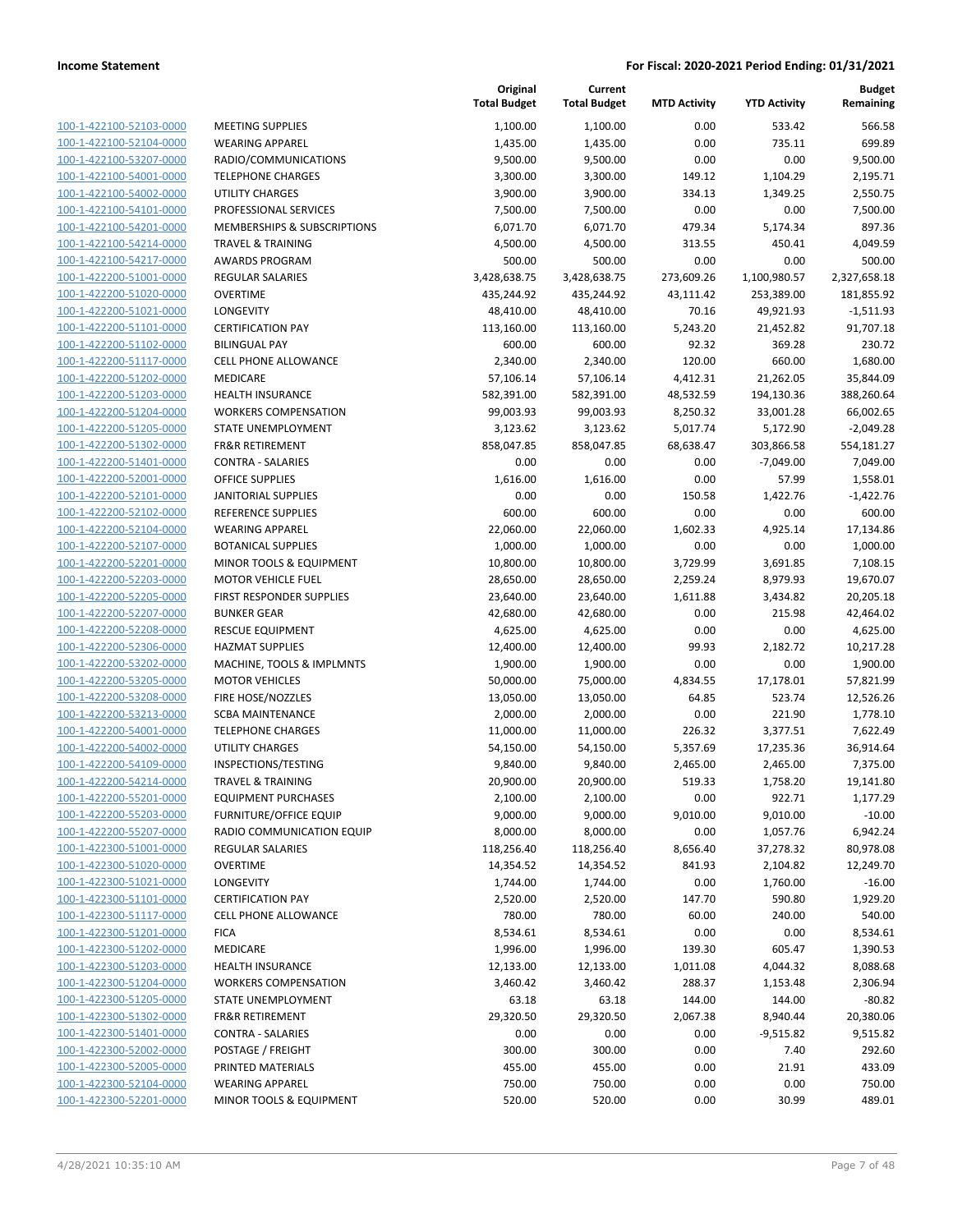| | | Original Total Budget | Current Total Budget | MTD Activity | YTD Activity | Budget Remaining |
|---|---|---|---|---|---|---|
| 100-1-422100-52103-0000 | MEETING SUPPLIES | 1,100.00 | 1,100.00 | 0.00 | 533.42 | 566.58 |
| 100-1-422100-52104-0000 | WEARING APPAREL | 1,435.00 | 1,435.00 | 0.00 | 735.11 | 699.89 |
| 100-1-422100-53207-0000 | RADIO/COMMUNICATIONS | 9,500.00 | 9,500.00 | 0.00 | 0.00 | 9,500.00 |
| 100-1-422100-54001-0000 | TELEPHONE CHARGES | 3,300.00 | 3,300.00 | 149.12 | 1,104.29 | 2,195.71 |
| 100-1-422100-54002-0000 | UTILITY CHARGES | 3,900.00 | 3,900.00 | 334.13 | 1,349.25 | 2,550.75 |
| 100-1-422100-54101-0000 | PROFESSIONAL SERVICES | 7,500.00 | 7,500.00 | 0.00 | 0.00 | 7,500.00 |
| 100-1-422100-54201-0000 | MEMBERSHIPS & SUBSCRIPTIONS | 6,071.70 | 6,071.70 | 479.34 | 5,174.34 | 897.36 |
| 100-1-422100-54214-0000 | TRAVEL & TRAINING | 4,500.00 | 4,500.00 | 313.55 | 450.41 | 4,049.59 |
| 100-1-422100-54217-0000 | AWARDS PROGRAM | 500.00 | 500.00 | 0.00 | 0.00 | 500.00 |
| 100-1-422200-51001-0000 | REGULAR SALARIES | 3,428,638.75 | 3,428,638.75 | 273,609.26 | 1,100,980.57 | 2,327,658.18 |
| 100-1-422200-51020-0000 | OVERTIME | 435,244.92 | 435,244.92 | 43,111.42 | 253,389.00 | 181,855.92 |
| 100-1-422200-51021-0000 | LONGEVITY | 48,410.00 | 48,410.00 | 70.16 | 49,921.93 | -1,511.93 |
| 100-1-422200-51101-0000 | CERTIFICATION PAY | 113,160.00 | 113,160.00 | 5,243.20 | 21,452.82 | 91,707.18 |
| 100-1-422200-51102-0000 | BILINGUAL PAY | 600.00 | 600.00 | 92.32 | 369.28 | 230.72 |
| 100-1-422200-51117-0000 | CELL PHONE ALLOWANCE | 2,340.00 | 2,340.00 | 120.00 | 660.00 | 1,680.00 |
| 100-1-422200-51202-0000 | MEDICARE | 57,106.14 | 57,106.14 | 4,412.31 | 21,262.05 | 35,844.09 |
| 100-1-422200-51203-0000 | HEALTH INSURANCE | 582,391.00 | 582,391.00 | 48,532.59 | 194,130.36 | 388,260.64 |
| 100-1-422200-51204-0000 | WORKERS COMPENSATION | 99,003.93 | 99,003.93 | 8,250.32 | 33,001.28 | 66,002.65 |
| 100-1-422200-51205-0000 | STATE UNEMPLOYMENT | 3,123.62 | 3,123.62 | 5,017.74 | 5,172.90 | -2,049.28 |
| 100-1-422200-51302-0000 | FR&R RETIREMENT | 858,047.85 | 858,047.85 | 68,638.47 | 303,866.58 | 554,181.27 |
| 100-1-422200-51401-0000 | CONTRA - SALARIES | 0.00 | 0.00 | 0.00 | -7,049.00 | 7,049.00 |
| 100-1-422200-52001-0000 | OFFICE SUPPLIES | 1,616.00 | 1,616.00 | 0.00 | 57.99 | 1,558.01 |
| 100-1-422200-52101-0000 | JANITORIAL SUPPLIES | 0.00 | 0.00 | 150.58 | 1,422.76 | -1,422.76 |
| 100-1-422200-52102-0000 | REFERENCE SUPPLIES | 600.00 | 600.00 | 0.00 | 0.00 | 600.00 |
| 100-1-422200-52104-0000 | WEARING APPAREL | 22,060.00 | 22,060.00 | 1,602.33 | 4,925.14 | 17,134.86 |
| 100-1-422200-52107-0000 | BOTANICAL SUPPLIES | 1,000.00 | 1,000.00 | 0.00 | 0.00 | 1,000.00 |
| 100-1-422200-52201-0000 | MINOR TOOLS & EQUIPMENT | 10,800.00 | 10,800.00 | 3,729.99 | 3,691.85 | 7,108.15 |
| 100-1-422200-52203-0000 | MOTOR VEHICLE FUEL | 28,650.00 | 28,650.00 | 2,259.24 | 8,979.93 | 19,670.07 |
| 100-1-422200-52205-0000 | FIRST RESPONDER SUPPLIES | 23,640.00 | 23,640.00 | 1,611.88 | 3,434.82 | 20,205.18 |
| 100-1-422200-52207-0000 | BUNKER GEAR | 42,680.00 | 42,680.00 | 0.00 | 215.98 | 42,464.02 |
| 100-1-422200-52208-0000 | RESCUE EQUIPMENT | 4,625.00 | 4,625.00 | 0.00 | 0.00 | 4,625.00 |
| 100-1-422200-52306-0000 | HAZMAT SUPPLIES | 12,400.00 | 12,400.00 | 99.93 | 2,182.72 | 10,217.28 |
| 100-1-422200-53202-0000 | MACHINE, TOOLS & IMPLMNTS | 1,900.00 | 1,900.00 | 0.00 | 0.00 | 1,900.00 |
| 100-1-422200-53205-0000 | MOTOR VEHICLES | 50,000.00 | 75,000.00 | 4,834.55 | 17,178.01 | 57,821.99 |
| 100-1-422200-53208-0000 | FIRE HOSE/NOZZLES | 13,050.00 | 13,050.00 | 64.85 | 523.74 | 12,526.26 |
| 100-1-422200-53213-0000 | SCBA MAINTENANCE | 2,000.00 | 2,000.00 | 0.00 | 221.90 | 1,778.10 |
| 100-1-422200-54001-0000 | TELEPHONE CHARGES | 11,000.00 | 11,000.00 | 226.32 | 3,377.51 | 7,622.49 |
| 100-1-422200-54002-0000 | UTILITY CHARGES | 54,150.00 | 54,150.00 | 5,357.69 | 17,235.36 | 36,914.64 |
| 100-1-422200-54109-0000 | INSPECTIONS/TESTING | 9,840.00 | 9,840.00 | 2,465.00 | 2,465.00 | 7,375.00 |
| 100-1-422200-54214-0000 | TRAVEL & TRAINING | 20,900.00 | 20,900.00 | 519.33 | 1,758.20 | 19,141.80 |
| 100-1-422200-55201-0000 | EQUIPMENT PURCHASES | 2,100.00 | 2,100.00 | 0.00 | 922.71 | 1,177.29 |
| 100-1-422200-55203-0000 | FURNITURE/OFFICE EQUIP | 9,000.00 | 9,000.00 | 9,010.00 | 9,010.00 | -10.00 |
| 100-1-422200-55207-0000 | RADIO COMMUNICATION EQUIP | 8,000.00 | 8,000.00 | 0.00 | 1,057.76 | 6,942.24 |
| 100-1-422300-51001-0000 | REGULAR SALARIES | 118,256.40 | 118,256.40 | 8,656.40 | 37,278.32 | 80,978.08 |
| 100-1-422300-51020-0000 | OVERTIME | 14,354.52 | 14,354.52 | 841.93 | 2,104.82 | 12,249.70 |
| 100-1-422300-51021-0000 | LONGEVITY | 1,744.00 | 1,744.00 | 0.00 | 1,760.00 | -16.00 |
| 100-1-422300-51101-0000 | CERTIFICATION PAY | 2,520.00 | 2,520.00 | 147.70 | 590.80 | 1,929.20 |
| 100-1-422300-51117-0000 | CELL PHONE ALLOWANCE | 780.00 | 780.00 | 60.00 | 240.00 | 540.00 |
| 100-1-422300-51201-0000 | FICA | 8,534.61 | 8,534.61 | 0.00 | 0.00 | 8,534.61 |
| 100-1-422300-51202-0000 | MEDICARE | 1,996.00 | 1,996.00 | 139.30 | 605.47 | 1,390.53 |
| 100-1-422300-51203-0000 | HEALTH INSURANCE | 12,133.00 | 12,133.00 | 1,011.08 | 4,044.32 | 8,088.68 |
| 100-1-422300-51204-0000 | WORKERS COMPENSATION | 3,460.42 | 3,460.42 | 288.37 | 1,153.48 | 2,306.94 |
| 100-1-422300-51205-0000 | STATE UNEMPLOYMENT | 63.18 | 63.18 | 144.00 | 144.00 | -80.82 |
| 100-1-422300-51302-0000 | FR&R RETIREMENT | 29,320.50 | 29,320.50 | 2,067.38 | 8,940.44 | 20,380.06 |
| 100-1-422300-51401-0000 | CONTRA - SALARIES | 0.00 | 0.00 | 0.00 | -9,515.82 | 9,515.82 |
| 100-1-422300-52002-0000 | POSTAGE / FREIGHT | 300.00 | 300.00 | 0.00 | 7.40 | 292.60 |
| 100-1-422300-52005-0000 | PRINTED MATERIALS | 455.00 | 455.00 | 0.00 | 21.91 | 433.09 |
| 100-1-422300-52104-0000 | WEARING APPAREL | 750.00 | 750.00 | 0.00 | 0.00 | 750.00 |
| 100-1-422300-52201-0000 | MINOR TOOLS & EQUIPMENT | 520.00 | 520.00 | 0.00 | 30.99 | 489.01 |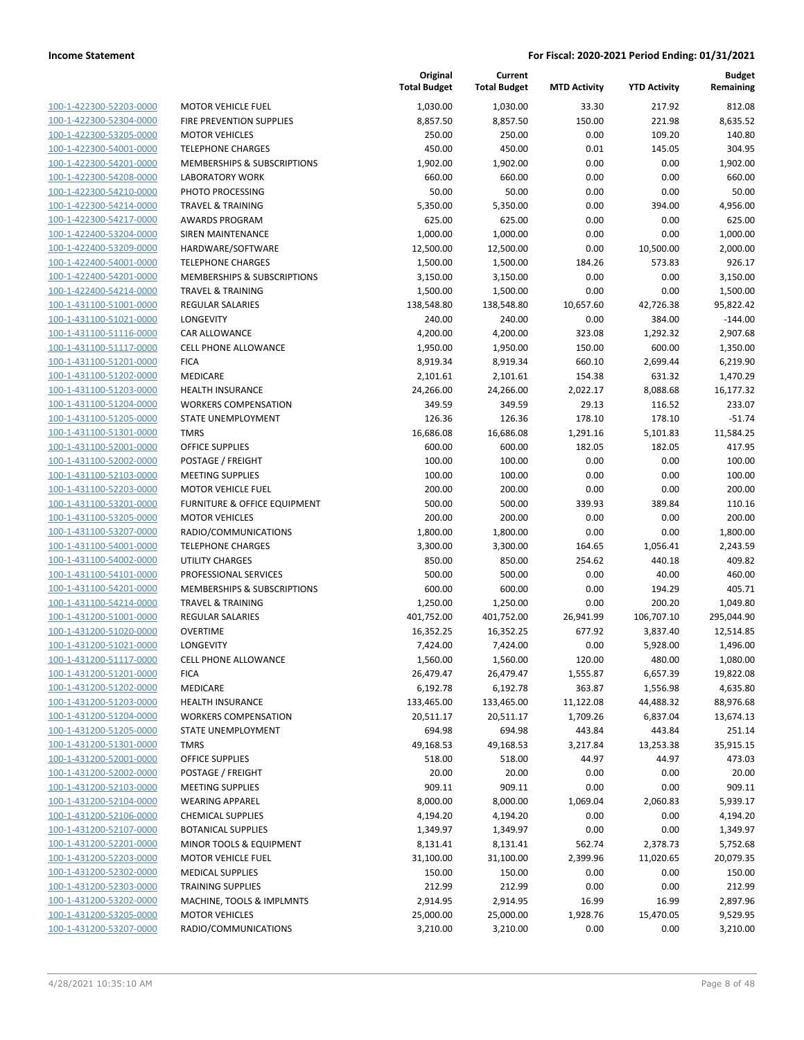| | | Original Total Budget | Current Total Budget | MTD Activity | YTD Activity | Budget Remaining |
|---|---|---|---|---|---|---|
| 100-1-422300-52203-0000 | MOTOR VEHICLE FUEL | 1,030.00 | 1,030.00 | 33.30 | 217.92 | 812.08 |
| 100-1-422300-52304-0000 | FIRE PREVENTION SUPPLIES | 8,857.50 | 8,857.50 | 150.00 | 221.98 | 8,635.52 |
| 100-1-422300-53205-0000 | MOTOR VEHICLES | 250.00 | 250.00 | 0.00 | 109.20 | 140.80 |
| 100-1-422300-54001-0000 | TELEPHONE CHARGES | 450.00 | 450.00 | 0.01 | 145.05 | 304.95 |
| 100-1-422300-54201-0000 | MEMBERSHIPS & SUBSCRIPTIONS | 1,902.00 | 1,902.00 | 0.00 | 0.00 | 1,902.00 |
| 100-1-422300-54208-0000 | LABORATORY WORK | 660.00 | 660.00 | 0.00 | 0.00 | 660.00 |
| 100-1-422300-54210-0000 | PHOTO PROCESSING | 50.00 | 50.00 | 0.00 | 0.00 | 50.00 |
| 100-1-422300-54214-0000 | TRAVEL & TRAINING | 5,350.00 | 5,350.00 | 0.00 | 394.00 | 4,956.00 |
| 100-1-422300-54217-0000 | AWARDS PROGRAM | 625.00 | 625.00 | 0.00 | 0.00 | 625.00 |
| 100-1-422400-53204-0000 | SIREN MAINTENANCE | 1,000.00 | 1,000.00 | 0.00 | 0.00 | 1,000.00 |
| 100-1-422400-53209-0000 | HARDWARE/SOFTWARE | 12,500.00 | 12,500.00 | 0.00 | 10,500.00 | 2,000.00 |
| 100-1-422400-54001-0000 | TELEPHONE CHARGES | 1,500.00 | 1,500.00 | 184.26 | 573.83 | 926.17 |
| 100-1-422400-54201-0000 | MEMBERSHIPS & SUBSCRIPTIONS | 3,150.00 | 3,150.00 | 0.00 | 0.00 | 3,150.00 |
| 100-1-422400-54214-0000 | TRAVEL & TRAINING | 1,500.00 | 1,500.00 | 0.00 | 0.00 | 1,500.00 |
| 100-1-431100-51001-0000 | REGULAR SALARIES | 138,548.80 | 138,548.80 | 10,657.60 | 42,726.38 | 95,822.42 |
| 100-1-431100-51021-0000 | LONGEVITY | 240.00 | 240.00 | 0.00 | 384.00 | -144.00 |
| 100-1-431100-51116-0000 | CAR ALLOWANCE | 4,200.00 | 4,200.00 | 323.08 | 1,292.32 | 2,907.68 |
| 100-1-431100-51117-0000 | CELL PHONE ALLOWANCE | 1,950.00 | 1,950.00 | 150.00 | 600.00 | 1,350.00 |
| 100-1-431100-51201-0000 | FICA | 8,919.34 | 8,919.34 | 660.10 | 2,699.44 | 6,219.90 |
| 100-1-431100-51202-0000 | MEDICARE | 2,101.61 | 2,101.61 | 154.38 | 631.32 | 1,470.29 |
| 100-1-431100-51203-0000 | HEALTH INSURANCE | 24,266.00 | 24,266.00 | 2,022.17 | 8,088.68 | 16,177.32 |
| 100-1-431100-51204-0000 | WORKERS COMPENSATION | 349.59 | 349.59 | 29.13 | 116.52 | 233.07 |
| 100-1-431100-51205-0000 | STATE UNEMPLOYMENT | 126.36 | 126.36 | 178.10 | 178.10 | -51.74 |
| 100-1-431100-51301-0000 | TMRS | 16,686.08 | 16,686.08 | 1,291.16 | 5,101.83 | 11,584.25 |
| 100-1-431100-52001-0000 | OFFICE SUPPLIES | 600.00 | 600.00 | 182.05 | 182.05 | 417.95 |
| 100-1-431100-52002-0000 | POSTAGE / FREIGHT | 100.00 | 100.00 | 0.00 | 0.00 | 100.00 |
| 100-1-431100-52103-0000 | MEETING SUPPLIES | 100.00 | 100.00 | 0.00 | 0.00 | 100.00 |
| 100-1-431100-52203-0000 | MOTOR VEHICLE FUEL | 200.00 | 200.00 | 0.00 | 0.00 | 200.00 |
| 100-1-431100-53201-0000 | FURNITURE & OFFICE EQUIPMENT | 500.00 | 500.00 | 339.93 | 389.84 | 110.16 |
| 100-1-431100-53205-0000 | MOTOR VEHICLES | 200.00 | 200.00 | 0.00 | 0.00 | 200.00 |
| 100-1-431100-53207-0000 | RADIO/COMMUNICATIONS | 1,800.00 | 1,800.00 | 0.00 | 0.00 | 1,800.00 |
| 100-1-431100-54001-0000 | TELEPHONE CHARGES | 3,300.00 | 3,300.00 | 164.65 | 1,056.41 | 2,243.59 |
| 100-1-431100-54002-0000 | UTILITY CHARGES | 850.00 | 850.00 | 254.62 | 440.18 | 409.82 |
| 100-1-431100-54101-0000 | PROFESSIONAL SERVICES | 500.00 | 500.00 | 0.00 | 40.00 | 460.00 |
| 100-1-431100-54201-0000 | MEMBERSHIPS & SUBSCRIPTIONS | 600.00 | 600.00 | 0.00 | 194.29 | 405.71 |
| 100-1-431100-54214-0000 | TRAVEL & TRAINING | 1,250.00 | 1,250.00 | 0.00 | 200.20 | 1,049.80 |
| 100-1-431200-51001-0000 | REGULAR SALARIES | 401,752.00 | 401,752.00 | 26,941.99 | 106,707.10 | 295,044.90 |
| 100-1-431200-51020-0000 | OVERTIME | 16,352.25 | 16,352.25 | 677.92 | 3,837.40 | 12,514.85 |
| 100-1-431200-51021-0000 | LONGEVITY | 7,424.00 | 7,424.00 | 0.00 | 5,928.00 | 1,496.00 |
| 100-1-431200-51117-0000 | CELL PHONE ALLOWANCE | 1,560.00 | 1,560.00 | 120.00 | 480.00 | 1,080.00 |
| 100-1-431200-51201-0000 | FICA | 26,479.47 | 26,479.47 | 1,555.87 | 6,657.39 | 19,822.08 |
| 100-1-431200-51202-0000 | MEDICARE | 6,192.78 | 6,192.78 | 363.87 | 1,556.98 | 4,635.80 |
| 100-1-431200-51203-0000 | HEALTH INSURANCE | 133,465.00 | 133,465.00 | 11,122.08 | 44,488.32 | 88,976.68 |
| 100-1-431200-51204-0000 | WORKERS COMPENSATION | 20,511.17 | 20,511.17 | 1,709.26 | 6,837.04 | 13,674.13 |
| 100-1-431200-51205-0000 | STATE UNEMPLOYMENT | 694.98 | 694.98 | 443.84 | 443.84 | 251.14 |
| 100-1-431200-51301-0000 | TMRS | 49,168.53 | 49,168.53 | 3,217.84 | 13,253.38 | 35,915.15 |
| 100-1-431200-52001-0000 | OFFICE SUPPLIES | 518.00 | 518.00 | 44.97 | 44.97 | 473.03 |
| 100-1-431200-52002-0000 | POSTAGE / FREIGHT | 20.00 | 20.00 | 0.00 | 0.00 | 20.00 |
| 100-1-431200-52103-0000 | MEETING SUPPLIES | 909.11 | 909.11 | 0.00 | 0.00 | 909.11 |
| 100-1-431200-52104-0000 | WEARING APPAREL | 8,000.00 | 8,000.00 | 1,069.04 | 2,060.83 | 5,939.17 |
| 100-1-431200-52106-0000 | CHEMICAL SUPPLIES | 4,194.20 | 4,194.20 | 0.00 | 0.00 | 4,194.20 |
| 100-1-431200-52107-0000 | BOTANICAL SUPPLIES | 1,349.97 | 1,349.97 | 0.00 | 0.00 | 1,349.97 |
| 100-1-431200-52201-0000 | MINOR TOOLS & EQUIPMENT | 8,131.41 | 8,131.41 | 562.74 | 2,378.73 | 5,752.68 |
| 100-1-431200-52203-0000 | MOTOR VEHICLE FUEL | 31,100.00 | 31,100.00 | 2,399.96 | 11,020.65 | 20,079.35 |
| 100-1-431200-52302-0000 | MEDICAL SUPPLIES | 150.00 | 150.00 | 0.00 | 0.00 | 150.00 |
| 100-1-431200-52303-0000 | TRAINING SUPPLIES | 212.99 | 212.99 | 0.00 | 0.00 | 212.99 |
| 100-1-431200-53202-0000 | MACHINE, TOOLS & IMPLMNTS | 2,914.95 | 2,914.95 | 16.99 | 16.99 | 2,897.96 |
| 100-1-431200-53205-0000 | MOTOR VEHICLES | 25,000.00 | 25,000.00 | 1,928.76 | 15,470.05 | 9,529.95 |
| 100-1-431200-53207-0000 | RADIO/COMMUNICATIONS | 3,210.00 | 3,210.00 | 0.00 | 0.00 | 3,210.00 |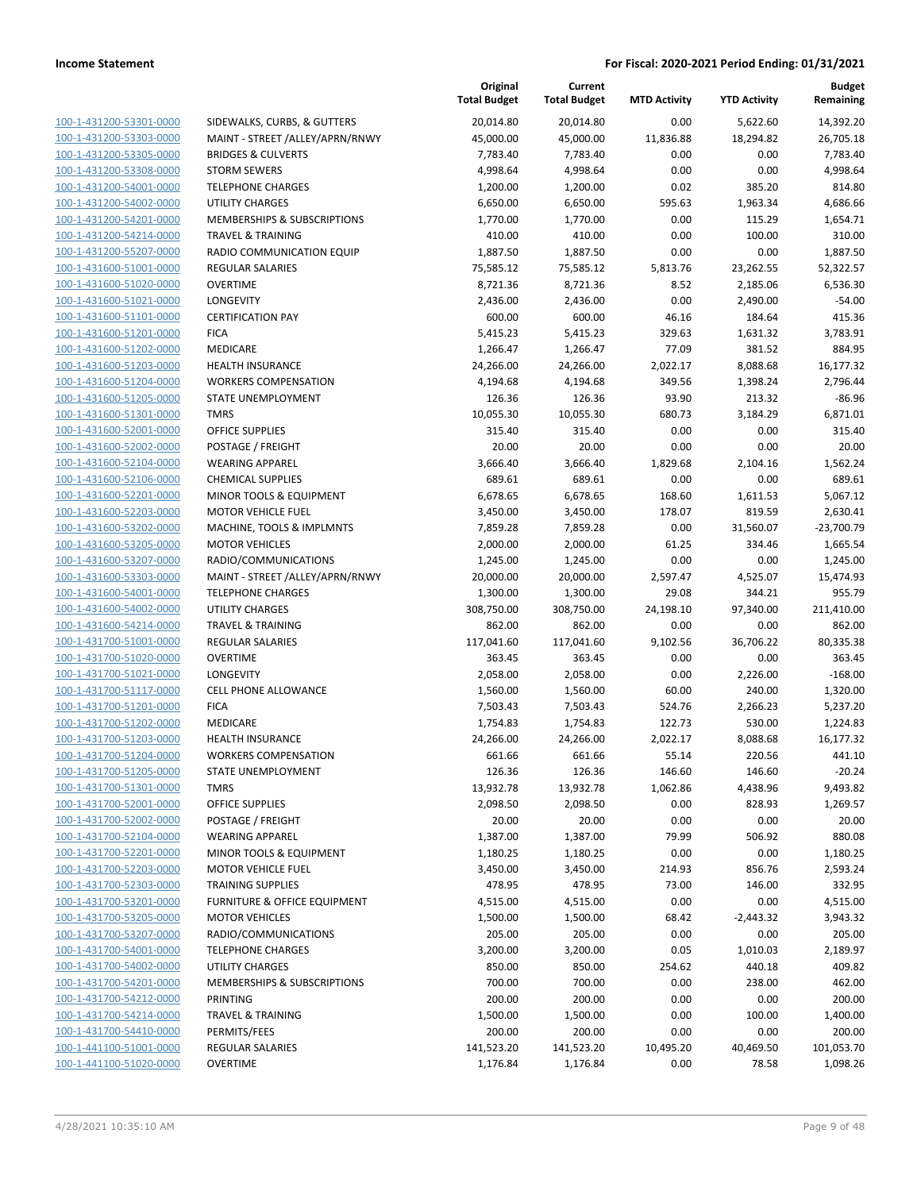**Income Statement** **For Fiscal: 2020-2021 Period Ending: 01/31/2021**

| | | Original Total Budget | Current Total Budget | MTD Activity | YTD Activity | Budget Remaining |
|---|---|---|---|---|---|---|
| 100-1-431200-53301-0000 | SIDEWALKS, CURBS, & GUTTERS | 20,014.80 | 20,014.80 | 0.00 | 5,622.60 | 14,392.20 |
| 100-1-431200-53303-0000 | MAINT - STREET /ALLEY/APRN/RNWY | 45,000.00 | 45,000.00 | 11,836.88 | 18,294.82 | 26,705.18 |
| 100-1-431200-53305-0000 | BRIDGES & CULVERTS | 7,783.40 | 7,783.40 | 0.00 | 0.00 | 7,783.40 |
| 100-1-431200-53308-0000 | STORM SEWERS | 4,998.64 | 4,998.64 | 0.00 | 0.00 | 4,998.64 |
| 100-1-431200-54001-0000 | TELEPHONE CHARGES | 1,200.00 | 1,200.00 | 0.02 | 385.20 | 814.80 |
| 100-1-431200-54002-0000 | UTILITY CHARGES | 6,650.00 | 6,650.00 | 595.63 | 1,963.34 | 4,686.66 |
| 100-1-431200-54201-0000 | MEMBERSHIPS & SUBSCRIPTIONS | 1,770.00 | 1,770.00 | 0.00 | 115.29 | 1,654.71 |
| 100-1-431200-54214-0000 | TRAVEL & TRAINING | 410.00 | 410.00 | 0.00 | 100.00 | 310.00 |
| 100-1-431200-55207-0000 | RADIO COMMUNICATION EQUIP | 1,887.50 | 1,887.50 | 0.00 | 0.00 | 1,887.50 |
| 100-1-431600-51001-0000 | REGULAR SALARIES | 75,585.12 | 75,585.12 | 5,813.76 | 23,262.55 | 52,322.57 |
| 100-1-431600-51020-0000 | OVERTIME | 8,721.36 | 8,721.36 | 8.52 | 2,185.06 | 6,536.30 |
| 100-1-431600-51021-0000 | LONGEVITY | 2,436.00 | 2,436.00 | 0.00 | 2,490.00 | -54.00 |
| 100-1-431600-51101-0000 | CERTIFICATION PAY | 600.00 | 600.00 | 46.16 | 184.64 | 415.36 |
| 100-1-431600-51201-0000 | FICA | 5,415.23 | 5,415.23 | 329.63 | 1,631.32 | 3,783.91 |
| 100-1-431600-51202-0000 | MEDICARE | 1,266.47 | 1,266.47 | 77.09 | 381.52 | 884.95 |
| 100-1-431600-51203-0000 | HEALTH INSURANCE | 24,266.00 | 24,266.00 | 2,022.17 | 8,088.68 | 16,177.32 |
| 100-1-431600-51204-0000 | WORKERS COMPENSATION | 4,194.68 | 4,194.68 | 349.56 | 1,398.24 | 2,796.44 |
| 100-1-431600-51205-0000 | STATE UNEMPLOYMENT | 126.36 | 126.36 | 93.90 | 213.32 | -86.96 |
| 100-1-431600-51301-0000 | TMRS | 10,055.30 | 10,055.30 | 680.73 | 3,184.29 | 6,871.01 |
| 100-1-431600-52001-0000 | OFFICE SUPPLIES | 315.40 | 315.40 | 0.00 | 0.00 | 315.40 |
| 100-1-431600-52002-0000 | POSTAGE / FREIGHT | 20.00 | 20.00 | 0.00 | 0.00 | 20.00 |
| 100-1-431600-52104-0000 | WEARING APPAREL | 3,666.40 | 3,666.40 | 1,829.68 | 2,104.16 | 1,562.24 |
| 100-1-431600-52106-0000 | CHEMICAL SUPPLIES | 689.61 | 689.61 | 0.00 | 0.00 | 689.61 |
| 100-1-431600-52201-0000 | MINOR TOOLS & EQUIPMENT | 6,678.65 | 6,678.65 | 168.60 | 1,611.53 | 5,067.12 |
| 100-1-431600-52203-0000 | MOTOR VEHICLE FUEL | 3,450.00 | 3,450.00 | 178.07 | 819.59 | 2,630.41 |
| 100-1-431600-53202-0000 | MACHINE, TOOLS & IMPLMNTS | 7,859.28 | 7,859.28 | 0.00 | 31,560.07 | -23,700.79 |
| 100-1-431600-53205-0000 | MOTOR VEHICLES | 2,000.00 | 2,000.00 | 61.25 | 334.46 | 1,665.54 |
| 100-1-431600-53207-0000 | RADIO/COMMUNICATIONS | 1,245.00 | 1,245.00 | 0.00 | 0.00 | 1,245.00 |
| 100-1-431600-53303-0000 | MAINT - STREET /ALLEY/APRN/RNWY | 20,000.00 | 20,000.00 | 2,597.47 | 4,525.07 | 15,474.93 |
| 100-1-431600-54001-0000 | TELEPHONE CHARGES | 1,300.00 | 1,300.00 | 29.08 | 344.21 | 955.79 |
| 100-1-431600-54002-0000 | UTILITY CHARGES | 308,750.00 | 308,750.00 | 24,198.10 | 97,340.00 | 211,410.00 |
| 100-1-431600-54214-0000 | TRAVEL & TRAINING | 862.00 | 862.00 | 0.00 | 0.00 | 862.00 |
| 100-1-431700-51001-0000 | REGULAR SALARIES | 117,041.60 | 117,041.60 | 9,102.56 | 36,706.22 | 80,335.38 |
| 100-1-431700-51020-0000 | OVERTIME | 363.45 | 363.45 | 0.00 | 0.00 | 363.45 |
| 100-1-431700-51021-0000 | LONGEVITY | 2,058.00 | 2,058.00 | 0.00 | 2,226.00 | -168.00 |
| 100-1-431700-51117-0000 | CELL PHONE ALLOWANCE | 1,560.00 | 1,560.00 | 60.00 | 240.00 | 1,320.00 |
| 100-1-431700-51201-0000 | FICA | 7,503.43 | 7,503.43 | 524.76 | 2,266.23 | 5,237.20 |
| 100-1-431700-51202-0000 | MEDICARE | 1,754.83 | 1,754.83 | 122.73 | 530.00 | 1,224.83 |
| 100-1-431700-51203-0000 | HEALTH INSURANCE | 24,266.00 | 24,266.00 | 2,022.17 | 8,088.68 | 16,177.32 |
| 100-1-431700-51204-0000 | WORKERS COMPENSATION | 661.66 | 661.66 | 55.14 | 220.56 | 441.10 |
| 100-1-431700-51205-0000 | STATE UNEMPLOYMENT | 126.36 | 126.36 | 146.60 | 146.60 | -20.24 |
| 100-1-431700-51301-0000 | TMRS | 13,932.78 | 13,932.78 | 1,062.86 | 4,438.96 | 9,493.82 |
| 100-1-431700-52001-0000 | OFFICE SUPPLIES | 2,098.50 | 2,098.50 | 0.00 | 828.93 | 1,269.57 |
| 100-1-431700-52002-0000 | POSTAGE / FREIGHT | 20.00 | 20.00 | 0.00 | 0.00 | 20.00 |
| 100-1-431700-52104-0000 | WEARING APPAREL | 1,387.00 | 1,387.00 | 79.99 | 506.92 | 880.08 |
| 100-1-431700-52201-0000 | MINOR TOOLS & EQUIPMENT | 1,180.25 | 1,180.25 | 0.00 | 0.00 | 1,180.25 |
| 100-1-431700-52203-0000 | MOTOR VEHICLE FUEL | 3,450.00 | 3,450.00 | 214.93 | 856.76 | 2,593.24 |
| 100-1-431700-52303-0000 | TRAINING SUPPLIES | 478.95 | 478.95 | 73.00 | 146.00 | 332.95 |
| 100-1-431700-53201-0000 | FURNITURE & OFFICE EQUIPMENT | 4,515.00 | 4,515.00 | 0.00 | 0.00 | 4,515.00 |
| 100-1-431700-53205-0000 | MOTOR VEHICLES | 1,500.00 | 1,500.00 | 68.42 | -2,443.32 | 3,943.32 |
| 100-1-431700-53207-0000 | RADIO/COMMUNICATIONS | 205.00 | 205.00 | 0.00 | 0.00 | 205.00 |
| 100-1-431700-54001-0000 | TELEPHONE CHARGES | 3,200.00 | 3,200.00 | 0.05 | 1,010.03 | 2,189.97 |
| 100-1-431700-54002-0000 | UTILITY CHARGES | 850.00 | 850.00 | 254.62 | 440.18 | 409.82 |
| 100-1-431700-54201-0000 | MEMBERSHIPS & SUBSCRIPTIONS | 700.00 | 700.00 | 0.00 | 238.00 | 462.00 |
| 100-1-431700-54212-0000 | PRINTING | 200.00 | 200.00 | 0.00 | 0.00 | 200.00 |
| 100-1-431700-54214-0000 | TRAVEL & TRAINING | 1,500.00 | 1,500.00 | 0.00 | 100.00 | 1,400.00 |
| 100-1-431700-54410-0000 | PERMITS/FEES | 200.00 | 200.00 | 0.00 | 0.00 | 200.00 |
| 100-1-441100-51001-0000 | REGULAR SALARIES | 141,523.20 | 141,523.20 | 10,495.20 | 40,469.50 | 101,053.70 |
| 100-1-441100-51020-0000 | OVERTIME | 1,176.84 | 1,176.84 | 0.00 | 78.58 | 1,098.26 |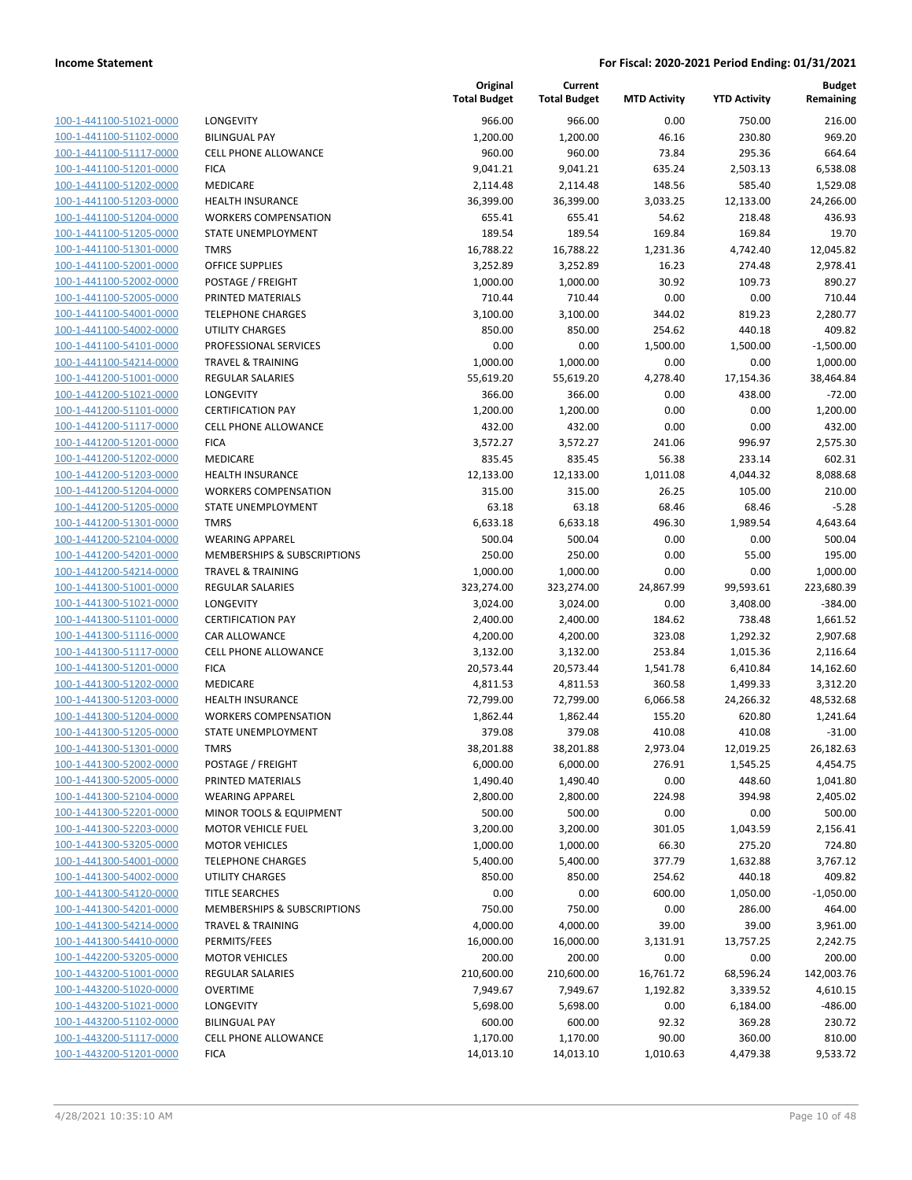**Income Statement** | **For Fiscal: 2020-2021 Period Ending: 01/31/2021**

| | | Original Total Budget | Current Total Budget | MTD Activity | YTD Activity | Budget Remaining |
|---|---|---|---|---|---|---|
| 100-1-441100-51021-0000 | LONGEVITY | 966.00 | 966.00 | 0.00 | 750.00 | 216.00 |
| 100-1-441100-51102-0000 | BILINGUAL PAY | 1,200.00 | 1,200.00 | 46.16 | 230.80 | 969.20 |
| 100-1-441100-51117-0000 | CELL PHONE ALLOWANCE | 960.00 | 960.00 | 73.84 | 295.36 | 664.64 |
| 100-1-441100-51201-0000 | FICA | 9,041.21 | 9,041.21 | 635.24 | 2,503.13 | 6,538.08 |
| 100-1-441100-51202-0000 | MEDICARE | 2,114.48 | 2,114.48 | 148.56 | 585.40 | 1,529.08 |
| 100-1-441100-51203-0000 | HEALTH INSURANCE | 36,399.00 | 36,399.00 | 3,033.25 | 12,133.00 | 24,266.00 |
| 100-1-441100-51204-0000 | WORKERS COMPENSATION | 655.41 | 655.41 | 54.62 | 218.48 | 436.93 |
| 100-1-441100-51205-0000 | STATE UNEMPLOYMENT | 189.54 | 189.54 | 169.84 | 169.84 | 19.70 |
| 100-1-441100-51301-0000 | TMRS | 16,788.22 | 16,788.22 | 1,231.36 | 4,742.40 | 12,045.82 |
| 100-1-441100-52001-0000 | OFFICE SUPPLIES | 3,252.89 | 3,252.89 | 16.23 | 274.48 | 2,978.41 |
| 100-1-441100-52002-0000 | POSTAGE / FREIGHT | 1,000.00 | 1,000.00 | 30.92 | 109.73 | 890.27 |
| 100-1-441100-52005-0000 | PRINTED MATERIALS | 710.44 | 710.44 | 0.00 | 0.00 | 710.44 |
| 100-1-441100-54001-0000 | TELEPHONE CHARGES | 3,100.00 | 3,100.00 | 344.02 | 819.23 | 2,280.77 |
| 100-1-441100-54002-0000 | UTILITY CHARGES | 850.00 | 850.00 | 254.62 | 440.18 | 409.82 |
| 100-1-441100-54101-0000 | PROFESSIONAL SERVICES | 0.00 | 0.00 | 1,500.00 | 1,500.00 | -1,500.00 |
| 100-1-441100-54214-0000 | TRAVEL & TRAINING | 1,000.00 | 1,000.00 | 0.00 | 0.00 | 1,000.00 |
| 100-1-441200-51001-0000 | REGULAR SALARIES | 55,619.20 | 55,619.20 | 4,278.40 | 17,154.36 | 38,464.84 |
| 100-1-441200-51021-0000 | LONGEVITY | 366.00 | 366.00 | 0.00 | 438.00 | -72.00 |
| 100-1-441200-51101-0000 | CERTIFICATION PAY | 1,200.00 | 1,200.00 | 0.00 | 0.00 | 1,200.00 |
| 100-1-441200-51117-0000 | CELL PHONE ALLOWANCE | 432.00 | 432.00 | 0.00 | 0.00 | 432.00 |
| 100-1-441200-51201-0000 | FICA | 3,572.27 | 3,572.27 | 241.06 | 996.97 | 2,575.30 |
| 100-1-441200-51202-0000 | MEDICARE | 835.45 | 835.45 | 56.38 | 233.14 | 602.31 |
| 100-1-441200-51203-0000 | HEALTH INSURANCE | 12,133.00 | 12,133.00 | 1,011.08 | 4,044.32 | 8,088.68 |
| 100-1-441200-51204-0000 | WORKERS COMPENSATION | 315.00 | 315.00 | 26.25 | 105.00 | 210.00 |
| 100-1-441200-51205-0000 | STATE UNEMPLOYMENT | 63.18 | 63.18 | 68.46 | 68.46 | -5.28 |
| 100-1-441200-51301-0000 | TMRS | 6,633.18 | 6,633.18 | 496.30 | 1,989.54 | 4,643.64 |
| 100-1-441200-52104-0000 | WEARING APPAREL | 500.04 | 500.04 | 0.00 | 0.00 | 500.04 |
| 100-1-441200-54201-0000 | MEMBERSHIPS & SUBSCRIPTIONS | 250.00 | 250.00 | 0.00 | 55.00 | 195.00 |
| 100-1-441200-54214-0000 | TRAVEL & TRAINING | 1,000.00 | 1,000.00 | 0.00 | 0.00 | 1,000.00 |
| 100-1-441300-51001-0000 | REGULAR SALARIES | 323,274.00 | 323,274.00 | 24,867.99 | 99,593.61 | 223,680.39 |
| 100-1-441300-51021-0000 | LONGEVITY | 3,024.00 | 3,024.00 | 0.00 | 3,408.00 | -384.00 |
| 100-1-441300-51101-0000 | CERTIFICATION PAY | 2,400.00 | 2,400.00 | 184.62 | 738.48 | 1,661.52 |
| 100-1-441300-51116-0000 | CAR ALLOWANCE | 4,200.00 | 4,200.00 | 323.08 | 1,292.32 | 2,907.68 |
| 100-1-441300-51117-0000 | CELL PHONE ALLOWANCE | 3,132.00 | 3,132.00 | 253.84 | 1,015.36 | 2,116.64 |
| 100-1-441300-51201-0000 | FICA | 20,573.44 | 20,573.44 | 1,541.78 | 6,410.84 | 14,162.60 |
| 100-1-441300-51202-0000 | MEDICARE | 4,811.53 | 4,811.53 | 360.58 | 1,499.33 | 3,312.20 |
| 100-1-441300-51203-0000 | HEALTH INSURANCE | 72,799.00 | 72,799.00 | 6,066.58 | 24,266.32 | 48,532.68 |
| 100-1-441300-51204-0000 | WORKERS COMPENSATION | 1,862.44 | 1,862.44 | 155.20 | 620.80 | 1,241.64 |
| 100-1-441300-51205-0000 | STATE UNEMPLOYMENT | 379.08 | 379.08 | 410.08 | 410.08 | -31.00 |
| 100-1-441300-51301-0000 | TMRS | 38,201.88 | 38,201.88 | 2,973.04 | 12,019.25 | 26,182.63 |
| 100-1-441300-52002-0000 | POSTAGE / FREIGHT | 6,000.00 | 6,000.00 | 276.91 | 1,545.25 | 4,454.75 |
| 100-1-441300-52005-0000 | PRINTED MATERIALS | 1,490.40 | 1,490.40 | 0.00 | 448.60 | 1,041.80 |
| 100-1-441300-52104-0000 | WEARING APPAREL | 2,800.00 | 2,800.00 | 224.98 | 394.98 | 2,405.02 |
| 100-1-441300-52201-0000 | MINOR TOOLS & EQUIPMENT | 500.00 | 500.00 | 0.00 | 0.00 | 500.00 |
| 100-1-441300-52203-0000 | MOTOR VEHICLE FUEL | 3,200.00 | 3,200.00 | 301.05 | 1,043.59 | 2,156.41 |
| 100-1-441300-53205-0000 | MOTOR VEHICLES | 1,000.00 | 1,000.00 | 66.30 | 275.20 | 724.80 |
| 100-1-441300-54001-0000 | TELEPHONE CHARGES | 5,400.00 | 5,400.00 | 377.79 | 1,632.88 | 3,767.12 |
| 100-1-441300-54002-0000 | UTILITY CHARGES | 850.00 | 850.00 | 254.62 | 440.18 | 409.82 |
| 100-1-441300-54120-0000 | TITLE SEARCHES | 0.00 | 0.00 | 600.00 | 1,050.00 | -1,050.00 |
| 100-1-441300-54201-0000 | MEMBERSHIPS & SUBSCRIPTIONS | 750.00 | 750.00 | 0.00 | 286.00 | 464.00 |
| 100-1-441300-54214-0000 | TRAVEL & TRAINING | 4,000.00 | 4,000.00 | 39.00 | 39.00 | 3,961.00 |
| 100-1-441300-54410-0000 | PERMITS/FEES | 16,000.00 | 16,000.00 | 3,131.91 | 13,757.25 | 2,242.75 |
| 100-1-442200-53205-0000 | MOTOR VEHICLES | 200.00 | 200.00 | 0.00 | 0.00 | 200.00 |
| 100-1-443200-51001-0000 | REGULAR SALARIES | 210,600.00 | 210,600.00 | 16,761.72 | 68,596.24 | 142,003.76 |
| 100-1-443200-51020-0000 | OVERTIME | 7,949.67 | 7,949.67 | 1,192.82 | 3,339.52 | 4,610.15 |
| 100-1-443200-51021-0000 | LONGEVITY | 5,698.00 | 5,698.00 | 0.00 | 6,184.00 | -486.00 |
| 100-1-443200-51102-0000 | BILINGUAL PAY | 600.00 | 600.00 | 92.32 | 369.28 | 230.72 |
| 100-1-443200-51117-0000 | CELL PHONE ALLOWANCE | 1,170.00 | 1,170.00 | 90.00 | 360.00 | 810.00 |
| 100-1-443200-51201-0000 | FICA | 14,013.10 | 14,013.10 | 1,010.63 | 4,479.38 | 9,533.72 |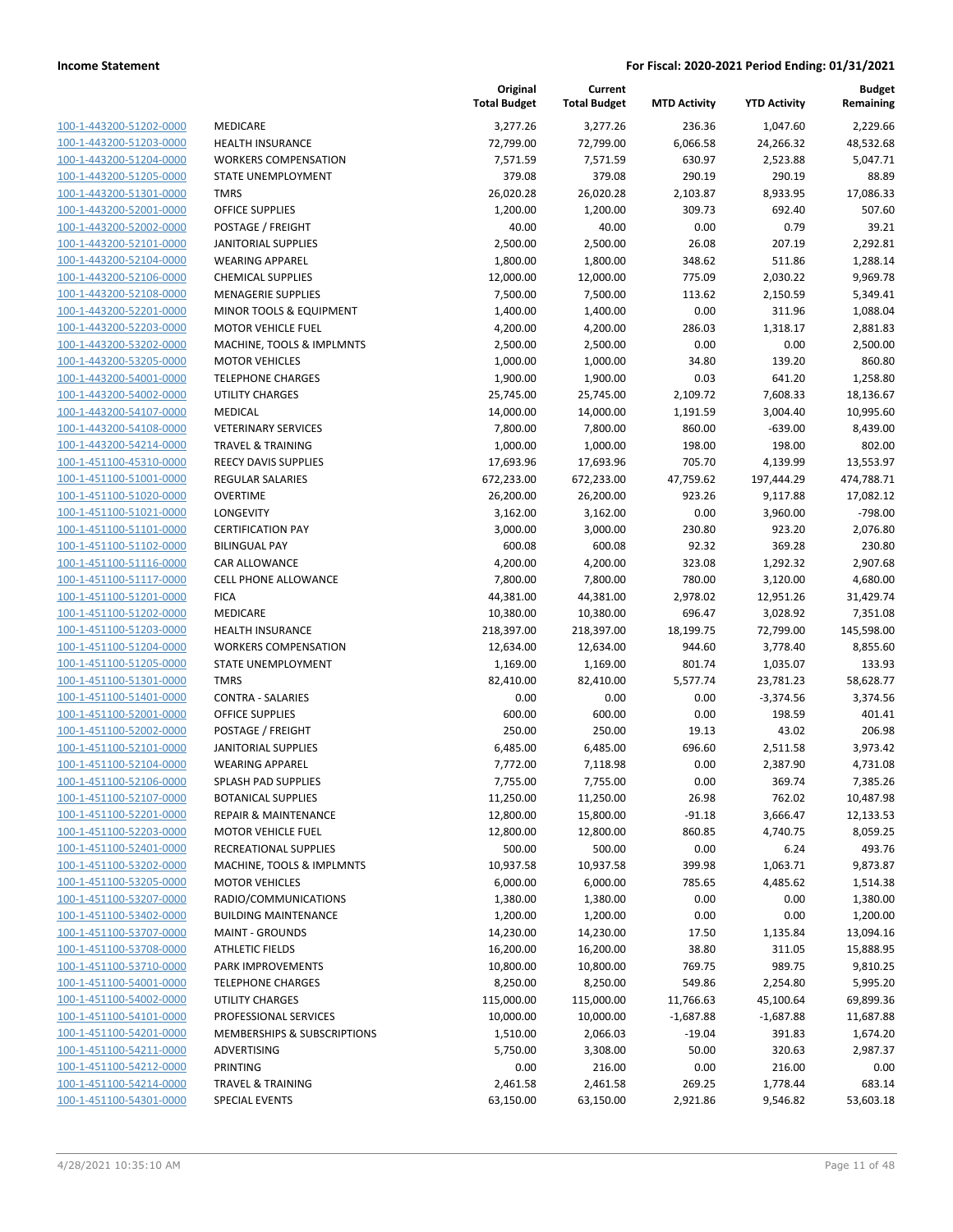| | | Original Total Budget | Current Total Budget | MTD Activity | YTD Activity | Budget Remaining |
|---|---|---|---|---|---|---|
| 100-1-443200-51202-0000 | MEDICARE | 3,277.26 | 3,277.26 | 236.36 | 1,047.60 | 2,229.66 |
| 100-1-443200-51203-0000 | HEALTH INSURANCE | 72,799.00 | 72,799.00 | 6,066.58 | 24,266.32 | 48,532.68 |
| 100-1-443200-51204-0000 | WORKERS COMPENSATION | 7,571.59 | 7,571.59 | 630.97 | 2,523.88 | 5,047.71 |
| 100-1-443200-51205-0000 | STATE UNEMPLOYMENT | 379.08 | 379.08 | 290.19 | 290.19 | 88.89 |
| 100-1-443200-51301-0000 | TMRS | 26,020.28 | 26,020.28 | 2,103.87 | 8,933.95 | 17,086.33 |
| 100-1-443200-52001-0000 | OFFICE SUPPLIES | 1,200.00 | 1,200.00 | 309.73 | 692.40 | 507.60 |
| 100-1-443200-52002-0000 | POSTAGE / FREIGHT | 40.00 | 40.00 | 0.00 | 0.79 | 39.21 |
| 100-1-443200-52101-0000 | JANITORIAL SUPPLIES | 2,500.00 | 2,500.00 | 26.08 | 207.19 | 2,292.81 |
| 100-1-443200-52104-0000 | WEARING APPAREL | 1,800.00 | 1,800.00 | 348.62 | 511.86 | 1,288.14 |
| 100-1-443200-52106-0000 | CHEMICAL SUPPLIES | 12,000.00 | 12,000.00 | 775.09 | 2,030.22 | 9,969.78 |
| 100-1-443200-52108-0000 | MENAGERIE SUPPLIES | 7,500.00 | 7,500.00 | 113.62 | 2,150.59 | 5,349.41 |
| 100-1-443200-52201-0000 | MINOR TOOLS & EQUIPMENT | 1,400.00 | 1,400.00 | 0.00 | 311.96 | 1,088.04 |
| 100-1-443200-52203-0000 | MOTOR VEHICLE FUEL | 4,200.00 | 4,200.00 | 286.03 | 1,318.17 | 2,881.83 |
| 100-1-443200-53202-0000 | MACHINE, TOOLS & IMPLMNTS | 2,500.00 | 2,500.00 | 0.00 | 0.00 | 2,500.00 |
| 100-1-443200-53205-0000 | MOTOR VEHICLES | 1,000.00 | 1,000.00 | 34.80 | 139.20 | 860.80 |
| 100-1-443200-54001-0000 | TELEPHONE CHARGES | 1,900.00 | 1,900.00 | 0.03 | 641.20 | 1,258.80 |
| 100-1-443200-54002-0000 | UTILITY CHARGES | 25,745.00 | 25,745.00 | 2,109.72 | 7,608.33 | 18,136.67 |
| 100-1-443200-54107-0000 | MEDICAL | 14,000.00 | 14,000.00 | 1,191.59 | 3,004.40 | 10,995.60 |
| 100-1-443200-54108-0000 | VETERINARY SERVICES | 7,800.00 | 7,800.00 | 860.00 | -639.00 | 8,439.00 |
| 100-1-443200-54214-0000 | TRAVEL & TRAINING | 1,000.00 | 1,000.00 | 198.00 | 198.00 | 802.00 |
| 100-1-451100-45310-0000 | REECY DAVIS SUPPLIES | 17,693.96 | 17,693.96 | 705.70 | 4,139.99 | 13,553.97 |
| 100-1-451100-51001-0000 | REGULAR SALARIES | 672,233.00 | 672,233.00 | 47,759.62 | 197,444.29 | 474,788.71 |
| 100-1-451100-51020-0000 | OVERTIME | 26,200.00 | 26,200.00 | 923.26 | 9,117.88 | 17,082.12 |
| 100-1-451100-51021-0000 | LONGEVITY | 3,162.00 | 3,162.00 | 0.00 | 3,960.00 | -798.00 |
| 100-1-451100-51101-0000 | CERTIFICATION PAY | 3,000.00 | 3,000.00 | 230.80 | 923.20 | 2,076.80 |
| 100-1-451100-51102-0000 | BILINGUAL PAY | 600.08 | 600.08 | 92.32 | 369.28 | 230.80 |
| 100-1-451100-51116-0000 | CAR ALLOWANCE | 4,200.00 | 4,200.00 | 323.08 | 1,292.32 | 2,907.68 |
| 100-1-451100-51117-0000 | CELL PHONE ALLOWANCE | 7,800.00 | 7,800.00 | 780.00 | 3,120.00 | 4,680.00 |
| 100-1-451100-51201-0000 | FICA | 44,381.00 | 44,381.00 | 2,978.02 | 12,951.26 | 31,429.74 |
| 100-1-451100-51202-0000 | MEDICARE | 10,380.00 | 10,380.00 | 696.47 | 3,028.92 | 7,351.08 |
| 100-1-451100-51203-0000 | HEALTH INSURANCE | 218,397.00 | 218,397.00 | 18,199.75 | 72,799.00 | 145,598.00 |
| 100-1-451100-51204-0000 | WORKERS COMPENSATION | 12,634.00 | 12,634.00 | 944.60 | 3,778.40 | 8,855.60 |
| 100-1-451100-51205-0000 | STATE UNEMPLOYMENT | 1,169.00 | 1,169.00 | 801.74 | 1,035.07 | 133.93 |
| 100-1-451100-51301-0000 | TMRS | 82,410.00 | 82,410.00 | 5,577.74 | 23,781.23 | 58,628.77 |
| 100-1-451100-51401-0000 | CONTRA - SALARIES | 0.00 | 0.00 | 0.00 | -3,374.56 | 3,374.56 |
| 100-1-451100-52001-0000 | OFFICE SUPPLIES | 600.00 | 600.00 | 0.00 | 198.59 | 401.41 |
| 100-1-451100-52002-0000 | POSTAGE / FREIGHT | 250.00 | 250.00 | 19.13 | 43.02 | 206.98 |
| 100-1-451100-52101-0000 | JANITORIAL SUPPLIES | 6,485.00 | 6,485.00 | 696.60 | 2,511.58 | 3,973.42 |
| 100-1-451100-52104-0000 | WEARING APPAREL | 7,772.00 | 7,118.98 | 0.00 | 2,387.90 | 4,731.08 |
| 100-1-451100-52106-0000 | SPLASH PAD SUPPLIES | 7,755.00 | 7,755.00 | 0.00 | 369.74 | 7,385.26 |
| 100-1-451100-52107-0000 | BOTANICAL SUPPLIES | 11,250.00 | 11,250.00 | 26.98 | 762.02 | 10,487.98 |
| 100-1-451100-52201-0000 | REPAIR & MAINTENANCE | 12,800.00 | 15,800.00 | -91.18 | 3,666.47 | 12,133.53 |
| 100-1-451100-52203-0000 | MOTOR VEHICLE FUEL | 12,800.00 | 12,800.00 | 860.85 | 4,740.75 | 8,059.25 |
| 100-1-451100-52401-0000 | RECREATIONAL SUPPLIES | 500.00 | 500.00 | 0.00 | 6.24 | 493.76 |
| 100-1-451100-53202-0000 | MACHINE, TOOLS & IMPLMNTS | 10,937.58 | 10,937.58 | 399.98 | 1,063.71 | 9,873.87 |
| 100-1-451100-53205-0000 | MOTOR VEHICLES | 6,000.00 | 6,000.00 | 785.65 | 4,485.62 | 1,514.38 |
| 100-1-451100-53207-0000 | RADIO/COMMUNICATIONS | 1,380.00 | 1,380.00 | 0.00 | 0.00 | 1,380.00 |
| 100-1-451100-53402-0000 | BUILDING MAINTENANCE | 1,200.00 | 1,200.00 | 0.00 | 0.00 | 1,200.00 |
| 100-1-451100-53707-0000 | MAINT - GROUNDS | 14,230.00 | 14,230.00 | 17.50 | 1,135.84 | 13,094.16 |
| 100-1-451100-53708-0000 | ATHLETIC FIELDS | 16,200.00 | 16,200.00 | 38.80 | 311.05 | 15,888.95 |
| 100-1-451100-53710-0000 | PARK IMPROVEMENTS | 10,800.00 | 10,800.00 | 769.75 | 989.75 | 9,810.25 |
| 100-1-451100-54001-0000 | TELEPHONE CHARGES | 8,250.00 | 8,250.00 | 549.86 | 2,254.80 | 5,995.20 |
| 100-1-451100-54002-0000 | UTILITY CHARGES | 115,000.00 | 115,000.00 | 11,766.63 | 45,100.64 | 69,899.36 |
| 100-1-451100-54101-0000 | PROFESSIONAL SERVICES | 10,000.00 | 10,000.00 | -1,687.88 | -1,687.88 | 11,687.88 |
| 100-1-451100-54201-0000 | MEMBERSHIPS & SUBSCRIPTIONS | 1,510.00 | 2,066.03 | -19.04 | 391.83 | 1,674.20 |
| 100-1-451100-54211-0000 | ADVERTISING | 5,750.00 | 3,308.00 | 50.00 | 320.63 | 2,987.37 |
| 100-1-451100-54212-0000 | PRINTING | 0.00 | 216.00 | 0.00 | 216.00 | 0.00 |
| 100-1-451100-54214-0000 | TRAVEL & TRAINING | 2,461.58 | 2,461.58 | 269.25 | 1,778.44 | 683.14 |
| 100-1-451100-54301-0000 | SPECIAL EVENTS | 63,150.00 | 63,150.00 | 2,921.86 | 9,546.82 | 53,603.18 |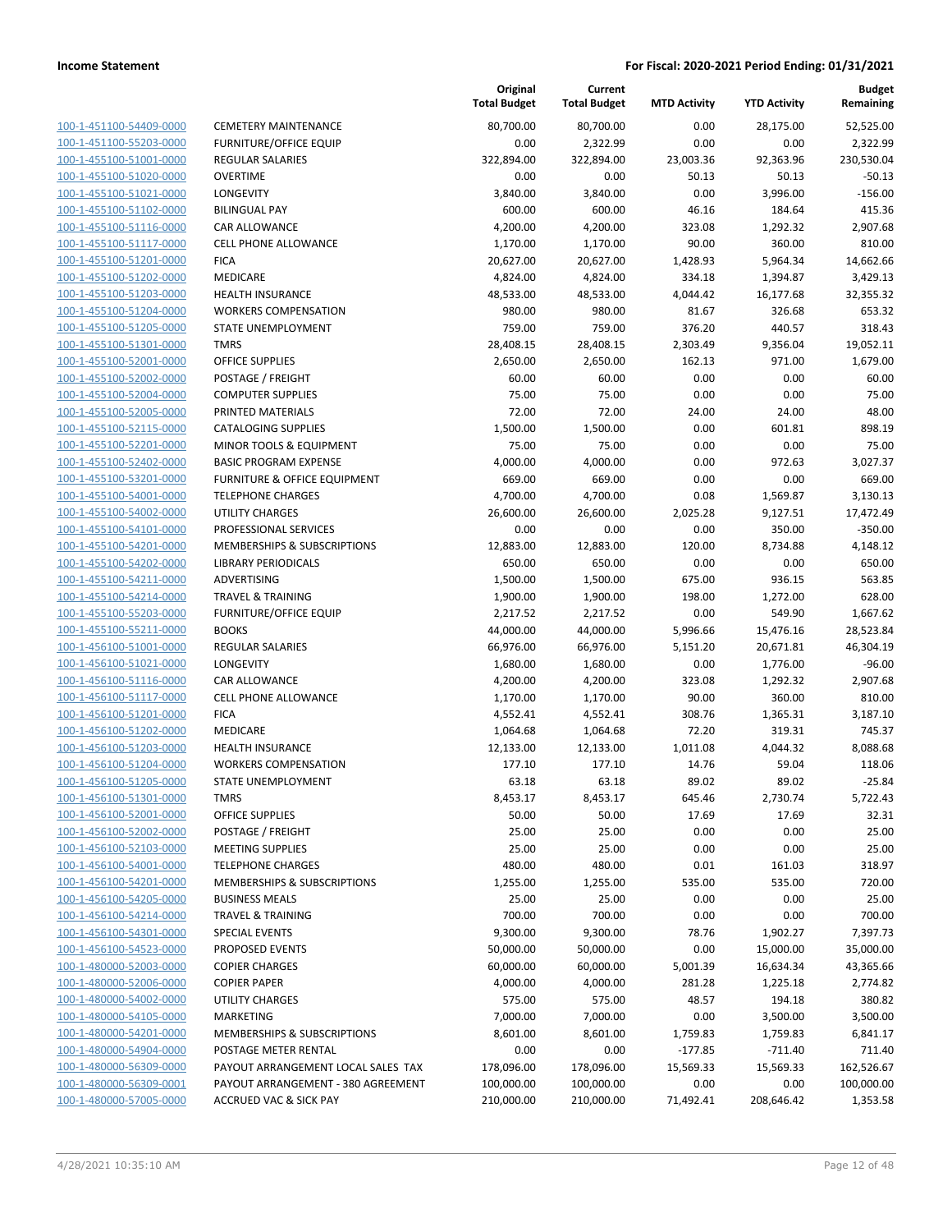**Income Statement** **For Fiscal: 2020-2021 Period Ending: 01/31/2021**

| | | Original Total Budget | Current Total Budget | MTD Activity | YTD Activity | Budget Remaining |
|---|---|---|---|---|---|---|
| 100-1-451100-54409-0000 | CEMETERY MAINTENANCE | 80,700.00 | 80,700.00 | 0.00 | 28,175.00 | 52,525.00 |
| 100-1-451100-55203-0000 | FURNITURE/OFFICE EQUIP | 0.00 | 2,322.99 | 0.00 | 0.00 | 2,322.99 |
| 100-1-455100-51001-0000 | REGULAR SALARIES | 322,894.00 | 322,894.00 | 23,003.36 | 92,363.96 | 230,530.04 |
| 100-1-455100-51020-0000 | OVERTIME | 0.00 | 0.00 | 50.13 | 50.13 | -50.13 |
| 100-1-455100-51021-0000 | LONGEVITY | 3,840.00 | 3,840.00 | 0.00 | 3,996.00 | -156.00 |
| 100-1-455100-51102-0000 | BILINGUAL PAY | 600.00 | 600.00 | 46.16 | 184.64 | 415.36 |
| 100-1-455100-51116-0000 | CAR ALLOWANCE | 4,200.00 | 4,200.00 | 323.08 | 1,292.32 | 2,907.68 |
| 100-1-455100-51117-0000 | CELL PHONE ALLOWANCE | 1,170.00 | 1,170.00 | 90.00 | 360.00 | 810.00 |
| 100-1-455100-51201-0000 | FICA | 20,627.00 | 20,627.00 | 1,428.93 | 5,964.34 | 14,662.66 |
| 100-1-455100-51202-0000 | MEDICARE | 4,824.00 | 4,824.00 | 334.18 | 1,394.87 | 3,429.13 |
| 100-1-455100-51203-0000 | HEALTH INSURANCE | 48,533.00 | 48,533.00 | 4,044.42 | 16,177.68 | 32,355.32 |
| 100-1-455100-51204-0000 | WORKERS COMPENSATION | 980.00 | 980.00 | 81.67 | 326.68 | 653.32 |
| 100-1-455100-51205-0000 | STATE UNEMPLOYMENT | 759.00 | 759.00 | 376.20 | 440.57 | 318.43 |
| 100-1-455100-51301-0000 | TMRS | 28,408.15 | 28,408.15 | 2,303.49 | 9,356.04 | 19,052.11 |
| 100-1-455100-52001-0000 | OFFICE SUPPLIES | 2,650.00 | 2,650.00 | 162.13 | 971.00 | 1,679.00 |
| 100-1-455100-52002-0000 | POSTAGE / FREIGHT | 60.00 | 60.00 | 0.00 | 0.00 | 60.00 |
| 100-1-455100-52004-0000 | COMPUTER SUPPLIES | 75.00 | 75.00 | 0.00 | 0.00 | 75.00 |
| 100-1-455100-52005-0000 | PRINTED MATERIALS | 72.00 | 72.00 | 24.00 | 24.00 | 48.00 |
| 100-1-455100-52115-0000 | CATALOGING SUPPLIES | 1,500.00 | 1,500.00 | 0.00 | 601.81 | 898.19 |
| 100-1-455100-52201-0000 | MINOR TOOLS & EQUIPMENT | 75.00 | 75.00 | 0.00 | 0.00 | 75.00 |
| 100-1-455100-52402-0000 | BASIC PROGRAM EXPENSE | 4,000.00 | 4,000.00 | 0.00 | 972.63 | 3,027.37 |
| 100-1-455100-53201-0000 | FURNITURE & OFFICE EQUIPMENT | 669.00 | 669.00 | 0.00 | 0.00 | 669.00 |
| 100-1-455100-54001-0000 | TELEPHONE CHARGES | 4,700.00 | 4,700.00 | 0.08 | 1,569.87 | 3,130.13 |
| 100-1-455100-54002-0000 | UTILITY CHARGES | 26,600.00 | 26,600.00 | 2,025.28 | 9,127.51 | 17,472.49 |
| 100-1-455100-54101-0000 | PROFESSIONAL SERVICES | 0.00 | 0.00 | 0.00 | 350.00 | -350.00 |
| 100-1-455100-54201-0000 | MEMBERSHIPS & SUBSCRIPTIONS | 12,883.00 | 12,883.00 | 120.00 | 8,734.88 | 4,148.12 |
| 100-1-455100-54202-0000 | LIBRARY PERIODICALS | 650.00 | 650.00 | 0.00 | 0.00 | 650.00 |
| 100-1-455100-54211-0000 | ADVERTISING | 1,500.00 | 1,500.00 | 675.00 | 936.15 | 563.85 |
| 100-1-455100-54214-0000 | TRAVEL & TRAINING | 1,900.00 | 1,900.00 | 198.00 | 1,272.00 | 628.00 |
| 100-1-455100-55203-0000 | FURNITURE/OFFICE EQUIP | 2,217.52 | 2,217.52 | 0.00 | 549.90 | 1,667.62 |
| 100-1-455100-55211-0000 | BOOKS | 44,000.00 | 44,000.00 | 5,996.66 | 15,476.16 | 28,523.84 |
| 100-1-456100-51001-0000 | REGULAR SALARIES | 66,976.00 | 66,976.00 | 5,151.20 | 20,671.81 | 46,304.19 |
| 100-1-456100-51021-0000 | LONGEVITY | 1,680.00 | 1,680.00 | 0.00 | 1,776.00 | -96.00 |
| 100-1-456100-51116-0000 | CAR ALLOWANCE | 4,200.00 | 4,200.00 | 323.08 | 1,292.32 | 2,907.68 |
| 100-1-456100-51117-0000 | CELL PHONE ALLOWANCE | 1,170.00 | 1,170.00 | 90.00 | 360.00 | 810.00 |
| 100-1-456100-51201-0000 | FICA | 4,552.41 | 4,552.41 | 308.76 | 1,365.31 | 3,187.10 |
| 100-1-456100-51202-0000 | MEDICARE | 1,064.68 | 1,064.68 | 72.20 | 319.31 | 745.37 |
| 100-1-456100-51203-0000 | HEALTH INSURANCE | 12,133.00 | 12,133.00 | 1,011.08 | 4,044.32 | 8,088.68 |
| 100-1-456100-51204-0000 | WORKERS COMPENSATION | 177.10 | 177.10 | 14.76 | 59.04 | 118.06 |
| 100-1-456100-51205-0000 | STATE UNEMPLOYMENT | 63.18 | 63.18 | 89.02 | 89.02 | -25.84 |
| 100-1-456100-51301-0000 | TMRS | 8,453.17 | 8,453.17 | 645.46 | 2,730.74 | 5,722.43 |
| 100-1-456100-52001-0000 | OFFICE SUPPLIES | 50.00 | 50.00 | 17.69 | 17.69 | 32.31 |
| 100-1-456100-52002-0000 | POSTAGE / FREIGHT | 25.00 | 25.00 | 0.00 | 0.00 | 25.00 |
| 100-1-456100-52103-0000 | MEETING SUPPLIES | 25.00 | 25.00 | 0.00 | 0.00 | 25.00 |
| 100-1-456100-54001-0000 | TELEPHONE CHARGES | 480.00 | 480.00 | 0.01 | 161.03 | 318.97 |
| 100-1-456100-54201-0000 | MEMBERSHIPS & SUBSCRIPTIONS | 1,255.00 | 1,255.00 | 535.00 | 535.00 | 720.00 |
| 100-1-456100-54205-0000 | BUSINESS MEALS | 25.00 | 25.00 | 0.00 | 0.00 | 25.00 |
| 100-1-456100-54214-0000 | TRAVEL & TRAINING | 700.00 | 700.00 | 0.00 | 0.00 | 700.00 |
| 100-1-456100-54301-0000 | SPECIAL EVENTS | 9,300.00 | 9,300.00 | 78.76 | 1,902.27 | 7,397.73 |
| 100-1-456100-54523-0000 | PROPOSED EVENTS | 50,000.00 | 50,000.00 | 0.00 | 15,000.00 | 35,000.00 |
| 100-1-480000-52003-0000 | COPIER CHARGES | 60,000.00 | 60,000.00 | 5,001.39 | 16,634.34 | 43,365.66 |
| 100-1-480000-52006-0000 | COPIER PAPER | 4,000.00 | 4,000.00 | 281.28 | 1,225.18 | 2,774.82 |
| 100-1-480000-54002-0000 | UTILITY CHARGES | 575.00 | 575.00 | 48.57 | 194.18 | 380.82 |
| 100-1-480000-54105-0000 | MARKETING | 7,000.00 | 7,000.00 | 0.00 | 3,500.00 | 3,500.00 |
| 100-1-480000-54201-0000 | MEMBERSHIPS & SUBSCRIPTIONS | 8,601.00 | 8,601.00 | 1,759.83 | 1,759.83 | 6,841.17 |
| 100-1-480000-54904-0000 | POSTAGE METER RENTAL | 0.00 | 0.00 | -177.85 | -711.40 | 711.40 |
| 100-1-480000-56309-0000 | PAYOUT ARRANGEMENT LOCAL SALES TAX | 178,096.00 | 178,096.00 | 15,569.33 | 15,569.33 | 162,526.67 |
| 100-1-480000-56309-0001 | PAYOUT ARRANGEMENT - 380 AGREEMENT | 100,000.00 | 100,000.00 | 0.00 | 0.00 | 100,000.00 |
| 100-1-480000-57005-0000 | ACCRUED VAC & SICK PAY | 210,000.00 | 210,000.00 | 71,492.41 | 208,646.42 | 1,353.58 |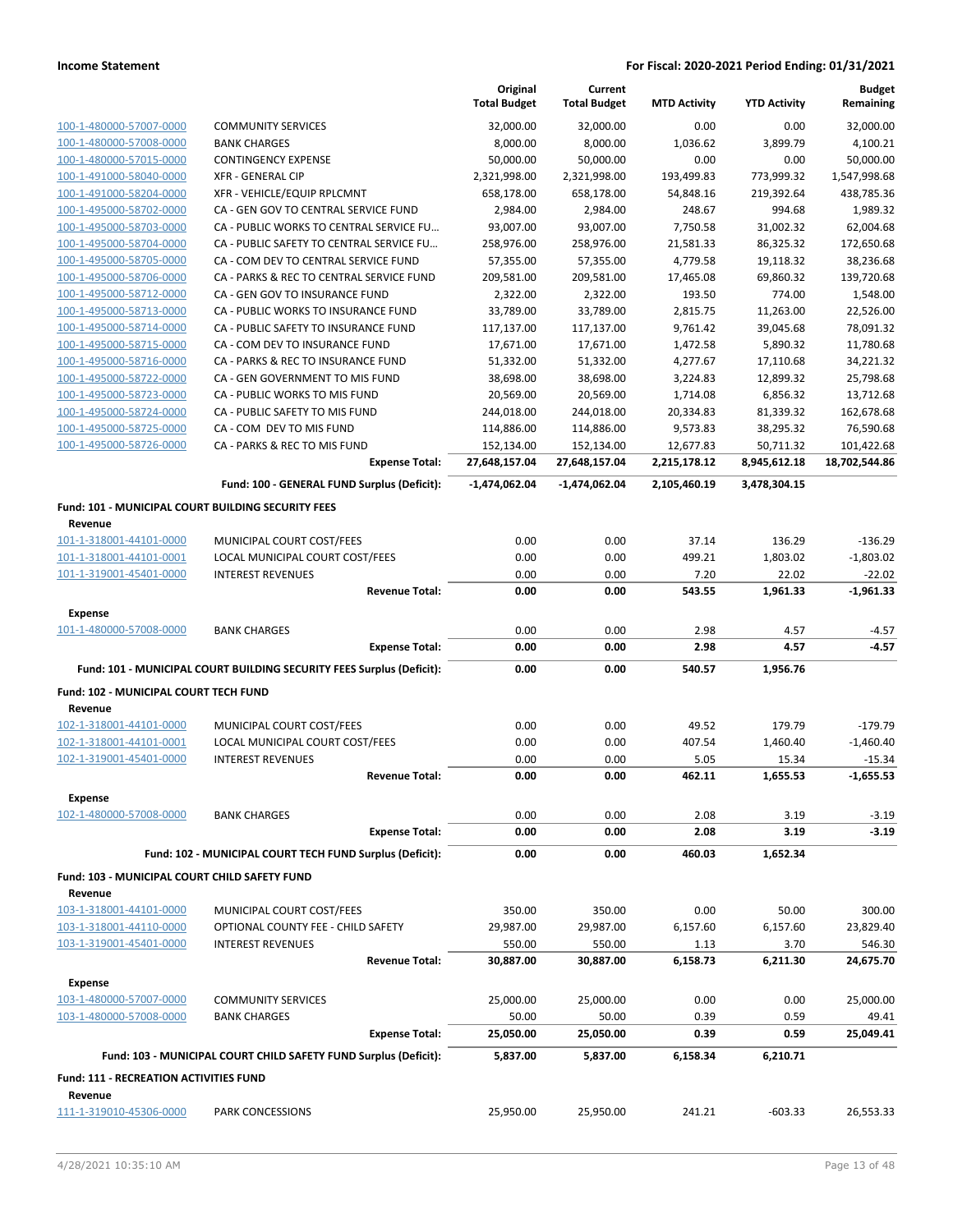## Income Statement

**For Fiscal: 2020-2021 Period Ending: 01/31/2021**

| | | Original Total Budget | Current Total Budget | MTD Activity | YTD Activity | Budget Remaining |
|---|---|---|---|---|---|---|
| 100-1-480000-57007-0000 | COMMUNITY SERVICES | 32,000.00 | 32,000.00 | 0.00 | 0.00 | 32,000.00 |
| 100-1-480000-57008-0000 | BANK CHARGES | 8,000.00 | 8,000.00 | 1,036.62 | 3,899.79 | 4,100.21 |
| 100-1-480000-57015-0000 | CONTINGENCY EXPENSE | 50,000.00 | 50,000.00 | 0.00 | 0.00 | 50,000.00 |
| 100-1-491000-58040-0000 | XFR - GENERAL CIP | 2,321,998.00 | 2,321,998.00 | 193,499.83 | 773,999.32 | 1,547,998.68 |
| 100-1-491000-58204-0000 | XFR - VEHICLE/EQUIP RPLCMNT | 658,178.00 | 658,178.00 | 54,848.16 | 219,392.64 | 438,785.36 |
| 100-1-495000-58702-0000 | CA - GEN GOV TO CENTRAL SERVICE FUND | 2,984.00 | 2,984.00 | 248.67 | 994.68 | 1,989.32 |
| 100-1-495000-58703-0000 | CA - PUBLIC WORKS TO CENTRAL SERVICE FU... | 93,007.00 | 93,007.00 | 7,750.58 | 31,002.32 | 62,004.68 |
| 100-1-495000-58704-0000 | CA - PUBLIC SAFETY TO CENTRAL SERVICE FU... | 258,976.00 | 258,976.00 | 21,581.33 | 86,325.32 | 172,650.68 |
| 100-1-495000-58705-0000 | CA - COM DEV TO CENTRAL SERVICE FUND | 57,355.00 | 57,355.00 | 4,779.58 | 19,118.32 | 38,236.68 |
| 100-1-495000-58706-0000 | CA - PARKS & REC TO CENTRAL SERVICE FUND | 209,581.00 | 209,581.00 | 17,465.08 | 69,860.32 | 139,720.68 |
| 100-1-495000-58712-0000 | CA - GEN GOV TO INSURANCE FUND | 2,322.00 | 2,322.00 | 193.50 | 774.00 | 1,548.00 |
| 100-1-495000-58713-0000 | CA - PUBLIC WORKS TO INSURANCE FUND | 33,789.00 | 33,789.00 | 2,815.75 | 11,263.00 | 22,526.00 |
| 100-1-495000-58714-0000 | CA - PUBLIC SAFETY TO INSURANCE FUND | 117,137.00 | 117,137.00 | 9,761.42 | 39,045.68 | 78,091.32 |
| 100-1-495000-58715-0000 | CA - COM DEV TO INSURANCE FUND | 17,671.00 | 17,671.00 | 1,472.58 | 5,890.32 | 11,780.68 |
| 100-1-495000-58716-0000 | CA - PARKS & REC TO INSURANCE FUND | 51,332.00 | 51,332.00 | 4,277.67 | 17,110.68 | 34,221.32 |
| 100-1-495000-58722-0000 | CA - GEN GOVERNMENT TO MIS FUND | 38,698.00 | 38,698.00 | 3,224.83 | 12,899.32 | 25,798.68 |
| 100-1-495000-58723-0000 | CA - PUBLIC WORKS TO MIS FUND | 20,569.00 | 20,569.00 | 1,714.08 | 6,856.32 | 13,712.68 |
| 100-1-495000-58724-0000 | CA - PUBLIC SAFETY TO MIS FUND | 244,018.00 | 244,018.00 | 20,334.83 | 81,339.32 | 162,678.68 |
| 100-1-495000-58725-0000 | CA - COM DEV TO MIS FUND | 114,886.00 | 114,886.00 | 9,573.83 | 38,295.32 | 76,590.68 |
| 100-1-495000-58726-0000 | CA - PARKS & REC TO MIS FUND | 152,134.00 | 152,134.00 | 12,677.83 | 50,711.32 | 101,422.68 |
| | **Expense Total:** | **27,648,157.04** | **27,648,157.04** | **2,215,178.12** | **8,945,612.18** | **18,702,544.86** |
| | **Fund: 100 - GENERAL FUND Surplus (Deficit):** | **-1,474,062.04** | **-1,474,062.04** | **2,105,460.19** | **3,478,304.15** | |
| **Fund: 101 - MUNICIPAL COURT BUILDING SECURITY FEES** | | | | | | |
| **Revenue** | | | | | | |
| 101-1-318001-44101-0000 | MUNICIPAL COURT COST/FEES | 0.00 | 0.00 | 37.14 | 136.29 | -136.29 |
| 101-1-318001-44101-0001 | LOCAL MUNICIPAL COURT COST/FEES | 0.00 | 0.00 | 499.21 | 1,803.02 | -1,803.02 |
| 101-1-319001-45401-0000 | INTEREST REVENUES | 0.00 | 0.00 | 7.20 | 22.02 | -22.02 |
| | **Revenue Total:** | **0.00** | **0.00** | **543.55** | **1,961.33** | **-1,961.33** |
| **Expense** | | | | | | |
| 101-1-480000-57008-0000 | BANK CHARGES | 0.00 | 0.00 | 2.98 | 4.57 | -4.57 |
| | **Expense Total:** | **0.00** | **0.00** | **2.98** | **4.57** | **-4.57** |
| | **Fund: 101 - MUNICIPAL COURT BUILDING SECURITY FEES Surplus (Deficit):** | **0.00** | **0.00** | **540.57** | **1,956.76** | |
| **Fund: 102 - MUNICIPAL COURT TECH FUND** | | | | | | |
| **Revenue** | | | | | | |
| 102-1-318001-44101-0000 | MUNICIPAL COURT COST/FEES | 0.00 | 0.00 | 49.52 | 179.79 | -179.79 |
| 102-1-318001-44101-0001 | LOCAL MUNICIPAL COURT COST/FEES | 0.00 | 0.00 | 407.54 | 1,460.40 | -1,460.40 |
| 102-1-319001-45401-0000 | INTEREST REVENUES | 0.00 | 0.00 | 5.05 | 15.34 | -15.34 |
| | **Revenue Total:** | **0.00** | **0.00** | **462.11** | **1,655.53** | **-1,655.53** |
| **Expense** | | | | | | |
| 102-1-480000-57008-0000 | BANK CHARGES | 0.00 | 0.00 | 2.08 | 3.19 | -3.19 |
| | **Expense Total:** | **0.00** | **0.00** | **2.08** | **3.19** | **-3.19** |
| | **Fund: 102 - MUNICIPAL COURT TECH FUND Surplus (Deficit):** | **0.00** | **0.00** | **460.03** | **1,652.34** | |
| **Fund: 103 - MUNICIPAL COURT CHILD SAFETY FUND** | | | | | | |
| **Revenue** | | | | | | |
| 103-1-318001-44101-0000 | MUNICIPAL COURT COST/FEES | 350.00 | 350.00 | 0.00 | 50.00 | 300.00 |
| 103-1-318001-44110-0000 | OPTIONAL COUNTY FEE - CHILD SAFETY | 29,987.00 | 29,987.00 | 6,157.60 | 6,157.60 | 23,829.40 |
| 103-1-319001-45401-0000 | INTEREST REVENUES | 550.00 | 550.00 | 1.13 | 3.70 | 546.30 |
| | **Revenue Total:** | **30,887.00** | **30,887.00** | **6,158.73** | **6,211.30** | **24,675.70** |
| **Expense** | | | | | | |
| 103-1-480000-57007-0000 | COMMUNITY SERVICES | 25,000.00 | 25,000.00 | 0.00 | 0.00 | 25,000.00 |
| 103-1-480000-57008-0000 | BANK CHARGES | 50.00 | 50.00 | 0.39 | 0.59 | 49.41 |
| | **Expense Total:** | **25,050.00** | **25,050.00** | **0.39** | **0.59** | **25,049.41** |
| | **Fund: 103 - MUNICIPAL COURT CHILD SAFETY FUND Surplus (Deficit):** | **5,837.00** | **5,837.00** | **6,158.34** | **6,210.71** | |
| **Fund: 111 - RECREATION ACTIVITIES FUND** | | | | | | |
| **Revenue** | | | | | | |
| 111-1-319010-45306-0000 | PARK CONCESSIONS | 25,950.00 | 25,950.00 | 241.21 | -603.33 | 26,553.33 |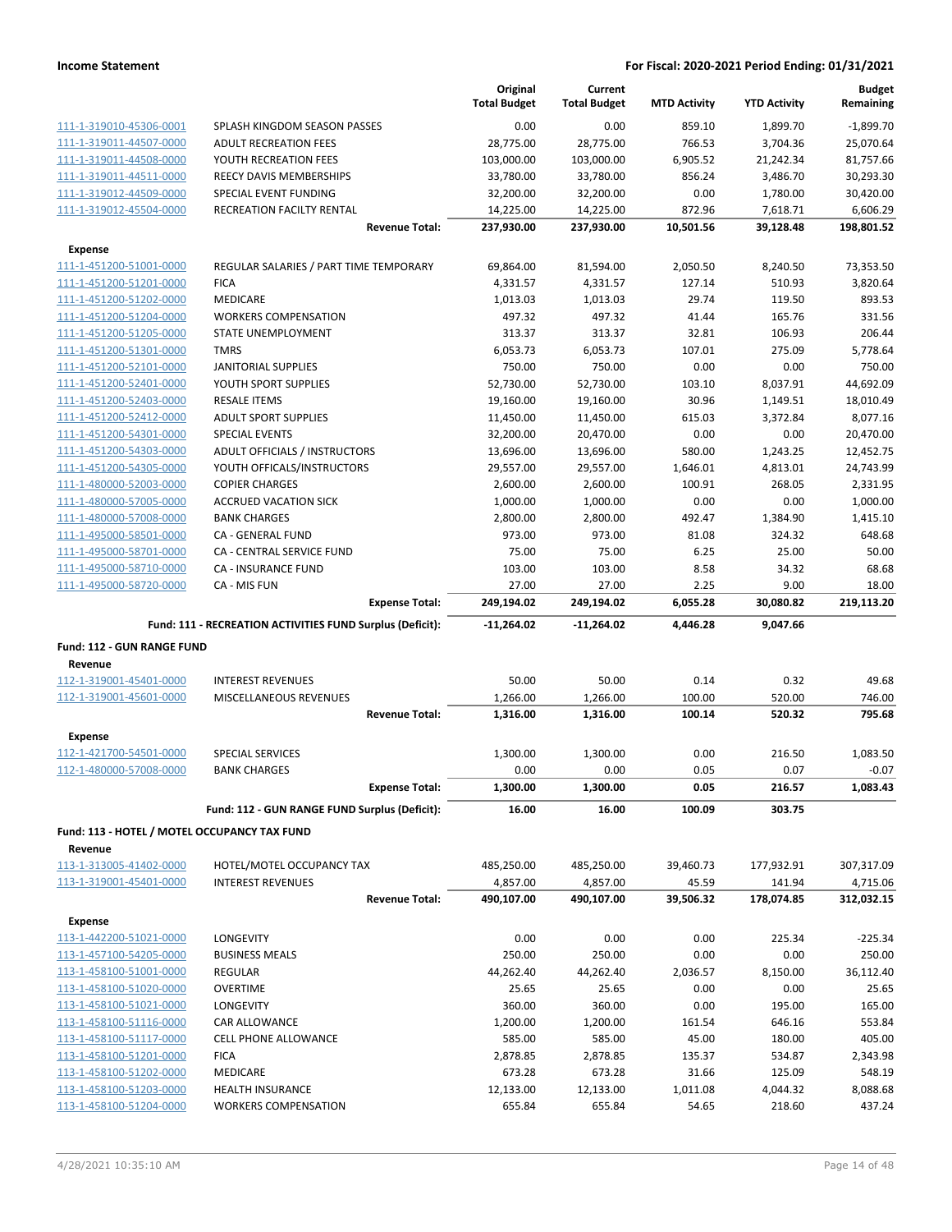| | | Original Total Budget | Current Total Budget | MTD Activity | YTD Activity | Budget Remaining |
|---|---|---|---|---|---|---|
| 111-1-319010-45306-0001 | SPLASH KINGDOM SEASON PASSES | 0.00 | 0.00 | 859.10 | 1,899.70 | -1,899.70 |
| 111-1-319011-44507-0000 | ADULT RECREATION FEES | 28,775.00 | 28,775.00 | 766.53 | 3,704.36 | 25,070.64 |
| 111-1-319011-44508-0000 | YOUTH RECREATION FEES | 103,000.00 | 103,000.00 | 6,905.52 | 21,242.34 | 81,757.66 |
| 111-1-319011-44511-0000 | REECY DAVIS MEMBERSHIPS | 33,780.00 | 33,780.00 | 856.24 | 3,486.70 | 30,293.30 |
| 111-1-319012-44509-0000 | SPECIAL EVENT FUNDING | 32,200.00 | 32,200.00 | 0.00 | 1,780.00 | 30,420.00 |
| 111-1-319012-45504-0000 | RECREATION FACILTY RENTAL | 14,225.00 | 14,225.00 | 872.96 | 7,618.71 | 6,606.29 |
| | **Revenue Total:** | **237,930.00** | **237,930.00** | **10,501.56** | **39,128.48** | **198,801.52** |
| **Expense** | | | | | | |
| 111-1-451200-51001-0000 | REGULAR SALARIES / PART TIME TEMPORARY | 69,864.00 | 81,594.00 | 2,050.50 | 8,240.50 | 73,353.50 |
| 111-1-451200-51201-0000 | FICA | 4,331.57 | 4,331.57 | 127.14 | 510.93 | 3,820.64 |
| 111-1-451200-51202-0000 | MEDICARE | 1,013.03 | 1,013.03 | 29.74 | 119.50 | 893.53 |
| 111-1-451200-51204-0000 | WORKERS COMPENSATION | 497.32 | 497.32 | 41.44 | 165.76 | 331.56 |
| 111-1-451200-51205-0000 | STATE UNEMPLOYMENT | 313.37 | 313.37 | 32.81 | 106.93 | 206.44 |
| 111-1-451200-51301-0000 | TMRS | 6,053.73 | 6,053.73 | 107.01 | 275.09 | 5,778.64 |
| 111-1-451200-52101-0000 | JANITORIAL SUPPLIES | 750.00 | 750.00 | 0.00 | 0.00 | 750.00 |
| 111-1-451200-52401-0000 | YOUTH SPORT SUPPLIES | 52,730.00 | 52,730.00 | 103.10 | 8,037.91 | 44,692.09 |
| 111-1-451200-52403-0000 | RESALE ITEMS | 19,160.00 | 19,160.00 | 30.96 | 1,149.51 | 18,010.49 |
| 111-1-451200-52412-0000 | ADULT SPORT SUPPLIES | 11,450.00 | 11,450.00 | 615.03 | 3,372.84 | 8,077.16 |
| 111-1-451200-54301-0000 | SPECIAL EVENTS | 32,200.00 | 20,470.00 | 0.00 | 0.00 | 20,470.00 |
| 111-1-451200-54303-0000 | ADULT OFFICIALS / INSTRUCTORS | 13,696.00 | 13,696.00 | 580.00 | 1,243.25 | 12,452.75 |
| 111-1-451200-54305-0000 | YOUTH OFFICALS/INSTRUCTORS | 29,557.00 | 29,557.00 | 1,646.01 | 4,813.01 | 24,743.99 |
| 111-1-480000-52003-0000 | COPIER CHARGES | 2,600.00 | 2,600.00 | 100.91 | 268.05 | 2,331.95 |
| 111-1-480000-57005-0000 | ACCRUED VACATION SICK | 1,000.00 | 1,000.00 | 0.00 | 0.00 | 1,000.00 |
| 111-1-480000-57008-0000 | BANK CHARGES | 2,800.00 | 2,800.00 | 492.47 | 1,384.90 | 1,415.10 |
| 111-1-495000-58501-0000 | CA - GENERAL FUND | 973.00 | 973.00 | 81.08 | 324.32 | 648.68 |
| 111-1-495000-58701-0000 | CA - CENTRAL SERVICE FUND | 75.00 | 75.00 | 6.25 | 25.00 | 50.00 |
| 111-1-495000-58710-0000 | CA - INSURANCE FUND | 103.00 | 103.00 | 8.58 | 34.32 | 68.68 |
| 111-1-495000-58720-0000 | CA - MIS FUN | 27.00 | 27.00 | 2.25 | 9.00 | 18.00 |
| | **Expense Total:** | **249,194.02** | **249,194.02** | **6,055.28** | **30,080.82** | **219,113.20** |
| | **Fund: 111 - RECREATION ACTIVITIES FUND Surplus (Deficit):** | **-11,264.02** | **-11,264.02** | **4,446.28** | **9,047.66** | |
| **Fund: 112 - GUN RANGE FUND** | | | | | | |
| **Revenue** | | | | | | |
| 112-1-319001-45401-0000 | INTEREST REVENUES | 50.00 | 50.00 | 0.14 | 0.32 | 49.68 |
| 112-1-319001-45601-0000 | MISCELLANEOUS REVENUES | 1,266.00 | 1,266.00 | 100.00 | 520.00 | 746.00 |
| | **Revenue Total:** | **1,316.00** | **1,316.00** | **100.14** | **520.32** | **795.68** |
| **Expense** | | | | | | |
| 112-1-421700-54501-0000 | SPECIAL SERVICES | 1,300.00 | 1,300.00 | 0.00 | 216.50 | 1,083.50 |
| 112-1-480000-57008-0000 | BANK CHARGES | 0.00 | 0.00 | 0.05 | 0.07 | -0.07 |
| | **Expense Total:** | **1,300.00** | **1,300.00** | **0.05** | **216.57** | **1,083.43** |
| | **Fund: 112 - GUN RANGE FUND Surplus (Deficit):** | **16.00** | **16.00** | **100.09** | **303.75** | |
| **Fund: 113 - HOTEL / MOTEL OCCUPANCY TAX FUND** | | | | | | |
| **Revenue** | | | | | | |
| 113-1-313005-41402-0000 | HOTEL/MOTEL OCCUPANCY TAX | 485,250.00 | 485,250.00 | 39,460.73 | 177,932.91 | 307,317.09 |
| 113-1-319001-45401-0000 | INTEREST REVENUES | 4,857.00 | 4,857.00 | 45.59 | 141.94 | 4,715.06 |
| | **Revenue Total:** | **490,107.00** | **490,107.00** | **39,506.32** | **178,074.85** | **312,032.15** |
| **Expense** | | | | | | |
| 113-1-442200-51021-0000 | LONGEVITY | 0.00 | 0.00 | 0.00 | 225.34 | -225.34 |
| 113-1-457100-54205-0000 | BUSINESS MEALS | 250.00 | 250.00 | 0.00 | 0.00 | 250.00 |
| 113-1-458100-51001-0000 | REGULAR | 44,262.40 | 44,262.40 | 2,036.57 | 8,150.00 | 36,112.40 |
| 113-1-458100-51020-0000 | OVERTIME | 25.65 | 25.65 | 0.00 | 0.00 | 25.65 |
| 113-1-458100-51021-0000 | LONGEVITY | 360.00 | 360.00 | 0.00 | 195.00 | 165.00 |
| 113-1-458100-51116-0000 | CAR ALLOWANCE | 1,200.00 | 1,200.00 | 161.54 | 646.16 | 553.84 |
| 113-1-458100-51117-0000 | CELL PHONE ALLOWANCE | 585.00 | 585.00 | 45.00 | 180.00 | 405.00 |
| 113-1-458100-51201-0000 | FICA | 2,878.85 | 2,878.85 | 135.37 | 534.87 | 2,343.98 |
| 113-1-458100-51202-0000 | MEDICARE | 673.28 | 673.28 | 31.66 | 125.09 | 548.19 |
| 113-1-458100-51203-0000 | HEALTH INSURANCE | 12,133.00 | 12,133.00 | 1,011.08 | 4,044.32 | 8,088.68 |
| 113-1-458100-51204-0000 | WORKERS COMPENSATION | 655.84 | 655.84 | 54.65 | 218.60 | 437.24 |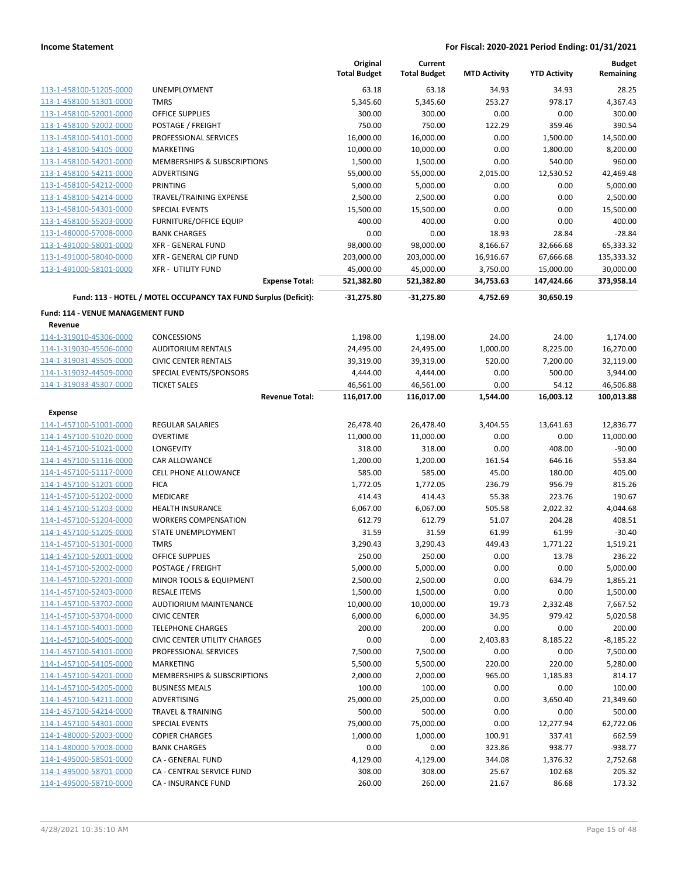**Income Statement** **For Fiscal: 2020-2021 Period Ending: 01/31/2021**

| | | Original Total Budget | Current Total Budget | MTD Activity | YTD Activity | Budget Remaining |
|---|---|---|---|---|---|---|
| 113-1-458100-51205-0000 | UNEMPLOYMENT | 63.18 | 63.18 | 34.93 | 34.93 | 28.25 |
| 113-1-458100-51301-0000 | TMRS | 5,345.60 | 5,345.60 | 253.27 | 978.17 | 4,367.43 |
| 113-1-458100-52001-0000 | OFFICE SUPPLIES | 300.00 | 300.00 | 0.00 | 0.00 | 300.00 |
| 113-1-458100-52002-0000 | POSTAGE / FREIGHT | 750.00 | 750.00 | 122.29 | 359.46 | 390.54 |
| 113-1-458100-54101-0000 | PROFESSIONAL SERVICES | 16,000.00 | 16,000.00 | 0.00 | 1,500.00 | 14,500.00 |
| 113-1-458100-54105-0000 | MARKETING | 10,000.00 | 10,000.00 | 0.00 | 1,800.00 | 8,200.00 |
| 113-1-458100-54201-0000 | MEMBERSHIPS & SUBSCRIPTIONS | 1,500.00 | 1,500.00 | 0.00 | 540.00 | 960.00 |
| 113-1-458100-54211-0000 | ADVERTISING | 55,000.00 | 55,000.00 | 2,015.00 | 12,530.52 | 42,469.48 |
| 113-1-458100-54212-0000 | PRINTING | 5,000.00 | 5,000.00 | 0.00 | 0.00 | 5,000.00 |
| 113-1-458100-54214-0000 | TRAVEL/TRAINING EXPENSE | 2,500.00 | 2,500.00 | 0.00 | 0.00 | 2,500.00 |
| 113-1-458100-54301-0000 | SPECIAL EVENTS | 15,500.00 | 15,500.00 | 0.00 | 0.00 | 15,500.00 |
| 113-1-458100-55203-0000 | FURNITURE/OFFICE EQUIP | 400.00 | 400.00 | 0.00 | 0.00 | 400.00 |
| 113-1-480000-57008-0000 | BANK CHARGES | 0.00 | 0.00 | 18.93 | 28.84 | -28.84 |
| 113-1-491000-58001-0000 | XFR - GENERAL FUND | 98,000.00 | 98,000.00 | 8,166.67 | 32,666.68 | 65,333.32 |
| 113-1-491000-58040-0000 | XFR - GENERAL CIP FUND | 203,000.00 | 203,000.00 | 16,916.67 | 67,666.68 | 135,333.32 |
| 113-1-491000-58101-0000 | XFR - UTILITY FUND | 45,000.00 | 45,000.00 | 3,750.00 | 15,000.00 | 30,000.00 |
| | **Expense Total:** | **521,382.80** | **521,382.80** | **34,753.63** | **147,424.66** | **373,958.14** |
| | **Fund: 113 - HOTEL / MOTEL OCCUPANCY TAX FUND Surplus (Deficit):** | **-31,275.80** | **-31,275.80** | **4,752.69** | **30,650.19** | |

**Fund: 114 - VENUE MANAGEMENT FUND**

**Revenue**

| | | Original Total Budget | Current Total Budget | MTD Activity | YTD Activity | Budget Remaining |
|---|---|---|---|---|---|---|
| 114-1-319010-45306-0000 | CONCESSIONS | 1,198.00 | 1,198.00 | 24.00 | 24.00 | 1,174.00 |
| 114-1-319030-45506-0000 | AUDITORIUM RENTALS | 24,495.00 | 24,495.00 | 1,000.00 | 8,225.00 | 16,270.00 |
| 114-1-319031-45505-0000 | CIVIC CENTER RENTALS | 39,319.00 | 39,319.00 | 520.00 | 7,200.00 | 32,119.00 |
| 114-1-319032-44509-0000 | SPECIAL EVENTS/SPONSORS | 4,444.00 | 4,444.00 | 0.00 | 500.00 | 3,944.00 |
| 114-1-319033-45307-0000 | TICKET SALES | 46,561.00 | 46,561.00 | 0.00 | 54.12 | 46,506.88 |
| | **Revenue Total:** | **116,017.00** | **116,017.00** | **1,544.00** | **16,003.12** | **100,013.88** |

**Expense**

| | | Original Total Budget | Current Total Budget | MTD Activity | YTD Activity | Budget Remaining |
|---|---|---|---|---|---|---|
| 114-1-457100-51001-0000 | REGULAR SALARIES | 26,478.40 | 26,478.40 | 3,404.55 | 13,641.63 | 12,836.77 |
| 114-1-457100-51020-0000 | OVERTIME | 11,000.00 | 11,000.00 | 0.00 | 0.00 | 11,000.00 |
| 114-1-457100-51021-0000 | LONGEVITY | 318.00 | 318.00 | 0.00 | 408.00 | -90.00 |
| 114-1-457100-51116-0000 | CAR ALLOWANCE | 1,200.00 | 1,200.00 | 161.54 | 646.16 | 553.84 |
| 114-1-457100-51117-0000 | CELL PHONE ALLOWANCE | 585.00 | 585.00 | 45.00 | 180.00 | 405.00 |
| 114-1-457100-51201-0000 | FICA | 1,772.05 | 1,772.05 | 236.79 | 956.79 | 815.26 |
| 114-1-457100-51202-0000 | MEDICARE | 414.43 | 414.43 | 55.38 | 223.76 | 190.67 |
| 114-1-457100-51203-0000 | HEALTH INSURANCE | 6,067.00 | 6,067.00 | 505.58 | 2,022.32 | 4,044.68 |
| 114-1-457100-51204-0000 | WORKERS COMPENSATION | 612.79 | 612.79 | 51.07 | 204.28 | 408.51 |
| 114-1-457100-51205-0000 | STATE UNEMPLOYMENT | 31.59 | 31.59 | 61.99 | 61.99 | -30.40 |
| 114-1-457100-51301-0000 | TMRS | 3,290.43 | 3,290.43 | 449.43 | 1,771.22 | 1,519.21 |
| 114-1-457100-52001-0000 | OFFICE SUPPLIES | 250.00 | 250.00 | 0.00 | 13.78 | 236.22 |
| 114-1-457100-52002-0000 | POSTAGE / FREIGHT | 5,000.00 | 5,000.00 | 0.00 | 0.00 | 5,000.00 |
| 114-1-457100-52201-0000 | MINOR TOOLS & EQUIPMENT | 2,500.00 | 2,500.00 | 0.00 | 634.79 | 1,865.21 |
| 114-1-457100-52403-0000 | RESALE ITEMS | 1,500.00 | 1,500.00 | 0.00 | 0.00 | 1,500.00 |
| 114-1-457100-53702-0000 | AUDTIORIUM MAINTENANCE | 10,000.00 | 10,000.00 | 19.73 | 2,332.48 | 7,667.52 |
| 114-1-457100-53704-0000 | CIVIC CENTER | 6,000.00 | 6,000.00 | 34.95 | 979.42 | 5,020.58 |
| 114-1-457100-54001-0000 | TELEPHONE CHARGES | 200.00 | 200.00 | 0.00 | 0.00 | 200.00 |
| 114-1-457100-54005-0000 | CIVIC CENTER UTILITY CHARGES | 0.00 | 0.00 | 2,403.83 | 8,185.22 | -8,185.22 |
| 114-1-457100-54101-0000 | PROFESSIONAL SERVICES | 7,500.00 | 7,500.00 | 0.00 | 0.00 | 7,500.00 |
| 114-1-457100-54105-0000 | MARKETING | 5,500.00 | 5,500.00 | 220.00 | 220.00 | 5,280.00 |
| 114-1-457100-54201-0000 | MEMBERSHIPS & SUBSCRIPTIONS | 2,000.00 | 2,000.00 | 965.00 | 1,185.83 | 814.17 |
| 114-1-457100-54205-0000 | BUSINESS MEALS | 100.00 | 100.00 | 0.00 | 0.00 | 100.00 |
| 114-1-457100-54211-0000 | ADVERTISING | 25,000.00 | 25,000.00 | 0.00 | 3,650.40 | 21,349.60 |
| 114-1-457100-54214-0000 | TRAVEL & TRAINING | 500.00 | 500.00 | 0.00 | 0.00 | 500.00 |
| 114-1-457100-54301-0000 | SPECIAL EVENTS | 75,000.00 | 75,000.00 | 0.00 | 12,277.94 | 62,722.06 |
| 114-1-480000-52003-0000 | COPIER CHARGES | 1,000.00 | 1,000.00 | 100.91 | 337.41 | 662.59 |
| 114-1-480000-57008-0000 | BANK CHARGES | 0.00 | 0.00 | 323.86 | 938.77 | -938.77 |
| 114-1-495000-58501-0000 | CA - GENERAL FUND | 4,129.00 | 4,129.00 | 344.08 | 1,376.32 | 2,752.68 |
| 114-1-495000-58701-0000 | CA - CENTRAL SERVICE FUND | 308.00 | 308.00 | 25.67 | 102.68 | 205.32 |
| 114-1-495000-58710-0000 | CA - INSURANCE FUND | 260.00 | 260.00 | 21.67 | 86.68 | 173.32 |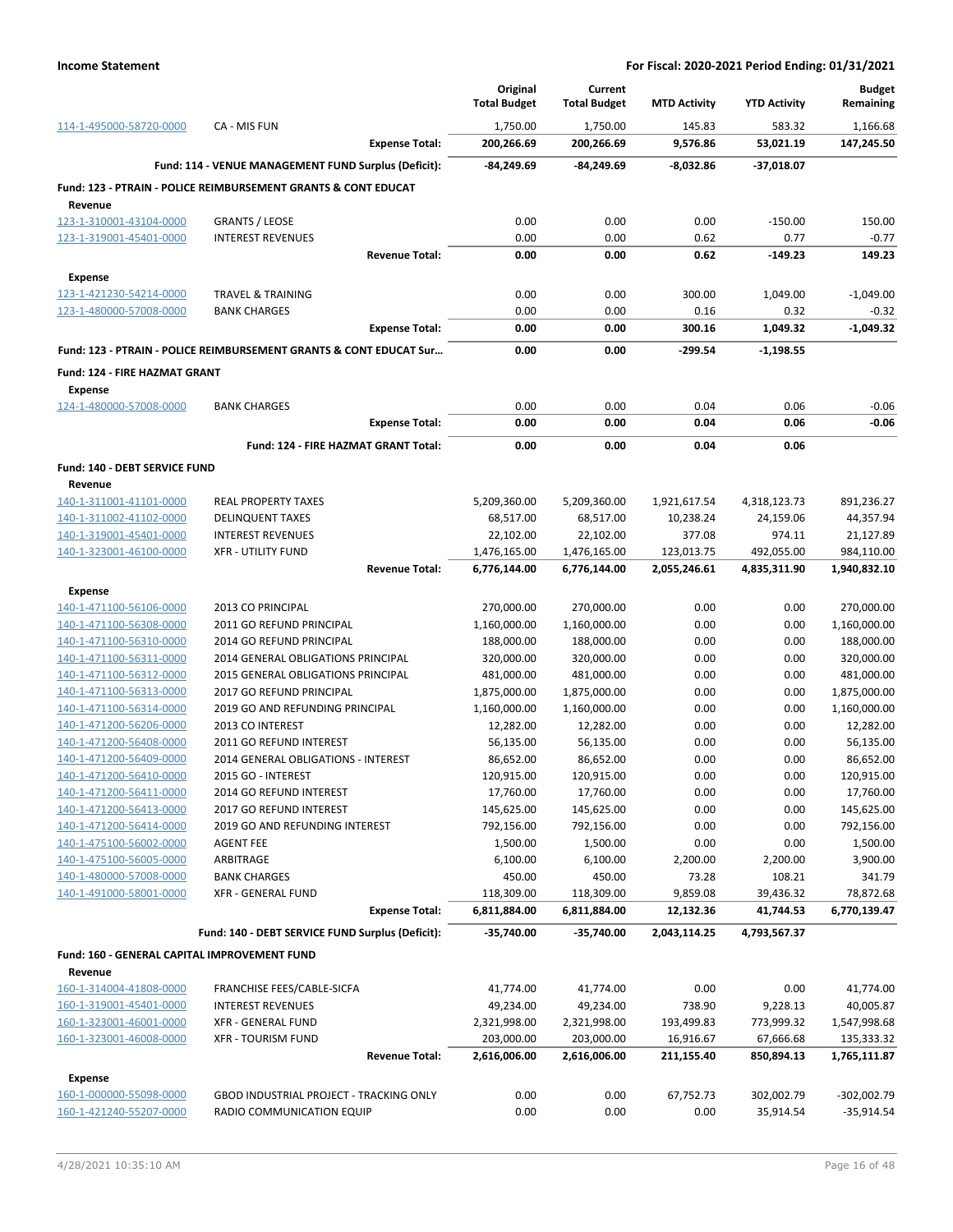| | | Original Total Budget | Current Total Budget | MTD Activity | YTD Activity | Budget Remaining |
|---|---|---|---|---|---|---|
| 114-1-495000-58720-0000 | CA - MIS FUN | 1,750.00 | 1,750.00 | 145.83 | 583.32 | 1,166.68 |
| | **Expense Total:** | **200,266.69** | **200,266.69** | **9,576.86** | **53,021.19** | **147,245.50** |
| | **Fund: 114 - VENUE MANAGEMENT FUND Surplus (Deficit):** | **-84,249.69** | **-84,249.69** | **-8,032.86** | **-37,018.07** | |
| **Fund: 123 - PTRAIN - POLICE REIMBURSEMENT GRANTS & CONT EDUCAT** | | | | | | |
| **Revenue** | | | | | | |
| 123-1-310001-43104-0000 | GRANTS / LEOSE | 0.00 | 0.00 | 0.00 | -150.00 | 150.00 |
| 123-1-319001-45401-0000 | INTEREST REVENUES | 0.00 | 0.00 | 0.62 | 0.77 | -0.77 |
| | **Revenue Total:** | **0.00** | **0.00** | **0.62** | **-149.23** | **149.23** |
| **Expense** | | | | | | |
| 123-1-421230-54214-0000 | TRAVEL & TRAINING | 0.00 | 0.00 | 300.00 | 1,049.00 | -1,049.00 |
| 123-1-480000-57008-0000 | BANK CHARGES | 0.00 | 0.00 | 0.16 | 0.32 | -0.32 |
| | **Expense Total:** | **0.00** | **0.00** | **300.16** | **1,049.32** | **-1,049.32** |
| **Fund: 123 - PTRAIN - POLICE REIMBURSEMENT GRANTS & CONT EDUCAT Sur...** | | **0.00** | **0.00** | **-299.54** | **-1,198.55** | |
| **Fund: 124 - FIRE HAZMAT GRANT** | | | | | | |
| **Expense** | | | | | | |
| 124-1-480000-57008-0000 | BANK CHARGES | 0.00 | 0.00 | 0.04 | 0.06 | -0.06 |
| | **Expense Total:** | **0.00** | **0.00** | **0.04** | **0.06** | **-0.06** |
| | **Fund: 124 - FIRE HAZMAT GRANT Total:** | **0.00** | **0.00** | **0.04** | **0.06** | |
| **Fund: 140 - DEBT SERVICE FUND** | | | | | | |
| **Revenue** | | | | | | |
| 140-1-311001-41101-0000 | REAL PROPERTY TAXES | 5,209,360.00 | 5,209,360.00 | 1,921,617.54 | 4,318,123.73 | 891,236.27 |
| 140-1-311002-41102-0000 | DELINQUENT TAXES | 68,517.00 | 68,517.00 | 10,238.24 | 24,159.06 | 44,357.94 |
| 140-1-319001-45401-0000 | INTEREST REVENUES | 22,102.00 | 22,102.00 | 377.08 | 974.11 | 21,127.89 |
| 140-1-323001-46100-0000 | XFR - UTILITY FUND | 1,476,165.00 | 1,476,165.00 | 123,013.75 | 492,055.00 | 984,110.00 |
| | **Revenue Total:** | **6,776,144.00** | **6,776,144.00** | **2,055,246.61** | **4,835,311.90** | **1,940,832.10** |
| **Expense** | | | | | | |
| 140-1-471100-56106-0000 | 2013 CO PRINCIPAL | 270,000.00 | 270,000.00 | 0.00 | 0.00 | 270,000.00 |
| 140-1-471100-56308-0000 | 2011 GO REFUND PRINCIPAL | 1,160,000.00 | 1,160,000.00 | 0.00 | 0.00 | 1,160,000.00 |
| 140-1-471100-56310-0000 | 2014 GO REFUND PRINCIPAL | 188,000.00 | 188,000.00 | 0.00 | 0.00 | 188,000.00 |
| 140-1-471100-56311-0000 | 2014 GENERAL OBLIGATIONS PRINCIPAL | 320,000.00 | 320,000.00 | 0.00 | 0.00 | 320,000.00 |
| 140-1-471100-56312-0000 | 2015 GENERAL OBLIGATIONS PRINCIPAL | 481,000.00 | 481,000.00 | 0.00 | 0.00 | 481,000.00 |
| 140-1-471100-56313-0000 | 2017 GO REFUND PRINCIPAL | 1,875,000.00 | 1,875,000.00 | 0.00 | 0.00 | 1,875,000.00 |
| 140-1-471100-56314-0000 | 2019 GO AND REFUNDING PRINCIPAL | 1,160,000.00 | 1,160,000.00 | 0.00 | 0.00 | 1,160,000.00 |
| 140-1-471200-56206-0000 | 2013 CO INTEREST | 12,282.00 | 12,282.00 | 0.00 | 0.00 | 12,282.00 |
| 140-1-471200-56408-0000 | 2011 GO REFUND INTEREST | 56,135.00 | 56,135.00 | 0.00 | 0.00 | 56,135.00 |
| 140-1-471200-56409-0000 | 2014 GENERAL OBLIGATIONS - INTEREST | 86,652.00 | 86,652.00 | 0.00 | 0.00 | 86,652.00 |
| 140-1-471200-56410-0000 | 2015 GO - INTEREST | 120,915.00 | 120,915.00 | 0.00 | 0.00 | 120,915.00 |
| 140-1-471200-56411-0000 | 2014 GO REFUND INTEREST | 17,760.00 | 17,760.00 | 0.00 | 0.00 | 17,760.00 |
| 140-1-471200-56413-0000 | 2017 GO REFUND INTEREST | 145,625.00 | 145,625.00 | 0.00 | 0.00 | 145,625.00 |
| 140-1-471200-56414-0000 | 2019 GO AND REFUNDING INTEREST | 792,156.00 | 792,156.00 | 0.00 | 0.00 | 792,156.00 |
| 140-1-475100-56002-0000 | AGENT FEE | 1,500.00 | 1,500.00 | 0.00 | 0.00 | 1,500.00 |
| 140-1-475100-56005-0000 | ARBITRAGE | 6,100.00 | 6,100.00 | 2,200.00 | 2,200.00 | 3,900.00 |
| 140-1-480000-57008-0000 | BANK CHARGES | 450.00 | 450.00 | 73.28 | 108.21 | 341.79 |
| 140-1-491000-58001-0000 | XFR - GENERAL FUND | 118,309.00 | 118,309.00 | 9,859.08 | 39,436.32 | 78,872.68 |
| | **Expense Total:** | **6,811,884.00** | **6,811,884.00** | **12,132.36** | **41,744.53** | **6,770,139.47** |
| | **Fund: 140 - DEBT SERVICE FUND Surplus (Deficit):** | **-35,740.00** | **-35,740.00** | **2,043,114.25** | **4,793,567.37** | |
| **Fund: 160 - GENERAL CAPITAL IMPROVEMENT FUND** | | | | | | |
| **Revenue** | | | | | | |
| 160-1-314004-41808-0000 | FRANCHISE FEES/CABLE-SICFA | 41,774.00 | 41,774.00 | 0.00 | 0.00 | 41,774.00 |
| 160-1-319001-45401-0000 | INTEREST REVENUES | 49,234.00 | 49,234.00 | 738.90 | 9,228.13 | 40,005.87 |
| 160-1-323001-46001-0000 | XFR - GENERAL FUND | 2,321,998.00 | 2,321,998.00 | 193,499.83 | 773,999.32 | 1,547,998.68 |
| 160-1-323001-46008-0000 | XFR - TOURISM FUND | 203,000.00 | 203,000.00 | 16,916.67 | 67,666.68 | 135,333.32 |
| | **Revenue Total:** | **2,616,006.00** | **2,616,006.00** | **211,155.40** | **850,894.13** | **1,765,111.87** |
| **Expense** | | | | | | |
| 160-1-000000-55098-0000 | GBOD INDUSTRIAL PROJECT - TRACKING ONLY | 0.00 | 0.00 | 67,752.73 | 302,002.79 | -302,002.79 |
| 160-1-421240-55207-0000 | RADIO COMMUNICATION EQUIP | 0.00 | 0.00 | 0.00 | 35,914.54 | -35,914.54 |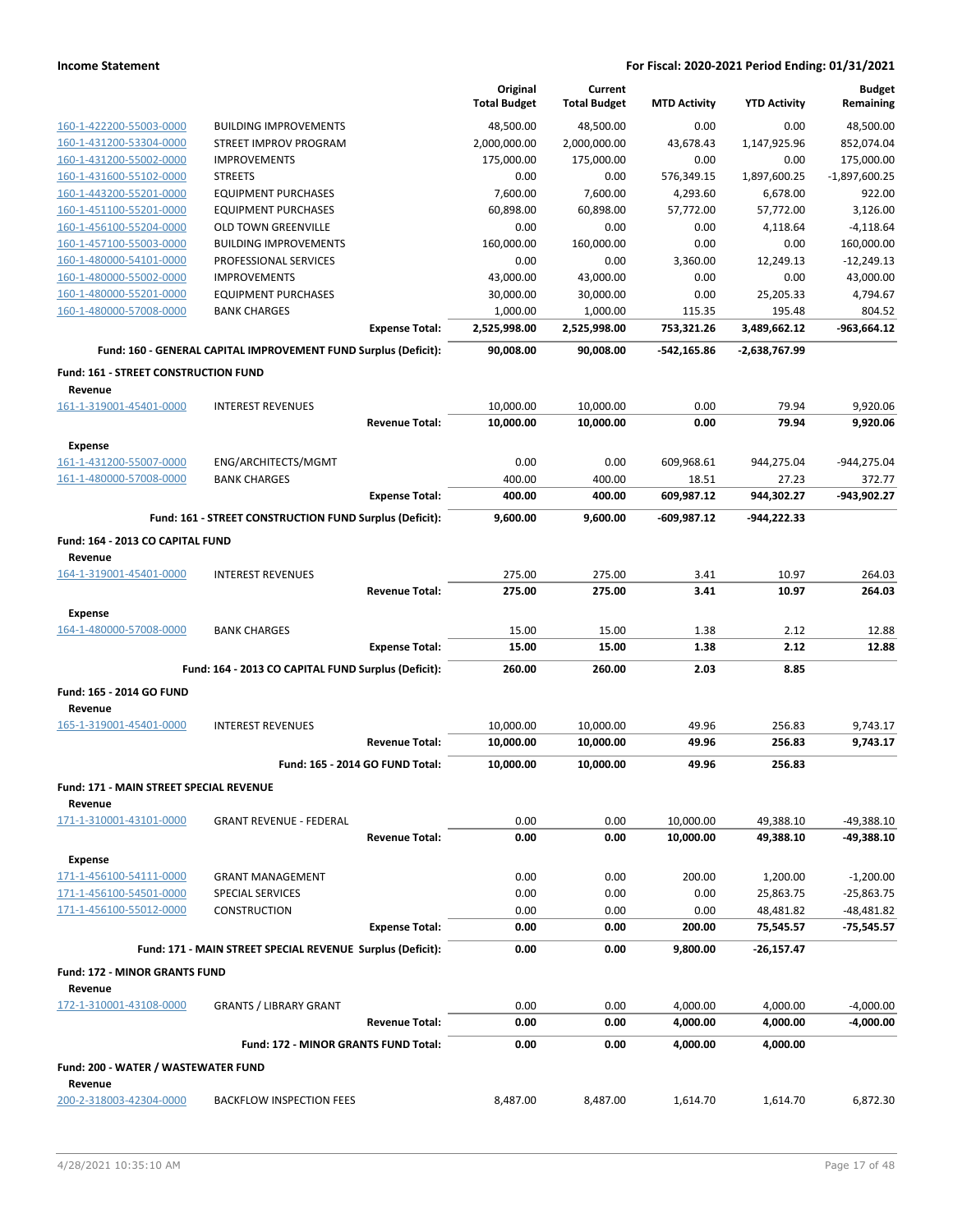**Income Statement** — **For Fiscal: 2020-2021 Period Ending: 01/31/2021**

| | | Original Total Budget | Current Total Budget | MTD Activity | YTD Activity | Budget Remaining |
|---|---|---|---|---|---|---|
| 160-1-422200-55003-0000 | BUILDING IMPROVEMENTS | 48,500.00 | 48,500.00 | 0.00 | 0.00 | 48,500.00 |
| 160-1-431200-53304-0000 | STREET IMPROV PROGRAM | 2,000,000.00 | 2,000,000.00 | 43,678.43 | 1,147,925.96 | 852,074.04 |
| 160-1-431200-55002-0000 | IMPROVEMENTS | 175,000.00 | 175,000.00 | 0.00 | 0.00 | 175,000.00 |
| 160-1-431600-55102-0000 | STREETS | 0.00 | 0.00 | 576,349.15 | 1,897,600.25 | -1,897,600.25 |
| 160-1-443200-55201-0000 | EQUIPMENT PURCHASES | 7,600.00 | 7,600.00 | 4,293.60 | 6,678.00 | 922.00 |
| 160-1-451100-55201-0000 | EQUIPMENT PURCHASES | 60,898.00 | 60,898.00 | 57,772.00 | 57,772.00 | 3,126.00 |
| 160-1-456100-55204-0000 | OLD TOWN GREENVILLE | 0.00 | 0.00 | 0.00 | 4,118.64 | -4,118.64 |
| 160-1-457100-55003-0000 | BUILDING IMPROVEMENTS | 160,000.00 | 160,000.00 | 0.00 | 0.00 | 160,000.00 |
| 160-1-480000-54101-0000 | PROFESSIONAL SERVICES | 0.00 | 0.00 | 3,360.00 | 12,249.13 | -12,249.13 |
| 160-1-480000-55002-0000 | IMPROVEMENTS | 43,000.00 | 43,000.00 | 0.00 | 0.00 | 43,000.00 |
| 160-1-480000-55201-0000 | EQUIPMENT PURCHASES | 30,000.00 | 30,000.00 | 0.00 | 25,205.33 | 4,794.67 |
| 160-1-480000-57008-0000 | BANK CHARGES | 1,000.00 | 1,000.00 | 115.35 | 195.48 | 804.52 |
| | **Expense Total:** | **2,525,998.00** | **2,525,998.00** | **753,321.26** | **3,489,662.12** | **-963,664.12** |
| | **Fund: 160 - GENERAL CAPITAL IMPROVEMENT FUND Surplus (Deficit):** | **90,008.00** | **90,008.00** | **-542,165.86** | **-2,638,767.99** | |
| **Fund: 161 - STREET CONSTRUCTION FUND** | | | | | | |
| **Revenue** | | | | | | |
| 161-1-319001-45401-0000 | INTEREST REVENUES | 10,000.00 | 10,000.00 | 0.00 | 79.94 | 9,920.06 |
| | **Revenue Total:** | **10,000.00** | **10,000.00** | **0.00** | **79.94** | **9,920.06** |
| **Expense** | | | | | | |
| 161-1-431200-55007-0000 | ENG/ARCHITECTS/MGMT | 0.00 | 0.00 | 609,968.61 | 944,275.04 | -944,275.04 |
| 161-1-480000-57008-0000 | BANK CHARGES | 400.00 | 400.00 | 18.51 | 27.23 | 372.77 |
| | **Expense Total:** | **400.00** | **400.00** | **609,987.12** | **944,302.27** | **-943,902.27** |
| | **Fund: 161 - STREET CONSTRUCTION FUND Surplus (Deficit):** | **9,600.00** | **9,600.00** | **-609,987.12** | **-944,222.33** | |
| **Fund: 164 - 2013 CO CAPITAL FUND** | | | | | | |
| **Revenue** | | | | | | |
| 164-1-319001-45401-0000 | INTEREST REVENUES | 275.00 | 275.00 | 3.41 | 10.97 | 264.03 |
| | **Revenue Total:** | **275.00** | **275.00** | **3.41** | **10.97** | **264.03** |
| **Expense** | | | | | | |
| 164-1-480000-57008-0000 | BANK CHARGES | 15.00 | 15.00 | 1.38 | 2.12 | 12.88 |
| | **Expense Total:** | **15.00** | **15.00** | **1.38** | **2.12** | **12.88** |
| | **Fund: 164 - 2013 CO CAPITAL FUND Surplus (Deficit):** | **260.00** | **260.00** | **2.03** | **8.85** | |
| **Fund: 165 - 2014 GO FUND** | | | | | | |
| **Revenue** | | | | | | |
| 165-1-319001-45401-0000 | INTEREST REVENUES | 10,000.00 | 10,000.00 | 49.96 | 256.83 | 9,743.17 |
| | **Revenue Total:** | **10,000.00** | **10,000.00** | **49.96** | **256.83** | **9,743.17** |
| | **Fund: 165 - 2014 GO FUND Total:** | **10,000.00** | **10,000.00** | **49.96** | **256.83** | |
| **Fund: 171 - MAIN STREET SPECIAL REVENUE** | | | | | | |
| **Revenue** | | | | | | |
| 171-1-310001-43101-0000 | GRANT REVENUE - FEDERAL | 0.00 | 0.00 | 10,000.00 | 49,388.10 | -49,388.10 |
| | **Revenue Total:** | **0.00** | **0.00** | **10,000.00** | **49,388.10** | **-49,388.10** |
| **Expense** | | | | | | |
| 171-1-456100-54111-0000 | GRANT MANAGEMENT | 0.00 | 0.00 | 200.00 | 1,200.00 | -1,200.00 |
| 171-1-456100-54501-0000 | SPECIAL SERVICES | 0.00 | 0.00 | 0.00 | 25,863.75 | -25,863.75 |
| 171-1-456100-55012-0000 | CONSTRUCTION | 0.00 | 0.00 | 0.00 | 48,481.82 | -48,481.82 |
| | **Expense Total:** | **0.00** | **0.00** | **200.00** | **75,545.57** | **-75,545.57** |
| | **Fund: 171 - MAIN STREET SPECIAL REVENUE Surplus (Deficit):** | **0.00** | **0.00** | **9,800.00** | **-26,157.47** | |
| **Fund: 172 - MINOR GRANTS FUND** | | | | | | |
| **Revenue** | | | | | | |
| 172-1-310001-43108-0000 | GRANTS / LIBRARY GRANT | 0.00 | 0.00 | 4,000.00 | 4,000.00 | -4,000.00 |
| | **Revenue Total:** | **0.00** | **0.00** | **4,000.00** | **4,000.00** | **-4,000.00** |
| | **Fund: 172 - MINOR GRANTS FUND Total:** | **0.00** | **0.00** | **4,000.00** | **4,000.00** | |
| **Fund: 200 - WATER / WASTEWATER FUND** | | | | | | |
| **Revenue** | | | | | | |
| 200-2-318003-42304-0000 | BACKFLOW INSPECTION FEES | 8,487.00 | 8,487.00 | 1,614.70 | 1,614.70 | 6,872.30 |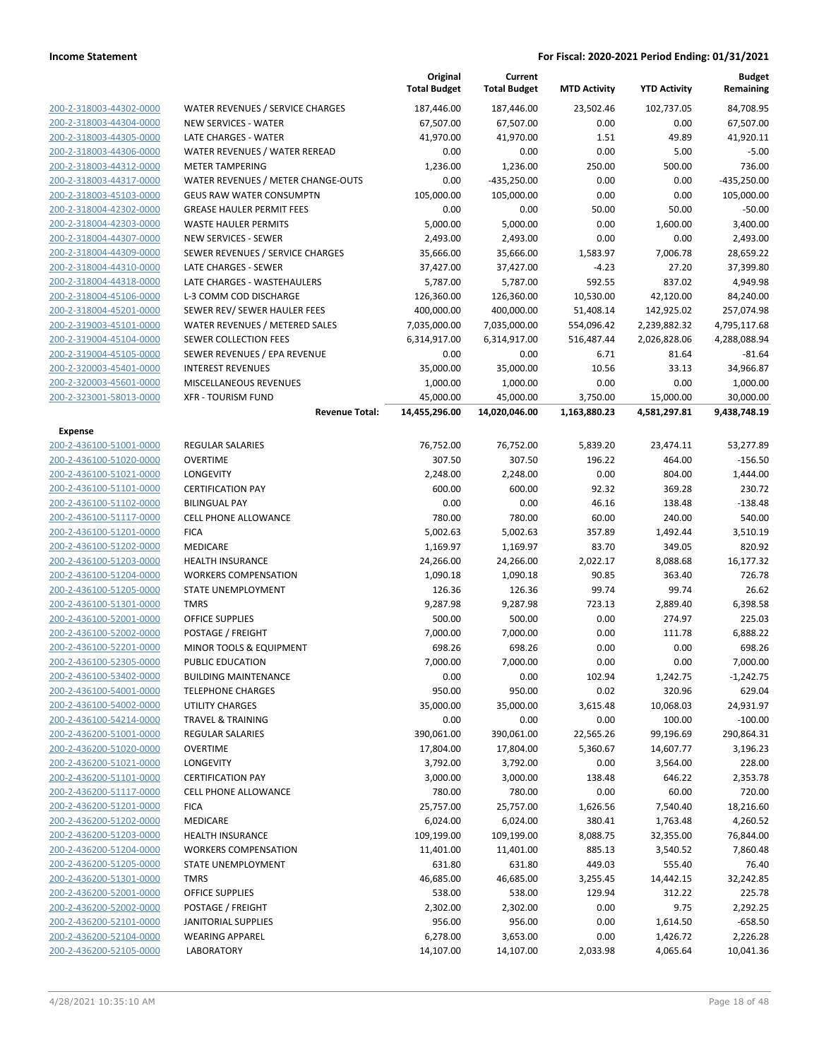| | | Original Total Budget | Current Total Budget | MTD Activity | YTD Activity | Budget Remaining |
|---|---|---|---|---|---|---|
| 200-2-318003-44302-0000 | WATER REVENUES / SERVICE CHARGES | 187,446.00 | 187,446.00 | 23,502.46 | 102,737.05 | 84,708.95 |
| 200-2-318003-44304-0000 | NEW SERVICES - WATER | 67,507.00 | 67,507.00 | 0.00 | 0.00 | 67,507.00 |
| 200-2-318003-44305-0000 | LATE CHARGES - WATER | 41,970.00 | 41,970.00 | 1.51 | 49.89 | 41,920.11 |
| 200-2-318003-44306-0000 | WATER REVENUES / WATER REREAD | 0.00 | 0.00 | 0.00 | 5.00 | -5.00 |
| 200-2-318003-44312-0000 | METER TAMPERING | 1,236.00 | 1,236.00 | 250.00 | 500.00 | 736.00 |
| 200-2-318003-44317-0000 | WATER REVENUES / METER CHANGE-OUTS | 0.00 | -435,250.00 | 0.00 | 0.00 | -435,250.00 |
| 200-2-318003-45103-0000 | GEUS RAW WATER CONSUMPTN | 105,000.00 | 105,000.00 | 0.00 | 0.00 | 105,000.00 |
| 200-2-318004-42302-0000 | GREASE HAULER PERMIT FEES | 0.00 | 0.00 | 50.00 | 50.00 | -50.00 |
| 200-2-318004-42303-0000 | WASTE HAULER PERMITS | 5,000.00 | 5,000.00 | 0.00 | 1,600.00 | 3,400.00 |
| 200-2-318004-44307-0000 | NEW SERVICES - SEWER | 2,493.00 | 2,493.00 | 0.00 | 0.00 | 2,493.00 |
| 200-2-318004-44309-0000 | SEWER REVENUES / SERVICE CHARGES | 35,666.00 | 35,666.00 | 1,583.97 | 7,006.78 | 28,659.22 |
| 200-2-318004-44310-0000 | LATE CHARGES - SEWER | 37,427.00 | 37,427.00 | -4.23 | 27.20 | 37,399.80 |
| 200-2-318004-44318-0000 | LATE CHARGES - WASTEHAULERS | 5,787.00 | 5,787.00 | 592.55 | 837.02 | 4,949.98 |
| 200-2-318004-45106-0000 | L-3 COMM COD DISCHARGE | 126,360.00 | 126,360.00 | 10,530.00 | 42,120.00 | 84,240.00 |
| 200-2-318004-45201-0000 | SEWER REV/ SEWER HAULER FEES | 400,000.00 | 400,000.00 | 51,408.14 | 142,925.02 | 257,074.98 |
| 200-2-319003-45101-0000 | WATER REVENUES / METERED SALES | 7,035,000.00 | 7,035,000.00 | 554,096.42 | 2,239,882.32 | 4,795,117.68 |
| 200-2-319004-45104-0000 | SEWER COLLECTION FEES | 6,314,917.00 | 6,314,917.00 | 516,487.44 | 2,026,828.06 | 4,288,088.94 |
| 200-2-319004-45105-0000 | SEWER REVENUES / EPA REVENUE | 0.00 | 0.00 | 6.71 | 81.64 | -81.64 |
| 200-2-320003-45401-0000 | INTEREST REVENUES | 35,000.00 | 35,000.00 | 10.56 | 33.13 | 34,966.87 |
| 200-2-320003-45601-0000 | MISCELLANEOUS REVENUES | 1,000.00 | 1,000.00 | 0.00 | 0.00 | 1,000.00 |
| 200-2-323001-58013-0000 | XFR - TOURISM FUND | 45,000.00 | 45,000.00 | 3,750.00 | 15,000.00 | 30,000.00 |
| | **Revenue Total:** | **14,455,296.00** | **14,020,046.00** | **1,163,880.23** | **4,581,297.81** | **9,438,748.19** |
| **Expense** | | | | | | |
| 200-2-436100-51001-0000 | REGULAR SALARIES | 76,752.00 | 76,752.00 | 5,839.20 | 23,474.11 | 53,277.89 |
| 200-2-436100-51020-0000 | OVERTIME | 307.50 | 307.50 | 196.22 | 464.00 | -156.50 |
| 200-2-436100-51021-0000 | LONGEVITY | 2,248.00 | 2,248.00 | 0.00 | 804.00 | 1,444.00 |
| 200-2-436100-51101-0000 | CERTIFICATION PAY | 600.00 | 600.00 | 92.32 | 369.28 | 230.72 |
| 200-2-436100-51102-0000 | BILINGUAL PAY | 0.00 | 0.00 | 46.16 | 138.48 | -138.48 |
| 200-2-436100-51117-0000 | CELL PHONE ALLOWANCE | 780.00 | 780.00 | 60.00 | 240.00 | 540.00 |
| 200-2-436100-51201-0000 | FICA | 5,002.63 | 5,002.63 | 357.89 | 1,492.44 | 3,510.19 |
| 200-2-436100-51202-0000 | MEDICARE | 1,169.97 | 1,169.97 | 83.70 | 349.05 | 820.92 |
| 200-2-436100-51203-0000 | HEALTH INSURANCE | 24,266.00 | 24,266.00 | 2,022.17 | 8,088.68 | 16,177.32 |
| 200-2-436100-51204-0000 | WORKERS COMPENSATION | 1,090.18 | 1,090.18 | 90.85 | 363.40 | 726.78 |
| 200-2-436100-51205-0000 | STATE UNEMPLOYMENT | 126.36 | 126.36 | 99.74 | 99.74 | 26.62 |
| 200-2-436100-51301-0000 | TMRS | 9,287.98 | 9,287.98 | 723.13 | 2,889.40 | 6,398.58 |
| 200-2-436100-52001-0000 | OFFICE SUPPLIES | 500.00 | 500.00 | 0.00 | 274.97 | 225.03 |
| 200-2-436100-52002-0000 | POSTAGE / FREIGHT | 7,000.00 | 7,000.00 | 0.00 | 111.78 | 6,888.22 |
| 200-2-436100-52201-0000 | MINOR TOOLS & EQUIPMENT | 698.26 | 698.26 | 0.00 | 0.00 | 698.26 |
| 200-2-436100-52305-0000 | PUBLIC EDUCATION | 7,000.00 | 7,000.00 | 0.00 | 0.00 | 7,000.00 |
| 200-2-436100-53402-0000 | BUILDING MAINTENANCE | 0.00 | 0.00 | 102.94 | 1,242.75 | -1,242.75 |
| 200-2-436100-54001-0000 | TELEPHONE CHARGES | 950.00 | 950.00 | 0.02 | 320.96 | 629.04 |
| 200-2-436100-54002-0000 | UTILITY CHARGES | 35,000.00 | 35,000.00 | 3,615.48 | 10,068.03 | 24,931.97 |
| 200-2-436100-54214-0000 | TRAVEL & TRAINING | 0.00 | 0.00 | 0.00 | 100.00 | -100.00 |
| 200-2-436200-51001-0000 | REGULAR SALARIES | 390,061.00 | 390,061.00 | 22,565.26 | 99,196.69 | 290,864.31 |
| 200-2-436200-51020-0000 | OVERTIME | 17,804.00 | 17,804.00 | 5,360.67 | 14,607.77 | 3,196.23 |
| 200-2-436200-51021-0000 | LONGEVITY | 3,792.00 | 3,792.00 | 0.00 | 3,564.00 | 228.00 |
| 200-2-436200-51101-0000 | CERTIFICATION PAY | 3,000.00 | 3,000.00 | 138.48 | 646.22 | 2,353.78 |
| 200-2-436200-51117-0000 | CELL PHONE ALLOWANCE | 780.00 | 780.00 | 0.00 | 60.00 | 720.00 |
| 200-2-436200-51201-0000 | FICA | 25,757.00 | 25,757.00 | 1,626.56 | 7,540.40 | 18,216.60 |
| 200-2-436200-51202-0000 | MEDICARE | 6,024.00 | 6,024.00 | 380.41 | 1,763.48 | 4,260.52 |
| 200-2-436200-51203-0000 | HEALTH INSURANCE | 109,199.00 | 109,199.00 | 8,088.75 | 32,355.00 | 76,844.00 |
| 200-2-436200-51204-0000 | WORKERS COMPENSATION | 11,401.00 | 11,401.00 | 885.13 | 3,540.52 | 7,860.48 |
| 200-2-436200-51205-0000 | STATE UNEMPLOYMENT | 631.80 | 631.80 | 449.03 | 555.40 | 76.40 |
| 200-2-436200-51301-0000 | TMRS | 46,685.00 | 46,685.00 | 3,255.45 | 14,442.15 | 32,242.85 |
| 200-2-436200-52001-0000 | OFFICE SUPPLIES | 538.00 | 538.00 | 129.94 | 312.22 | 225.78 |
| 200-2-436200-52002-0000 | POSTAGE / FREIGHT | 2,302.00 | 2,302.00 | 0.00 | 9.75 | 2,292.25 |
| 200-2-436200-52101-0000 | JANITORIAL SUPPLIES | 956.00 | 956.00 | 0.00 | 1,614.50 | -658.50 |
| 200-2-436200-52104-0000 | WEARING APPAREL | 6,278.00 | 3,653.00 | 0.00 | 1,426.72 | 2,226.28 |
| 200-2-436200-52105-0000 | LABORATORY | 14,107.00 | 14,107.00 | 2,033.98 | 4,065.64 | 10,041.36 |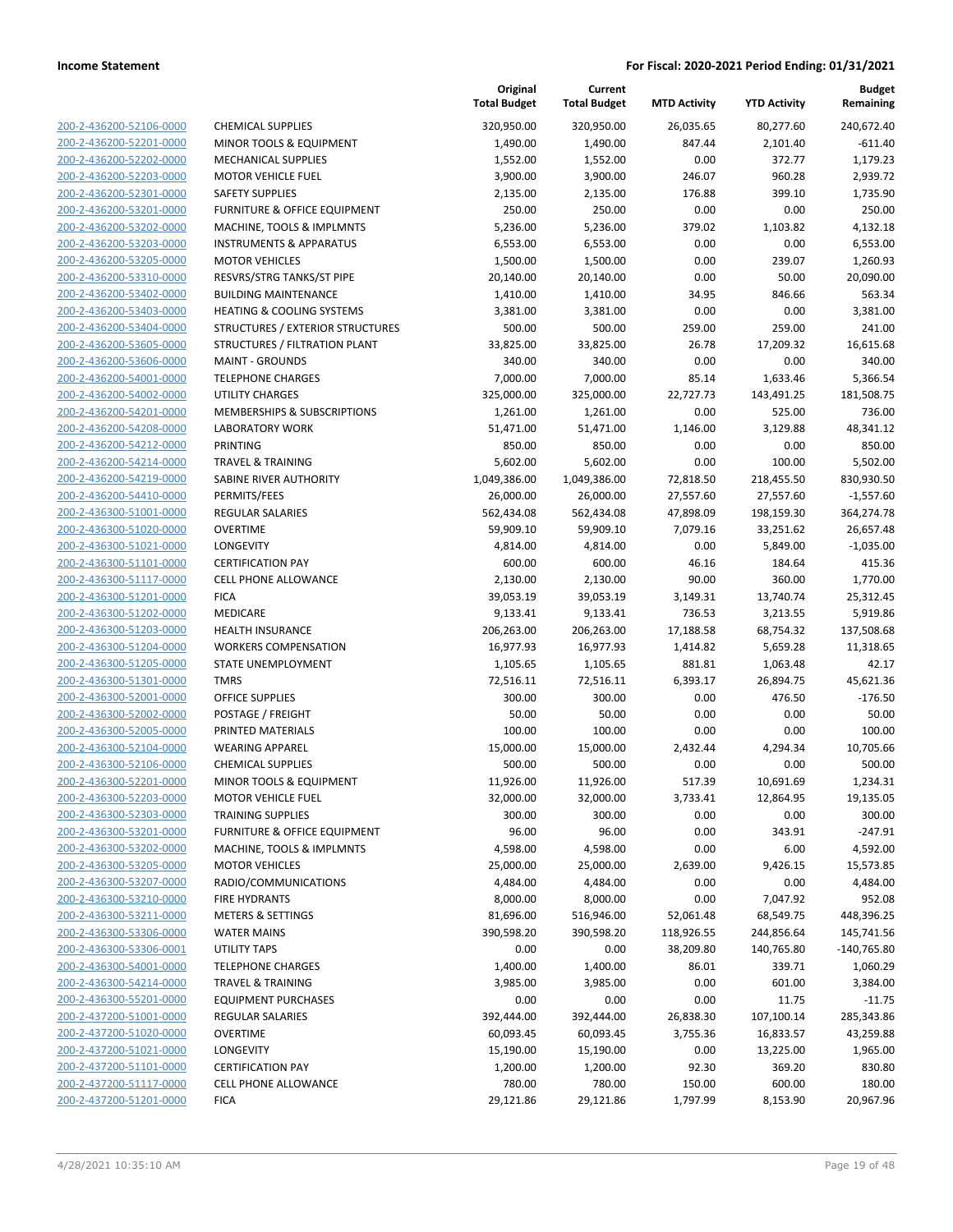**Income Statement** — **For Fiscal: 2020-2021 Period Ending: 01/31/2021**

| | | Original Total Budget | Current Total Budget | MTD Activity | YTD Activity | Budget Remaining |
|---|---|---|---|---|---|---|
| 200-2-436200-52106-0000 | CHEMICAL SUPPLIES | 320,950.00 | 320,950.00 | 26,035.65 | 80,277.60 | 240,672.40 |
| 200-2-436200-52201-0000 | MINOR TOOLS & EQUIPMENT | 1,490.00 | 1,490.00 | 847.44 | 2,101.40 | -611.40 |
| 200-2-436200-52202-0000 | MECHANICAL SUPPLIES | 1,552.00 | 1,552.00 | 0.00 | 372.77 | 1,179.23 |
| 200-2-436200-52203-0000 | MOTOR VEHICLE FUEL | 3,900.00 | 3,900.00 | 246.07 | 960.28 | 2,939.72 |
| 200-2-436200-52301-0000 | SAFETY SUPPLIES | 2,135.00 | 2,135.00 | 176.88 | 399.10 | 1,735.90 |
| 200-2-436200-53201-0000 | FURNITURE & OFFICE EQUIPMENT | 250.00 | 250.00 | 0.00 | 0.00 | 250.00 |
| 200-2-436200-53202-0000 | MACHINE, TOOLS & IMPLMNTS | 5,236.00 | 5,236.00 | 379.02 | 1,103.82 | 4,132.18 |
| 200-2-436200-53203-0000 | INSTRUMENTS & APPARATUS | 6,553.00 | 6,553.00 | 0.00 | 0.00 | 6,553.00 |
| 200-2-436200-53205-0000 | MOTOR VEHICLES | 1,500.00 | 1,500.00 | 0.00 | 239.07 | 1,260.93 |
| 200-2-436200-53310-0000 | RESVRS/STRG TANKS/ST PIPE | 20,140.00 | 20,140.00 | 0.00 | 50.00 | 20,090.00 |
| 200-2-436200-53402-0000 | BUILDING MAINTENANCE | 1,410.00 | 1,410.00 | 34.95 | 846.66 | 563.34 |
| 200-2-436200-53403-0000 | HEATING & COOLING SYSTEMS | 3,381.00 | 3,381.00 | 0.00 | 0.00 | 3,381.00 |
| 200-2-436200-53404-0000 | STRUCTURES / EXTERIOR STRUCTURES | 500.00 | 500.00 | 259.00 | 259.00 | 241.00 |
| 200-2-436200-53605-0000 | STRUCTURES / FILTRATION PLANT | 33,825.00 | 33,825.00 | 26.78 | 17,209.32 | 16,615.68 |
| 200-2-436200-53606-0000 | MAINT - GROUNDS | 340.00 | 340.00 | 0.00 | 0.00 | 340.00 |
| 200-2-436200-54001-0000 | TELEPHONE CHARGES | 7,000.00 | 7,000.00 | 85.14 | 1,633.46 | 5,366.54 |
| 200-2-436200-54002-0000 | UTILITY CHARGES | 325,000.00 | 325,000.00 | 22,727.73 | 143,491.25 | 181,508.75 |
| 200-2-436200-54201-0000 | MEMBERSHIPS & SUBSCRIPTIONS | 1,261.00 | 1,261.00 | 0.00 | 525.00 | 736.00 |
| 200-2-436200-54208-0000 | LABORATORY WORK | 51,471.00 | 51,471.00 | 1,146.00 | 3,129.88 | 48,341.12 |
| 200-2-436200-54212-0000 | PRINTING | 850.00 | 850.00 | 0.00 | 0.00 | 850.00 |
| 200-2-436200-54214-0000 | TRAVEL & TRAINING | 5,602.00 | 5,602.00 | 0.00 | 100.00 | 5,502.00 |
| 200-2-436200-54219-0000 | SABINE RIVER AUTHORITY | 1,049,386.00 | 1,049,386.00 | 72,818.50 | 218,455.50 | 830,930.50 |
| 200-2-436200-54410-0000 | PERMITS/FEES | 26,000.00 | 26,000.00 | 27,557.60 | 27,557.60 | -1,557.60 |
| 200-2-436300-51001-0000 | REGULAR SALARIES | 562,434.08 | 562,434.08 | 47,898.09 | 198,159.30 | 364,274.78 |
| 200-2-436300-51020-0000 | OVERTIME | 59,909.10 | 59,909.10 | 7,079.16 | 33,251.62 | 26,657.48 |
| 200-2-436300-51021-0000 | LONGEVITY | 4,814.00 | 4,814.00 | 0.00 | 5,849.00 | -1,035.00 |
| 200-2-436300-51101-0000 | CERTIFICATION PAY | 600.00 | 600.00 | 46.16 | 184.64 | 415.36 |
| 200-2-436300-51117-0000 | CELL PHONE ALLOWANCE | 2,130.00 | 2,130.00 | 90.00 | 360.00 | 1,770.00 |
| 200-2-436300-51201-0000 | FICA | 39,053.19 | 39,053.19 | 3,149.31 | 13,740.74 | 25,312.45 |
| 200-2-436300-51202-0000 | MEDICARE | 9,133.41 | 9,133.41 | 736.53 | 3,213.55 | 5,919.86 |
| 200-2-436300-51203-0000 | HEALTH INSURANCE | 206,263.00 | 206,263.00 | 17,188.58 | 68,754.32 | 137,508.68 |
| 200-2-436300-51204-0000 | WORKERS COMPENSATION | 16,977.93 | 16,977.93 | 1,414.82 | 5,659.28 | 11,318.65 |
| 200-2-436300-51205-0000 | STATE UNEMPLOYMENT | 1,105.65 | 1,105.65 | 881.81 | 1,063.48 | 42.17 |
| 200-2-436300-51301-0000 | TMRS | 72,516.11 | 72,516.11 | 6,393.17 | 26,894.75 | 45,621.36 |
| 200-2-436300-52001-0000 | OFFICE SUPPLIES | 300.00 | 300.00 | 0.00 | 476.50 | -176.50 |
| 200-2-436300-52002-0000 | POSTAGE / FREIGHT | 50.00 | 50.00 | 0.00 | 0.00 | 50.00 |
| 200-2-436300-52005-0000 | PRINTED MATERIALS | 100.00 | 100.00 | 0.00 | 0.00 | 100.00 |
| 200-2-436300-52104-0000 | WEARING APPAREL | 15,000.00 | 15,000.00 | 2,432.44 | 4,294.34 | 10,705.66 |
| 200-2-436300-52106-0000 | CHEMICAL SUPPLIES | 500.00 | 500.00 | 0.00 | 0.00 | 500.00 |
| 200-2-436300-52201-0000 | MINOR TOOLS & EQUIPMENT | 11,926.00 | 11,926.00 | 517.39 | 10,691.69 | 1,234.31 |
| 200-2-436300-52203-0000 | MOTOR VEHICLE FUEL | 32,000.00 | 32,000.00 | 3,733.41 | 12,864.95 | 19,135.05 |
| 200-2-436300-52303-0000 | TRAINING SUPPLIES | 300.00 | 300.00 | 0.00 | 0.00 | 300.00 |
| 200-2-436300-53201-0000 | FURNITURE & OFFICE EQUIPMENT | 96.00 | 96.00 | 0.00 | 343.91 | -247.91 |
| 200-2-436300-53202-0000 | MACHINE, TOOLS & IMPLMNTS | 4,598.00 | 4,598.00 | 0.00 | 6.00 | 4,592.00 |
| 200-2-436300-53205-0000 | MOTOR VEHICLES | 25,000.00 | 25,000.00 | 2,639.00 | 9,426.15 | 15,573.85 |
| 200-2-436300-53207-0000 | RADIO/COMMUNICATIONS | 4,484.00 | 4,484.00 | 0.00 | 0.00 | 4,484.00 |
| 200-2-436300-53210-0000 | FIRE HYDRANTS | 8,000.00 | 8,000.00 | 0.00 | 7,047.92 | 952.08 |
| 200-2-436300-53211-0000 | METERS & SETTINGS | 81,696.00 | 516,946.00 | 52,061.48 | 68,549.75 | 448,396.25 |
| 200-2-436300-53306-0000 | WATER MAINS | 390,598.20 | 390,598.20 | 118,926.55 | 244,856.64 | 145,741.56 |
| 200-2-436300-53306-0001 | UTILITY TAPS | 0.00 | 0.00 | 38,209.80 | 140,765.80 | -140,765.80 |
| 200-2-436300-54001-0000 | TELEPHONE CHARGES | 1,400.00 | 1,400.00 | 86.01 | 339.71 | 1,060.29 |
| 200-2-436300-54214-0000 | TRAVEL & TRAINING | 3,985.00 | 3,985.00 | 0.00 | 601.00 | 3,384.00 |
| 200-2-436300-55201-0000 | EQUIPMENT PURCHASES | 0.00 | 0.00 | 0.00 | 11.75 | -11.75 |
| 200-2-437200-51001-0000 | REGULAR SALARIES | 392,444.00 | 392,444.00 | 26,838.30 | 107,100.14 | 285,343.86 |
| 200-2-437200-51020-0000 | OVERTIME | 60,093.45 | 60,093.45 | 3,755.36 | 16,833.57 | 43,259.88 |
| 200-2-437200-51021-0000 | LONGEVITY | 15,190.00 | 15,190.00 | 0.00 | 13,225.00 | 1,965.00 |
| 200-2-437200-51101-0000 | CERTIFICATION PAY | 1,200.00 | 1,200.00 | 92.30 | 369.20 | 830.80 |
| 200-2-437200-51117-0000 | CELL PHONE ALLOWANCE | 780.00 | 780.00 | 150.00 | 600.00 | 180.00 |
| 200-2-437200-51201-0000 | FICA | 29,121.86 | 29,121.86 | 1,797.99 | 8,153.90 | 20,967.96 |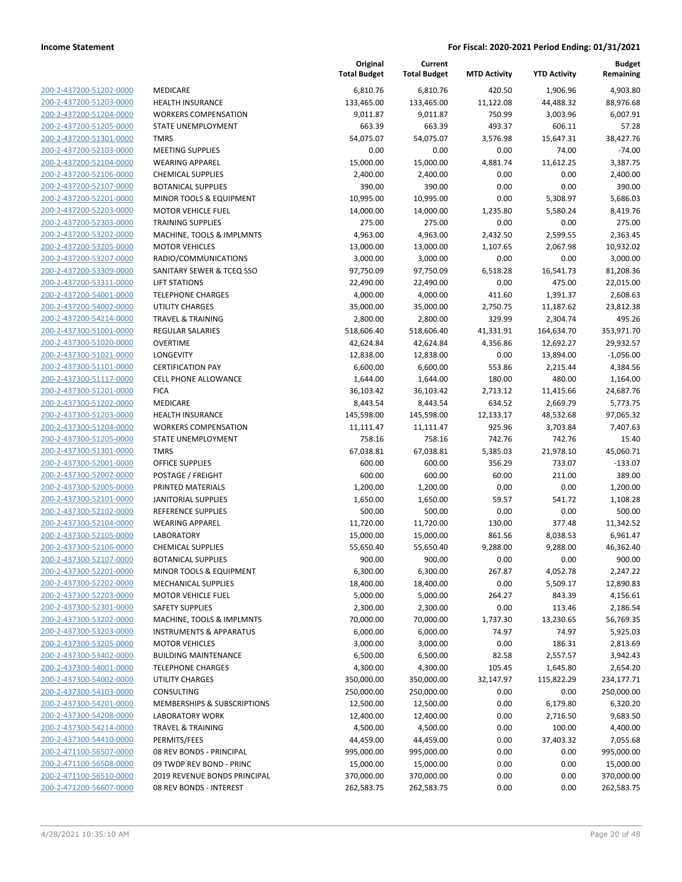**Income Statement** **For Fiscal: 2020-2021 Period Ending: 01/31/2021**

| | | Original Total Budget | Current Total Budget | MTD Activity | YTD Activity | Budget Remaining |
|---|---|---|---|---|---|---|
| 200-2-437200-51202-0000 | MEDICARE | 6,810.76 | 6,810.76 | 420.50 | 1,906.96 | 4,903.80 |
| 200-2-437200-51203-0000 | HEALTH INSURANCE | 133,465.00 | 133,465.00 | 11,122.08 | 44,488.32 | 88,976.68 |
| 200-2-437200-51204-0000 | WORKERS COMPENSATION | 9,011.87 | 9,011.87 | 750.99 | 3,003.96 | 6,007.91 |
| 200-2-437200-51205-0000 | STATE UNEMPLOYMENT | 663.39 | 663.39 | 493.37 | 606.11 | 57.28 |
| 200-2-437200-51301-0000 | TMRS | 54,075.07 | 54,075.07 | 3,576.98 | 15,647.31 | 38,427.76 |
| 200-2-437200-52103-0000 | MEETING SUPPLIES | 0.00 | 0.00 | 0.00 | 74.00 | -74.00 |
| 200-2-437200-52104-0000 | WEARING APPAREL | 15,000.00 | 15,000.00 | 4,881.74 | 11,612.25 | 3,387.75 |
| 200-2-437200-52106-0000 | CHEMICAL SUPPLIES | 2,400.00 | 2,400.00 | 0.00 | 0.00 | 2,400.00 |
| 200-2-437200-52107-0000 | BOTANICAL SUPPLIES | 390.00 | 390.00 | 0.00 | 0.00 | 390.00 |
| 200-2-437200-52201-0000 | MINOR TOOLS & EQUIPMENT | 10,995.00 | 10,995.00 | 0.00 | 5,308.97 | 5,686.03 |
| 200-2-437200-52203-0000 | MOTOR VEHICLE FUEL | 14,000.00 | 14,000.00 | 1,235.80 | 5,580.24 | 8,419.76 |
| 200-2-437200-52303-0000 | TRAINING SUPPLIES | 275.00 | 275.00 | 0.00 | 0.00 | 275.00 |
| 200-2-437200-53202-0000 | MACHINE, TOOLS & IMPLMNTS | 4,963.00 | 4,963.00 | 2,432.50 | 2,599.55 | 2,363.45 |
| 200-2-437200-53205-0000 | MOTOR VEHICLES | 13,000.00 | 13,000.00 | 1,107.65 | 2,067.98 | 10,932.02 |
| 200-2-437200-53207-0000 | RADIO/COMMUNICATIONS | 3,000.00 | 3,000.00 | 0.00 | 0.00 | 3,000.00 |
| 200-2-437200-53309-0000 | SANITARY SEWER & TCEQ SSO | 97,750.09 | 97,750.09 | 6,518.28 | 16,541.73 | 81,208.36 |
| 200-2-437200-53311-0000 | LIFT STATIONS | 22,490.00 | 22,490.00 | 0.00 | 475.00 | 22,015.00 |
| 200-2-437200-54001-0000 | TELEPHONE CHARGES | 4,000.00 | 4,000.00 | 411.60 | 1,391.37 | 2,608.63 |
| 200-2-437200-54002-0000 | UTILITY CHARGES | 35,000.00 | 35,000.00 | 2,750.75 | 11,187.62 | 23,812.38 |
| 200-2-437200-54214-0000 | TRAVEL & TRAINING | 2,800.00 | 2,800.00 | 329.99 | 2,304.74 | 495.26 |
| 200-2-437300-51001-0000 | REGULAR SALARIES | 518,606.40 | 518,606.40 | 41,331.91 | 164,634.70 | 353,971.70 |
| 200-2-437300-51020-0000 | OVERTIME | 42,624.84 | 42,624.84 | 4,356.86 | 12,692.27 | 29,932.57 |
| 200-2-437300-51021-0000 | LONGEVITY | 12,838.00 | 12,838.00 | 0.00 | 13,894.00 | -1,056.00 |
| 200-2-437300-51101-0000 | CERTIFICATION PAY | 6,600.00 | 6,600.00 | 553.86 | 2,215.44 | 4,384.56 |
| 200-2-437300-51117-0000 | CELL PHONE ALLOWANCE | 1,644.00 | 1,644.00 | 180.00 | 480.00 | 1,164.00 |
| 200-2-437300-51201-0000 | FICA | 36,103.42 | 36,103.42 | 2,713.12 | 11,415.66 | 24,687.76 |
| 200-2-437300-51202-0000 | MEDICARE | 8,443.54 | 8,443.54 | 634.52 | 2,669.79 | 5,773.75 |
| 200-2-437300-51203-0000 | HEALTH INSURANCE | 145,598.00 | 145,598.00 | 12,133.17 | 48,532.68 | 97,065.32 |
| 200-2-437300-51204-0000 | WORKERS COMPENSATION | 11,111.47 | 11,111.47 | 925.96 | 3,703.84 | 7,407.63 |
| 200-2-437300-51205-0000 | STATE UNEMPLOYMENT | 758.16 | 758.16 | 742.76 | 742.76 | 15.40 |
| 200-2-437300-51301-0000 | TMRS | 67,038.81 | 67,038.81 | 5,385.03 | 21,978.10 | 45,060.71 |
| 200-2-437300-52001-0000 | OFFICE SUPPLIES | 600.00 | 600.00 | 356.29 | 733.07 | -133.07 |
| 200-2-437300-52002-0000 | POSTAGE / FREIGHT | 600.00 | 600.00 | 60.00 | 211.00 | 389.00 |
| 200-2-437300-52005-0000 | PRINTED MATERIALS | 1,200.00 | 1,200.00 | 0.00 | 0.00 | 1,200.00 |
| 200-2-437300-52101-0000 | JANITORIAL SUPPLIES | 1,650.00 | 1,650.00 | 59.57 | 541.72 | 1,108.28 |
| 200-2-437300-52102-0000 | REFERENCE SUPPLIES | 500.00 | 500.00 | 0.00 | 0.00 | 500.00 |
| 200-2-437300-52104-0000 | WEARING APPAREL | 11,720.00 | 11,720.00 | 130.00 | 377.48 | 11,342.52 |
| 200-2-437300-52105-0000 | LABORATORY | 15,000.00 | 15,000.00 | 861.56 | 8,038.53 | 6,961.47 |
| 200-2-437300-52106-0000 | CHEMICAL SUPPLIES | 55,650.40 | 55,650.40 | 9,288.00 | 9,288.00 | 46,362.40 |
| 200-2-437300-52107-0000 | BOTANICAL SUPPLIES | 900.00 | 900.00 | 0.00 | 0.00 | 900.00 |
| 200-2-437300-52201-0000 | MINOR TOOLS & EQUIPMENT | 6,300.00 | 6,300.00 | 267.87 | 4,052.78 | 2,247.22 |
| 200-2-437300-52202-0000 | MECHANICAL SUPPLIES | 18,400.00 | 18,400.00 | 0.00 | 5,509.17 | 12,890.83 |
| 200-2-437300-52203-0000 | MOTOR VEHICLE FUEL | 5,000.00 | 5,000.00 | 264.27 | 843.39 | 4,156.61 |
| 200-2-437300-52301-0000 | SAFETY SUPPLIES | 2,300.00 | 2,300.00 | 0.00 | 113.46 | 2,186.54 |
| 200-2-437300-53202-0000 | MACHINE, TOOLS & IMPLMNTS | 70,000.00 | 70,000.00 | 1,737.30 | 13,230.65 | 56,769.35 |
| 200-2-437300-53203-0000 | INSTRUMENTS & APPARATUS | 6,000.00 | 6,000.00 | 74.97 | 74.97 | 5,925.03 |
| 200-2-437300-53205-0000 | MOTOR VEHICLES | 3,000.00 | 3,000.00 | 0.00 | 186.31 | 2,813.69 |
| 200-2-437300-53402-0000 | BUILDING MAINTENANCE | 6,500.00 | 6,500.00 | 82.58 | 2,557.57 | 3,942.43 |
| 200-2-437300-54001-0000 | TELEPHONE CHARGES | 4,300.00 | 4,300.00 | 105.45 | 1,645.80 | 2,654.20 |
| 200-2-437300-54002-0000 | UTILITY CHARGES | 350,000.00 | 350,000.00 | 32,147.97 | 115,822.29 | 234,177.71 |
| 200-2-437300-54103-0000 | CONSULTING | 250,000.00 | 250,000.00 | 0.00 | 0.00 | 250,000.00 |
| 200-2-437300-54201-0000 | MEMBERSHIPS & SUBSCRIPTIONS | 12,500.00 | 12,500.00 | 0.00 | 6,179.80 | 6,320.20 |
| 200-2-437300-54208-0000 | LABORATORY WORK | 12,400.00 | 12,400.00 | 0.00 | 2,716.50 | 9,683.50 |
| 200-2-437300-54214-0000 | TRAVEL & TRAINING | 4,500.00 | 4,500.00 | 0.00 | 100.00 | 4,400.00 |
| 200-2-437300-54410-0000 | PERMITS/FEES | 44,459.00 | 44,459.00 | 0.00 | 37,403.32 | 7,055.68 |
| 200-2-471100-56507-0000 | 08 REV BONDS - PRINCIPAL | 995,000.00 | 995,000.00 | 0.00 | 0.00 | 995,000.00 |
| 200-2-471100-56508-0000 | 09 TWDP REV BOND - PRINC | 15,000.00 | 15,000.00 | 0.00 | 0.00 | 15,000.00 |
| 200-2-471100-56510-0000 | 2019 REVENUE BONDS PRINCIPAL | 370,000.00 | 370,000.00 | 0.00 | 0.00 | 370,000.00 |
| 200-2-471200-56607-0000 | 08 REV BONDS - INTEREST | 262,583.75 | 262,583.75 | 0.00 | 0.00 | 262,583.75 |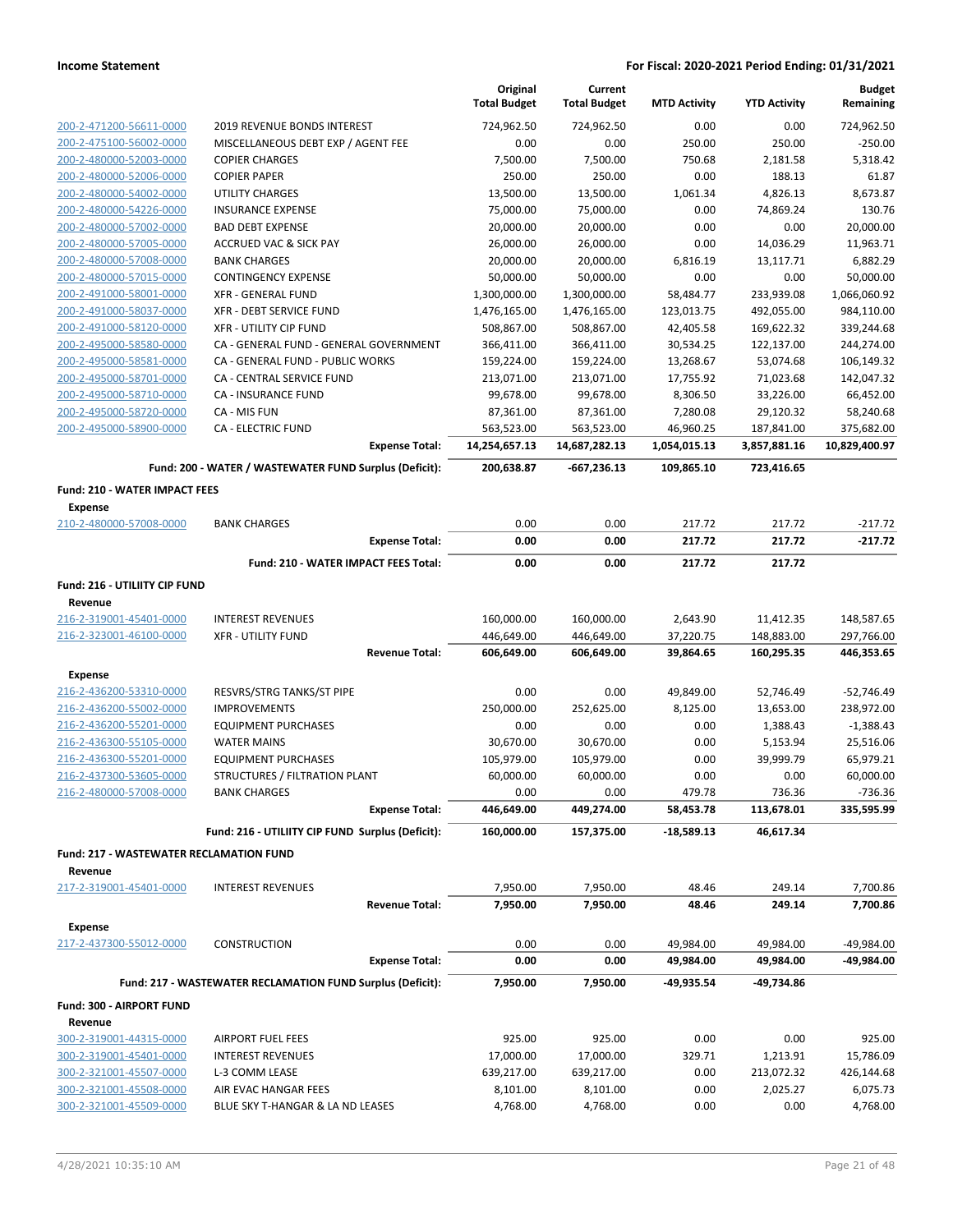**Income Statement** — **For Fiscal: 2020-2021 Period Ending: 01/31/2021**

| | | Original Total Budget | Current Total Budget | MTD Activity | YTD Activity | Budget Remaining |
|---|---|---|---|---|---|---|
| 200-2-471200-56611-0000 | 2019 REVENUE BONDS INTEREST | 724,962.50 | 724,962.50 | 0.00 | 0.00 | 724,962.50 |
| 200-2-475100-56002-0000 | MISCELLANEOUS DEBT EXP / AGENT FEE | 0.00 | 0.00 | 250.00 | 250.00 | -250.00 |
| 200-2-480000-52003-0000 | COPIER CHARGES | 7,500.00 | 7,500.00 | 750.68 | 2,181.58 | 5,318.42 |
| 200-2-480000-52006-0000 | COPIER PAPER | 250.00 | 250.00 | 0.00 | 188.13 | 61.87 |
| 200-2-480000-54002-0000 | UTILITY CHARGES | 13,500.00 | 13,500.00 | 1,061.34 | 4,826.13 | 8,673.87 |
| 200-2-480000-54226-0000 | INSURANCE EXPENSE | 75,000.00 | 75,000.00 | 0.00 | 74,869.24 | 130.76 |
| 200-2-480000-57002-0000 | BAD DEBT EXPENSE | 20,000.00 | 20,000.00 | 0.00 | 0.00 | 20,000.00 |
| 200-2-480000-57005-0000 | ACCRUED VAC & SICK PAY | 26,000.00 | 26,000.00 | 0.00 | 14,036.29 | 11,963.71 |
| 200-2-480000-57008-0000 | BANK CHARGES | 20,000.00 | 20,000.00 | 6,816.19 | 13,117.71 | 6,882.29 |
| 200-2-480000-57015-0000 | CONTINGENCY EXPENSE | 50,000.00 | 50,000.00 | 0.00 | 0.00 | 50,000.00 |
| 200-2-491000-58001-0000 | XFR - GENERAL FUND | 1,300,000.00 | 1,300,000.00 | 58,484.77 | 233,939.08 | 1,066,060.92 |
| 200-2-491000-58037-0000 | XFR - DEBT SERVICE FUND | 1,476,165.00 | 1,476,165.00 | 123,013.75 | 492,055.00 | 984,110.00 |
| 200-2-491000-58120-0000 | XFR - UTILITY CIP FUND | 508,867.00 | 508,867.00 | 42,405.58 | 169,622.32 | 339,244.68 |
| 200-2-495000-58580-0000 | CA - GENERAL FUND - GENERAL GOVERNMENT | 366,411.00 | 366,411.00 | 30,534.25 | 122,137.00 | 244,274.00 |
| 200-2-495000-58581-0000 | CA - GENERAL FUND - PUBLIC WORKS | 159,224.00 | 159,224.00 | 13,268.67 | 53,074.68 | 106,149.32 |
| 200-2-495000-58701-0000 | CA - CENTRAL SERVICE FUND | 213,071.00 | 213,071.00 | 17,755.92 | 71,023.68 | 142,047.32 |
| 200-2-495000-58710-0000 | CA - INSURANCE FUND | 99,678.00 | 99,678.00 | 8,306.50 | 33,226.00 | 66,452.00 |
| 200-2-495000-58720-0000 | CA - MIS FUN | 87,361.00 | 87,361.00 | 7,280.08 | 29,120.32 | 58,240.68 |
| 200-2-495000-58900-0000 | CA - ELECTRIC FUND | 563,523.00 | 563,523.00 | 46,960.25 | 187,841.00 | 375,682.00 |
| | **Expense Total:** | **14,254,657.13** | **14,687,282.13** | **1,054,015.13** | **3,857,881.16** | **10,829,400.97** |
| | **Fund: 200 - WATER / WASTEWATER FUND Surplus (Deficit):** | **200,638.87** | **-667,236.13** | **109,865.10** | **723,416.65** | |
| **Fund: 210 - WATER IMPACT FEES** | | | | | | |
| **Expense** | | | | | | |
| 210-2-480000-57008-0000 | BANK CHARGES | 0.00 | 0.00 | 217.72 | 217.72 | -217.72 |
| | **Expense Total:** | **0.00** | **0.00** | **217.72** | **217.72** | **-217.72** |
| | **Fund: 210 - WATER IMPACT FEES Total:** | **0.00** | **0.00** | **217.72** | **217.72** | |
| **Fund: 216 - UTILIITY CIP FUND** | | | | | | |
| **Revenue** | | | | | | |
| 216-2-319001-45401-0000 | INTEREST REVENUES | 160,000.00 | 160,000.00 | 2,643.90 | 11,412.35 | 148,587.65 |
| 216-2-323001-46100-0000 | XFR - UTILITY FUND | 446,649.00 | 446,649.00 | 37,220.75 | 148,883.00 | 297,766.00 |
| | **Revenue Total:** | **606,649.00** | **606,649.00** | **39,864.65** | **160,295.35** | **446,353.65** |
| **Expense** | | | | | | |
| 216-2-436200-53310-0000 | RESVRS/STRG TANKS/ST PIPE | 0.00 | 0.00 | 49,849.00 | 52,746.49 | -52,746.49 |
| 216-2-436200-55002-0000 | IMPROVEMENTS | 250,000.00 | 252,625.00 | 8,125.00 | 13,653.00 | 238,972.00 |
| 216-2-436200-55201-0000 | EQUIPMENT PURCHASES | 0.00 | 0.00 | 0.00 | 1,388.43 | -1,388.43 |
| 216-2-436300-55105-0000 | WATER MAINS | 30,670.00 | 30,670.00 | 0.00 | 5,153.94 | 25,516.06 |
| 216-2-436300-55201-0000 | EQUIPMENT PURCHASES | 105,979.00 | 105,979.00 | 0.00 | 39,999.79 | 65,979.21 |
| 216-2-437300-53605-0000 | STRUCTURES / FILTRATION PLANT | 60,000.00 | 60,000.00 | 0.00 | 0.00 | 60,000.00 |
| 216-2-480000-57008-0000 | BANK CHARGES | 0.00 | 0.00 | 479.78 | 736.36 | -736.36 |
| | **Expense Total:** | **446,649.00** | **449,274.00** | **58,453.78** | **113,678.01** | **335,595.99** |
| | **Fund: 216 - UTILIITY CIP FUND Surplus (Deficit):** | **160,000.00** | **157,375.00** | **-18,589.13** | **46,617.34** | |
| **Fund: 217 - WASTEWATER RECLAMATION FUND** | | | | | | |
| **Revenue** | | | | | | |
| 217-2-319001-45401-0000 | INTEREST REVENUES | 7,950.00 | 7,950.00 | 48.46 | 249.14 | 7,700.86 |
| | **Revenue Total:** | **7,950.00** | **7,950.00** | **48.46** | **249.14** | **7,700.86** |
| **Expense** | | | | | | |
| 217-2-437300-55012-0000 | CONSTRUCTION | 0.00 | 0.00 | 49,984.00 | 49,984.00 | -49,984.00 |
| | **Expense Total:** | **0.00** | **0.00** | **49,984.00** | **49,984.00** | **-49,984.00** |
| | **Fund: 217 - WASTEWATER RECLAMATION FUND Surplus (Deficit):** | **7,950.00** | **7,950.00** | **-49,935.54** | **-49,734.86** | |
| **Fund: 300 - AIRPORT FUND** | | | | | | |
| **Revenue** | | | | | | |
| 300-2-319001-44315-0000 | AIRPORT FUEL FEES | 925.00 | 925.00 | 0.00 | 0.00 | 925.00 |
| 300-2-319001-45401-0000 | INTEREST REVENUES | 17,000.00 | 17,000.00 | 329.71 | 1,213.91 | 15,786.09 |
| 300-2-321001-45507-0000 | L-3 COMM LEASE | 639,217.00 | 639,217.00 | 0.00 | 213,072.32 | 426,144.68 |
| 300-2-321001-45508-0000 | AIR EVAC HANGAR FEES | 8,101.00 | 8,101.00 | 0.00 | 2,025.27 | 6,075.73 |
| 300-2-321001-45509-0000 | BLUE SKY T-HANGAR & LA ND LEASES | 4,768.00 | 4,768.00 | 0.00 | 0.00 | 4,768.00 |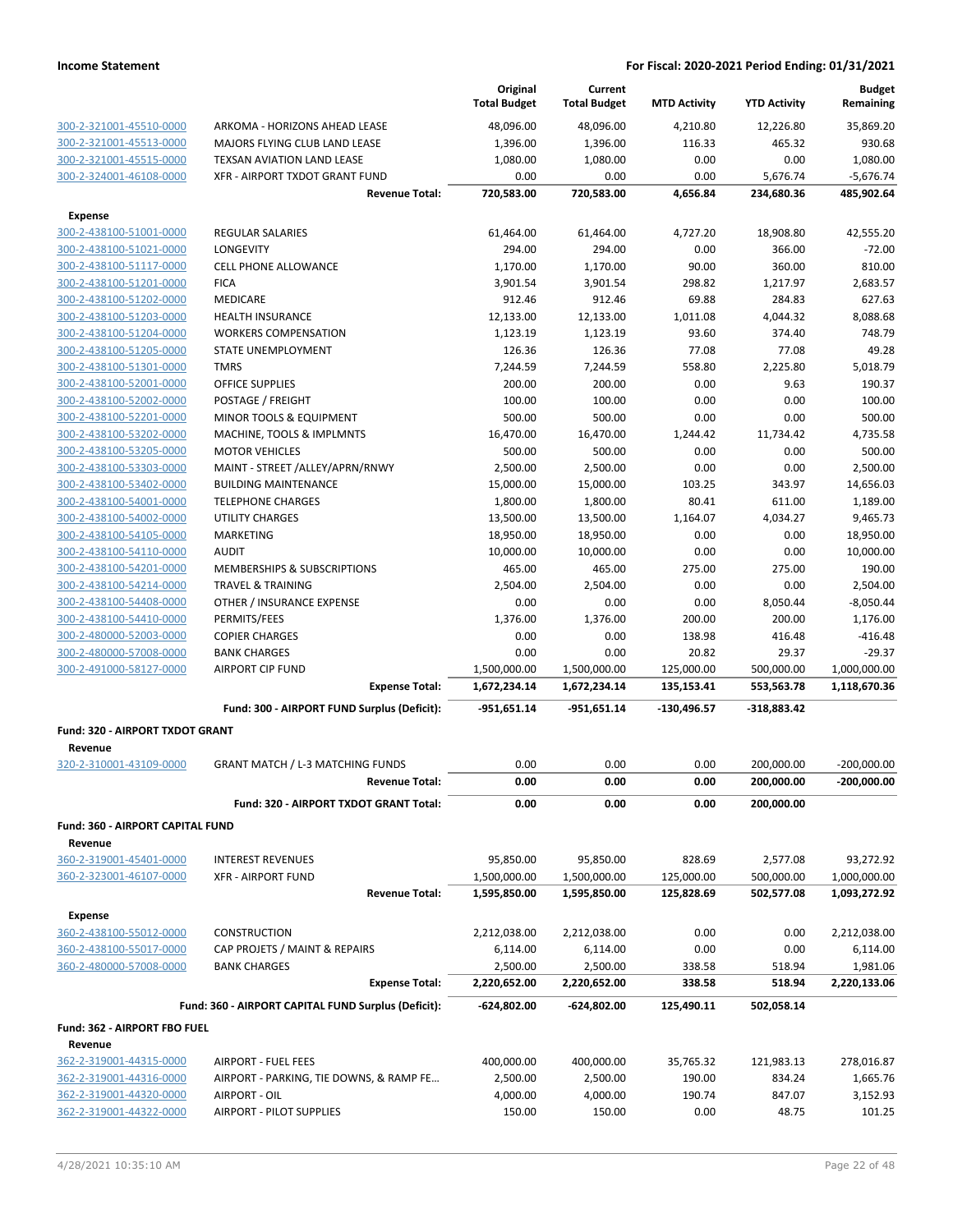| | | Original Total Budget | Current Total Budget | MTD Activity | YTD Activity | Budget Remaining |
|---|---|---|---|---|---|---|
| 300-2-321001-45510-0000 | ARKOMA - HORIZONS AHEAD LEASE | 48,096.00 | 48,096.00 | 4,210.80 | 12,226.80 | 35,869.20 |
| 300-2-321001-45513-0000 | MAJORS FLYING CLUB LAND LEASE | 1,396.00 | 1,396.00 | 116.33 | 465.32 | 930.68 |
| 300-2-321001-45515-0000 | TEXSAN AVIATION LAND LEASE | 1,080.00 | 1,080.00 | 0.00 | 0.00 | 1,080.00 |
| 300-2-324001-46108-0000 | XFR - AIRPORT TXDOT GRANT FUND | 0.00 | 0.00 | 0.00 | 5,676.74 | -5,676.74 |
| | **Revenue Total:** | **720,583.00** | **720,583.00** | **4,656.84** | **234,680.36** | **485,902.64** |
| **Expense** | | | | | | |
| 300-2-438100-51001-0000 | REGULAR SALARIES | 61,464.00 | 61,464.00 | 4,727.20 | 18,908.80 | 42,555.20 |
| 300-2-438100-51021-0000 | LONGEVITY | 294.00 | 294.00 | 0.00 | 366.00 | -72.00 |
| 300-2-438100-51117-0000 | CELL PHONE ALLOWANCE | 1,170.00 | 1,170.00 | 90.00 | 360.00 | 810.00 |
| 300-2-438100-51201-0000 | FICA | 3,901.54 | 3,901.54 | 298.82 | 1,217.97 | 2,683.57 |
| 300-2-438100-51202-0000 | MEDICARE | 912.46 | 912.46 | 69.88 | 284.83 | 627.63 |
| 300-2-438100-51203-0000 | HEALTH INSURANCE | 12,133.00 | 12,133.00 | 1,011.08 | 4,044.32 | 8,088.68 |
| 300-2-438100-51204-0000 | WORKERS COMPENSATION | 1,123.19 | 1,123.19 | 93.60 | 374.40 | 748.79 |
| 300-2-438100-51205-0000 | STATE UNEMPLOYMENT | 126.36 | 126.36 | 77.08 | 77.08 | 49.28 |
| 300-2-438100-51301-0000 | TMRS | 7,244.59 | 7,244.59 | 558.80 | 2,225.80 | 5,018.79 |
| 300-2-438100-52001-0000 | OFFICE SUPPLIES | 200.00 | 200.00 | 0.00 | 9.63 | 190.37 |
| 300-2-438100-52002-0000 | POSTAGE / FREIGHT | 100.00 | 100.00 | 0.00 | 0.00 | 100.00 |
| 300-2-438100-52201-0000 | MINOR TOOLS & EQUIPMENT | 500.00 | 500.00 | 0.00 | 0.00 | 500.00 |
| 300-2-438100-53202-0000 | MACHINE, TOOLS & IMPLMNTS | 16,470.00 | 16,470.00 | 1,244.42 | 11,734.42 | 4,735.58 |
| 300-2-438100-53205-0000 | MOTOR VEHICLES | 500.00 | 500.00 | 0.00 | 0.00 | 500.00 |
| 300-2-438100-53303-0000 | MAINT - STREET /ALLEY/APRN/RNWY | 2,500.00 | 2,500.00 | 0.00 | 0.00 | 2,500.00 |
| 300-2-438100-53402-0000 | BUILDING MAINTENANCE | 15,000.00 | 15,000.00 | 103.25 | 343.97 | 14,656.03 |
| 300-2-438100-54001-0000 | TELEPHONE CHARGES | 1,800.00 | 1,800.00 | 80.41 | 611.00 | 1,189.00 |
| 300-2-438100-54002-0000 | UTILITY CHARGES | 13,500.00 | 13,500.00 | 1,164.07 | 4,034.27 | 9,465.73 |
| 300-2-438100-54105-0000 | MARKETING | 18,950.00 | 18,950.00 | 0.00 | 0.00 | 18,950.00 |
| 300-2-438100-54110-0000 | AUDIT | 10,000.00 | 10,000.00 | 0.00 | 0.00 | 10,000.00 |
| 300-2-438100-54201-0000 | MEMBERSHIPS & SUBSCRIPTIONS | 465.00 | 465.00 | 275.00 | 275.00 | 190.00 |
| 300-2-438100-54214-0000 | TRAVEL & TRAINING | 2,504.00 | 2,504.00 | 0.00 | 0.00 | 2,504.00 |
| 300-2-438100-54408-0000 | OTHER / INSURANCE EXPENSE | 0.00 | 0.00 | 0.00 | 8,050.44 | -8,050.44 |
| 300-2-438100-54410-0000 | PERMITS/FEES | 1,376.00 | 1,376.00 | 200.00 | 200.00 | 1,176.00 |
| 300-2-480000-52003-0000 | COPIER CHARGES | 0.00 | 0.00 | 138.98 | 416.48 | -416.48 |
| 300-2-480000-57008-0000 | BANK CHARGES | 0.00 | 0.00 | 20.82 | 29.37 | -29.37 |
| 300-2-491000-58127-0000 | AIRPORT CIP FUND | 1,500,000.00 | 1,500,000.00 | 125,000.00 | 500,000.00 | 1,000,000.00 |
| | **Expense Total:** | **1,672,234.14** | **1,672,234.14** | **135,153.41** | **553,563.78** | **1,118,670.36** |
| | **Fund: 300 - AIRPORT FUND Surplus (Deficit):** | **-951,651.14** | **-951,651.14** | **-130,496.57** | **-318,883.42** | |
| **Fund: 320 - AIRPORT TXDOT GRANT** | | | | | | |
| **Revenue** | | | | | | |
| 320-2-310001-43109-0000 | GRANT MATCH / L-3 MATCHING FUNDS | 0.00 | 0.00 | 0.00 | 200,000.00 | -200,000.00 |
| | **Revenue Total:** | **0.00** | **0.00** | **0.00** | **200,000.00** | **-200,000.00** |
| | **Fund: 320 - AIRPORT TXDOT GRANT Total:** | **0.00** | **0.00** | **0.00** | **200,000.00** | |
| **Fund: 360 - AIRPORT CAPITAL FUND** | | | | | | |
| **Revenue** | | | | | | |
| 360-2-319001-45401-0000 | INTEREST REVENUES | 95,850.00 | 95,850.00 | 828.69 | 2,577.08 | 93,272.92 |
| 360-2-323001-46107-0000 | XFR - AIRPORT FUND | 1,500,000.00 | 1,500,000.00 | 125,000.00 | 500,000.00 | 1,000,000.00 |
| | **Revenue Total:** | **1,595,850.00** | **1,595,850.00** | **125,828.69** | **502,577.08** | **1,093,272.92** |
| **Expense** | | | | | | |
| 360-2-438100-55012-0000 | CONSTRUCTION | 2,212,038.00 | 2,212,038.00 | 0.00 | 0.00 | 2,212,038.00 |
| 360-2-438100-55017-0000 | CAP PROJETS / MAINT & REPAIRS | 6,114.00 | 6,114.00 | 0.00 | 0.00 | 6,114.00 |
| 360-2-480000-57008-0000 | BANK CHARGES | 2,500.00 | 2,500.00 | 338.58 | 518.94 | 1,981.06 |
| | **Expense Total:** | **2,220,652.00** | **2,220,652.00** | **338.58** | **518.94** | **2,220,133.06** |
| | **Fund: 360 - AIRPORT CAPITAL FUND Surplus (Deficit):** | **-624,802.00** | **-624,802.00** | **125,490.11** | **502,058.14** | |
| **Fund: 362 - AIRPORT FBO FUEL** | | | | | | |
| **Revenue** | | | | | | |
| 362-2-319001-44315-0000 | AIRPORT - FUEL FEES | 400,000.00 | 400,000.00 | 35,765.32 | 121,983.13 | 278,016.87 |
| 362-2-319001-44316-0000 | AIRPORT - PARKING, TIE DOWNS, & RAMP FE... | 2,500.00 | 2,500.00 | 190.00 | 834.24 | 1,665.76 |
| 362-2-319001-44320-0000 | AIRPORT - OIL | 4,000.00 | 4,000.00 | 190.74 | 847.07 | 3,152.93 |
| 362-2-319001-44322-0000 | AIRPORT - PILOT SUPPLIES | 150.00 | 150.00 | 0.00 | 48.75 | 101.25 |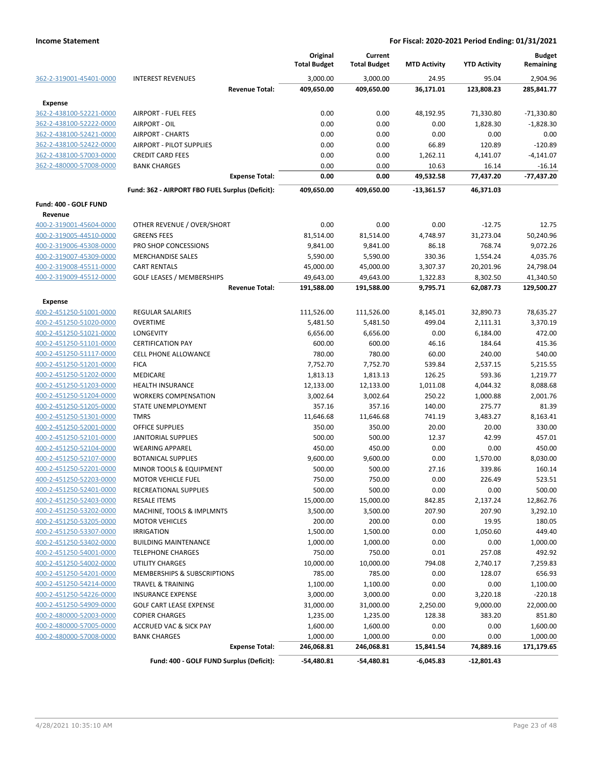**Income Statement** | **For Fiscal: 2020-2021 Period Ending: 01/31/2021**

| | | Original Total Budget | Current Total Budget | MTD Activity | YTD Activity | Budget Remaining |
|---|---|---|---|---|---|---|
| 362-2-319001-45401-0000 | INTEREST REVENUES | 3,000.00 | 3,000.00 | 24.95 | 95.04 | 2,904.96 |
| | **Revenue Total:** | **409,650.00** | **409,650.00** | **36,171.01** | **123,808.23** | **285,841.77** |
| **Expense** | | | | | | |
| 362-2-438100-52221-0000 | AIRPORT - FUEL FEES | 0.00 | 0.00 | 48,192.95 | 71,330.80 | -71,330.80 |
| 362-2-438100-52222-0000 | AIRPORT - OIL | 0.00 | 0.00 | 0.00 | 1,828.30 | -1,828.30 |
| 362-2-438100-52421-0000 | AIRPORT - CHARTS | 0.00 | 0.00 | 0.00 | 0.00 | 0.00 |
| 362-2-438100-52422-0000 | AIRPORT - PILOT SUPPLIES | 0.00 | 0.00 | 66.89 | 120.89 | -120.89 |
| 362-2-438100-57003-0000 | CREDIT CARD FEES | 0.00 | 0.00 | 1,262.11 | 4,141.07 | -4,141.07 |
| 362-2-480000-57008-0000 | BANK CHARGES | 0.00 | 0.00 | 10.63 | 16.14 | -16.14 |
| | **Expense Total:** | **0.00** | **0.00** | **49,532.58** | **77,437.20** | **-77,437.20** |
| | **Fund: 362 - AIRPORT FBO FUEL Surplus (Deficit):** | **409,650.00** | **409,650.00** | **-13,361.57** | **46,371.03** | |
| **Fund: 400 - GOLF FUND** | | | | | | |
| **Revenue** | | | | | | |
| 400-2-319001-45604-0000 | OTHER REVENUE / OVER/SHORT | 0.00 | 0.00 | 0.00 | -12.75 | 12.75 |
| 400-2-319005-44510-0000 | GREENS FEES | 81,514.00 | 81,514.00 | 4,748.97 | 31,273.04 | 50,240.96 |
| 400-2-319006-45308-0000 | PRO SHOP CONCESSIONS | 9,841.00 | 9,841.00 | 86.18 | 768.74 | 9,072.26 |
| 400-2-319007-45309-0000 | MERCHANDISE SALES | 5,590.00 | 5,590.00 | 330.36 | 1,554.24 | 4,035.76 |
| 400-2-319008-45511-0000 | CART RENTALS | 45,000.00 | 45,000.00 | 3,307.37 | 20,201.96 | 24,798.04 |
| 400-2-319009-45512-0000 | GOLF LEASES / MEMBERSHIPS | 49,643.00 | 49,643.00 | 1,322.83 | 8,302.50 | 41,340.50 |
| | **Revenue Total:** | **191,588.00** | **191,588.00** | **9,795.71** | **62,087.73** | **129,500.27** |
| **Expense** | | | | | | |
| 400-2-451250-51001-0000 | REGULAR SALARIES | 111,526.00 | 111,526.00 | 8,145.01 | 32,890.73 | 78,635.27 |
| 400-2-451250-51020-0000 | OVERTIME | 5,481.50 | 5,481.50 | 499.04 | 2,111.31 | 3,370.19 |
| 400-2-451250-51021-0000 | LONGEVITY | 6,656.00 | 6,656.00 | 0.00 | 6,184.00 | 472.00 |
| 400-2-451250-51101-0000 | CERTIFICATION PAY | 600.00 | 600.00 | 46.16 | 184.64 | 415.36 |
| 400-2-451250-51117-0000 | CELL PHONE ALLOWANCE | 780.00 | 780.00 | 60.00 | 240.00 | 540.00 |
| 400-2-451250-51201-0000 | FICA | 7,752.70 | 7,752.70 | 539.84 | 2,537.15 | 5,215.55 |
| 400-2-451250-51202-0000 | MEDICARE | 1,813.13 | 1,813.13 | 126.25 | 593.36 | 1,219.77 |
| 400-2-451250-51203-0000 | HEALTH INSURANCE | 12,133.00 | 12,133.00 | 1,011.08 | 4,044.32 | 8,088.68 |
| 400-2-451250-51204-0000 | WORKERS COMPENSATION | 3,002.64 | 3,002.64 | 250.22 | 1,000.88 | 2,001.76 |
| 400-2-451250-51205-0000 | STATE UNEMPLOYMENT | 357.16 | 357.16 | 140.00 | 275.77 | 81.39 |
| 400-2-451250-51301-0000 | TMRS | 11,646.68 | 11,646.68 | 741.19 | 3,483.27 | 8,163.41 |
| 400-2-451250-52001-0000 | OFFICE SUPPLIES | 350.00 | 350.00 | 20.00 | 20.00 | 330.00 |
| 400-2-451250-52101-0000 | JANITORIAL SUPPLIES | 500.00 | 500.00 | 12.37 | 42.99 | 457.01 |
| 400-2-451250-52104-0000 | WEARING APPAREL | 450.00 | 450.00 | 0.00 | 0.00 | 450.00 |
| 400-2-451250-52107-0000 | BOTANICAL SUPPLIES | 9,600.00 | 9,600.00 | 0.00 | 1,570.00 | 8,030.00 |
| 400-2-451250-52201-0000 | MINOR TOOLS & EQUIPMENT | 500.00 | 500.00 | 27.16 | 339.86 | 160.14 |
| 400-2-451250-52203-0000 | MOTOR VEHICLE FUEL | 750.00 | 750.00 | 0.00 | 226.49 | 523.51 |
| 400-2-451250-52401-0000 | RECREATIONAL SUPPLIES | 500.00 | 500.00 | 0.00 | 0.00 | 500.00 |
| 400-2-451250-52403-0000 | RESALE ITEMS | 15,000.00 | 15,000.00 | 842.85 | 2,137.24 | 12,862.76 |
| 400-2-451250-53202-0000 | MACHINE, TOOLS & IMPLMNTS | 3,500.00 | 3,500.00 | 207.90 | 207.90 | 3,292.10 |
| 400-2-451250-53205-0000 | MOTOR VEHICLES | 200.00 | 200.00 | 0.00 | 19.95 | 180.05 |
| 400-2-451250-53307-0000 | IRRIGATION | 1,500.00 | 1,500.00 | 0.00 | 1,050.60 | 449.40 |
| 400-2-451250-53402-0000 | BUILDING MAINTENANCE | 1,000.00 | 1,000.00 | 0.00 | 0.00 | 1,000.00 |
| 400-2-451250-54001-0000 | TELEPHONE CHARGES | 750.00 | 750.00 | 0.01 | 257.08 | 492.92 |
| 400-2-451250-54002-0000 | UTILITY CHARGES | 10,000.00 | 10,000.00 | 794.08 | 2,740.17 | 7,259.83 |
| 400-2-451250-54201-0000 | MEMBERSHIPS & SUBSCRIPTIONS | 785.00 | 785.00 | 0.00 | 128.07 | 656.93 |
| 400-2-451250-54214-0000 | TRAVEL & TRAINING | 1,100.00 | 1,100.00 | 0.00 | 0.00 | 1,100.00 |
| 400-2-451250-54226-0000 | INSURANCE EXPENSE | 3,000.00 | 3,000.00 | 0.00 | 3,220.18 | -220.18 |
| 400-2-451250-54909-0000 | GOLF CART LEASE EXPENSE | 31,000.00 | 31,000.00 | 2,250.00 | 9,000.00 | 22,000.00 |
| 400-2-480000-52003-0000 | COPIER CHARGES | 1,235.00 | 1,235.00 | 128.38 | 383.20 | 851.80 |
| 400-2-480000-57005-0000 | ACCRUED VAC & SICK PAY | 1,600.00 | 1,600.00 | 0.00 | 0.00 | 1,600.00 |
| 400-2-480000-57008-0000 | BANK CHARGES | 1,000.00 | 1,000.00 | 0.00 | 0.00 | 1,000.00 |
| | **Expense Total:** | **246,068.81** | **246,068.81** | **15,841.54** | **74,889.16** | **171,179.65** |
| | **Fund: 400 - GOLF FUND Surplus (Deficit):** | **-54,480.81** | **-54,480.81** | **-6,045.83** | **-12,801.43** | |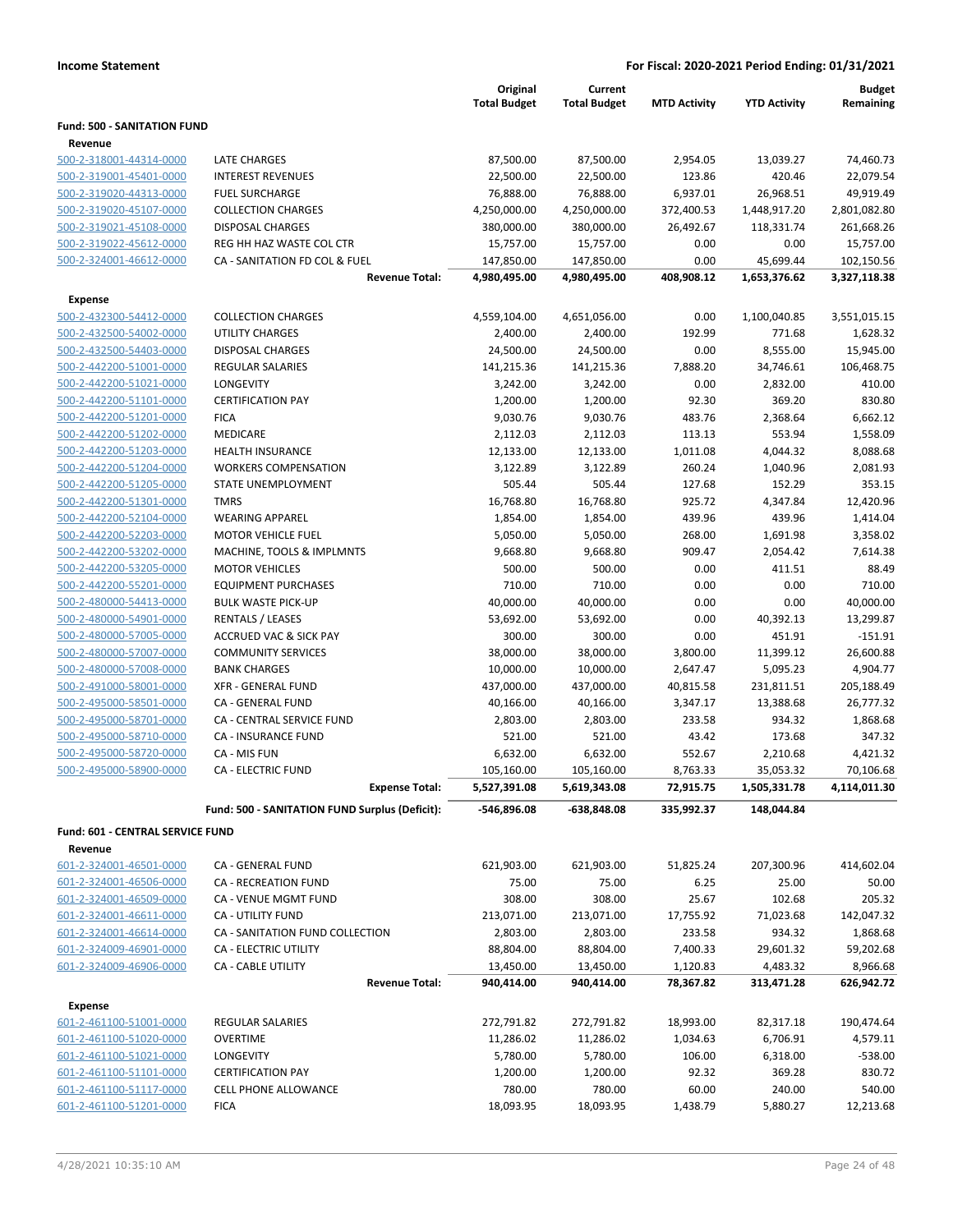**Income Statement** — **For Fiscal: 2020-2021 Period Ending: 01/31/2021**

| | | Original Total Budget | Current Total Budget | MTD Activity | YTD Activity | Budget Remaining |
|---|---|---|---|---|---|---|
| **Fund: 500 - SANITATION FUND** | | | | | | |
| **Revenue** | | | | | | |
| 500-2-318001-44314-0000 | LATE CHARGES | 87,500.00 | 87,500.00 | 2,954.05 | 13,039.27 | 74,460.73 |
| 500-2-319001-45401-0000 | INTEREST REVENUES | 22,500.00 | 22,500.00 | 123.86 | 420.46 | 22,079.54 |
| 500-2-319020-44313-0000 | FUEL SURCHARGE | 76,888.00 | 76,888.00 | 6,937.01 | 26,968.51 | 49,919.49 |
| 500-2-319020-45107-0000 | COLLECTION CHARGES | 4,250,000.00 | 4,250,000.00 | 372,400.53 | 1,448,917.20 | 2,801,082.80 |
| 500-2-319021-45108-0000 | DISPOSAL CHARGES | 380,000.00 | 380,000.00 | 26,492.67 | 118,331.74 | 261,668.26 |
| 500-2-319022-45612-0000 | REG HH HAZ WASTE COL CTR | 15,757.00 | 15,757.00 | 0.00 | 0.00 | 15,757.00 |
| 500-2-324001-46612-0000 | CA - SANITATION FD COL & FUEL | 147,850.00 | 147,850.00 | 0.00 | 45,699.44 | 102,150.56 |
| | **Revenue Total:** | **4,980,495.00** | **4,980,495.00** | **408,908.12** | **1,653,376.62** | **3,327,118.38** |
| **Expense** | | | | | | |
| 500-2-432300-54412-0000 | COLLECTION CHARGES | 4,559,104.00 | 4,651,056.00 | 0.00 | 1,100,040.85 | 3,551,015.15 |
| 500-2-432500-54002-0000 | UTILITY CHARGES | 2,400.00 | 2,400.00 | 192.99 | 771.68 | 1,628.32 |
| 500-2-432500-54403-0000 | DISPOSAL CHARGES | 24,500.00 | 24,500.00 | 0.00 | 8,555.00 | 15,945.00 |
| 500-2-442200-51001-0000 | REGULAR SALARIES | 141,215.36 | 141,215.36 | 7,888.20 | 34,746.61 | 106,468.75 |
| 500-2-442200-51021-0000 | LONGEVITY | 3,242.00 | 3,242.00 | 0.00 | 2,832.00 | 410.00 |
| 500-2-442200-51101-0000 | CERTIFICATION PAY | 1,200.00 | 1,200.00 | 92.30 | 369.20 | 830.80 |
| 500-2-442200-51201-0000 | FICA | 9,030.76 | 9,030.76 | 483.76 | 2,368.64 | 6,662.12 |
| 500-2-442200-51202-0000 | MEDICARE | 2,112.03 | 2,112.03 | 113.13 | 553.94 | 1,558.09 |
| 500-2-442200-51203-0000 | HEALTH INSURANCE | 12,133.00 | 12,133.00 | 1,011.08 | 4,044.32 | 8,088.68 |
| 500-2-442200-51204-0000 | WORKERS COMPENSATION | 3,122.89 | 3,122.89 | 260.24 | 1,040.96 | 2,081.93 |
| 500-2-442200-51205-0000 | STATE UNEMPLOYMENT | 505.44 | 505.44 | 127.68 | 152.29 | 353.15 |
| 500-2-442200-51301-0000 | TMRS | 16,768.80 | 16,768.80 | 925.72 | 4,347.84 | 12,420.96 |
| 500-2-442200-52104-0000 | WEARING APPAREL | 1,854.00 | 1,854.00 | 439.96 | 439.96 | 1,414.04 |
| 500-2-442200-52203-0000 | MOTOR VEHICLE FUEL | 5,050.00 | 5,050.00 | 268.00 | 1,691.98 | 3,358.02 |
| 500-2-442200-53202-0000 | MACHINE, TOOLS & IMPLMNTS | 9,668.80 | 9,668.80 | 909.47 | 2,054.42 | 7,614.38 |
| 500-2-442200-53205-0000 | MOTOR VEHICLES | 500.00 | 500.00 | 0.00 | 411.51 | 88.49 |
| 500-2-442200-55201-0000 | EQUIPMENT PURCHASES | 710.00 | 710.00 | 0.00 | 0.00 | 710.00 |
| 500-2-480000-54413-0000 | BULK WASTE PICK-UP | 40,000.00 | 40,000.00 | 0.00 | 0.00 | 40,000.00 |
| 500-2-480000-54901-0000 | RENTALS / LEASES | 53,692.00 | 53,692.00 | 0.00 | 40,392.13 | 13,299.87 |
| 500-2-480000-57005-0000 | ACCRUED VAC & SICK PAY | 300.00 | 300.00 | 0.00 | 451.91 | -151.91 |
| 500-2-480000-57007-0000 | COMMUNITY SERVICES | 38,000.00 | 38,000.00 | 3,800.00 | 11,399.12 | 26,600.88 |
| 500-2-480000-57008-0000 | BANK CHARGES | 10,000.00 | 10,000.00 | 2,647.47 | 5,095.23 | 4,904.77 |
| 500-2-491000-58001-0000 | XFR - GENERAL FUND | 437,000.00 | 437,000.00 | 40,815.58 | 231,811.51 | 205,188.49 |
| 500-2-495000-58501-0000 | CA - GENERAL FUND | 40,166.00 | 40,166.00 | 3,347.17 | 13,388.68 | 26,777.32 |
| 500-2-495000-58701-0000 | CA - CENTRAL SERVICE FUND | 2,803.00 | 2,803.00 | 233.58 | 934.32 | 1,868.68 |
| 500-2-495000-58710-0000 | CA - INSURANCE FUND | 521.00 | 521.00 | 43.42 | 173.68 | 347.32 |
| 500-2-495000-58720-0000 | CA - MIS FUN | 6,632.00 | 6,632.00 | 552.67 | 2,210.68 | 4,421.32 |
| 500-2-495000-58900-0000 | CA - ELECTRIC FUND | 105,160.00 | 105,160.00 | 8,763.33 | 35,053.32 | 70,106.68 |
| | **Expense Total:** | **5,527,391.08** | **5,619,343.08** | **72,915.75** | **1,505,331.78** | **4,114,011.30** |
| | **Fund: 500 - SANITATION FUND Surplus (Deficit):** | **-546,896.08** | **-638,848.08** | **335,992.37** | **148,044.84** | |
| **Fund: 601 - CENTRAL SERVICE FUND** | | | | | | |
| **Revenue** | | | | | | |
| 601-2-324001-46501-0000 | CA - GENERAL FUND | 621,903.00 | 621,903.00 | 51,825.24 | 207,300.96 | 414,602.04 |
| 601-2-324001-46506-0000 | CA - RECREATION FUND | 75.00 | 75.00 | 6.25 | 25.00 | 50.00 |
| 601-2-324001-46509-0000 | CA - VENUE MGMT FUND | 308.00 | 308.00 | 25.67 | 102.68 | 205.32 |
| 601-2-324001-46611-0000 | CA - UTILITY FUND | 213,071.00 | 213,071.00 | 17,755.92 | 71,023.68 | 142,047.32 |
| 601-2-324001-46614-0000 | CA - SANITATION FUND COLLECTION | 2,803.00 | 2,803.00 | 233.58 | 934.32 | 1,868.68 |
| 601-2-324009-46901-0000 | CA - ELECTRIC UTILITY | 88,804.00 | 88,804.00 | 7,400.33 | 29,601.32 | 59,202.68 |
| 601-2-324009-46906-0000 | CA - CABLE UTILITY | 13,450.00 | 13,450.00 | 1,120.83 | 4,483.32 | 8,966.68 |
| | **Revenue Total:** | **940,414.00** | **940,414.00** | **78,367.82** | **313,471.28** | **626,942.72** |
| **Expense** | | | | | | |
| 601-2-461100-51001-0000 | REGULAR SALARIES | 272,791.82 | 272,791.82 | 18,993.00 | 82,317.18 | 190,474.64 |
| 601-2-461100-51020-0000 | OVERTIME | 11,286.02 | 11,286.02 | 1,034.63 | 6,706.91 | 4,579.11 |
| 601-2-461100-51021-0000 | LONGEVITY | 5,780.00 | 5,780.00 | 106.00 | 6,318.00 | -538.00 |
| 601-2-461100-51101-0000 | CERTIFICATION PAY | 1,200.00 | 1,200.00 | 92.32 | 369.28 | 830.72 |
| 601-2-461100-51117-0000 | CELL PHONE ALLOWANCE | 780.00 | 780.00 | 60.00 | 240.00 | 540.00 |
| 601-2-461100-51201-0000 | FICA | 18,093.95 | 18,093.95 | 1,438.79 | 5,880.27 | 12,213.68 |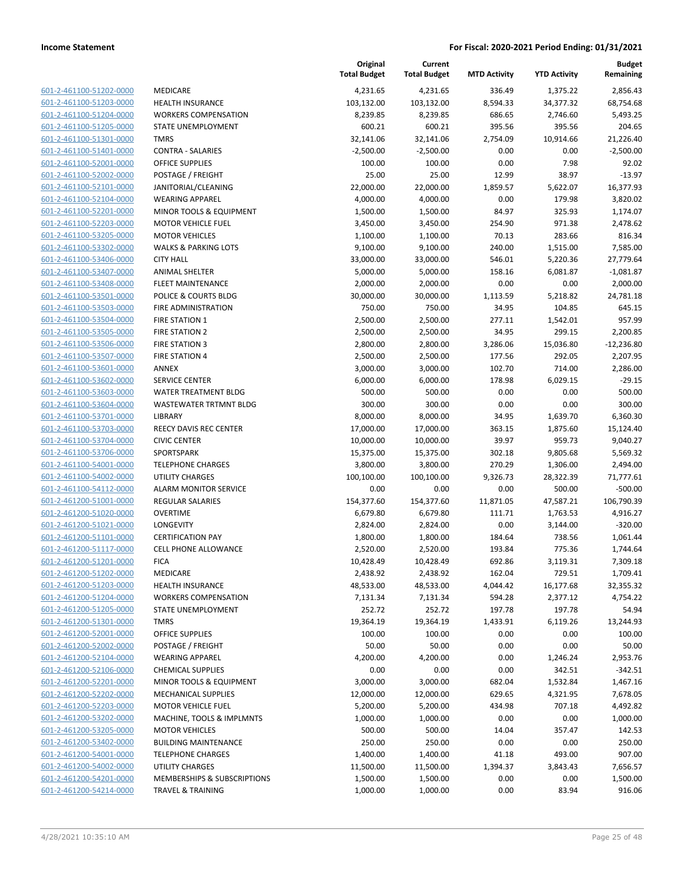**Income Statement** | **For Fiscal: 2020-2021 Period Ending: 01/31/2021**

| | | Original Total Budget | Current Total Budget | MTD Activity | YTD Activity | Budget Remaining |
|---|---|---|---|---|---|---|
| 601-2-461100-51202-0000 | MEDICARE | 4,231.65 | 4,231.65 | 336.49 | 1,375.22 | 2,856.43 |
| 601-2-461100-51203-0000 | HEALTH INSURANCE | 103,132.00 | 103,132.00 | 8,594.33 | 34,377.32 | 68,754.68 |
| 601-2-461100-51204-0000 | WORKERS COMPENSATION | 8,239.85 | 8,239.85 | 686.65 | 2,746.60 | 5,493.25 |
| 601-2-461100-51205-0000 | STATE UNEMPLOYMENT | 600.21 | 600.21 | 395.56 | 395.56 | 204.65 |
| 601-2-461100-51301-0000 | TMRS | 32,141.06 | 32,141.06 | 2,754.09 | 10,914.66 | 21,226.40 |
| 601-2-461100-51401-0000 | CONTRA - SALARIES | -2,500.00 | -2,500.00 | 0.00 | 0.00 | -2,500.00 |
| 601-2-461100-52001-0000 | OFFICE SUPPLIES | 100.00 | 100.00 | 0.00 | 7.98 | 92.02 |
| 601-2-461100-52002-0000 | POSTAGE / FREIGHT | 25.00 | 25.00 | 12.99 | 38.97 | -13.97 |
| 601-2-461100-52101-0000 | JANITORIAL/CLEANING | 22,000.00 | 22,000.00 | 1,859.57 | 5,622.07 | 16,377.93 |
| 601-2-461100-52104-0000 | WEARING APPAREL | 4,000.00 | 4,000.00 | 0.00 | 179.98 | 3,820.02 |
| 601-2-461100-52201-0000 | MINOR TOOLS & EQUIPMENT | 1,500.00 | 1,500.00 | 84.97 | 325.93 | 1,174.07 |
| 601-2-461100-52203-0000 | MOTOR VEHICLE FUEL | 3,450.00 | 3,450.00 | 254.90 | 971.38 | 2,478.62 |
| 601-2-461100-53205-0000 | MOTOR VEHICLES | 1,100.00 | 1,100.00 | 70.13 | 283.66 | 816.34 |
| 601-2-461100-53302-0000 | WALKS & PARKING LOTS | 9,100.00 | 9,100.00 | 240.00 | 1,515.00 | 7,585.00 |
| 601-2-461100-53406-0000 | CITY HALL | 33,000.00 | 33,000.00 | 546.01 | 5,220.36 | 27,779.64 |
| 601-2-461100-53407-0000 | ANIMAL SHELTER | 5,000.00 | 5,000.00 | 158.16 | 6,081.87 | -1,081.87 |
| 601-2-461100-53408-0000 | FLEET MAINTENANCE | 2,000.00 | 2,000.00 | 0.00 | 0.00 | 2,000.00 |
| 601-2-461100-53501-0000 | POLICE & COURTS BLDG | 30,000.00 | 30,000.00 | 1,113.59 | 5,218.82 | 24,781.18 |
| 601-2-461100-53503-0000 | FIRE ADMINISTRATION | 750.00 | 750.00 | 34.95 | 104.85 | 645.15 |
| 601-2-461100-53504-0000 | FIRE STATION 1 | 2,500.00 | 2,500.00 | 277.11 | 1,542.01 | 957.99 |
| 601-2-461100-53505-0000 | FIRE STATION 2 | 2,500.00 | 2,500.00 | 34.95 | 299.15 | 2,200.85 |
| 601-2-461100-53506-0000 | FIRE STATION 3 | 2,800.00 | 2,800.00 | 3,286.06 | 15,036.80 | -12,236.80 |
| 601-2-461100-53507-0000 | FIRE STATION 4 | 2,500.00 | 2,500.00 | 177.56 | 292.05 | 2,207.95 |
| 601-2-461100-53601-0000 | ANNEX | 3,000.00 | 3,000.00 | 102.70 | 714.00 | 2,286.00 |
| 601-2-461100-53602-0000 | SERVICE CENTER | 6,000.00 | 6,000.00 | 178.98 | 6,029.15 | -29.15 |
| 601-2-461100-53603-0000 | WATER TREATMENT BLDG | 500.00 | 500.00 | 0.00 | 0.00 | 500.00 |
| 601-2-461100-53604-0000 | WASTEWATER TRTMNT BLDG | 300.00 | 300.00 | 0.00 | 0.00 | 300.00 |
| 601-2-461100-53701-0000 | LIBRARY | 8,000.00 | 8,000.00 | 34.95 | 1,639.70 | 6,360.30 |
| 601-2-461100-53703-0000 | REECY DAVIS REC CENTER | 17,000.00 | 17,000.00 | 363.15 | 1,875.60 | 15,124.40 |
| 601-2-461100-53704-0000 | CIVIC CENTER | 10,000.00 | 10,000.00 | 39.97 | 959.73 | 9,040.27 |
| 601-2-461100-53706-0000 | SPORTSPARK | 15,375.00 | 15,375.00 | 302.18 | 9,805.68 | 5,569.32 |
| 601-2-461100-54001-0000 | TELEPHONE CHARGES | 3,800.00 | 3,800.00 | 270.29 | 1,306.00 | 2,494.00 |
| 601-2-461100-54002-0000 | UTILITY CHARGES | 100,100.00 | 100,100.00 | 9,326.73 | 28,322.39 | 71,777.61 |
| 601-2-461100-54112-0000 | ALARM MONITOR SERVICE | 0.00 | 0.00 | 0.00 | 500.00 | -500.00 |
| 601-2-461200-51001-0000 | REGULAR SALARIES | 154,377.60 | 154,377.60 | 11,871.05 | 47,587.21 | 106,790.39 |
| 601-2-461200-51020-0000 | OVERTIME | 6,679.80 | 6,679.80 | 111.71 | 1,763.53 | 4,916.27 |
| 601-2-461200-51021-0000 | LONGEVITY | 2,824.00 | 2,824.00 | 0.00 | 3,144.00 | -320.00 |
| 601-2-461200-51101-0000 | CERTIFICATION PAY | 1,800.00 | 1,800.00 | 184.64 | 738.56 | 1,061.44 |
| 601-2-461200-51117-0000 | CELL PHONE ALLOWANCE | 2,520.00 | 2,520.00 | 193.84 | 775.36 | 1,744.64 |
| 601-2-461200-51201-0000 | FICA | 10,428.49 | 10,428.49 | 692.86 | 3,119.31 | 7,309.18 |
| 601-2-461200-51202-0000 | MEDICARE | 2,438.92 | 2,438.92 | 162.04 | 729.51 | 1,709.41 |
| 601-2-461200-51203-0000 | HEALTH INSURANCE | 48,533.00 | 48,533.00 | 4,044.42 | 16,177.68 | 32,355.32 |
| 601-2-461200-51204-0000 | WORKERS COMPENSATION | 7,131.34 | 7,131.34 | 594.28 | 2,377.12 | 4,754.22 |
| 601-2-461200-51205-0000 | STATE UNEMPLOYMENT | 252.72 | 252.72 | 197.78 | 197.78 | 54.94 |
| 601-2-461200-51301-0000 | TMRS | 19,364.19 | 19,364.19 | 1,433.91 | 6,119.26 | 13,244.93 |
| 601-2-461200-52001-0000 | OFFICE SUPPLIES | 100.00 | 100.00 | 0.00 | 0.00 | 100.00 |
| 601-2-461200-52002-0000 | POSTAGE / FREIGHT | 50.00 | 50.00 | 0.00 | 0.00 | 50.00 |
| 601-2-461200-52104-0000 | WEARING APPAREL | 4,200.00 | 4,200.00 | 0.00 | 1,246.24 | 2,953.76 |
| 601-2-461200-52106-0000 | CHEMICAL SUPPLIES | 0.00 | 0.00 | 0.00 | 342.51 | -342.51 |
| 601-2-461200-52201-0000 | MINOR TOOLS & EQUIPMENT | 3,000.00 | 3,000.00 | 682.04 | 1,532.84 | 1,467.16 |
| 601-2-461200-52202-0000 | MECHANICAL SUPPLIES | 12,000.00 | 12,000.00 | 629.65 | 4,321.95 | 7,678.05 |
| 601-2-461200-52203-0000 | MOTOR VEHICLE FUEL | 5,200.00 | 5,200.00 | 434.98 | 707.18 | 4,492.82 |
| 601-2-461200-53202-0000 | MACHINE, TOOLS & IMPLMNTS | 1,000.00 | 1,000.00 | 0.00 | 0.00 | 1,000.00 |
| 601-2-461200-53205-0000 | MOTOR VEHICLES | 500.00 | 500.00 | 14.04 | 357.47 | 142.53 |
| 601-2-461200-53402-0000 | BUILDING MAINTENANCE | 250.00 | 250.00 | 0.00 | 0.00 | 250.00 |
| 601-2-461200-54001-0000 | TELEPHONE CHARGES | 1,400.00 | 1,400.00 | 41.18 | 493.00 | 907.00 |
| 601-2-461200-54002-0000 | UTILITY CHARGES | 11,500.00 | 11,500.00 | 1,394.37 | 3,843.43 | 7,656.57 |
| 601-2-461200-54201-0000 | MEMBERSHIPS & SUBSCRIPTIONS | 1,500.00 | 1,500.00 | 0.00 | 0.00 | 1,500.00 |
| 601-2-461200-54214-0000 | TRAVEL & TRAINING | 1,000.00 | 1,000.00 | 0.00 | 83.94 | 916.06 |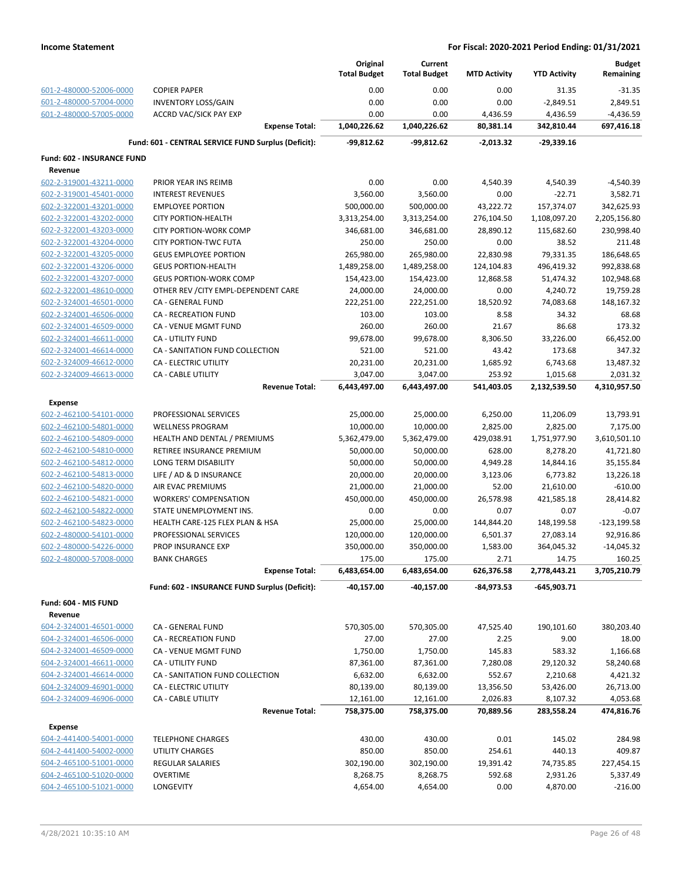**Income Statement** **For Fiscal: 2020-2021 Period Ending: 01/31/2021**

| | | Original Total Budget | Current Total Budget | MTD Activity | YTD Activity | Budget Remaining |
|---|---|---|---|---|---|---|
| 601-2-480000-52006-0000 | COPIER PAPER | 0.00 | 0.00 | 0.00 | 31.35 | -31.35 |
| 601-2-480000-57004-0000 | INVENTORY LOSS/GAIN | 0.00 | 0.00 | 0.00 | -2,849.51 | 2,849.51 |
| 601-2-480000-57005-0000 | ACCRD VAC/SICK PAY EXP | 0.00 | 0.00 | 4,436.59 | 4,436.59 | -4,436.59 |
| | **Expense Total:** | **1,040,226.62** | **1,040,226.62** | **80,381.14** | **342,810.44** | **697,416.18** |
| | **Fund: 601 - CENTRAL SERVICE FUND Surplus (Deficit):** | **-99,812.62** | **-99,812.62** | **-2,013.32** | **-29,339.16** | |
| **Fund: 602 - INSURANCE FUND** | | | | | | |
| **Revenue** | | | | | | |
| 602-2-319001-43211-0000 | PRIOR YEAR INS REIMB | 0.00 | 0.00 | 4,540.39 | 4,540.39 | -4,540.39 |
| 602-2-319001-45401-0000 | INTEREST REVENUES | 3,560.00 | 3,560.00 | 0.00 | -22.71 | 3,582.71 |
| 602-2-322001-43201-0000 | EMPLOYEE PORTION | 500,000.00 | 500,000.00 | 43,222.72 | 157,374.07 | 342,625.93 |
| 602-2-322001-43202-0000 | CITY PORTION-HEALTH | 3,313,254.00 | 3,313,254.00 | 276,104.50 | 1,108,097.20 | 2,205,156.80 |
| 602-2-322001-43203-0000 | CITY PORTION-WORK COMP | 346,681.00 | 346,681.00 | 28,890.12 | 115,682.60 | 230,998.40 |
| 602-2-322001-43204-0000 | CITY PORTION-TWC FUTA | 250.00 | 250.00 | 0.00 | 38.52 | 211.48 |
| 602-2-322001-43205-0000 | GEUS EMPLOYEE PORTION | 265,980.00 | 265,980.00 | 22,830.98 | 79,331.35 | 186,648.65 |
| 602-2-322001-43206-0000 | GEUS PORTION-HEALTH | 1,489,258.00 | 1,489,258.00 | 124,104.83 | 496,419.32 | 992,838.68 |
| 602-2-322001-43207-0000 | GEUS PORTION-WORK COMP | 154,423.00 | 154,423.00 | 12,868.58 | 51,474.32 | 102,948.68 |
| 602-2-322001-48610-0000 | OTHER REV /CITY EMPL-DEPENDENT CARE | 24,000.00 | 24,000.00 | 0.00 | 4,240.72 | 19,759.28 |
| 602-2-324001-46501-0000 | CA - GENERAL FUND | 222,251.00 | 222,251.00 | 18,520.92 | 74,083.68 | 148,167.32 |
| 602-2-324001-46506-0000 | CA - RECREATION FUND | 103.00 | 103.00 | 8.58 | 34.32 | 68.68 |
| 602-2-324001-46509-0000 | CA - VENUE MGMT FUND | 260.00 | 260.00 | 21.67 | 86.68 | 173.32 |
| 602-2-324001-46611-0000 | CA - UTILITY FUND | 99,678.00 | 99,678.00 | 8,306.50 | 33,226.00 | 66,452.00 |
| 602-2-324001-46614-0000 | CA - SANITATION FUND COLLECTION | 521.00 | 521.00 | 43.42 | 173.68 | 347.32 |
| 602-2-324009-46612-0000 | CA - ELECTRIC UTILITY | 20,231.00 | 20,231.00 | 1,685.92 | 6,743.68 | 13,487.32 |
| 602-2-324009-46613-0000 | CA - CABLE UTILITY | 3,047.00 | 3,047.00 | 253.92 | 1,015.68 | 2,031.32 |
| | **Revenue Total:** | **6,443,497.00** | **6,443,497.00** | **541,403.05** | **2,132,539.50** | **4,310,957.50** |
| **Expense** | | | | | | |
| 602-2-462100-54101-0000 | PROFESSIONAL SERVICES | 25,000.00 | 25,000.00 | 6,250.00 | 11,206.09 | 13,793.91 |
| 602-2-462100-54801-0000 | WELLNESS PROGRAM | 10,000.00 | 10,000.00 | 2,825.00 | 2,825.00 | 7,175.00 |
| 602-2-462100-54809-0000 | HEALTH AND DENTAL / PREMIUMS | 5,362,479.00 | 5,362,479.00 | 429,038.91 | 1,751,977.90 | 3,610,501.10 |
| 602-2-462100-54810-0000 | RETIREE INSURANCE PREMIUM | 50,000.00 | 50,000.00 | 628.00 | 8,278.20 | 41,721.80 |
| 602-2-462100-54812-0000 | LONG TERM DISABILITY | 50,000.00 | 50,000.00 | 4,949.28 | 14,844.16 | 35,155.84 |
| 602-2-462100-54813-0000 | LIFE / AD & D INSURANCE | 20,000.00 | 20,000.00 | 3,123.06 | 6,773.82 | 13,226.18 |
| 602-2-462100-54820-0000 | AIR EVAC PREMIUMS | 21,000.00 | 21,000.00 | 52.00 | 21,610.00 | -610.00 |
| 602-2-462100-54821-0000 | WORKERS' COMPENSATION | 450,000.00 | 450,000.00 | 26,578.98 | 421,585.18 | 28,414.82 |
| 602-2-462100-54822-0000 | STATE UNEMPLOYMENT INS. | 0.00 | 0.00 | 0.07 | 0.07 | -0.07 |
| 602-2-462100-54823-0000 | HEALTH CARE-125 FLEX PLAN & HSA | 25,000.00 | 25,000.00 | 144,844.20 | 148,199.58 | -123,199.58 |
| 602-2-480000-54101-0000 | PROFESSIONAL SERVICES | 120,000.00 | 120,000.00 | 6,501.37 | 27,083.14 | 92,916.86 |
| 602-2-480000-54226-0000 | PROP INSURANCE EXP | 350,000.00 | 350,000.00 | 1,583.00 | 364,045.32 | -14,045.32 |
| 602-2-480000-57008-0000 | BANK CHARGES | 175.00 | 175.00 | 2.71 | 14.75 | 160.25 |
| | **Expense Total:** | **6,483,654.00** | **6,483,654.00** | **626,376.58** | **2,778,443.21** | **3,705,210.79** |
| | **Fund: 602 - INSURANCE FUND Surplus (Deficit):** | **-40,157.00** | **-40,157.00** | **-84,973.53** | **-645,903.71** | |
| **Fund: 604 - MIS FUND** | | | | | | |
| **Revenue** | | | | | | |
| 604-2-324001-46501-0000 | CA - GENERAL FUND | 570,305.00 | 570,305.00 | 47,525.40 | 190,101.60 | 380,203.40 |
| 604-2-324001-46506-0000 | CA - RECREATION FUND | 27.00 | 27.00 | 2.25 | 9.00 | 18.00 |
| 604-2-324001-46509-0000 | CA - VENUE MGMT FUND | 1,750.00 | 1,750.00 | 145.83 | 583.32 | 1,166.68 |
| 604-2-324001-46611-0000 | CA - UTILITY FUND | 87,361.00 | 87,361.00 | 7,280.08 | 29,120.32 | 58,240.68 |
| 604-2-324001-46614-0000 | CA - SANITATION FUND COLLECTION | 6,632.00 | 6,632.00 | 552.67 | 2,210.68 | 4,421.32 |
| 604-2-324009-46901-0000 | CA - ELECTRIC UTILITY | 80,139.00 | 80,139.00 | 13,356.50 | 53,426.00 | 26,713.00 |
| 604-2-324009-46906-0000 | CA - CABLE UTILITY | 12,161.00 | 12,161.00 | 2,026.83 | 8,107.32 | 4,053.68 |
| | **Revenue Total:** | **758,375.00** | **758,375.00** | **70,889.56** | **283,558.24** | **474,816.76** |
| **Expense** | | | | | | |
| 604-2-441400-54001-0000 | TELEPHONE CHARGES | 430.00 | 430.00 | 0.01 | 145.02 | 284.98 |
| 604-2-441400-54002-0000 | UTILITY CHARGES | 850.00 | 850.00 | 254.61 | 440.13 | 409.87 |
| 604-2-465100-51001-0000 | REGULAR SALARIES | 302,190.00 | 302,190.00 | 19,391.42 | 74,735.85 | 227,454.15 |
| 604-2-465100-51020-0000 | OVERTIME | 8,268.75 | 8,268.75 | 592.68 | 2,931.26 | 5,337.49 |
| 604-2-465100-51021-0000 | LONGEVITY | 4,654.00 | 4,654.00 | 0.00 | 4,870.00 | -216.00 |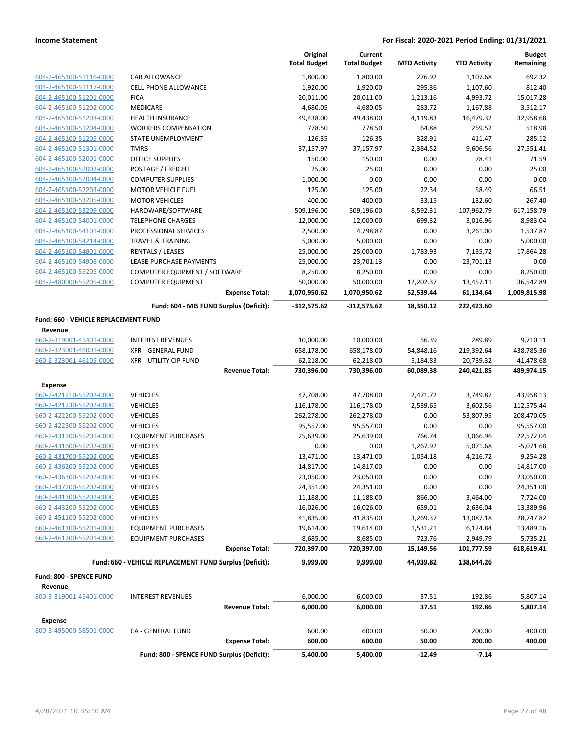**Income Statement** — **For Fiscal: 2020-2021 Period Ending: 01/31/2021**

| | | Original Total Budget | Current Total Budget | MTD Activity | YTD Activity | Budget Remaining |
|---|---|---|---|---|---|---|
| 604-2-465100-51116-0000 | CAR ALLOWANCE | 1,800.00 | 1,800.00 | 276.92 | 1,107.68 | 692.32 |
| 604-2-465100-51117-0000 | CELL PHONE ALLOWANCE | 1,920.00 | 1,920.00 | 295.36 | 1,107.60 | 812.40 |
| 604-2-465100-51201-0000 | FICA | 20,011.00 | 20,011.00 | 1,213.16 | 4,993.72 | 15,017.28 |
| 604-2-465100-51202-0000 | MEDICARE | 4,680.05 | 4,680.05 | 283.72 | 1,167.88 | 3,512.17 |
| 604-2-465100-51203-0000 | HEALTH INSURANCE | 49,438.00 | 49,438.00 | 4,119.83 | 16,479.32 | 32,958.68 |
| 604-2-465100-51204-0000 | WORKERS COMPENSATION | 778.50 | 778.50 | 64.88 | 259.52 | 518.98 |
| 604-2-465100-51205-0000 | STATE UNEMPLOYMENT | 126.35 | 126.35 | 328.91 | 411.47 | -285.12 |
| 604-2-465100-51301-0000 | TMRS | 37,157.97 | 37,157.97 | 2,384.52 | 9,606.56 | 27,551.41 |
| 604-2-465100-52001-0000 | OFFICE SUPPLIES | 150.00 | 150.00 | 0.00 | 78.41 | 71.59 |
| 604-2-465100-52002-0000 | POSTAGE / FREIGHT | 25.00 | 25.00 | 0.00 | 0.00 | 25.00 |
| 604-2-465100-52004-0000 | COMPUTER SUPPLIES | 1,000.00 | 0.00 | 0.00 | 0.00 | 0.00 |
| 604-2-465100-52203-0000 | MOTOR VEHICLE FUEL | 125.00 | 125.00 | 22.34 | 58.49 | 66.51 |
| 604-2-465100-53205-0000 | MOTOR VEHICLES | 400.00 | 400.00 | 33.15 | 132.60 | 267.40 |
| 604-2-465100-53209-0000 | HARDWARE/SOFTWARE | 509,196.00 | 509,196.00 | 8,592.31 | -107,962.79 | 617,158.79 |
| 604-2-465100-54001-0000 | TELEPHONE CHARGES | 12,000.00 | 12,000.00 | 699.32 | 3,016.96 | 8,983.04 |
| 604-2-465100-54101-0000 | PROFESSIONAL SERVICES | 2,500.00 | 4,798.87 | 0.00 | 3,261.00 | 1,537.87 |
| 604-2-465100-54214-0000 | TRAVEL & TRAINING | 5,000.00 | 5,000.00 | 0.00 | 0.00 | 5,000.00 |
| 604-2-465100-54901-0000 | RENTALS / LEASES | 25,000.00 | 25,000.00 | 1,783.93 | 7,135.72 | 17,864.28 |
| 604-2-465100-54908-0000 | LEASE PURCHASE PAYMENTS | 25,000.00 | 23,701.13 | 0.00 | 23,701.13 | 0.00 |
| 604-2-465100-55205-0000 | COMPUTER EQUIPMENT / SOFTWARE | 8,250.00 | 8,250.00 | 0.00 | 0.00 | 8,250.00 |
| 604-2-480000-55205-0000 | COMPUTER EQUIPMENT | 50,000.00 | 50,000.00 | 12,202.37 | 13,457.11 | 36,542.89 |
| | **Expense Total:** | **1,070,950.62** | **1,070,950.62** | **52,539.44** | **61,134.64** | **1,009,815.98** |
| | **Fund: 604 - MIS FUND Surplus (Deficit):** | **-312,575.62** | **-312,575.62** | **18,350.12** | **222,423.60** | |
| **Fund: 660 - VEHICLE REPLACEMENT FUND** | | | | | | |
| **Revenue** | | | | | | |
| 660-2-319001-45401-0000 | INTEREST REVENUES | 10,000.00 | 10,000.00 | 56.39 | 289.89 | 9,710.11 |
| 660-2-323001-46001-0000 | XFR - GENERAL FUND | 658,178.00 | 658,178.00 | 54,848.16 | 219,392.64 | 438,785.36 |
| 660-2-323001-46105-0000 | XFR - UTILITY CIP FUND | 62,218.00 | 62,218.00 | 5,184.83 | 20,739.32 | 41,478.68 |
| | **Revenue Total:** | **730,396.00** | **730,396.00** | **60,089.38** | **240,421.85** | **489,974.15** |
| **Expense** | | | | | | |
| 660-2-421210-55202-0000 | VEHICLES | 47,708.00 | 47,708.00 | 2,471.72 | 3,749.87 | 43,958.13 |
| 660-2-421230-55202-0000 | VEHICLES | 116,178.00 | 116,178.00 | 2,539.65 | 3,602.56 | 112,575.44 |
| 660-2-422200-55202-0000 | VEHICLES | 262,278.00 | 262,278.00 | 0.00 | 53,807.95 | 208,470.05 |
| 660-2-422300-55202-0000 | VEHICLES | 95,557.00 | 95,557.00 | 0.00 | 0.00 | 95,557.00 |
| 660-2-431200-55201-0000 | EQUIPMENT PURCHASES | 25,639.00 | 25,639.00 | 766.74 | 3,066.96 | 22,572.04 |
| 660-2-431600-55202-0000 | VEHICLES | 0.00 | 0.00 | 1,267.92 | 5,071.68 | -5,071.68 |
| 660-2-431700-55202-0000 | VEHICLES | 13,471.00 | 13,471.00 | 1,054.18 | 4,216.72 | 9,254.28 |
| 660-2-436200-55202-0000 | VEHICLES | 14,817.00 | 14,817.00 | 0.00 | 0.00 | 14,817.00 |
| 660-2-436300-55202-0000 | VEHICLES | 23,050.00 | 23,050.00 | 0.00 | 0.00 | 23,050.00 |
| 660-2-437200-55202-0000 | VEHICLES | 24,351.00 | 24,351.00 | 0.00 | 0.00 | 24,351.00 |
| 660-2-441300-55202-0000 | VEHICLES | 11,188.00 | 11,188.00 | 866.00 | 3,464.00 | 7,724.00 |
| 660-2-443200-55202-0000 | VEHICLES | 16,026.00 | 16,026.00 | 659.01 | 2,636.04 | 13,389.96 |
| 660-2-451100-55202-0000 | VEHICLES | 41,835.00 | 41,835.00 | 3,269.37 | 13,087.18 | 28,747.82 |
| 660-2-461100-55201-0000 | EQUIPMENT PURCHASES | 19,614.00 | 19,614.00 | 1,531.21 | 6,124.84 | 13,489.16 |
| 660-2-461200-55201-0000 | EQUIPMENT PURCHASES | 8,685.00 | 8,685.00 | 723.76 | 2,949.79 | 5,735.21 |
| | **Expense Total:** | **720,397.00** | **720,397.00** | **15,149.56** | **101,777.59** | **618,619.41** |
| | **Fund: 660 - VEHICLE REPLACEMENT FUND Surplus (Deficit):** | **9,999.00** | **9,999.00** | **44,939.82** | **138,644.26** | |
| **Fund: 800 - SPENCE FUND** | | | | | | |
| **Revenue** | | | | | | |
| 800-3-319001-45401-0000 | INTEREST REVENUES | 6,000.00 | 6,000.00 | 37.51 | 192.86 | 5,807.14 |
| | **Revenue Total:** | **6,000.00** | **6,000.00** | **37.51** | **192.86** | **5,807.14** |
| **Expense** | | | | | | |
| 800-3-495000-58501-0000 | CA - GENERAL FUND | 600.00 | 600.00 | 50.00 | 200.00 | 400.00 |
| | **Expense Total:** | **600.00** | **600.00** | **50.00** | **200.00** | **400.00** |
| | **Fund: 800 - SPENCE FUND Surplus (Deficit):** | **5,400.00** | **5,400.00** | **-12.49** | **-7.14** | |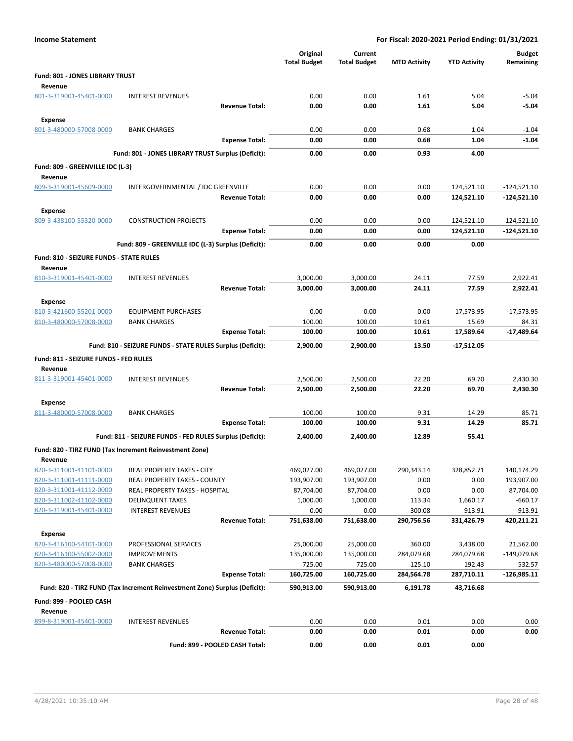**Income Statement** — **For Fiscal: 2020-2021 Period Ending: 01/31/2021**

| | | Original Total Budget | Current Total Budget | MTD Activity | YTD Activity | Budget Remaining |
|---|---|---|---|---|---|---|
| **Fund: 801 - JONES LIBRARY TRUST** | | | | | | |
| **Revenue** | | | | | | |
| 801-3-319001-45401-0000 | INTEREST REVENUES | 0.00 | 0.00 | 1.61 | 5.04 | -5.04 |
| | **Revenue Total:** | **0.00** | **0.00** | **1.61** | **5.04** | **-5.04** |
| **Expense** | | | | | | |
| 801-3-480000-57008-0000 | BANK CHARGES | 0.00 | 0.00 | 0.68 | 1.04 | -1.04 |
| | **Expense Total:** | **0.00** | **0.00** | **0.68** | **1.04** | **-1.04** |
| | **Fund: 801 - JONES LIBRARY TRUST Surplus (Deficit):** | **0.00** | **0.00** | **0.93** | **4.00** | |
| **Fund: 809 - GREENVILLE IDC (L-3)** | | | | | | |
| **Revenue** | | | | | | |
| 809-3-319001-45609-0000 | INTERGOVERNMENTAL / IDC GREENVILLE | 0.00 | 0.00 | 0.00 | 124,521.10 | -124,521.10 |
| | **Revenue Total:** | **0.00** | **0.00** | **0.00** | **124,521.10** | **-124,521.10** |
| **Expense** | | | | | | |
| 809-3-438100-55320-0000 | CONSTRUCTION PROJECTS | 0.00 | 0.00 | 0.00 | 124,521.10 | -124,521.10 |
| | **Expense Total:** | **0.00** | **0.00** | **0.00** | **124,521.10** | **-124,521.10** |
| | **Fund: 809 - GREENVILLE IDC (L-3) Surplus (Deficit):** | **0.00** | **0.00** | **0.00** | **0.00** | |
| **Fund: 810 - SEIZURE FUNDS - STATE RULES** | | | | | | |
| **Revenue** | | | | | | |
| 810-3-319001-45401-0000 | INTEREST REVENUES | 3,000.00 | 3,000.00 | 24.11 | 77.59 | 2,922.41 |
| | **Revenue Total:** | **3,000.00** | **3,000.00** | **24.11** | **77.59** | **2,922.41** |
| **Expense** | | | | | | |
| 810-3-421600-55201-0000 | EQUIPMENT PURCHASES | 0.00 | 0.00 | 0.00 | 17,573.95 | -17,573.95 |
| 810-3-480000-57008-0000 | BANK CHARGES | 100.00 | 100.00 | 10.61 | 15.69 | 84.31 |
| | **Expense Total:** | **100.00** | **100.00** | **10.61** | **17,589.64** | **-17,489.64** |
| | **Fund: 810 - SEIZURE FUNDS - STATE RULES Surplus (Deficit):** | **2,900.00** | **2,900.00** | **13.50** | **-17,512.05** | |
| **Fund: 811 - SEIZURE FUNDS - FED RULES** | | | | | | |
| **Revenue** | | | | | | |
| 811-3-319001-45401-0000 | INTEREST REVENUES | 2,500.00 | 2,500.00 | 22.20 | 69.70 | 2,430.30 |
| | **Revenue Total:** | **2,500.00** | **2,500.00** | **22.20** | **69.70** | **2,430.30** |
| **Expense** | | | | | | |
| 811-3-480000-57008-0000 | BANK CHARGES | 100.00 | 100.00 | 9.31 | 14.29 | 85.71 |
| | **Expense Total:** | **100.00** | **100.00** | **9.31** | **14.29** | **85.71** |
| | **Fund: 811 - SEIZURE FUNDS - FED RULES Surplus (Deficit):** | **2,400.00** | **2,400.00** | **12.89** | **55.41** | |
| **Fund: 820 - TIRZ FUND (Tax Increment Reinvestment Zone)** | | | | | | |
| **Revenue** | | | | | | |
| 820-3-311001-41101-0000 | REAL PROPERTY TAXES - CITY | 469,027.00 | 469,027.00 | 290,343.14 | 328,852.71 | 140,174.29 |
| 820-3-311001-41111-0000 | REAL PROPERTY TAXES - COUNTY | 193,907.00 | 193,907.00 | 0.00 | 0.00 | 193,907.00 |
| 820-3-311001-41112-0000 | REAL PROPERTY TAXES - HOSPITAL | 87,704.00 | 87,704.00 | 0.00 | 0.00 | 87,704.00 |
| 820-3-311002-41102-0000 | DELINQUENT TAXES | 1,000.00 | 1,000.00 | 113.34 | 1,660.17 | -660.17 |
| 820-3-319001-45401-0000 | INTEREST REVENUES | 0.00 | 0.00 | 300.08 | 913.91 | -913.91 |
| | **Revenue Total:** | **751,638.00** | **751,638.00** | **290,756.56** | **331,426.79** | **420,211.21** |
| **Expense** | | | | | | |
| 820-3-416100-54101-0000 | PROFESSIONAL SERVICES | 25,000.00 | 25,000.00 | 360.00 | 3,438.00 | 21,562.00 |
| 820-3-416100-55002-0000 | IMPROVEMENTS | 135,000.00 | 135,000.00 | 284,079.68 | 284,079.68 | -149,079.68 |
| 820-3-480000-57008-0000 | BANK CHARGES | 725.00 | 725.00 | 125.10 | 192.43 | 532.57 |
| | **Expense Total:** | **160,725.00** | **160,725.00** | **284,564.78** | **287,710.11** | **-126,985.11** |
| | **Fund: 820 - TIRZ FUND (Tax Increment Reinvestment Zone) Surplus (Deficit):** | **590,913.00** | **590,913.00** | **6,191.78** | **43,716.68** | |
| **Fund: 899 - POOLED CASH** | | | | | | |
| **Revenue** | | | | | | |
| 899-8-319001-45401-0000 | INTEREST REVENUES | 0.00 | 0.00 | 0.01 | 0.00 | 0.00 |
| | **Revenue Total:** | **0.00** | **0.00** | **0.01** | **0.00** | **0.00** |
| | **Fund: 899 - POOLED CASH Total:** | **0.00** | **0.00** | **0.01** | **0.00** | |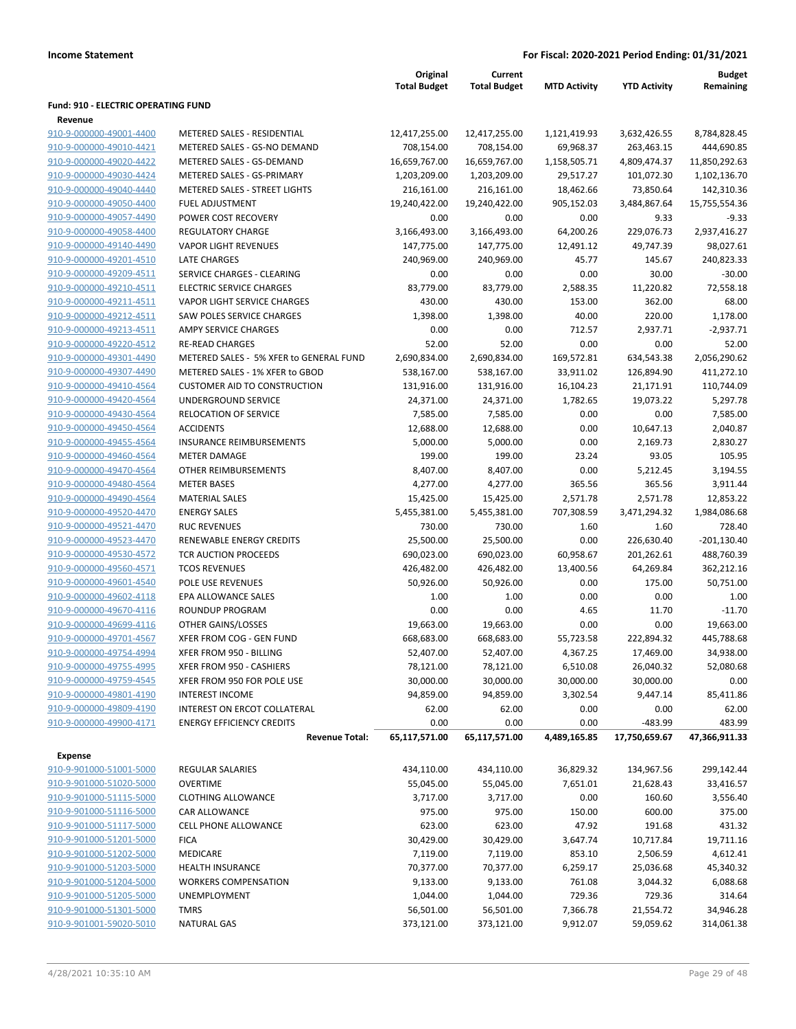**Income Statement** | **For Fiscal: 2020-2021 Period Ending: 01/31/2021**

| | | Original Total Budget | Current Total Budget | MTD Activity | YTD Activity | Budget Remaining |
|---|---|---|---|---|---|---|
| **Fund: 910 - ELECTRIC OPERATING FUND** | | | | | | |
| **Revenue** | | | | | | |
| 910-9-000000-49001-4400 | METERED SALES - RESIDENTIAL | 12,417,255.00 | 12,417,255.00 | 1,121,419.93 | 3,632,426.55 | 8,784,828.45 |
| 910-9-000000-49010-4421 | METERED SALES - GS-NO DEMAND | 708,154.00 | 708,154.00 | 69,968.37 | 263,463.15 | 444,690.85 |
| 910-9-000000-49020-4422 | METERED SALES - GS-DEMAND | 16,659,767.00 | 16,659,767.00 | 1,158,505.71 | 4,809,474.37 | 11,850,292.63 |
| 910-9-000000-49030-4424 | METERED SALES - GS-PRIMARY | 1,203,209.00 | 1,203,209.00 | 29,517.27 | 101,072.30 | 1,102,136.70 |
| 910-9-000000-49040-4440 | METERED SALES - STREET LIGHTS | 216,161.00 | 216,161.00 | 18,462.66 | 73,850.64 | 142,310.36 |
| 910-9-000000-49050-4400 | FUEL ADJUSTMENT | 19,240,422.00 | 19,240,422.00 | 905,152.03 | 3,484,867.64 | 15,755,554.36 |
| 910-9-000000-49057-4490 | POWER COST RECOVERY | 0.00 | 0.00 | 0.00 | 9.33 | -9.33 |
| 910-9-000000-49058-4400 | REGULATORY CHARGE | 3,166,493.00 | 3,166,493.00 | 64,200.26 | 229,076.73 | 2,937,416.27 |
| 910-9-000000-49140-4490 | VAPOR LIGHT REVENUES | 147,775.00 | 147,775.00 | 12,491.12 | 49,747.39 | 98,027.61 |
| 910-9-000000-49201-4510 | LATE CHARGES | 240,969.00 | 240,969.00 | 45.77 | 145.67 | 240,823.33 |
| 910-9-000000-49209-4511 | SERVICE CHARGES - CLEARING | 0.00 | 0.00 | 0.00 | 30.00 | -30.00 |
| 910-9-000000-49210-4511 | ELECTRIC SERVICE CHARGES | 83,779.00 | 83,779.00 | 2,588.35 | 11,220.82 | 72,558.18 |
| 910-9-000000-49211-4511 | VAPOR LIGHT SERVICE CHARGES | 430.00 | 430.00 | 153.00 | 362.00 | 68.00 |
| 910-9-000000-49212-4511 | SAW POLES SERVICE CHARGES | 1,398.00 | 1,398.00 | 40.00 | 220.00 | 1,178.00 |
| 910-9-000000-49213-4511 | AMPY SERVICE CHARGES | 0.00 | 0.00 | 712.57 | 2,937.71 | -2,937.71 |
| 910-9-000000-49220-4512 | RE-READ CHARGES | 52.00 | 52.00 | 0.00 | 0.00 | 52.00 |
| 910-9-000000-49301-4490 | METERED SALES - 5% XFER to GENERAL FUND | 2,690,834.00 | 2,690,834.00 | 169,572.81 | 634,543.38 | 2,056,290.62 |
| 910-9-000000-49307-4490 | METERED SALES - 1% XFER to GBOD | 538,167.00 | 538,167.00 | 33,911.02 | 126,894.90 | 411,272.10 |
| 910-9-000000-49410-4564 | CUSTOMER AID TO CONSTRUCTION | 131,916.00 | 131,916.00 | 16,104.23 | 21,171.91 | 110,744.09 |
| 910-9-000000-49420-4564 | UNDERGROUND SERVICE | 24,371.00 | 24,371.00 | 1,782.65 | 19,073.22 | 5,297.78 |
| 910-9-000000-49430-4564 | RELOCATION OF SERVICE | 7,585.00 | 7,585.00 | 0.00 | 0.00 | 7,585.00 |
| 910-9-000000-49450-4564 | ACCIDENTS | 12,688.00 | 12,688.00 | 0.00 | 10,647.13 | 2,040.87 |
| 910-9-000000-49455-4564 | INSURANCE REIMBURSEMENTS | 5,000.00 | 5,000.00 | 0.00 | 2,169.73 | 2,830.27 |
| 910-9-000000-49460-4564 | METER DAMAGE | 199.00 | 199.00 | 23.24 | 93.05 | 105.95 |
| 910-9-000000-49470-4564 | OTHER REIMBURSEMENTS | 8,407.00 | 8,407.00 | 0.00 | 5,212.45 | 3,194.55 |
| 910-9-000000-49480-4564 | METER BASES | 4,277.00 | 4,277.00 | 365.56 | 365.56 | 3,911.44 |
| 910-9-000000-49490-4564 | MATERIAL SALES | 15,425.00 | 15,425.00 | 2,571.78 | 2,571.78 | 12,853.22 |
| 910-9-000000-49520-4470 | ENERGY SALES | 5,455,381.00 | 5,455,381.00 | 707,308.59 | 3,471,294.32 | 1,984,086.68 |
| 910-9-000000-49521-4470 | RUC REVENUES | 730.00 | 730.00 | 1.60 | 1.60 | 728.40 |
| 910-9-000000-49523-4470 | RENEWABLE ENERGY CREDITS | 25,500.00 | 25,500.00 | 0.00 | 226,630.40 | -201,130.40 |
| 910-9-000000-49530-4572 | TCR AUCTION PROCEEDS | 690,023.00 | 690,023.00 | 60,958.67 | 201,262.61 | 488,760.39 |
| 910-9-000000-49560-4571 | TCOS REVENUES | 426,482.00 | 426,482.00 | 13,400.56 | 64,269.84 | 362,212.16 |
| 910-9-000000-49601-4540 | POLE USE REVENUES | 50,926.00 | 50,926.00 | 0.00 | 175.00 | 50,751.00 |
| 910-9-000000-49602-4118 | EPA ALLOWANCE SALES | 1.00 | 1.00 | 0.00 | 0.00 | 1.00 |
| 910-9-000000-49670-4116 | ROUNDUP PROGRAM | 0.00 | 0.00 | 4.65 | 11.70 | -11.70 |
| 910-9-000000-49699-4116 | OTHER GAINS/LOSSES | 19,663.00 | 19,663.00 | 0.00 | 0.00 | 19,663.00 |
| 910-9-000000-49701-4567 | XFER FROM COG - GEN FUND | 668,683.00 | 668,683.00 | 55,723.58 | 222,894.32 | 445,788.68 |
| 910-9-000000-49754-4994 | XFER FROM 950 - BILLING | 52,407.00 | 52,407.00 | 4,367.25 | 17,469.00 | 34,938.00 |
| 910-9-000000-49755-4995 | XFER FROM 950 - CASHIERS | 78,121.00 | 78,121.00 | 6,510.08 | 26,040.32 | 52,080.68 |
| 910-9-000000-49759-4545 | XFER FROM 950 FOR POLE USE | 30,000.00 | 30,000.00 | 30,000.00 | 30,000.00 | 0.00 |
| 910-9-000000-49801-4190 | INTEREST INCOME | 94,859.00 | 94,859.00 | 3,302.54 | 9,447.14 | 85,411.86 |
| 910-9-000000-49809-4190 | INTEREST ON ERCOT COLLATERAL | 62.00 | 62.00 | 0.00 | 0.00 | 62.00 |
| 910-9-000000-49900-4171 | ENERGY EFFICIENCY CREDITS | 0.00 | 0.00 | 0.00 | -483.99 | 483.99 |
| | **Revenue Total:** | **65,117,571.00** | **65,117,571.00** | **4,489,165.85** | **17,750,659.67** | **47,366,911.33** |
| **Expense** | | | | | | |
| 910-9-901000-51001-5000 | REGULAR SALARIES | 434,110.00 | 434,110.00 | 36,829.32 | 134,967.56 | 299,142.44 |
| 910-9-901000-51020-5000 | OVERTIME | 55,045.00 | 55,045.00 | 7,651.01 | 21,628.43 | 33,416.57 |
| 910-9-901000-51115-5000 | CLOTHING ALLOWANCE | 3,717.00 | 3,717.00 | 0.00 | 160.60 | 3,556.40 |
| 910-9-901000-51116-5000 | CAR ALLOWANCE | 975.00 | 975.00 | 150.00 | 600.00 | 375.00 |
| 910-9-901000-51117-5000 | CELL PHONE ALLOWANCE | 623.00 | 623.00 | 47.92 | 191.68 | 431.32 |
| 910-9-901000-51201-5000 | FICA | 30,429.00 | 30,429.00 | 3,647.74 | 10,717.84 | 19,711.16 |
| 910-9-901000-51202-5000 | MEDICARE | 7,119.00 | 7,119.00 | 853.10 | 2,506.59 | 4,612.41 |
| 910-9-901000-51203-5000 | HEALTH INSURANCE | 70,377.00 | 70,377.00 | 6,259.17 | 25,036.68 | 45,340.32 |
| 910-9-901000-51204-5000 | WORKERS COMPENSATION | 9,133.00 | 9,133.00 | 761.08 | 3,044.32 | 6,088.68 |
| 910-9-901000-51205-5000 | UNEMPLOYMENT | 1,044.00 | 1,044.00 | 729.36 | 729.36 | 314.64 |
| 910-9-901000-51301-5000 | TMRS | 56,501.00 | 56,501.00 | 7,366.78 | 21,554.72 | 34,946.28 |
| 910-9-901001-59020-5010 | NATURAL GAS | 373,121.00 | 373,121.00 | 9,912.07 | 59,059.62 | 314,061.38 |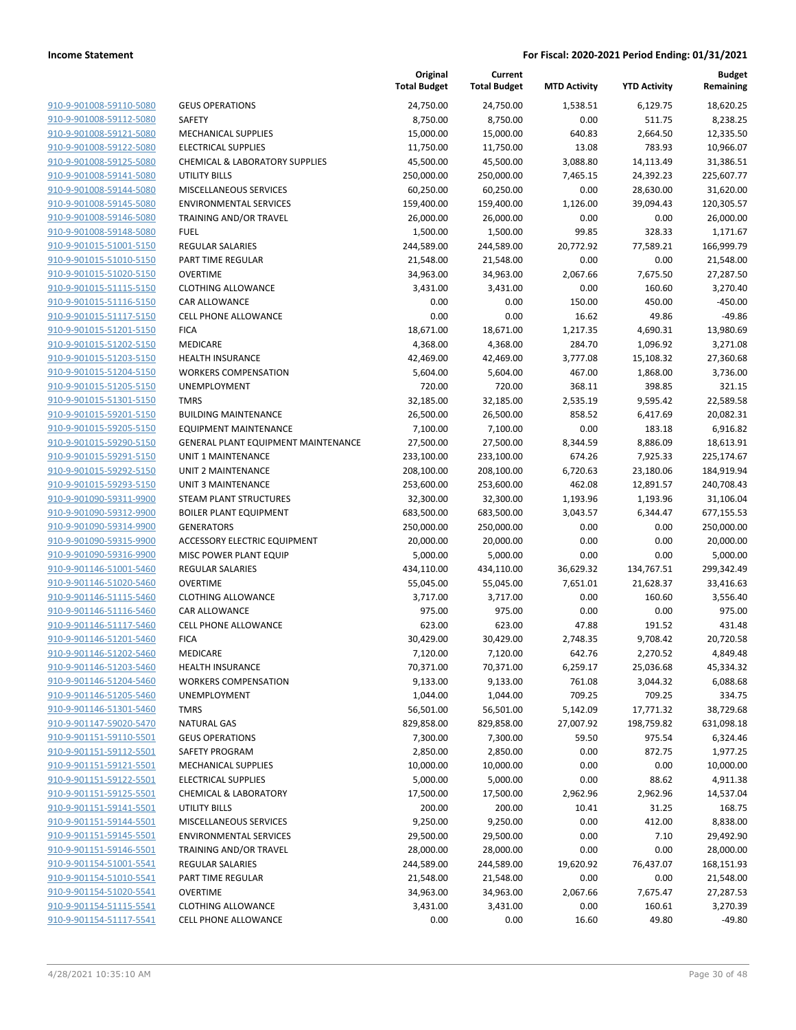| | | Original Total Budget | Current Total Budget | MTD Activity | YTD Activity | Budget Remaining |
|---|---|---|---|---|---|---|
| 910-9-901008-59110-5080 | GEUS OPERATIONS | 24,750.00 | 24,750.00 | 1,538.51 | 6,129.75 | 18,620.25 |
| 910-9-901008-59112-5080 | SAFETY | 8,750.00 | 8,750.00 | 0.00 | 511.75 | 8,238.25 |
| 910-9-901008-59121-5080 | MECHANICAL SUPPLIES | 15,000.00 | 15,000.00 | 640.83 | 2,664.50 | 12,335.50 |
| 910-9-901008-59122-5080 | ELECTRICAL SUPPLIES | 11,750.00 | 11,750.00 | 13.08 | 783.93 | 10,966.07 |
| 910-9-901008-59125-5080 | CHEMICAL & LABORATORY SUPPLIES | 45,500.00 | 45,500.00 | 3,088.80 | 14,113.49 | 31,386.51 |
| 910-9-901008-59141-5080 | UTILITY BILLS | 250,000.00 | 250,000.00 | 7,465.15 | 24,392.23 | 225,607.77 |
| 910-9-901008-59144-5080 | MISCELLANEOUS SERVICES | 60,250.00 | 60,250.00 | 0.00 | 28,630.00 | 31,620.00 |
| 910-9-901008-59145-5080 | ENVIRONMENTAL SERVICES | 159,400.00 | 159,400.00 | 1,126.00 | 39,094.43 | 120,305.57 |
| 910-9-901008-59146-5080 | TRAINING AND/OR TRAVEL | 26,000.00 | 26,000.00 | 0.00 | 0.00 | 26,000.00 |
| 910-9-901008-59148-5080 | FUEL | 1,500.00 | 1,500.00 | 99.85 | 328.33 | 1,171.67 |
| 910-9-901015-51001-5150 | REGULAR SALARIES | 244,589.00 | 244,589.00 | 20,772.92 | 77,589.21 | 166,999.79 |
| 910-9-901015-51010-5150 | PART TIME REGULAR | 21,548.00 | 21,548.00 | 0.00 | 0.00 | 21,548.00 |
| 910-9-901015-51020-5150 | OVERTIME | 34,963.00 | 34,963.00 | 2,067.66 | 7,675.50 | 27,287.50 |
| 910-9-901015-51115-5150 | CLOTHING ALLOWANCE | 3,431.00 | 3,431.00 | 0.00 | 160.60 | 3,270.40 |
| 910-9-901015-51116-5150 | CAR ALLOWANCE | 0.00 | 0.00 | 150.00 | 450.00 | -450.00 |
| 910-9-901015-51117-5150 | CELL PHONE ALLOWANCE | 0.00 | 0.00 | 16.62 | 49.86 | -49.86 |
| 910-9-901015-51201-5150 | FICA | 18,671.00 | 18,671.00 | 1,217.35 | 4,690.31 | 13,980.69 |
| 910-9-901015-51202-5150 | MEDICARE | 4,368.00 | 4,368.00 | 284.70 | 1,096.92 | 3,271.08 |
| 910-9-901015-51203-5150 | HEALTH INSURANCE | 42,469.00 | 42,469.00 | 3,777.08 | 15,108.32 | 27,360.68 |
| 910-9-901015-51204-5150 | WORKERS COMPENSATION | 5,604.00 | 5,604.00 | 467.00 | 1,868.00 | 3,736.00 |
| 910-9-901015-51205-5150 | UNEMPLOYMENT | 720.00 | 720.00 | 368.11 | 398.85 | 321.15 |
| 910-9-901015-51301-5150 | TMRS | 32,185.00 | 32,185.00 | 2,535.19 | 9,595.42 | 22,589.58 |
| 910-9-901015-59201-5150 | BUILDING MAINTENANCE | 26,500.00 | 26,500.00 | 858.52 | 6,417.69 | 20,082.31 |
| 910-9-901015-59205-5150 | EQUIPMENT MAINTENANCE | 7,100.00 | 7,100.00 | 0.00 | 183.18 | 6,916.82 |
| 910-9-901015-59290-5150 | GENERAL PLANT EQUIPMENT MAINTENANCE | 27,500.00 | 27,500.00 | 8,344.59 | 8,886.09 | 18,613.91 |
| 910-9-901015-59291-5150 | UNIT 1 MAINTENANCE | 233,100.00 | 233,100.00 | 674.26 | 7,925.33 | 225,174.67 |
| 910-9-901015-59292-5150 | UNIT 2 MAINTENANCE | 208,100.00 | 208,100.00 | 6,720.63 | 23,180.06 | 184,919.94 |
| 910-9-901015-59293-5150 | UNIT 3 MAINTENANCE | 253,600.00 | 253,600.00 | 462.08 | 12,891.57 | 240,708.43 |
| 910-9-901090-59311-9900 | STEAM PLANT STRUCTURES | 32,300.00 | 32,300.00 | 1,193.96 | 1,193.96 | 31,106.04 |
| 910-9-901090-59312-9900 | BOILER PLANT EQUIPMENT | 683,500.00 | 683,500.00 | 3,043.57 | 6,344.47 | 677,155.53 |
| 910-9-901090-59314-9900 | GENERATORS | 250,000.00 | 250,000.00 | 0.00 | 0.00 | 250,000.00 |
| 910-9-901090-59315-9900 | ACCESSORY ELECTRIC EQUIPMENT | 20,000.00 | 20,000.00 | 0.00 | 0.00 | 20,000.00 |
| 910-9-901090-59316-9900 | MISC POWER PLANT EQUIP | 5,000.00 | 5,000.00 | 0.00 | 0.00 | 5,000.00 |
| 910-9-901146-51001-5460 | REGULAR SALARIES | 434,110.00 | 434,110.00 | 36,629.32 | 134,767.51 | 299,342.49 |
| 910-9-901146-51020-5460 | OVERTIME | 55,045.00 | 55,045.00 | 7,651.01 | 21,628.37 | 33,416.63 |
| 910-9-901146-51115-5460 | CLOTHING ALLOWANCE | 3,717.00 | 3,717.00 | 0.00 | 160.60 | 3,556.40 |
| 910-9-901146-51116-5460 | CAR ALLOWANCE | 975.00 | 975.00 | 0.00 | 0.00 | 975.00 |
| 910-9-901146-51117-5460 | CELL PHONE ALLOWANCE | 623.00 | 623.00 | 47.88 | 191.52 | 431.48 |
| 910-9-901146-51201-5460 | FICA | 30,429.00 | 30,429.00 | 2,748.35 | 9,708.42 | 20,720.58 |
| 910-9-901146-51202-5460 | MEDICARE | 7,120.00 | 7,120.00 | 642.76 | 2,270.52 | 4,849.48 |
| 910-9-901146-51203-5460 | HEALTH INSURANCE | 70,371.00 | 70,371.00 | 6,259.17 | 25,036.68 | 45,334.32 |
| 910-9-901146-51204-5460 | WORKERS COMPENSATION | 9,133.00 | 9,133.00 | 761.08 | 3,044.32 | 6,088.68 |
| 910-9-901146-51205-5460 | UNEMPLOYMENT | 1,044.00 | 1,044.00 | 709.25 | 709.25 | 334.75 |
| 910-9-901146-51301-5460 | TMRS | 56,501.00 | 56,501.00 | 5,142.09 | 17,771.32 | 38,729.68 |
| 910-9-901147-59020-5470 | NATURAL GAS | 829,858.00 | 829,858.00 | 27,007.92 | 198,759.82 | 631,098.18 |
| 910-9-901151-59110-5501 | GEUS OPERATIONS | 7,300.00 | 7,300.00 | 59.50 | 975.54 | 6,324.46 |
| 910-9-901151-59112-5501 | SAFETY PROGRAM | 2,850.00 | 2,850.00 | 0.00 | 872.75 | 1,977.25 |
| 910-9-901151-59121-5501 | MECHANICAL SUPPLIES | 10,000.00 | 10,000.00 | 0.00 | 0.00 | 10,000.00 |
| 910-9-901151-59122-5501 | ELECTRICAL SUPPLIES | 5,000.00 | 5,000.00 | 0.00 | 88.62 | 4,911.38 |
| 910-9-901151-59125-5501 | CHEMICAL & LABORATORY | 17,500.00 | 17,500.00 | 2,962.96 | 2,962.96 | 14,537.04 |
| 910-9-901151-59141-5501 | UTILITY BILLS | 200.00 | 200.00 | 10.41 | 31.25 | 168.75 |
| 910-9-901151-59144-5501 | MISCELLANEOUS SERVICES | 9,250.00 | 9,250.00 | 0.00 | 412.00 | 8,838.00 |
| 910-9-901151-59145-5501 | ENVIRONMENTAL SERVICES | 29,500.00 | 29,500.00 | 0.00 | 7.10 | 29,492.90 |
| 910-9-901151-59146-5501 | TRAINING AND/OR TRAVEL | 28,000.00 | 28,000.00 | 0.00 | 0.00 | 28,000.00 |
| 910-9-901154-51001-5541 | REGULAR SALARIES | 244,589.00 | 244,589.00 | 19,620.92 | 76,437.07 | 168,151.93 |
| 910-9-901154-51010-5541 | PART TIME REGULAR | 21,548.00 | 21,548.00 | 0.00 | 0.00 | 21,548.00 |
| 910-9-901154-51020-5541 | OVERTIME | 34,963.00 | 34,963.00 | 2,067.66 | 7,675.47 | 27,287.53 |
| 910-9-901154-51115-5541 | CLOTHING ALLOWANCE | 3,431.00 | 3,431.00 | 0.00 | 160.61 | 3,270.39 |
| 910-9-901154-51117-5541 | CELL PHONE ALLOWANCE | 0.00 | 0.00 | 16.60 | 49.80 | -49.80 |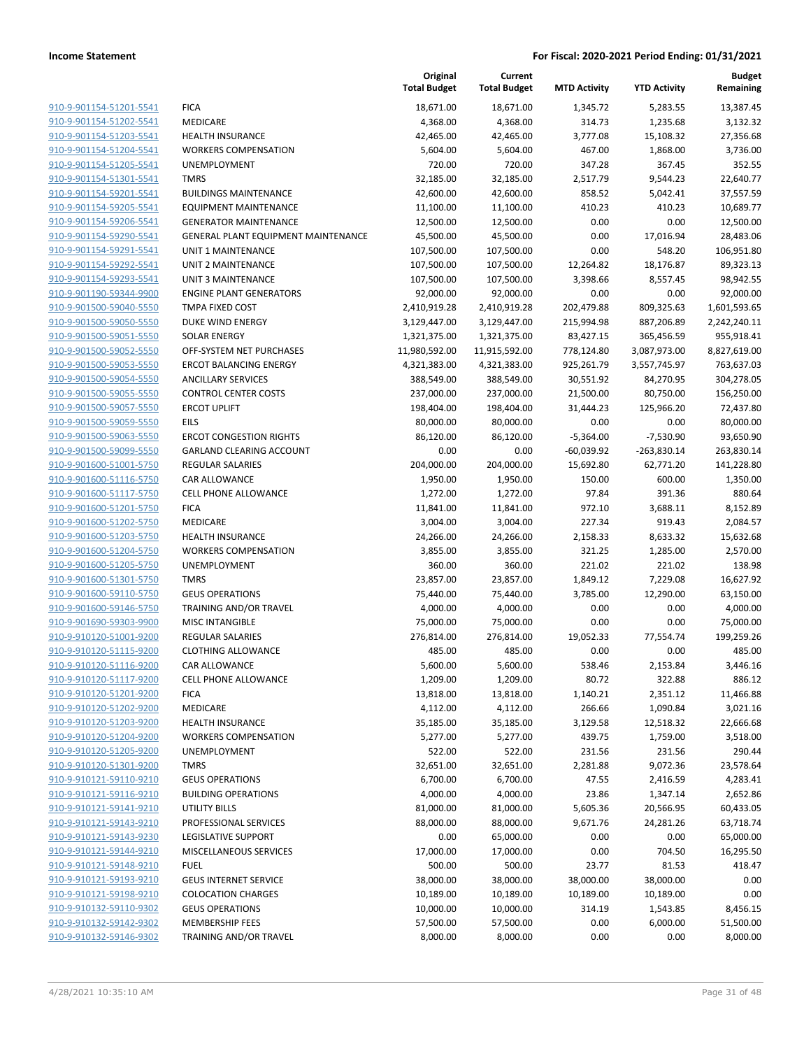| | | Original Total Budget | Current Total Budget | MTD Activity | YTD Activity | Budget Remaining |
|---|---|---|---|---|---|---|
| 910-9-901154-51201-5541 | FICA | 18,671.00 | 18,671.00 | 1,345.72 | 5,283.55 | 13,387.45 |
| 910-9-901154-51202-5541 | MEDICARE | 4,368.00 | 4,368.00 | 314.73 | 1,235.68 | 3,132.32 |
| 910-9-901154-51203-5541 | HEALTH INSURANCE | 42,465.00 | 42,465.00 | 3,777.08 | 15,108.32 | 27,356.68 |
| 910-9-901154-51204-5541 | WORKERS COMPENSATION | 5,604.00 | 5,604.00 | 467.00 | 1,868.00 | 3,736.00 |
| 910-9-901154-51205-5541 | UNEMPLOYMENT | 720.00 | 720.00 | 347.28 | 367.45 | 352.55 |
| 910-9-901154-51301-5541 | TMRS | 32,185.00 | 32,185.00 | 2,517.79 | 9,544.23 | 22,640.77 |
| 910-9-901154-59201-5541 | BUILDINGS MAINTENANCE | 42,600.00 | 42,600.00 | 858.52 | 5,042.41 | 37,557.59 |
| 910-9-901154-59205-5541 | EQUIPMENT MAINTENANCE | 11,100.00 | 11,100.00 | 410.23 | 410.23 | 10,689.77 |
| 910-9-901154-59206-5541 | GENERATOR MAINTENANCE | 12,500.00 | 12,500.00 | 0.00 | 0.00 | 12,500.00 |
| 910-9-901154-59290-5541 | GENERAL PLANT EQUIPMENT MAINTENANCE | 45,500.00 | 45,500.00 | 0.00 | 17,016.94 | 28,483.06 |
| 910-9-901154-59291-5541 | UNIT 1 MAINTENANCE | 107,500.00 | 107,500.00 | 0.00 | 548.20 | 106,951.80 |
| 910-9-901154-59292-5541 | UNIT 2 MAINTENANCE | 107,500.00 | 107,500.00 | 12,264.82 | 18,176.87 | 89,323.13 |
| 910-9-901154-59293-5541 | UNIT 3 MAINTENANCE | 107,500.00 | 107,500.00 | 3,398.66 | 8,557.45 | 98,942.55 |
| 910-9-901190-59344-9900 | ENGINE PLANT GENERATORS | 92,000.00 | 92,000.00 | 0.00 | 0.00 | 92,000.00 |
| 910-9-901500-59040-5550 | TMPA FIXED COST | 2,410,919.28 | 2,410,919.28 | 202,479.88 | 809,325.63 | 1,601,593.65 |
| 910-9-901500-59050-5550 | DUKE WIND ENERGY | 3,129,447.00 | 3,129,447.00 | 215,994.98 | 887,206.89 | 2,242,240.11 |
| 910-9-901500-59051-5550 | SOLAR ENERGY | 1,321,375.00 | 1,321,375.00 | 83,427.15 | 365,456.59 | 955,918.41 |
| 910-9-901500-59052-5550 | OFF-SYSTEM NET PURCHASES | 11,980,592.00 | 11,915,592.00 | 778,124.80 | 3,087,973.00 | 8,827,619.00 |
| 910-9-901500-59053-5550 | ERCOT BALANCING ENERGY | 4,321,383.00 | 4,321,383.00 | 925,261.79 | 3,557,745.97 | 763,637.03 |
| 910-9-901500-59054-5550 | ANCILLARY SERVICES | 388,549.00 | 388,549.00 | 30,551.92 | 84,270.95 | 304,278.05 |
| 910-9-901500-59055-5550 | CONTROL CENTER COSTS | 237,000.00 | 237,000.00 | 21,500.00 | 80,750.00 | 156,250.00 |
| 910-9-901500-59057-5550 | ERCOT UPLIFT | 198,404.00 | 198,404.00 | 31,444.23 | 125,966.20 | 72,437.80 |
| 910-9-901500-59059-5550 | EILS | 80,000.00 | 80,000.00 | 0.00 | 0.00 | 80,000.00 |
| 910-9-901500-59063-5550 | ERCOT CONGESTION RIGHTS | 86,120.00 | 86,120.00 | -5,364.00 | -7,530.90 | 93,650.90 |
| 910-9-901500-59099-5550 | GARLAND CLEARING ACCOUNT | 0.00 | 0.00 | -60,039.92 | -263,830.14 | 263,830.14 |
| 910-9-901600-51001-5750 | REGULAR SALARIES | 204,000.00 | 204,000.00 | 15,692.80 | 62,771.20 | 141,228.80 |
| 910-9-901600-51116-5750 | CAR ALLOWANCE | 1,950.00 | 1,950.00 | 150.00 | 600.00 | 1,350.00 |
| 910-9-901600-51117-5750 | CELL PHONE ALLOWANCE | 1,272.00 | 1,272.00 | 97.84 | 391.36 | 880.64 |
| 910-9-901600-51201-5750 | FICA | 11,841.00 | 11,841.00 | 972.10 | 3,688.11 | 8,152.89 |
| 910-9-901600-51202-5750 | MEDICARE | 3,004.00 | 3,004.00 | 227.34 | 919.43 | 2,084.57 |
| 910-9-901600-51203-5750 | HEALTH INSURANCE | 24,266.00 | 24,266.00 | 2,158.33 | 8,633.32 | 15,632.68 |
| 910-9-901600-51204-5750 | WORKERS COMPENSATION | 3,855.00 | 3,855.00 | 321.25 | 1,285.00 | 2,570.00 |
| 910-9-901600-51205-5750 | UNEMPLOYMENT | 360.00 | 360.00 | 221.02 | 221.02 | 138.98 |
| 910-9-901600-51301-5750 | TMRS | 23,857.00 | 23,857.00 | 1,849.12 | 7,229.08 | 16,627.92 |
| 910-9-901600-59110-5750 | GEUS OPERATIONS | 75,440.00 | 75,440.00 | 3,785.00 | 12,290.00 | 63,150.00 |
| 910-9-901600-59146-5750 | TRAINING AND/OR TRAVEL | 4,000.00 | 4,000.00 | 0.00 | 0.00 | 4,000.00 |
| 910-9-901690-59303-9900 | MISC INTANGIBLE | 75,000.00 | 75,000.00 | 0.00 | 0.00 | 75,000.00 |
| 910-9-910120-51001-9200 | REGULAR SALARIES | 276,814.00 | 276,814.00 | 19,052.33 | 77,554.74 | 199,259.26 |
| 910-9-910120-51115-9200 | CLOTHING ALLOWANCE | 485.00 | 485.00 | 0.00 | 0.00 | 485.00 |
| 910-9-910120-51116-9200 | CAR ALLOWANCE | 5,600.00 | 5,600.00 | 538.46 | 2,153.84 | 3,446.16 |
| 910-9-910120-51117-9200 | CELL PHONE ALLOWANCE | 1,209.00 | 1,209.00 | 80.72 | 322.88 | 886.12 |
| 910-9-910120-51201-9200 | FICA | 13,818.00 | 13,818.00 | 1,140.21 | 2,351.12 | 11,466.88 |
| 910-9-910120-51202-9200 | MEDICARE | 4,112.00 | 4,112.00 | 266.66 | 1,090.84 | 3,021.16 |
| 910-9-910120-51203-9200 | HEALTH INSURANCE | 35,185.00 | 35,185.00 | 3,129.58 | 12,518.32 | 22,666.68 |
| 910-9-910120-51204-9200 | WORKERS COMPENSATION | 5,277.00 | 5,277.00 | 439.75 | 1,759.00 | 3,518.00 |
| 910-9-910120-51205-9200 | UNEMPLOYMENT | 522.00 | 522.00 | 231.56 | 231.56 | 290.44 |
| 910-9-910120-51301-9200 | TMRS | 32,651.00 | 32,651.00 | 2,281.88 | 9,072.36 | 23,578.64 |
| 910-9-910121-59110-9210 | GEUS OPERATIONS | 6,700.00 | 6,700.00 | 47.55 | 2,416.59 | 4,283.41 |
| 910-9-910121-59116-9210 | BUILDING OPERATIONS | 4,000.00 | 4,000.00 | 23.86 | 1,347.14 | 2,652.86 |
| 910-9-910121-59141-9210 | UTILITY BILLS | 81,000.00 | 81,000.00 | 5,605.36 | 20,566.95 | 60,433.05 |
| 910-9-910121-59143-9210 | PROFESSIONAL SERVICES | 88,000.00 | 88,000.00 | 9,671.76 | 24,281.26 | 63,718.74 |
| 910-9-910121-59143-9230 | LEGISLATIVE SUPPORT | 0.00 | 65,000.00 | 0.00 | 0.00 | 65,000.00 |
| 910-9-910121-59144-9210 | MISCELLANEOUS SERVICES | 17,000.00 | 17,000.00 | 0.00 | 704.50 | 16,295.50 |
| 910-9-910121-59148-9210 | FUEL | 500.00 | 500.00 | 23.77 | 81.53 | 418.47 |
| 910-9-910121-59193-9210 | GEUS INTERNET SERVICE | 38,000.00 | 38,000.00 | 38,000.00 | 38,000.00 | 0.00 |
| 910-9-910121-59198-9210 | COLOCATION CHARGES | 10,189.00 | 10,189.00 | 10,189.00 | 10,189.00 | 0.00 |
| 910-9-910132-59110-9302 | GEUS OPERATIONS | 10,000.00 | 10,000.00 | 314.19 | 1,543.85 | 8,456.15 |
| 910-9-910132-59142-9302 | MEMBERSHIP FEES | 57,500.00 | 57,500.00 | 0.00 | 6,000.00 | 51,500.00 |
| 910-9-910132-59146-9302 | TRAINING AND/OR TRAVEL | 8,000.00 | 8,000.00 | 0.00 | 0.00 | 8,000.00 |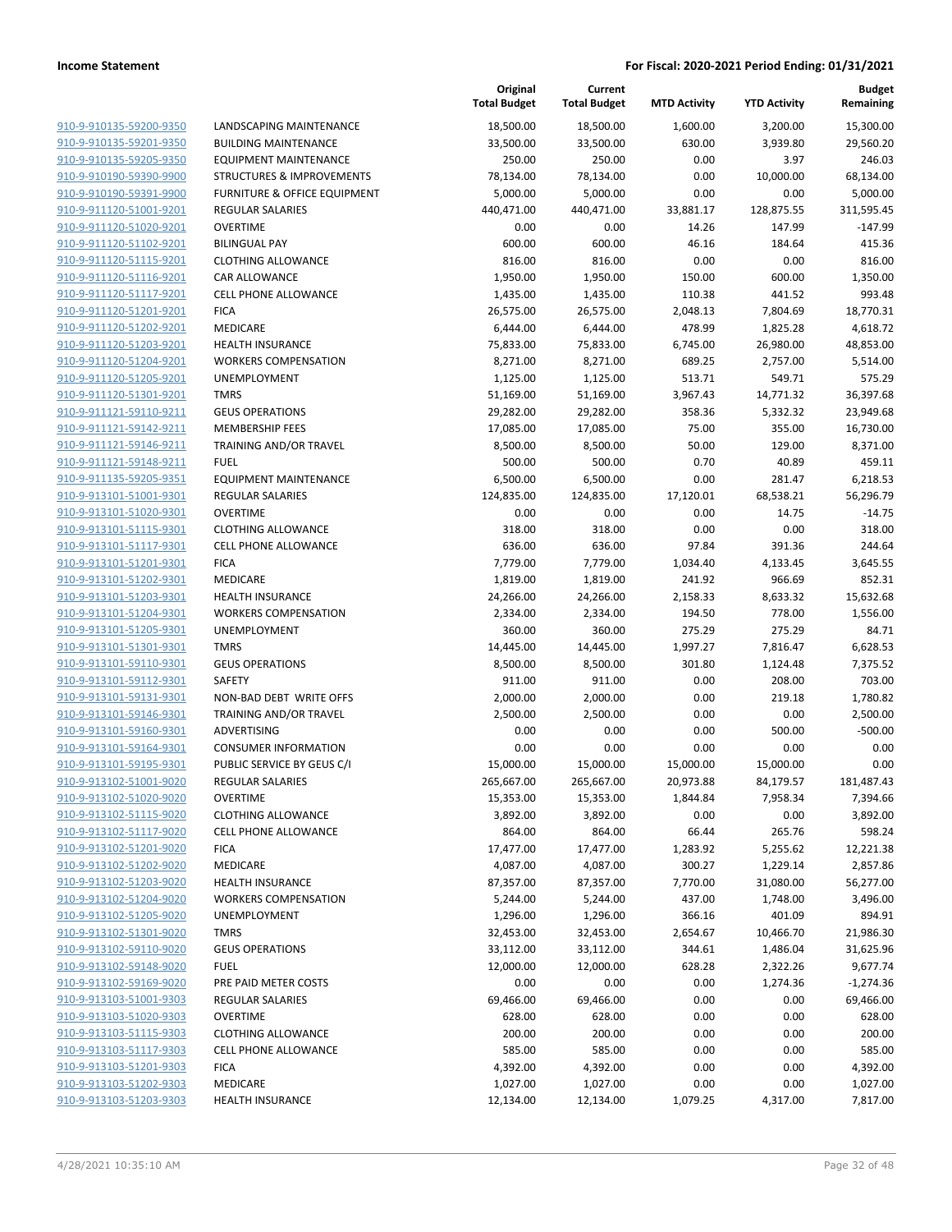| | | Original Total Budget | Current Total Budget | MTD Activity | YTD Activity | Budget Remaining |
|---|---|---|---|---|---|---|
| 910-9-910135-59200-9350 | LANDSCAPING MAINTENANCE | 18,500.00 | 18,500.00 | 1,600.00 | 3,200.00 | 15,300.00 |
| 910-9-910135-59201-9350 | BUILDING MAINTENANCE | 33,500.00 | 33,500.00 | 630.00 | 3,939.80 | 29,560.20 |
| 910-9-910135-59205-9350 | EQUIPMENT MAINTENANCE | 250.00 | 250.00 | 0.00 | 3.97 | 246.03 |
| 910-9-910190-59390-9900 | STRUCTURES & IMPROVEMENTS | 78,134.00 | 78,134.00 | 0.00 | 10,000.00 | 68,134.00 |
| 910-9-910190-59391-9900 | FURNITURE & OFFICE EQUIPMENT | 5,000.00 | 5,000.00 | 0.00 | 0.00 | 5,000.00 |
| 910-9-911120-51001-9201 | REGULAR SALARIES | 440,471.00 | 440,471.00 | 33,881.17 | 128,875.55 | 311,595.45 |
| 910-9-911120-51020-9201 | OVERTIME | 0.00 | 0.00 | 14.26 | 147.99 | -147.99 |
| 910-9-911120-51102-9201 | BILINGUAL PAY | 600.00 | 600.00 | 46.16 | 184.64 | 415.36 |
| 910-9-911120-51115-9201 | CLOTHING ALLOWANCE | 816.00 | 816.00 | 0.00 | 0.00 | 816.00 |
| 910-9-911120-51116-9201 | CAR ALLOWANCE | 1,950.00 | 1,950.00 | 150.00 | 600.00 | 1,350.00 |
| 910-9-911120-51117-9201 | CELL PHONE ALLOWANCE | 1,435.00 | 1,435.00 | 110.38 | 441.52 | 993.48 |
| 910-9-911120-51201-9201 | FICA | 26,575.00 | 26,575.00 | 2,048.13 | 7,804.69 | 18,770.31 |
| 910-9-911120-51202-9201 | MEDICARE | 6,444.00 | 6,444.00 | 478.99 | 1,825.28 | 4,618.72 |
| 910-9-911120-51203-9201 | HEALTH INSURANCE | 75,833.00 | 75,833.00 | 6,745.00 | 26,980.00 | 48,853.00 |
| 910-9-911120-51204-9201 | WORKERS COMPENSATION | 8,271.00 | 8,271.00 | 689.25 | 2,757.00 | 5,514.00 |
| 910-9-911120-51205-9201 | UNEMPLOYMENT | 1,125.00 | 1,125.00 | 513.71 | 549.71 | 575.29 |
| 910-9-911120-51301-9201 | TMRS | 51,169.00 | 51,169.00 | 3,967.43 | 14,771.32 | 36,397.68 |
| 910-9-911121-59110-9211 | GEUS OPERATIONS | 29,282.00 | 29,282.00 | 358.36 | 5,332.32 | 23,949.68 |
| 910-9-911121-59142-9211 | MEMBERSHIP FEES | 17,085.00 | 17,085.00 | 75.00 | 355.00 | 16,730.00 |
| 910-9-911121-59146-9211 | TRAINING AND/OR TRAVEL | 8,500.00 | 8,500.00 | 50.00 | 129.00 | 8,371.00 |
| 910-9-911121-59148-9211 | FUEL | 500.00 | 500.00 | 0.70 | 40.89 | 459.11 |
| 910-9-911135-59205-9351 | EQUIPMENT MAINTENANCE | 6,500.00 | 6,500.00 | 0.00 | 281.47 | 6,218.53 |
| 910-9-913101-51001-9301 | REGULAR SALARIES | 124,835.00 | 124,835.00 | 17,120.01 | 68,538.21 | 56,296.79 |
| 910-9-913101-51020-9301 | OVERTIME | 0.00 | 0.00 | 0.00 | 14.75 | -14.75 |
| 910-9-913101-51115-9301 | CLOTHING ALLOWANCE | 318.00 | 318.00 | 0.00 | 0.00 | 318.00 |
| 910-9-913101-51117-9301 | CELL PHONE ALLOWANCE | 636.00 | 636.00 | 97.84 | 391.36 | 244.64 |
| 910-9-913101-51201-9301 | FICA | 7,779.00 | 7,779.00 | 1,034.40 | 4,133.45 | 3,645.55 |
| 910-9-913101-51202-9301 | MEDICARE | 1,819.00 | 1,819.00 | 241.92 | 966.69 | 852.31 |
| 910-9-913101-51203-9301 | HEALTH INSURANCE | 24,266.00 | 24,266.00 | 2,158.33 | 8,633.32 | 15,632.68 |
| 910-9-913101-51204-9301 | WORKERS COMPENSATION | 2,334.00 | 2,334.00 | 194.50 | 778.00 | 1,556.00 |
| 910-9-913101-51205-9301 | UNEMPLOYMENT | 360.00 | 360.00 | 275.29 | 275.29 | 84.71 |
| 910-9-913101-51301-9301 | TMRS | 14,445.00 | 14,445.00 | 1,997.27 | 7,816.47 | 6,628.53 |
| 910-9-913101-59110-9301 | GEUS OPERATIONS | 8,500.00 | 8,500.00 | 301.80 | 1,124.48 | 7,375.52 |
| 910-9-913101-59112-9301 | SAFETY | 911.00 | 911.00 | 0.00 | 208.00 | 703.00 |
| 910-9-913101-59131-9301 | NON-BAD DEBT WRITE OFFS | 2,000.00 | 2,000.00 | 0.00 | 219.18 | 1,780.82 |
| 910-9-913101-59146-9301 | TRAINING AND/OR TRAVEL | 2,500.00 | 2,500.00 | 0.00 | 0.00 | 2,500.00 |
| 910-9-913101-59160-9301 | ADVERTISING | 0.00 | 0.00 | 0.00 | 500.00 | -500.00 |
| 910-9-913101-59164-9301 | CONSUMER INFORMATION | 0.00 | 0.00 | 0.00 | 0.00 | 0.00 |
| 910-9-913101-59195-9301 | PUBLIC SERVICE BY GEUS C/I | 15,000.00 | 15,000.00 | 15,000.00 | 15,000.00 | 0.00 |
| 910-9-913102-51001-9020 | REGULAR SALARIES | 265,667.00 | 265,667.00 | 20,973.88 | 84,179.57 | 181,487.43 |
| 910-9-913102-51020-9020 | OVERTIME | 15,353.00 | 15,353.00 | 1,844.84 | 7,958.34 | 7,394.66 |
| 910-9-913102-51115-9020 | CLOTHING ALLOWANCE | 3,892.00 | 3,892.00 | 0.00 | 0.00 | 3,892.00 |
| 910-9-913102-51117-9020 | CELL PHONE ALLOWANCE | 864.00 | 864.00 | 66.44 | 265.76 | 598.24 |
| 910-9-913102-51201-9020 | FICA | 17,477.00 | 17,477.00 | 1,283.92 | 5,255.62 | 12,221.38 |
| 910-9-913102-51202-9020 | MEDICARE | 4,087.00 | 4,087.00 | 300.27 | 1,229.14 | 2,857.86 |
| 910-9-913102-51203-9020 | HEALTH INSURANCE | 87,357.00 | 87,357.00 | 7,770.00 | 31,080.00 | 56,277.00 |
| 910-9-913102-51204-9020 | WORKERS COMPENSATION | 5,244.00 | 5,244.00 | 437.00 | 1,748.00 | 3,496.00 |
| 910-9-913102-51205-9020 | UNEMPLOYMENT | 1,296.00 | 1,296.00 | 366.16 | 401.09 | 894.91 |
| 910-9-913102-51301-9020 | TMRS | 32,453.00 | 32,453.00 | 2,654.67 | 10,466.70 | 21,986.30 |
| 910-9-913102-59110-9020 | GEUS OPERATIONS | 33,112.00 | 33,112.00 | 344.61 | 1,486.04 | 31,625.96 |
| 910-9-913102-59148-9020 | FUEL | 12,000.00 | 12,000.00 | 628.28 | 2,322.26 | 9,677.74 |
| 910-9-913102-59169-9020 | PRE PAID METER COSTS | 0.00 | 0.00 | 0.00 | 1,274.36 | -1,274.36 |
| 910-9-913103-51001-9303 | REGULAR SALARIES | 69,466.00 | 69,466.00 | 0.00 | 0.00 | 69,466.00 |
| 910-9-913103-51020-9303 | OVERTIME | 628.00 | 628.00 | 0.00 | 0.00 | 628.00 |
| 910-9-913103-51115-9303 | CLOTHING ALLOWANCE | 200.00 | 200.00 | 0.00 | 0.00 | 200.00 |
| 910-9-913103-51117-9303 | CELL PHONE ALLOWANCE | 585.00 | 585.00 | 0.00 | 0.00 | 585.00 |
| 910-9-913103-51201-9303 | FICA | 4,392.00 | 4,392.00 | 0.00 | 0.00 | 4,392.00 |
| 910-9-913103-51202-9303 | MEDICARE | 1,027.00 | 1,027.00 | 0.00 | 0.00 | 1,027.00 |
| 910-9-913103-51203-9303 | HEALTH INSURANCE | 12,134.00 | 12,134.00 | 1,079.25 | 4,317.00 | 7,817.00 |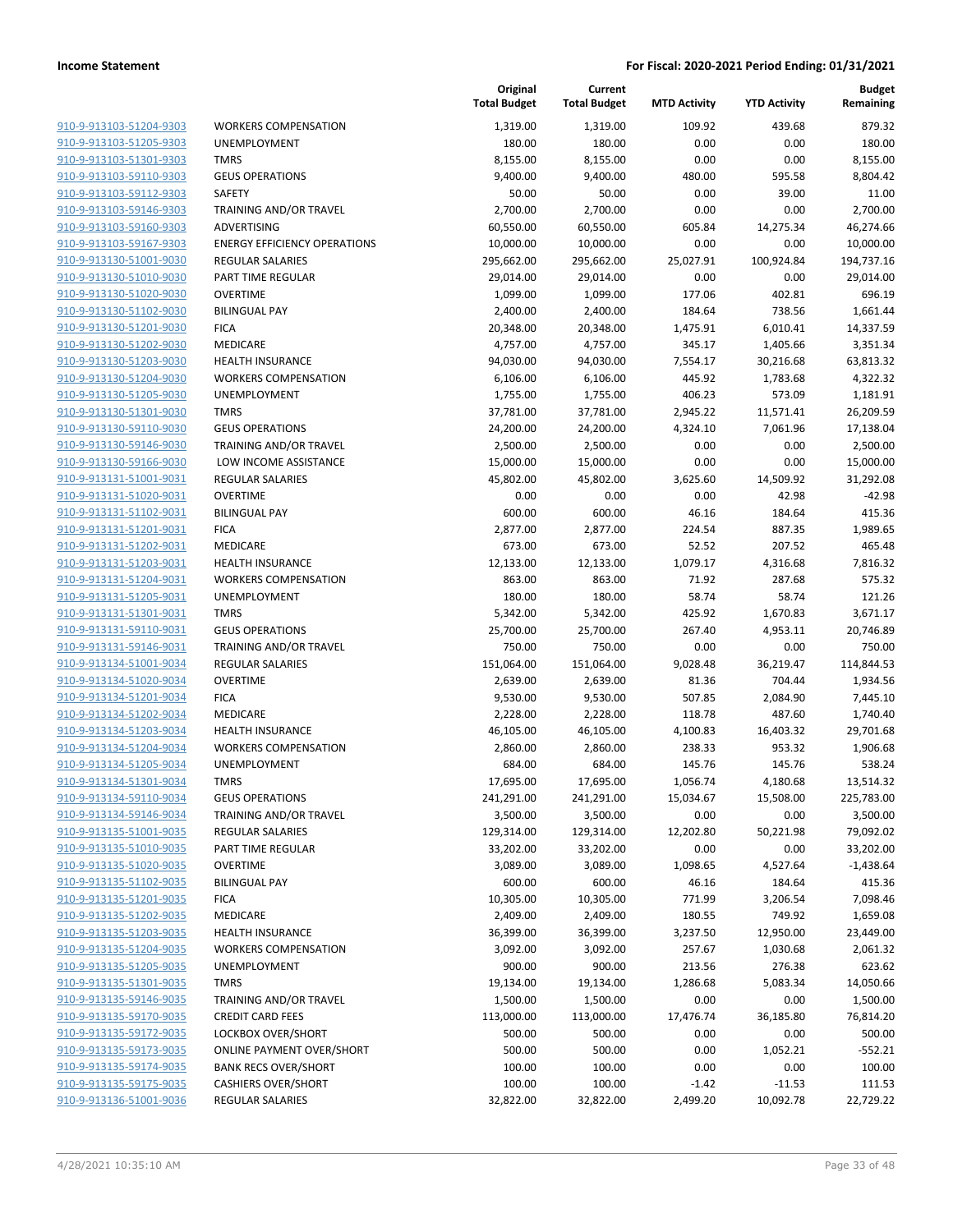**Income Statement** | **For Fiscal: 2020-2021 Period Ending: 01/31/2021**

| | | Original Total Budget | Current Total Budget | MTD Activity | YTD Activity | Budget Remaining |
|---|---|---|---|---|---|---|
| 910-9-913103-51204-9303 | WORKERS COMPENSATION | 1,319.00 | 1,319.00 | 109.92 | 439.68 | 879.32 |
| 910-9-913103-51205-9303 | UNEMPLOYMENT | 180.00 | 180.00 | 0.00 | 0.00 | 180.00 |
| 910-9-913103-51301-9303 | TMRS | 8,155.00 | 8,155.00 | 0.00 | 0.00 | 8,155.00 |
| 910-9-913103-59110-9303 | GEUS OPERATIONS | 9,400.00 | 9,400.00 | 480.00 | 595.58 | 8,804.42 |
| 910-9-913103-59112-9303 | SAFETY | 50.00 | 50.00 | 0.00 | 39.00 | 11.00 |
| 910-9-913103-59146-9303 | TRAINING AND/OR TRAVEL | 2,700.00 | 2,700.00 | 0.00 | 0.00 | 2,700.00 |
| 910-9-913103-59160-9303 | ADVERTISING | 60,550.00 | 60,550.00 | 605.84 | 14,275.34 | 46,274.66 |
| 910-9-913103-59167-9303 | ENERGY EFFICIENCY OPERATIONS | 10,000.00 | 10,000.00 | 0.00 | 0.00 | 10,000.00 |
| 910-9-913130-51001-9030 | REGULAR SALARIES | 295,662.00 | 295,662.00 | 25,027.91 | 100,924.84 | 194,737.16 |
| 910-9-913130-51010-9030 | PART TIME REGULAR | 29,014.00 | 29,014.00 | 0.00 | 0.00 | 29,014.00 |
| 910-9-913130-51020-9030 | OVERTIME | 1,099.00 | 1,099.00 | 177.06 | 402.81 | 696.19 |
| 910-9-913130-51102-9030 | BILINGUAL PAY | 2,400.00 | 2,400.00 | 184.64 | 738.56 | 1,661.44 |
| 910-9-913130-51201-9030 | FICA | 20,348.00 | 20,348.00 | 1,475.91 | 6,010.41 | 14,337.59 |
| 910-9-913130-51202-9030 | MEDICARE | 4,757.00 | 4,757.00 | 345.17 | 1,405.66 | 3,351.34 |
| 910-9-913130-51203-9030 | HEALTH INSURANCE | 94,030.00 | 94,030.00 | 7,554.17 | 30,216.68 | 63,813.32 |
| 910-9-913130-51204-9030 | WORKERS COMPENSATION | 6,106.00 | 6,106.00 | 445.92 | 1,783.68 | 4,322.32 |
| 910-9-913130-51205-9030 | UNEMPLOYMENT | 1,755.00 | 1,755.00 | 406.23 | 573.09 | 1,181.91 |
| 910-9-913130-51301-9030 | TMRS | 37,781.00 | 37,781.00 | 2,945.22 | 11,571.41 | 26,209.59 |
| 910-9-913130-59110-9030 | GEUS OPERATIONS | 24,200.00 | 24,200.00 | 4,324.10 | 7,061.96 | 17,138.04 |
| 910-9-913130-59146-9030 | TRAINING AND/OR TRAVEL | 2,500.00 | 2,500.00 | 0.00 | 0.00 | 2,500.00 |
| 910-9-913130-59166-9030 | LOW INCOME ASSISTANCE | 15,000.00 | 15,000.00 | 0.00 | 0.00 | 15,000.00 |
| 910-9-913131-51001-9031 | REGULAR SALARIES | 45,802.00 | 45,802.00 | 3,625.60 | 14,509.92 | 31,292.08 |
| 910-9-913131-51020-9031 | OVERTIME | 0.00 | 0.00 | 0.00 | 42.98 | -42.98 |
| 910-9-913131-51102-9031 | BILINGUAL PAY | 600.00 | 600.00 | 46.16 | 184.64 | 415.36 |
| 910-9-913131-51201-9031 | FICA | 2,877.00 | 2,877.00 | 224.54 | 887.35 | 1,989.65 |
| 910-9-913131-51202-9031 | MEDICARE | 673.00 | 673.00 | 52.52 | 207.52 | 465.48 |
| 910-9-913131-51203-9031 | HEALTH INSURANCE | 12,133.00 | 12,133.00 | 1,079.17 | 4,316.68 | 7,816.32 |
| 910-9-913131-51204-9031 | WORKERS COMPENSATION | 863.00 | 863.00 | 71.92 | 287.68 | 575.32 |
| 910-9-913131-51205-9031 | UNEMPLOYMENT | 180.00 | 180.00 | 58.74 | 58.74 | 121.26 |
| 910-9-913131-51301-9031 | TMRS | 5,342.00 | 5,342.00 | 425.92 | 1,670.83 | 3,671.17 |
| 910-9-913131-59110-9031 | GEUS OPERATIONS | 25,700.00 | 25,700.00 | 267.40 | 4,953.11 | 20,746.89 |
| 910-9-913131-59146-9031 | TRAINING AND/OR TRAVEL | 750.00 | 750.00 | 0.00 | 0.00 | 750.00 |
| 910-9-913134-51001-9034 | REGULAR SALARIES | 151,064.00 | 151,064.00 | 9,028.48 | 36,219.47 | 114,844.53 |
| 910-9-913134-51020-9034 | OVERTIME | 2,639.00 | 2,639.00 | 81.36 | 704.44 | 1,934.56 |
| 910-9-913134-51201-9034 | FICA | 9,530.00 | 9,530.00 | 507.85 | 2,084.90 | 7,445.10 |
| 910-9-913134-51202-9034 | MEDICARE | 2,228.00 | 2,228.00 | 118.78 | 487.60 | 1,740.40 |
| 910-9-913134-51203-9034 | HEALTH INSURANCE | 46,105.00 | 46,105.00 | 4,100.83 | 16,403.32 | 29,701.68 |
| 910-9-913134-51204-9034 | WORKERS COMPENSATION | 2,860.00 | 2,860.00 | 238.33 | 953.32 | 1,906.68 |
| 910-9-913134-51205-9034 | UNEMPLOYMENT | 684.00 | 684.00 | 145.76 | 145.76 | 538.24 |
| 910-9-913134-51301-9034 | TMRS | 17,695.00 | 17,695.00 | 1,056.74 | 4,180.68 | 13,514.32 |
| 910-9-913134-59110-9034 | GEUS OPERATIONS | 241,291.00 | 241,291.00 | 15,034.67 | 15,508.00 | 225,783.00 |
| 910-9-913134-59146-9034 | TRAINING AND/OR TRAVEL | 3,500.00 | 3,500.00 | 0.00 | 0.00 | 3,500.00 |
| 910-9-913135-51001-9035 | REGULAR SALARIES | 129,314.00 | 129,314.00 | 12,202.80 | 50,221.98 | 79,092.02 |
| 910-9-913135-51010-9035 | PART TIME REGULAR | 33,202.00 | 33,202.00 | 0.00 | 0.00 | 33,202.00 |
| 910-9-913135-51020-9035 | OVERTIME | 3,089.00 | 3,089.00 | 1,098.65 | 4,527.64 | -1,438.64 |
| 910-9-913135-51102-9035 | BILINGUAL PAY | 600.00 | 600.00 | 46.16 | 184.64 | 415.36 |
| 910-9-913135-51201-9035 | FICA | 10,305.00 | 10,305.00 | 771.99 | 3,206.54 | 7,098.46 |
| 910-9-913135-51202-9035 | MEDICARE | 2,409.00 | 2,409.00 | 180.55 | 749.92 | 1,659.08 |
| 910-9-913135-51203-9035 | HEALTH INSURANCE | 36,399.00 | 36,399.00 | 3,237.50 | 12,950.00 | 23,449.00 |
| 910-9-913135-51204-9035 | WORKERS COMPENSATION | 3,092.00 | 3,092.00 | 257.67 | 1,030.68 | 2,061.32 |
| 910-9-913135-51205-9035 | UNEMPLOYMENT | 900.00 | 900.00 | 213.56 | 276.38 | 623.62 |
| 910-9-913135-51301-9035 | TMRS | 19,134.00 | 19,134.00 | 1,286.68 | 5,083.34 | 14,050.66 |
| 910-9-913135-59146-9035 | TRAINING AND/OR TRAVEL | 1,500.00 | 1,500.00 | 0.00 | 0.00 | 1,500.00 |
| 910-9-913135-59170-9035 | CREDIT CARD FEES | 113,000.00 | 113,000.00 | 17,476.74 | 36,185.80 | 76,814.20 |
| 910-9-913135-59172-9035 | LOCKBOX OVER/SHORT | 500.00 | 500.00 | 0.00 | 0.00 | 500.00 |
| 910-9-913135-59173-9035 | ONLINE PAYMENT OVER/SHORT | 500.00 | 500.00 | 0.00 | 1,052.21 | -552.21 |
| 910-9-913135-59174-9035 | BANK RECS OVER/SHORT | 100.00 | 100.00 | 0.00 | 0.00 | 100.00 |
| 910-9-913135-59175-9035 | CASHIERS OVER/SHORT | 100.00 | 100.00 | -1.42 | -11.53 | 111.53 |
| 910-9-913136-51001-9036 | REGULAR SALARIES | 32,822.00 | 32,822.00 | 2,499.20 | 10,092.78 | 22,729.22 |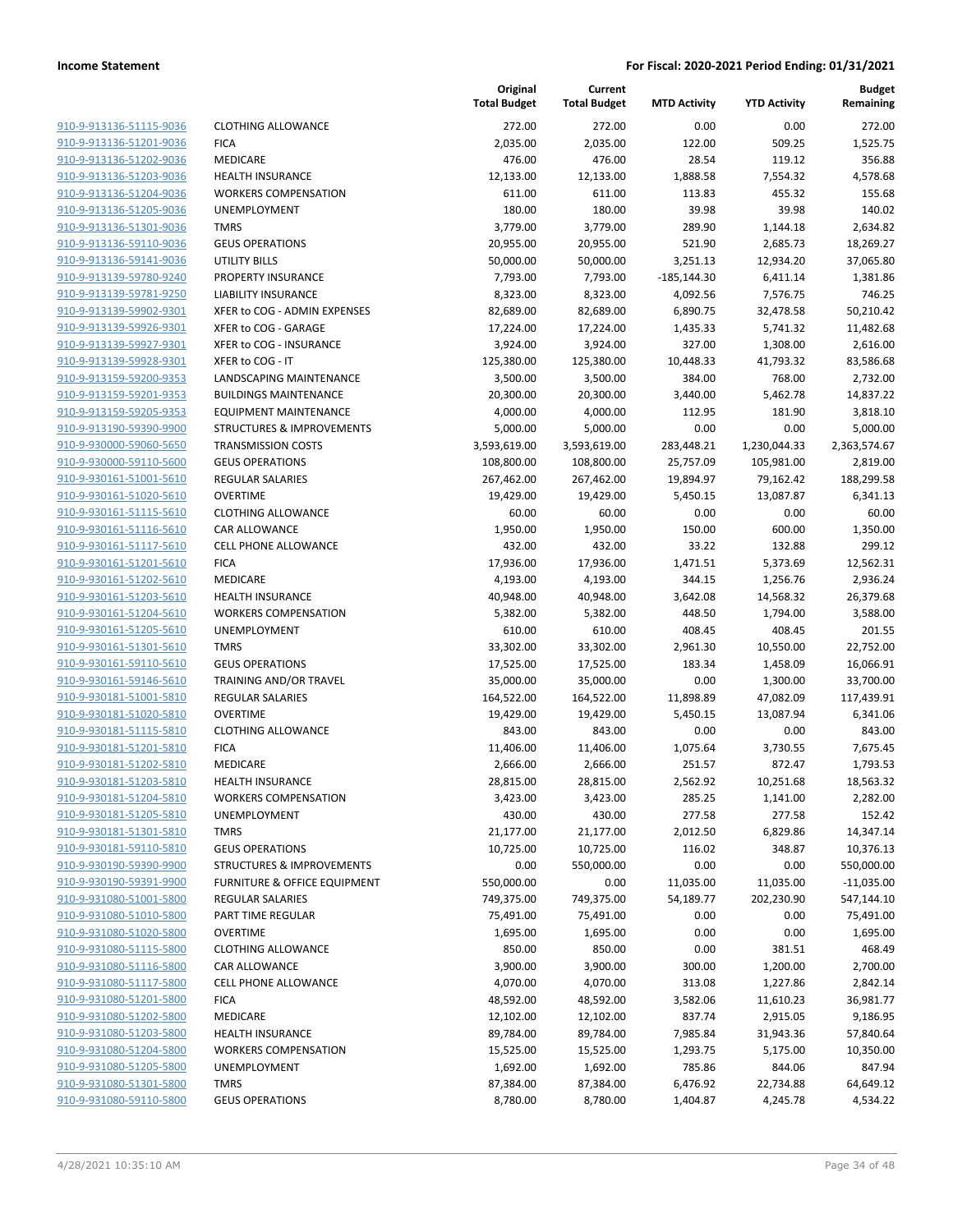**Income Statement** — **For Fiscal: 2020-2021 Period Ending: 01/31/2021**

| | | Original Total Budget | Current Total Budget | MTD Activity | YTD Activity | Budget Remaining |
|---|---|---|---|---|---|---|
| 910-9-913136-51115-9036 | CLOTHING ALLOWANCE | 272.00 | 272.00 | 0.00 | 0.00 | 272.00 |
| 910-9-913136-51201-9036 | FICA | 2,035.00 | 2,035.00 | 122.00 | 509.25 | 1,525.75 |
| 910-9-913136-51202-9036 | MEDICARE | 476.00 | 476.00 | 28.54 | 119.12 | 356.88 |
| 910-9-913136-51203-9036 | HEALTH INSURANCE | 12,133.00 | 12,133.00 | 1,888.58 | 7,554.32 | 4,578.68 |
| 910-9-913136-51204-9036 | WORKERS COMPENSATION | 611.00 | 611.00 | 113.83 | 455.32 | 155.68 |
| 910-9-913136-51205-9036 | UNEMPLOYMENT | 180.00 | 180.00 | 39.98 | 39.98 | 140.02 |
| 910-9-913136-51301-9036 | TMRS | 3,779.00 | 3,779.00 | 289.90 | 1,144.18 | 2,634.82 |
| 910-9-913136-59110-9036 | GEUS OPERATIONS | 20,955.00 | 20,955.00 | 521.90 | 2,685.73 | 18,269.27 |
| 910-9-913136-59141-9036 | UTILITY BILLS | 50,000.00 | 50,000.00 | 3,251.13 | 12,934.20 | 37,065.80 |
| 910-9-913139-59780-9240 | PROPERTY INSURANCE | 7,793.00 | 7,793.00 | -185,144.30 | 6,411.14 | 1,381.86 |
| 910-9-913139-59781-9250 | LIABILITY INSURANCE | 8,323.00 | 8,323.00 | 4,092.56 | 7,576.75 | 746.25 |
| 910-9-913139-59902-9301 | XFER to COG - ADMIN EXPENSES | 82,689.00 | 82,689.00 | 6,890.75 | 32,478.58 | 50,210.42 |
| 910-9-913139-59926-9301 | XFER to COG - GARAGE | 17,224.00 | 17,224.00 | 1,435.33 | 5,741.32 | 11,482.68 |
| 910-9-913139-59927-9301 | XFER to COG - INSURANCE | 3,924.00 | 3,924.00 | 327.00 | 1,308.00 | 2,616.00 |
| 910-9-913139-59928-9301 | XFER to COG - IT | 125,380.00 | 125,380.00 | 10,448.33 | 41,793.32 | 83,586.68 |
| 910-9-913159-59200-9353 | LANDSCAPING MAINTENANCE | 3,500.00 | 3,500.00 | 384.00 | 768.00 | 2,732.00 |
| 910-9-913159-59201-9353 | BUILDINGS MAINTENANCE | 20,300.00 | 20,300.00 | 3,440.00 | 5,462.78 | 14,837.22 |
| 910-9-913159-59205-9353 | EQUIPMENT MAINTENANCE | 4,000.00 | 4,000.00 | 112.95 | 181.90 | 3,818.10 |
| 910-9-913190-59390-9900 | STRUCTURES & IMPROVEMENTS | 5,000.00 | 5,000.00 | 0.00 | 0.00 | 5,000.00 |
| 910-9-930000-59060-5650 | TRANSMISSION COSTS | 3,593,619.00 | 3,593,619.00 | 283,448.21 | 1,230,044.33 | 2,363,574.67 |
| 910-9-930000-59110-5600 | GEUS OPERATIONS | 108,800.00 | 108,800.00 | 25,757.09 | 105,981.00 | 2,819.00 |
| 910-9-930161-51001-5610 | REGULAR SALARIES | 267,462.00 | 267,462.00 | 19,894.97 | 79,162.42 | 188,299.58 |
| 910-9-930161-51020-5610 | OVERTIME | 19,429.00 | 19,429.00 | 5,450.15 | 13,087.87 | 6,341.13 |
| 910-9-930161-51115-5610 | CLOTHING ALLOWANCE | 60.00 | 60.00 | 0.00 | 0.00 | 60.00 |
| 910-9-930161-51116-5610 | CAR ALLOWANCE | 1,950.00 | 1,950.00 | 150.00 | 600.00 | 1,350.00 |
| 910-9-930161-51117-5610 | CELL PHONE ALLOWANCE | 432.00 | 432.00 | 33.22 | 132.88 | 299.12 |
| 910-9-930161-51201-5610 | FICA | 17,936.00 | 17,936.00 | 1,471.51 | 5,373.69 | 12,562.31 |
| 910-9-930161-51202-5610 | MEDICARE | 4,193.00 | 4,193.00 | 344.15 | 1,256.76 | 2,936.24 |
| 910-9-930161-51203-5610 | HEALTH INSURANCE | 40,948.00 | 40,948.00 | 3,642.08 | 14,568.32 | 26,379.68 |
| 910-9-930161-51204-5610 | WORKERS COMPENSATION | 5,382.00 | 5,382.00 | 448.50 | 1,794.00 | 3,588.00 |
| 910-9-930161-51205-5610 | UNEMPLOYMENT | 610.00 | 610.00 | 408.45 | 408.45 | 201.55 |
| 910-9-930161-51301-5610 | TMRS | 33,302.00 | 33,302.00 | 2,961.30 | 10,550.00 | 22,752.00 |
| 910-9-930161-59110-5610 | GEUS OPERATIONS | 17,525.00 | 17,525.00 | 183.34 | 1,458.09 | 16,066.91 |
| 910-9-930161-59146-5610 | TRAINING AND/OR TRAVEL | 35,000.00 | 35,000.00 | 0.00 | 1,300.00 | 33,700.00 |
| 910-9-930181-51001-5810 | REGULAR SALARIES | 164,522.00 | 164,522.00 | 11,898.89 | 47,082.09 | 117,439.91 |
| 910-9-930181-51020-5810 | OVERTIME | 19,429.00 | 19,429.00 | 5,450.15 | 13,087.94 | 6,341.06 |
| 910-9-930181-51115-5810 | CLOTHING ALLOWANCE | 843.00 | 843.00 | 0.00 | 0.00 | 843.00 |
| 910-9-930181-51201-5810 | FICA | 11,406.00 | 11,406.00 | 1,075.64 | 3,730.55 | 7,675.45 |
| 910-9-930181-51202-5810 | MEDICARE | 2,666.00 | 2,666.00 | 251.57 | 872.47 | 1,793.53 |
| 910-9-930181-51203-5810 | HEALTH INSURANCE | 28,815.00 | 28,815.00 | 2,562.92 | 10,251.68 | 18,563.32 |
| 910-9-930181-51204-5810 | WORKERS COMPENSATION | 3,423.00 | 3,423.00 | 285.25 | 1,141.00 | 2,282.00 |
| 910-9-930181-51205-5810 | UNEMPLOYMENT | 430.00 | 430.00 | 277.58 | 277.58 | 152.42 |
| 910-9-930181-51301-5810 | TMRS | 21,177.00 | 21,177.00 | 2,012.50 | 6,829.86 | 14,347.14 |
| 910-9-930181-59110-5810 | GEUS OPERATIONS | 10,725.00 | 10,725.00 | 116.02 | 348.87 | 10,376.13 |
| 910-9-930190-59390-9900 | STRUCTURES & IMPROVEMENTS | 0.00 | 550,000.00 | 0.00 | 0.00 | 550,000.00 |
| 910-9-930190-59391-9900 | FURNITURE & OFFICE EQUIPMENT | 550,000.00 | 0.00 | 11,035.00 | 11,035.00 | -11,035.00 |
| 910-9-931080-51001-5800 | REGULAR SALARIES | 749,375.00 | 749,375.00 | 54,189.77 | 202,230.90 | 547,144.10 |
| 910-9-931080-51010-5800 | PART TIME REGULAR | 75,491.00 | 75,491.00 | 0.00 | 0.00 | 75,491.00 |
| 910-9-931080-51020-5800 | OVERTIME | 1,695.00 | 1,695.00 | 0.00 | 0.00 | 1,695.00 |
| 910-9-931080-51115-5800 | CLOTHING ALLOWANCE | 850.00 | 850.00 | 0.00 | 381.51 | 468.49 |
| 910-9-931080-51116-5800 | CAR ALLOWANCE | 3,900.00 | 3,900.00 | 300.00 | 1,200.00 | 2,700.00 |
| 910-9-931080-51117-5800 | CELL PHONE ALLOWANCE | 4,070.00 | 4,070.00 | 313.08 | 1,227.86 | 2,842.14 |
| 910-9-931080-51201-5800 | FICA | 48,592.00 | 48,592.00 | 3,582.06 | 11,610.23 | 36,981.77 |
| 910-9-931080-51202-5800 | MEDICARE | 12,102.00 | 12,102.00 | 837.74 | 2,915.05 | 9,186.95 |
| 910-9-931080-51203-5800 | HEALTH INSURANCE | 89,784.00 | 89,784.00 | 7,985.84 | 31,943.36 | 57,840.64 |
| 910-9-931080-51204-5800 | WORKERS COMPENSATION | 15,525.00 | 15,525.00 | 1,293.75 | 5,175.00 | 10,350.00 |
| 910-9-931080-51205-5800 | UNEMPLOYMENT | 1,692.00 | 1,692.00 | 785.86 | 844.06 | 847.94 |
| 910-9-931080-51301-5800 | TMRS | 87,384.00 | 87,384.00 | 6,476.92 | 22,734.88 | 64,649.12 |
| 910-9-931080-59110-5800 | GEUS OPERATIONS | 8,780.00 | 8,780.00 | 1,404.87 | 4,245.78 | 4,534.22 |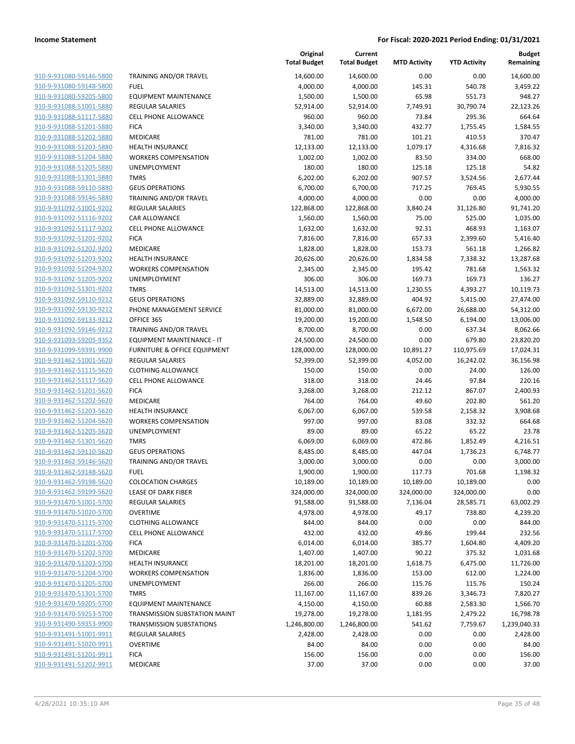| | | Original Total Budget | Current Total Budget | MTD Activity | YTD Activity | Budget Remaining |
|---|---|---|---|---|---|---|
| 910-9-931080-59146-5800 | TRAINING AND/OR TRAVEL | 14,600.00 | 14,600.00 | 0.00 | 0.00 | 14,600.00 |
| 910-9-931080-59148-5800 | FUEL | 4,000.00 | 4,000.00 | 145.31 | 540.78 | 3,459.22 |
| 910-9-931080-59205-5800 | EQUIPMENT MAINTENANCE | 1,500.00 | 1,500.00 | 65.98 | 551.73 | 948.27 |
| 910-9-931088-51001-5880 | REGULAR SALARIES | 52,914.00 | 52,914.00 | 7,749.91 | 30,790.74 | 22,123.26 |
| 910-9-931088-51117-5880 | CELL PHONE ALLOWANCE | 960.00 | 960.00 | 73.84 | 295.36 | 664.64 |
| 910-9-931088-51201-5880 | FICA | 3,340.00 | 3,340.00 | 432.77 | 1,755.45 | 1,584.55 |
| 910-9-931088-51202-5880 | MEDICARE | 781.00 | 781.00 | 101.21 | 410.53 | 370.47 |
| 910-9-931088-51203-5880 | HEALTH INSURANCE | 12,133.00 | 12,133.00 | 1,079.17 | 4,316.68 | 7,816.32 |
| 910-9-931088-51204-5880 | WORKERS COMPENSATION | 1,002.00 | 1,002.00 | 83.50 | 334.00 | 668.00 |
| 910-9-931088-51205-5880 | UNEMPLOYMENT | 180.00 | 180.00 | 125.18 | 125.18 | 54.82 |
| 910-9-931088-51301-5880 | TMRS | 6,202.00 | 6,202.00 | 907.57 | 3,524.56 | 2,677.44 |
| 910-9-931088-59110-5880 | GEUS OPERATIONS | 6,700.00 | 6,700.00 | 717.25 | 769.45 | 5,930.55 |
| 910-9-931088-59146-5880 | TRAINING AND/OR TRAVEL | 4,000.00 | 4,000.00 | 0.00 | 0.00 | 4,000.00 |
| 910-9-931092-51001-9202 | REGULAR SALARIES | 122,868.00 | 122,868.00 | 3,840.24 | 31,126.80 | 91,741.20 |
| 910-9-931092-51116-9202 | CAR ALLOWANCE | 1,560.00 | 1,560.00 | 75.00 | 525.00 | 1,035.00 |
| 910-9-931092-51117-9202 | CELL PHONE ALLOWANCE | 1,632.00 | 1,632.00 | 92.31 | 468.93 | 1,163.07 |
| 910-9-931092-51201-9202 | FICA | 7,816.00 | 7,816.00 | 657.33 | 2,399.60 | 5,416.40 |
| 910-9-931092-51202-9202 | MEDICARE | 1,828.00 | 1,828.00 | 153.73 | 561.18 | 1,266.82 |
| 910-9-931092-51203-9202 | HEALTH INSURANCE | 20,626.00 | 20,626.00 | 1,834.58 | 7,338.32 | 13,287.68 |
| 910-9-931092-51204-9202 | WORKERS COMPENSATION | 2,345.00 | 2,345.00 | 195.42 | 781.68 | 1,563.32 |
| 910-9-931092-51205-9202 | UNEMPLOYMENT | 306.00 | 306.00 | 169.73 | 169.73 | 136.27 |
| 910-9-931092-51301-9202 | TMRS | 14,513.00 | 14,513.00 | 1,230.55 | 4,393.27 | 10,119.73 |
| 910-9-931092-59110-9212 | GEUS OPERATIONS | 32,889.00 | 32,889.00 | 404.92 | 5,415.00 | 27,474.00 |
| 910-9-931092-59130-9212 | PHONE MANAGEMENT SERVICE | 81,000.00 | 81,000.00 | 6,672.00 | 26,688.00 | 54,312.00 |
| 910-9-931092-59133-9212 | OFFICE 365 | 19,200.00 | 19,200.00 | 1,548.50 | 6,194.00 | 13,006.00 |
| 910-9-931092-59146-9212 | TRAINING AND/OR TRAVEL | 8,700.00 | 8,700.00 | 0.00 | 637.34 | 8,062.66 |
| 910-9-931093-59205-9352 | EQUIPMENT MAINTENANCE - IT | 24,500.00 | 24,500.00 | 0.00 | 679.80 | 23,820.20 |
| 910-9-931099-59391-9900 | FURNITURE & OFFICE EQUIPMENT | 128,000.00 | 128,000.00 | 10,891.27 | 110,975.69 | 17,024.31 |
| 910-9-931462-51001-5620 | REGULAR SALARIES | 52,399.00 | 52,399.00 | 4,052.00 | 16,242.02 | 36,156.98 |
| 910-9-931462-51115-5620 | CLOTHING ALLOWANCE | 150.00 | 150.00 | 0.00 | 24.00 | 126.00 |
| 910-9-931462-51117-5620 | CELL PHONE ALLOWANCE | 318.00 | 318.00 | 24.46 | 97.84 | 220.16 |
| 910-9-931462-51201-5620 | FICA | 3,268.00 | 3,268.00 | 212.12 | 867.07 | 2,400.93 |
| 910-9-931462-51202-5620 | MEDICARE | 764.00 | 764.00 | 49.60 | 202.80 | 561.20 |
| 910-9-931462-51203-5620 | HEALTH INSURANCE | 6,067.00 | 6,067.00 | 539.58 | 2,158.32 | 3,908.68 |
| 910-9-931462-51204-5620 | WORKERS COMPENSATION | 997.00 | 997.00 | 83.08 | 332.32 | 664.68 |
| 910-9-931462-51205-5620 | UNEMPLOYMENT | 89.00 | 89.00 | 65.22 | 65.22 | 23.78 |
| 910-9-931462-51301-5620 | TMRS | 6,069.00 | 6,069.00 | 472.86 | 1,852.49 | 4,216.51 |
| 910-9-931462-59110-5620 | GEUS OPERATIONS | 8,485.00 | 8,485.00 | 447.04 | 1,736.23 | 6,748.77 |
| 910-9-931462-59146-5620 | TRAINING AND/OR TRAVEL | 3,000.00 | 3,000.00 | 0.00 | 0.00 | 3,000.00 |
| 910-9-931462-59148-5620 | FUEL | 1,900.00 | 1,900.00 | 117.73 | 701.68 | 1,198.32 |
| 910-9-931462-59198-5620 | COLOCATION CHARGES | 10,189.00 | 10,189.00 | 10,189.00 | 10,189.00 | 0.00 |
| 910-9-931462-59199-5620 | LEASE OF DARK FIBER | 324,000.00 | 324,000.00 | 324,000.00 | 324,000.00 | 0.00 |
| 910-9-931470-51001-5700 | REGULAR SALARIES | 91,588.00 | 91,588.00 | 7,136.04 | 28,585.71 | 63,002.29 |
| 910-9-931470-51020-5700 | OVERTIME | 4,978.00 | 4,978.00 | 49.17 | 738.80 | 4,239.20 |
| 910-9-931470-51115-5700 | CLOTHING ALLOWANCE | 844.00 | 844.00 | 0.00 | 0.00 | 844.00 |
| 910-9-931470-51117-5700 | CELL PHONE ALLOWANCE | 432.00 | 432.00 | 49.86 | 199.44 | 232.56 |
| 910-9-931470-51201-5700 | FICA | 6,014.00 | 6,014.00 | 385.77 | 1,604.80 | 4,409.20 |
| 910-9-931470-51202-5700 | MEDICARE | 1,407.00 | 1,407.00 | 90.22 | 375.32 | 1,031.68 |
| 910-9-931470-51203-5700 | HEALTH INSURANCE | 18,201.00 | 18,201.00 | 1,618.75 | 6,475.00 | 11,726.00 |
| 910-9-931470-51204-5700 | WORKERS COMPENSATION | 1,836.00 | 1,836.00 | 153.00 | 612.00 | 1,224.00 |
| 910-9-931470-51205-5700 | UNEMPLOYMENT | 266.00 | 266.00 | 115.76 | 115.76 | 150.24 |
| 910-9-931470-51301-5700 | TMRS | 11,167.00 | 11,167.00 | 839.26 | 3,346.73 | 7,820.27 |
| 910-9-931470-59205-5700 | EQUIPMENT MAINTENANCE | 4,150.00 | 4,150.00 | 60.88 | 2,583.30 | 1,566.70 |
| 910-9-931470-59253-5700 | TRANSMISSION SUBSTATION MAINT | 19,278.00 | 19,278.00 | 1,181.95 | 2,479.22 | 16,798.78 |
| 910-9-931490-59353-9900 | TRANSMISSION SUBSTATIONS | 1,246,800.00 | 1,246,800.00 | 541.62 | 7,759.67 | 1,239,040.33 |
| 910-9-931491-51001-9911 | REGULAR SALARIES | 2,428.00 | 2,428.00 | 0.00 | 0.00 | 2,428.00 |
| 910-9-931491-51020-9911 | OVERTIME | 84.00 | 84.00 | 0.00 | 0.00 | 84.00 |
| 910-9-931491-51201-9911 | FICA | 156.00 | 156.00 | 0.00 | 0.00 | 156.00 |
| 910-9-931491-51202-9911 | MEDICARE | 37.00 | 37.00 | 0.00 | 0.00 | 37.00 |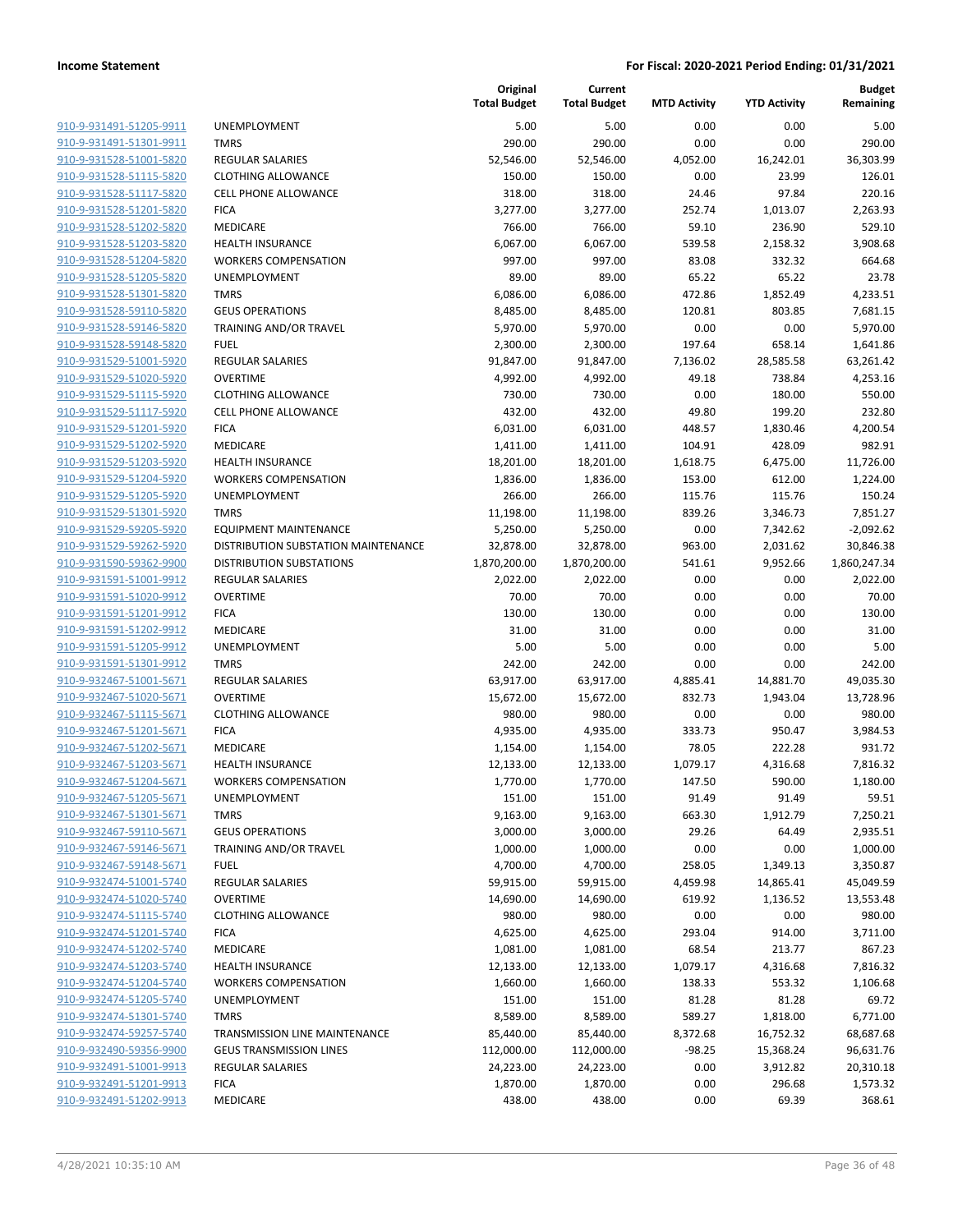| | | Original Total Budget | Current Total Budget | MTD Activity | YTD Activity | Budget Remaining |
|---|---|---|---|---|---|---|
| 910-9-931491-51205-9911 | UNEMPLOYMENT | 5.00 | 5.00 | 0.00 | 0.00 | 5.00 |
| 910-9-931491-51301-9911 | TMRS | 290.00 | 290.00 | 0.00 | 0.00 | 290.00 |
| 910-9-931528-51001-5820 | REGULAR SALARIES | 52,546.00 | 52,546.00 | 4,052.00 | 16,242.01 | 36,303.99 |
| 910-9-931528-51115-5820 | CLOTHING ALLOWANCE | 150.00 | 150.00 | 0.00 | 23.99 | 126.01 |
| 910-9-931528-51117-5820 | CELL PHONE ALLOWANCE | 318.00 | 318.00 | 24.46 | 97.84 | 220.16 |
| 910-9-931528-51201-5820 | FICA | 3,277.00 | 3,277.00 | 252.74 | 1,013.07 | 2,263.93 |
| 910-9-931528-51202-5820 | MEDICARE | 766.00 | 766.00 | 59.10 | 236.90 | 529.10 |
| 910-9-931528-51203-5820 | HEALTH INSURANCE | 6,067.00 | 6,067.00 | 539.58 | 2,158.32 | 3,908.68 |
| 910-9-931528-51204-5820 | WORKERS COMPENSATION | 997.00 | 997.00 | 83.08 | 332.32 | 664.68 |
| 910-9-931528-51205-5820 | UNEMPLOYMENT | 89.00 | 89.00 | 65.22 | 65.22 | 23.78 |
| 910-9-931528-51301-5820 | TMRS | 6,086.00 | 6,086.00 | 472.86 | 1,852.49 | 4,233.51 |
| 910-9-931528-59110-5820 | GEUS OPERATIONS | 8,485.00 | 8,485.00 | 120.81 | 803.85 | 7,681.15 |
| 910-9-931528-59146-5820 | TRAINING AND/OR TRAVEL | 5,970.00 | 5,970.00 | 0.00 | 0.00 | 5,970.00 |
| 910-9-931528-59148-5820 | FUEL | 2,300.00 | 2,300.00 | 197.64 | 658.14 | 1,641.86 |
| 910-9-931529-51001-5920 | REGULAR SALARIES | 91,847.00 | 91,847.00 | 7,136.02 | 28,585.58 | 63,261.42 |
| 910-9-931529-51020-5920 | OVERTIME | 4,992.00 | 4,992.00 | 49.18 | 738.84 | 4,253.16 |
| 910-9-931529-51115-5920 | CLOTHING ALLOWANCE | 730.00 | 730.00 | 0.00 | 180.00 | 550.00 |
| 910-9-931529-51117-5920 | CELL PHONE ALLOWANCE | 432.00 | 432.00 | 49.80 | 199.20 | 232.80 |
| 910-9-931529-51201-5920 | FICA | 6,031.00 | 6,031.00 | 448.57 | 1,830.46 | 4,200.54 |
| 910-9-931529-51202-5920 | MEDICARE | 1,411.00 | 1,411.00 | 104.91 | 428.09 | 982.91 |
| 910-9-931529-51203-5920 | HEALTH INSURANCE | 18,201.00 | 18,201.00 | 1,618.75 | 6,475.00 | 11,726.00 |
| 910-9-931529-51204-5920 | WORKERS COMPENSATION | 1,836.00 | 1,836.00 | 153.00 | 612.00 | 1,224.00 |
| 910-9-931529-51205-5920 | UNEMPLOYMENT | 266.00 | 266.00 | 115.76 | 115.76 | 150.24 |
| 910-9-931529-51301-5920 | TMRS | 11,198.00 | 11,198.00 | 839.26 | 3,346.73 | 7,851.27 |
| 910-9-931529-59205-5920 | EQUIPMENT MAINTENANCE | 5,250.00 | 5,250.00 | 0.00 | 7,342.62 | -2,092.62 |
| 910-9-931529-59262-5920 | DISTRIBUTION SUBSTATION MAINTENANCE | 32,878.00 | 32,878.00 | 963.00 | 2,031.62 | 30,846.38 |
| 910-9-931590-59362-9900 | DISTRIBUTION SUBSTATIONS | 1,870,200.00 | 1,870,200.00 | 541.61 | 9,952.66 | 1,860,247.34 |
| 910-9-931591-51001-9912 | REGULAR SALARIES | 2,022.00 | 2,022.00 | 0.00 | 0.00 | 2,022.00 |
| 910-9-931591-51020-9912 | OVERTIME | 70.00 | 70.00 | 0.00 | 0.00 | 70.00 |
| 910-9-931591-51201-9912 | FICA | 130.00 | 130.00 | 0.00 | 0.00 | 130.00 |
| 910-9-931591-51202-9912 | MEDICARE | 31.00 | 31.00 | 0.00 | 0.00 | 31.00 |
| 910-9-931591-51205-9912 | UNEMPLOYMENT | 5.00 | 5.00 | 0.00 | 0.00 | 5.00 |
| 910-9-931591-51301-9912 | TMRS | 242.00 | 242.00 | 0.00 | 0.00 | 242.00 |
| 910-9-932467-51001-5671 | REGULAR SALARIES | 63,917.00 | 63,917.00 | 4,885.41 | 14,881.70 | 49,035.30 |
| 910-9-932467-51020-5671 | OVERTIME | 15,672.00 | 15,672.00 | 832.73 | 1,943.04 | 13,728.96 |
| 910-9-932467-51115-5671 | CLOTHING ALLOWANCE | 980.00 | 980.00 | 0.00 | 0.00 | 980.00 |
| 910-9-932467-51201-5671 | FICA | 4,935.00 | 4,935.00 | 333.73 | 950.47 | 3,984.53 |
| 910-9-932467-51202-5671 | MEDICARE | 1,154.00 | 1,154.00 | 78.05 | 222.28 | 931.72 |
| 910-9-932467-51203-5671 | HEALTH INSURANCE | 12,133.00 | 12,133.00 | 1,079.17 | 4,316.68 | 7,816.32 |
| 910-9-932467-51204-5671 | WORKERS COMPENSATION | 1,770.00 | 1,770.00 | 147.50 | 590.00 | 1,180.00 |
| 910-9-932467-51205-5671 | UNEMPLOYMENT | 151.00 | 151.00 | 91.49 | 91.49 | 59.51 |
| 910-9-932467-51301-5671 | TMRS | 9,163.00 | 9,163.00 | 663.30 | 1,912.79 | 7,250.21 |
| 910-9-932467-59110-5671 | GEUS OPERATIONS | 3,000.00 | 3,000.00 | 29.26 | 64.49 | 2,935.51 |
| 910-9-932467-59146-5671 | TRAINING AND/OR TRAVEL | 1,000.00 | 1,000.00 | 0.00 | 0.00 | 1,000.00 |
| 910-9-932467-59148-5671 | FUEL | 4,700.00 | 4,700.00 | 258.05 | 1,349.13 | 3,350.87 |
| 910-9-932474-51001-5740 | REGULAR SALARIES | 59,915.00 | 59,915.00 | 4,459.98 | 14,865.41 | 45,049.59 |
| 910-9-932474-51020-5740 | OVERTIME | 14,690.00 | 14,690.00 | 619.92 | 1,136.52 | 13,553.48 |
| 910-9-932474-51115-5740 | CLOTHING ALLOWANCE | 980.00 | 980.00 | 0.00 | 0.00 | 980.00 |
| 910-9-932474-51201-5740 | FICA | 4,625.00 | 4,625.00 | 293.04 | 914.00 | 3,711.00 |
| 910-9-932474-51202-5740 | MEDICARE | 1,081.00 | 1,081.00 | 68.54 | 213.77 | 867.23 |
| 910-9-932474-51203-5740 | HEALTH INSURANCE | 12,133.00 | 12,133.00 | 1,079.17 | 4,316.68 | 7,816.32 |
| 910-9-932474-51204-5740 | WORKERS COMPENSATION | 1,660.00 | 1,660.00 | 138.33 | 553.32 | 1,106.68 |
| 910-9-932474-51205-5740 | UNEMPLOYMENT | 151.00 | 151.00 | 81.28 | 81.28 | 69.72 |
| 910-9-932474-51301-5740 | TMRS | 8,589.00 | 8,589.00 | 589.27 | 1,818.00 | 6,771.00 |
| 910-9-932474-59257-5740 | TRANSMISSION LINE MAINTENANCE | 85,440.00 | 85,440.00 | 8,372.68 | 16,752.32 | 68,687.68 |
| 910-9-932490-59356-9900 | GEUS TRANSMISSION LINES | 112,000.00 | 112,000.00 | -98.25 | 15,368.24 | 96,631.76 |
| 910-9-932491-51001-9913 | REGULAR SALARIES | 24,223.00 | 24,223.00 | 0.00 | 3,912.82 | 20,310.18 |
| 910-9-932491-51201-9913 | FICA | 1,870.00 | 1,870.00 | 0.00 | 296.68 | 1,573.32 |
| 910-9-932491-51202-9913 | MEDICARE | 438.00 | 438.00 | 0.00 | 69.39 | 368.61 |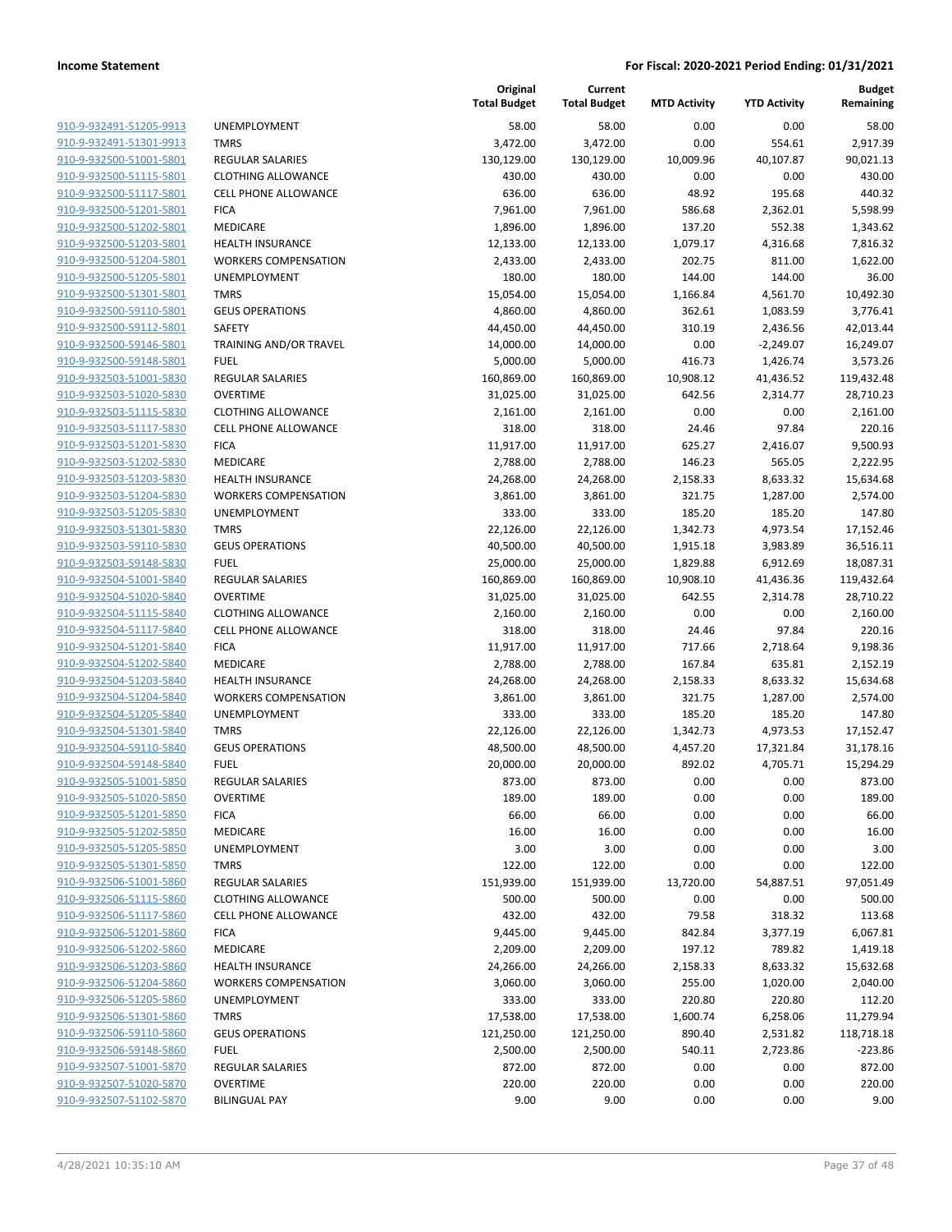**Income Statement** | **For Fiscal: 2020-2021 Period Ending: 01/31/2021**

| | | Original Total Budget | Current Total Budget | MTD Activity | YTD Activity | Budget Remaining |
|---|---|---|---|---|---|---|
| 910-9-932491-51205-9913 | UNEMPLOYMENT | 58.00 | 58.00 | 0.00 | 0.00 | 58.00 |
| 910-9-932491-51301-9913 | TMRS | 3,472.00 | 3,472.00 | 0.00 | 554.61 | 2,917.39 |
| 910-9-932500-51001-5801 | REGULAR SALARIES | 130,129.00 | 130,129.00 | 10,009.96 | 40,107.87 | 90,021.13 |
| 910-9-932500-51115-5801 | CLOTHING ALLOWANCE | 430.00 | 430.00 | 0.00 | 0.00 | 430.00 |
| 910-9-932500-51117-5801 | CELL PHONE ALLOWANCE | 636.00 | 636.00 | 48.92 | 195.68 | 440.32 |
| 910-9-932500-51201-5801 | FICA | 7,961.00 | 7,961.00 | 586.68 | 2,362.01 | 5,598.99 |
| 910-9-932500-51202-5801 | MEDICARE | 1,896.00 | 1,896.00 | 137.20 | 552.38 | 1,343.62 |
| 910-9-932500-51203-5801 | HEALTH INSURANCE | 12,133.00 | 12,133.00 | 1,079.17 | 4,316.68 | 7,816.32 |
| 910-9-932500-51204-5801 | WORKERS COMPENSATION | 2,433.00 | 2,433.00 | 202.75 | 811.00 | 1,622.00 |
| 910-9-932500-51205-5801 | UNEMPLOYMENT | 180.00 | 180.00 | 144.00 | 144.00 | 36.00 |
| 910-9-932500-51301-5801 | TMRS | 15,054.00 | 15,054.00 | 1,166.84 | 4,561.70 | 10,492.30 |
| 910-9-932500-59110-5801 | GEUS OPERATIONS | 4,860.00 | 4,860.00 | 362.61 | 1,083.59 | 3,776.41 |
| 910-9-932500-59112-5801 | SAFETY | 44,450.00 | 44,450.00 | 310.19 | 2,436.56 | 42,013.44 |
| 910-9-932500-59146-5801 | TRAINING AND/OR TRAVEL | 14,000.00 | 14,000.00 | 0.00 | -2,249.07 | 16,249.07 |
| 910-9-932500-59148-5801 | FUEL | 5,000.00 | 5,000.00 | 416.73 | 1,426.74 | 3,573.26 |
| 910-9-932503-51001-5830 | REGULAR SALARIES | 160,869.00 | 160,869.00 | 10,908.12 | 41,436.52 | 119,432.48 |
| 910-9-932503-51020-5830 | OVERTIME | 31,025.00 | 31,025.00 | 642.56 | 2,314.77 | 28,710.23 |
| 910-9-932503-51115-5830 | CLOTHING ALLOWANCE | 2,161.00 | 2,161.00 | 0.00 | 0.00 | 2,161.00 |
| 910-9-932503-51117-5830 | CELL PHONE ALLOWANCE | 318.00 | 318.00 | 24.46 | 97.84 | 220.16 |
| 910-9-932503-51201-5830 | FICA | 11,917.00 | 11,917.00 | 625.27 | 2,416.07 | 9,500.93 |
| 910-9-932503-51202-5830 | MEDICARE | 2,788.00 | 2,788.00 | 146.23 | 565.05 | 2,222.95 |
| 910-9-932503-51203-5830 | HEALTH INSURANCE | 24,268.00 | 24,268.00 | 2,158.33 | 8,633.32 | 15,634.68 |
| 910-9-932503-51204-5830 | WORKERS COMPENSATION | 3,861.00 | 3,861.00 | 321.75 | 1,287.00 | 2,574.00 |
| 910-9-932503-51205-5830 | UNEMPLOYMENT | 333.00 | 333.00 | 185.20 | 185.20 | 147.80 |
| 910-9-932503-51301-5830 | TMRS | 22,126.00 | 22,126.00 | 1,342.73 | 4,973.54 | 17,152.46 |
| 910-9-932503-59110-5830 | GEUS OPERATIONS | 40,500.00 | 40,500.00 | 1,915.18 | 3,983.89 | 36,516.11 |
| 910-9-932503-59148-5830 | FUEL | 25,000.00 | 25,000.00 | 1,829.88 | 6,912.69 | 18,087.31 |
| 910-9-932504-51001-5840 | REGULAR SALARIES | 160,869.00 | 160,869.00 | 10,908.10 | 41,436.36 | 119,432.64 |
| 910-9-932504-51020-5840 | OVERTIME | 31,025.00 | 31,025.00 | 642.55 | 2,314.78 | 28,710.22 |
| 910-9-932504-51115-5840 | CLOTHING ALLOWANCE | 2,160.00 | 2,160.00 | 0.00 | 0.00 | 2,160.00 |
| 910-9-932504-51117-5840 | CELL PHONE ALLOWANCE | 318.00 | 318.00 | 24.46 | 97.84 | 220.16 |
| 910-9-932504-51201-5840 | FICA | 11,917.00 | 11,917.00 | 717.66 | 2,718.64 | 9,198.36 |
| 910-9-932504-51202-5840 | MEDICARE | 2,788.00 | 2,788.00 | 167.84 | 635.81 | 2,152.19 |
| 910-9-932504-51203-5840 | HEALTH INSURANCE | 24,268.00 | 24,268.00 | 2,158.33 | 8,633.32 | 15,634.68 |
| 910-9-932504-51204-5840 | WORKERS COMPENSATION | 3,861.00 | 3,861.00 | 321.75 | 1,287.00 | 2,574.00 |
| 910-9-932504-51205-5840 | UNEMPLOYMENT | 333.00 | 333.00 | 185.20 | 185.20 | 147.80 |
| 910-9-932504-51301-5840 | TMRS | 22,126.00 | 22,126.00 | 1,342.73 | 4,973.53 | 17,152.47 |
| 910-9-932504-59110-5840 | GEUS OPERATIONS | 48,500.00 | 48,500.00 | 4,457.20 | 17,321.84 | 31,178.16 |
| 910-9-932504-59148-5840 | FUEL | 20,000.00 | 20,000.00 | 892.02 | 4,705.71 | 15,294.29 |
| 910-9-932505-51001-5850 | REGULAR SALARIES | 873.00 | 873.00 | 0.00 | 0.00 | 873.00 |
| 910-9-932505-51020-5850 | OVERTIME | 189.00 | 189.00 | 0.00 | 0.00 | 189.00 |
| 910-9-932505-51201-5850 | FICA | 66.00 | 66.00 | 0.00 | 0.00 | 66.00 |
| 910-9-932505-51202-5850 | MEDICARE | 16.00 | 16.00 | 0.00 | 0.00 | 16.00 |
| 910-9-932505-51205-5850 | UNEMPLOYMENT | 3.00 | 3.00 | 0.00 | 0.00 | 3.00 |
| 910-9-932505-51301-5850 | TMRS | 122.00 | 122.00 | 0.00 | 0.00 | 122.00 |
| 910-9-932506-51001-5860 | REGULAR SALARIES | 151,939.00 | 151,939.00 | 13,720.00 | 54,887.51 | 97,051.49 |
| 910-9-932506-51115-5860 | CLOTHING ALLOWANCE | 500.00 | 500.00 | 0.00 | 0.00 | 500.00 |
| 910-9-932506-51117-5860 | CELL PHONE ALLOWANCE | 432.00 | 432.00 | 79.58 | 318.32 | 113.68 |
| 910-9-932506-51201-5860 | FICA | 9,445.00 | 9,445.00 | 842.84 | 3,377.19 | 6,067.81 |
| 910-9-932506-51202-5860 | MEDICARE | 2,209.00 | 2,209.00 | 197.12 | 789.82 | 1,419.18 |
| 910-9-932506-51203-5860 | HEALTH INSURANCE | 24,266.00 | 24,266.00 | 2,158.33 | 8,633.32 | 15,632.68 |
| 910-9-932506-51204-5860 | WORKERS COMPENSATION | 3,060.00 | 3,060.00 | 255.00 | 1,020.00 | 2,040.00 |
| 910-9-932506-51205-5860 | UNEMPLOYMENT | 333.00 | 333.00 | 220.80 | 220.80 | 112.20 |
| 910-9-932506-51301-5860 | TMRS | 17,538.00 | 17,538.00 | 1,600.74 | 6,258.06 | 11,279.94 |
| 910-9-932506-59110-5860 | GEUS OPERATIONS | 121,250.00 | 121,250.00 | 890.40 | 2,531.82 | 118,718.18 |
| 910-9-932506-59148-5860 | FUEL | 2,500.00 | 2,500.00 | 540.11 | 2,723.86 | -223.86 |
| 910-9-932507-51001-5870 | REGULAR SALARIES | 872.00 | 872.00 | 0.00 | 0.00 | 872.00 |
| 910-9-932507-51020-5870 | OVERTIME | 220.00 | 220.00 | 0.00 | 0.00 | 220.00 |
| 910-9-932507-51102-5870 | BILINGUAL PAY | 9.00 | 9.00 | 0.00 | 0.00 | 9.00 |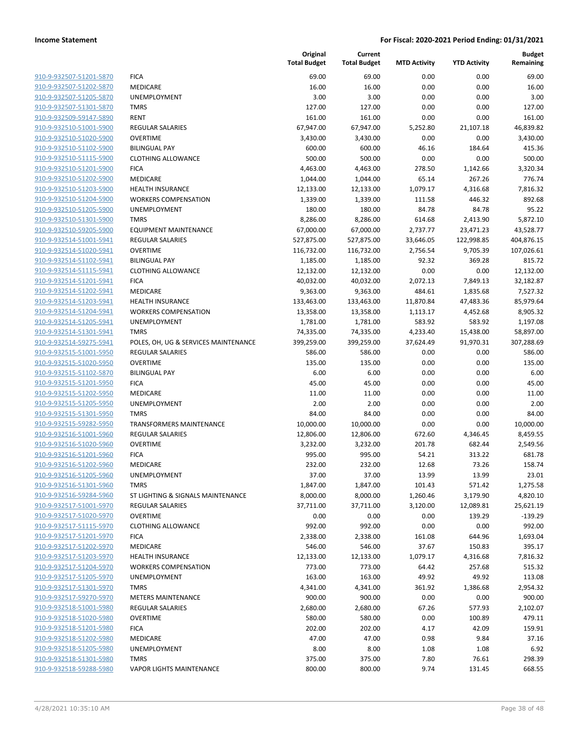| | | Original Total Budget | Current Total Budget | MTD Activity | YTD Activity | Budget Remaining |
|---|---|---|---|---|---|---|
| 910-9-932507-51201-5870 | FICA | 69.00 | 69.00 | 0.00 | 0.00 | 69.00 |
| 910-9-932507-51202-5870 | MEDICARE | 16.00 | 16.00 | 0.00 | 0.00 | 16.00 |
| 910-9-932507-51205-5870 | UNEMPLOYMENT | 3.00 | 3.00 | 0.00 | 0.00 | 3.00 |
| 910-9-932507-51301-5870 | TMRS | 127.00 | 127.00 | 0.00 | 0.00 | 127.00 |
| 910-9-932509-59147-5890 | RENT | 161.00 | 161.00 | 0.00 | 0.00 | 161.00 |
| 910-9-932510-51001-5900 | REGULAR SALARIES | 67,947.00 | 67,947.00 | 5,252.80 | 21,107.18 | 46,839.82 |
| 910-9-932510-51020-5900 | OVERTIME | 3,430.00 | 3,430.00 | 0.00 | 0.00 | 3,430.00 |
| 910-9-932510-51102-5900 | BILINGUAL PAY | 600.00 | 600.00 | 46.16 | 184.64 | 415.36 |
| 910-9-932510-51115-5900 | CLOTHING ALLOWANCE | 500.00 | 500.00 | 0.00 | 0.00 | 500.00 |
| 910-9-932510-51201-5900 | FICA | 4,463.00 | 4,463.00 | 278.50 | 1,142.66 | 3,320.34 |
| 910-9-932510-51202-5900 | MEDICARE | 1,044.00 | 1,044.00 | 65.14 | 267.26 | 776.74 |
| 910-9-932510-51203-5900 | HEALTH INSURANCE | 12,133.00 | 12,133.00 | 1,079.17 | 4,316.68 | 7,816.32 |
| 910-9-932510-51204-5900 | WORKERS COMPENSATION | 1,339.00 | 1,339.00 | 111.58 | 446.32 | 892.68 |
| 910-9-932510-51205-5900 | UNEMPLOYMENT | 180.00 | 180.00 | 84.78 | 84.78 | 95.22 |
| 910-9-932510-51301-5900 | TMRS | 8,286.00 | 8,286.00 | 614.68 | 2,413.90 | 5,872.10 |
| 910-9-932510-59205-5900 | EQUIPMENT MAINTENANCE | 67,000.00 | 67,000.00 | 2,737.77 | 23,471.23 | 43,528.77 |
| 910-9-932514-51001-5941 | REGULAR SALARIES | 527,875.00 | 527,875.00 | 33,646.05 | 122,998.85 | 404,876.15 |
| 910-9-932514-51020-5941 | OVERTIME | 116,732.00 | 116,732.00 | 2,756.54 | 9,705.39 | 107,026.61 |
| 910-9-932514-51102-5941 | BILINGUAL PAY | 1,185.00 | 1,185.00 | 92.32 | 369.28 | 815.72 |
| 910-9-932514-51115-5941 | CLOTHING ALLOWANCE | 12,132.00 | 12,132.00 | 0.00 | 0.00 | 12,132.00 |
| 910-9-932514-51201-5941 | FICA | 40,032.00 | 40,032.00 | 2,072.13 | 7,849.13 | 32,182.87 |
| 910-9-932514-51202-5941 | MEDICARE | 9,363.00 | 9,363.00 | 484.61 | 1,835.68 | 7,527.32 |
| 910-9-932514-51203-5941 | HEALTH INSURANCE | 133,463.00 | 133,463.00 | 11,870.84 | 47,483.36 | 85,979.64 |
| 910-9-932514-51204-5941 | WORKERS COMPENSATION | 13,358.00 | 13,358.00 | 1,113.17 | 4,452.68 | 8,905.32 |
| 910-9-932514-51205-5941 | UNEMPLOYMENT | 1,781.00 | 1,781.00 | 583.92 | 583.92 | 1,197.08 |
| 910-9-932514-51301-5941 | TMRS | 74,335.00 | 74,335.00 | 4,233.40 | 15,438.00 | 58,897.00 |
| 910-9-932514-59275-5941 | POLES, OH, UG & SERVICES MAINTENANCE | 399,259.00 | 399,259.00 | 37,624.49 | 91,970.31 | 307,288.69 |
| 910-9-932515-51001-5950 | REGULAR SALARIES | 586.00 | 586.00 | 0.00 | 0.00 | 586.00 |
| 910-9-932515-51020-5950 | OVERTIME | 135.00 | 135.00 | 0.00 | 0.00 | 135.00 |
| 910-9-932515-51102-5870 | BILINGUAL PAY | 6.00 | 6.00 | 0.00 | 0.00 | 6.00 |
| 910-9-932515-51201-5950 | FICA | 45.00 | 45.00 | 0.00 | 0.00 | 45.00 |
| 910-9-932515-51202-5950 | MEDICARE | 11.00 | 11.00 | 0.00 | 0.00 | 11.00 |
| 910-9-932515-51205-5950 | UNEMPLOYMENT | 2.00 | 2.00 | 0.00 | 0.00 | 2.00 |
| 910-9-932515-51301-5950 | TMRS | 84.00 | 84.00 | 0.00 | 0.00 | 84.00 |
| 910-9-932515-59282-5950 | TRANSFORMERS MAINTENANCE | 10,000.00 | 10,000.00 | 0.00 | 0.00 | 10,000.00 |
| 910-9-932516-51001-5960 | REGULAR SALARIES | 12,806.00 | 12,806.00 | 672.60 | 4,346.45 | 8,459.55 |
| 910-9-932516-51020-5960 | OVERTIME | 3,232.00 | 3,232.00 | 201.78 | 682.44 | 2,549.56 |
| 910-9-932516-51201-5960 | FICA | 995.00 | 995.00 | 54.21 | 313.22 | 681.78 |
| 910-9-932516-51202-5960 | MEDICARE | 232.00 | 232.00 | 12.68 | 73.26 | 158.74 |
| 910-9-932516-51205-5960 | UNEMPLOYMENT | 37.00 | 37.00 | 13.99 | 13.99 | 23.01 |
| 910-9-932516-51301-5960 | TMRS | 1,847.00 | 1,847.00 | 101.43 | 571.42 | 1,275.58 |
| 910-9-932516-59284-5960 | ST LIGHTING & SIGNALS MAINTENANCE | 8,000.00 | 8,000.00 | 1,260.46 | 3,179.90 | 4,820.10 |
| 910-9-932517-51001-5970 | REGULAR SALARIES | 37,711.00 | 37,711.00 | 3,120.00 | 12,089.81 | 25,621.19 |
| 910-9-932517-51020-5970 | OVERTIME | 0.00 | 0.00 | 0.00 | 139.29 | -139.29 |
| 910-9-932517-51115-5970 | CLOTHING ALLOWANCE | 992.00 | 992.00 | 0.00 | 0.00 | 992.00 |
| 910-9-932517-51201-5970 | FICA | 2,338.00 | 2,338.00 | 161.08 | 644.96 | 1,693.04 |
| 910-9-932517-51202-5970 | MEDICARE | 546.00 | 546.00 | 37.67 | 150.83 | 395.17 |
| 910-9-932517-51203-5970 | HEALTH INSURANCE | 12,133.00 | 12,133.00 | 1,079.17 | 4,316.68 | 7,816.32 |
| 910-9-932517-51204-5970 | WORKERS COMPENSATION | 773.00 | 773.00 | 64.42 | 257.68 | 515.32 |
| 910-9-932517-51205-5970 | UNEMPLOYMENT | 163.00 | 163.00 | 49.92 | 49.92 | 113.08 |
| 910-9-932517-51301-5970 | TMRS | 4,341.00 | 4,341.00 | 361.92 | 1,386.68 | 2,954.32 |
| 910-9-932517-59270-5970 | METERS MAINTENANCE | 900.00 | 900.00 | 0.00 | 0.00 | 900.00 |
| 910-9-932518-51001-5980 | REGULAR SALARIES | 2,680.00 | 2,680.00 | 67.26 | 577.93 | 2,102.07 |
| 910-9-932518-51020-5980 | OVERTIME | 580.00 | 580.00 | 0.00 | 100.89 | 479.11 |
| 910-9-932518-51201-5980 | FICA | 202.00 | 202.00 | 4.17 | 42.09 | 159.91 |
| 910-9-932518-51202-5980 | MEDICARE | 47.00 | 47.00 | 0.98 | 9.84 | 37.16 |
| 910-9-932518-51205-5980 | UNEMPLOYMENT | 8.00 | 8.00 | 1.08 | 1.08 | 6.92 |
| 910-9-932518-51301-5980 | TMRS | 375.00 | 375.00 | 7.80 | 76.61 | 298.39 |
| 910-9-932518-59288-5980 | VAPOR LIGHTS MAINTENANCE | 800.00 | 800.00 | 9.74 | 131.45 | 668.55 |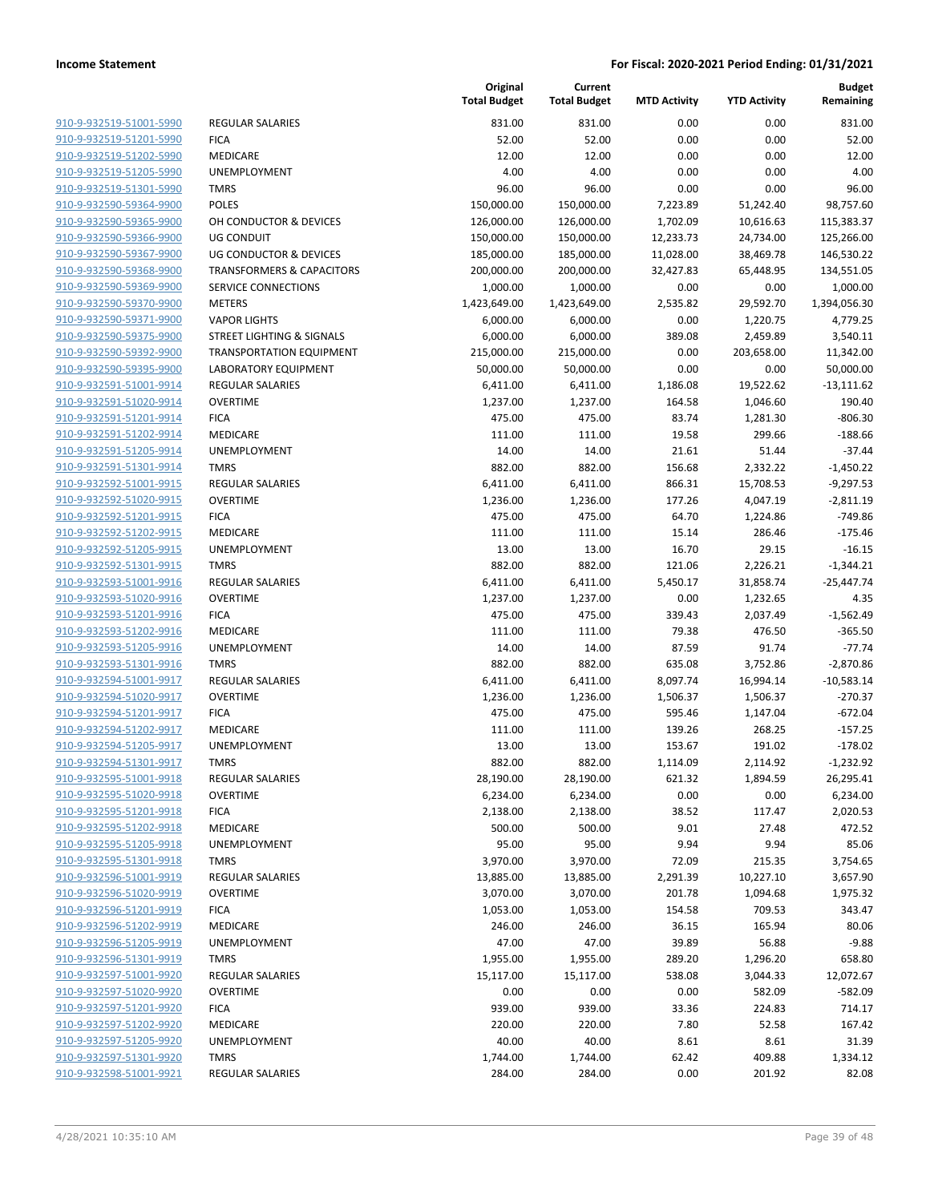**Income Statement** | **For Fiscal: 2020-2021 Period Ending: 01/31/2021**

| | | Original Total Budget | Current Total Budget | MTD Activity | YTD Activity | Budget Remaining |
|---|---|---|---|---|---|---|
| 910-9-932519-51001-5990 | REGULAR SALARIES | 831.00 | 831.00 | 0.00 | 0.00 | 831.00 |
| 910-9-932519-51201-5990 | FICA | 52.00 | 52.00 | 0.00 | 0.00 | 52.00 |
| 910-9-932519-51202-5990 | MEDICARE | 12.00 | 12.00 | 0.00 | 0.00 | 12.00 |
| 910-9-932519-51205-5990 | UNEMPLOYMENT | 4.00 | 4.00 | 0.00 | 0.00 | 4.00 |
| 910-9-932519-51301-5990 | TMRS | 96.00 | 96.00 | 0.00 | 0.00 | 96.00 |
| 910-9-932590-59364-9900 | POLES | 150,000.00 | 150,000.00 | 7,223.89 | 51,242.40 | 98,757.60 |
| 910-9-932590-59365-9900 | OH CONDUCTOR & DEVICES | 126,000.00 | 126,000.00 | 1,702.09 | 10,616.63 | 115,383.37 |
| 910-9-932590-59366-9900 | UG CONDUIT | 150,000.00 | 150,000.00 | 12,233.73 | 24,734.00 | 125,266.00 |
| 910-9-932590-59367-9900 | UG CONDUCTOR & DEVICES | 185,000.00 | 185,000.00 | 11,028.00 | 38,469.78 | 146,530.22 |
| 910-9-932590-59368-9900 | TRANSFORMERS & CAPACITORS | 200,000.00 | 200,000.00 | 32,427.83 | 65,448.95 | 134,551.05 |
| 910-9-932590-59369-9900 | SERVICE CONNECTIONS | 1,000.00 | 1,000.00 | 0.00 | 0.00 | 1,000.00 |
| 910-9-932590-59370-9900 | METERS | 1,423,649.00 | 1,423,649.00 | 2,535.82 | 29,592.70 | 1,394,056.30 |
| 910-9-932590-59371-9900 | VAPOR LIGHTS | 6,000.00 | 6,000.00 | 0.00 | 1,220.75 | 4,779.25 |
| 910-9-932590-59375-9900 | STREET LIGHTING & SIGNALS | 6,000.00 | 6,000.00 | 389.08 | 2,459.89 | 3,540.11 |
| 910-9-932590-59392-9900 | TRANSPORTATION EQUIPMENT | 215,000.00 | 215,000.00 | 0.00 | 203,658.00 | 11,342.00 |
| 910-9-932590-59395-9900 | LABORATORY EQUIPMENT | 50,000.00 | 50,000.00 | 0.00 | 0.00 | 50,000.00 |
| 910-9-932591-51001-9914 | REGULAR SALARIES | 6,411.00 | 6,411.00 | 1,186.08 | 19,522.62 | -13,111.62 |
| 910-9-932591-51020-9914 | OVERTIME | 1,237.00 | 1,237.00 | 164.58 | 1,046.60 | 190.40 |
| 910-9-932591-51201-9914 | FICA | 475.00 | 475.00 | 83.74 | 1,281.30 | -806.30 |
| 910-9-932591-51202-9914 | MEDICARE | 111.00 | 111.00 | 19.58 | 299.66 | -188.66 |
| 910-9-932591-51205-9914 | UNEMPLOYMENT | 14.00 | 14.00 | 21.61 | 51.44 | -37.44 |
| 910-9-932591-51301-9914 | TMRS | 882.00 | 882.00 | 156.68 | 2,332.22 | -1,450.22 |
| 910-9-932592-51001-9915 | REGULAR SALARIES | 6,411.00 | 6,411.00 | 866.31 | 15,708.53 | -9,297.53 |
| 910-9-932592-51020-9915 | OVERTIME | 1,236.00 | 1,236.00 | 177.26 | 4,047.19 | -2,811.19 |
| 910-9-932592-51201-9915 | FICA | 475.00 | 475.00 | 64.70 | 1,224.86 | -749.86 |
| 910-9-932592-51202-9915 | MEDICARE | 111.00 | 111.00 | 15.14 | 286.46 | -175.46 |
| 910-9-932592-51205-9915 | UNEMPLOYMENT | 13.00 | 13.00 | 16.70 | 29.15 | -16.15 |
| 910-9-932592-51301-9915 | TMRS | 882.00 | 882.00 | 121.06 | 2,226.21 | -1,344.21 |
| 910-9-932593-51001-9916 | REGULAR SALARIES | 6,411.00 | 6,411.00 | 5,450.17 | 31,858.74 | -25,447.74 |
| 910-9-932593-51020-9916 | OVERTIME | 1,237.00 | 1,237.00 | 0.00 | 1,232.65 | 4.35 |
| 910-9-932593-51201-9916 | FICA | 475.00 | 475.00 | 339.43 | 2,037.49 | -1,562.49 |
| 910-9-932593-51202-9916 | MEDICARE | 111.00 | 111.00 | 79.38 | 476.50 | -365.50 |
| 910-9-932593-51205-9916 | UNEMPLOYMENT | 14.00 | 14.00 | 87.59 | 91.74 | -77.74 |
| 910-9-932593-51301-9916 | TMRS | 882.00 | 882.00 | 635.08 | 3,752.86 | -2,870.86 |
| 910-9-932594-51001-9917 | REGULAR SALARIES | 6,411.00 | 6,411.00 | 8,097.74 | 16,994.14 | -10,583.14 |
| 910-9-932594-51020-9917 | OVERTIME | 1,236.00 | 1,236.00 | 1,506.37 | 1,506.37 | -270.37 |
| 910-9-932594-51201-9917 | FICA | 475.00 | 475.00 | 595.46 | 1,147.04 | -672.04 |
| 910-9-932594-51202-9917 | MEDICARE | 111.00 | 111.00 | 139.26 | 268.25 | -157.25 |
| 910-9-932594-51205-9917 | UNEMPLOYMENT | 13.00 | 13.00 | 153.67 | 191.02 | -178.02 |
| 910-9-932594-51301-9917 | TMRS | 882.00 | 882.00 | 1,114.09 | 2,114.92 | -1,232.92 |
| 910-9-932595-51001-9918 | REGULAR SALARIES | 28,190.00 | 28,190.00 | 621.32 | 1,894.59 | 26,295.41 |
| 910-9-932595-51020-9918 | OVERTIME | 6,234.00 | 6,234.00 | 0.00 | 0.00 | 6,234.00 |
| 910-9-932595-51201-9918 | FICA | 2,138.00 | 2,138.00 | 38.52 | 117.47 | 2,020.53 |
| 910-9-932595-51202-9918 | MEDICARE | 500.00 | 500.00 | 9.01 | 27.48 | 472.52 |
| 910-9-932595-51205-9918 | UNEMPLOYMENT | 95.00 | 95.00 | 9.94 | 9.94 | 85.06 |
| 910-9-932595-51301-9918 | TMRS | 3,970.00 | 3,970.00 | 72.09 | 215.35 | 3,754.65 |
| 910-9-932596-51001-9919 | REGULAR SALARIES | 13,885.00 | 13,885.00 | 2,291.39 | 10,227.10 | 3,657.90 |
| 910-9-932596-51020-9919 | OVERTIME | 3,070.00 | 3,070.00 | 201.78 | 1,094.68 | 1,975.32 |
| 910-9-932596-51201-9919 | FICA | 1,053.00 | 1,053.00 | 154.58 | 709.53 | 343.47 |
| 910-9-932596-51202-9919 | MEDICARE | 246.00 | 246.00 | 36.15 | 165.94 | 80.06 |
| 910-9-932596-51205-9919 | UNEMPLOYMENT | 47.00 | 47.00 | 39.89 | 56.88 | -9.88 |
| 910-9-932596-51301-9919 | TMRS | 1,955.00 | 1,955.00 | 289.20 | 1,296.20 | 658.80 |
| 910-9-932597-51001-9920 | REGULAR SALARIES | 15,117.00 | 15,117.00 | 538.08 | 3,044.33 | 12,072.67 |
| 910-9-932597-51020-9920 | OVERTIME | 0.00 | 0.00 | 0.00 | 582.09 | -582.09 |
| 910-9-932597-51201-9920 | FICA | 939.00 | 939.00 | 33.36 | 224.83 | 714.17 |
| 910-9-932597-51202-9920 | MEDICARE | 220.00 | 220.00 | 7.80 | 52.58 | 167.42 |
| 910-9-932597-51205-9920 | UNEMPLOYMENT | 40.00 | 40.00 | 8.61 | 8.61 | 31.39 |
| 910-9-932597-51301-9920 | TMRS | 1,744.00 | 1,744.00 | 62.42 | 409.88 | 1,334.12 |
| 910-9-932598-51001-9921 | REGULAR SALARIES | 284.00 | 284.00 | 0.00 | 201.92 | 82.08 |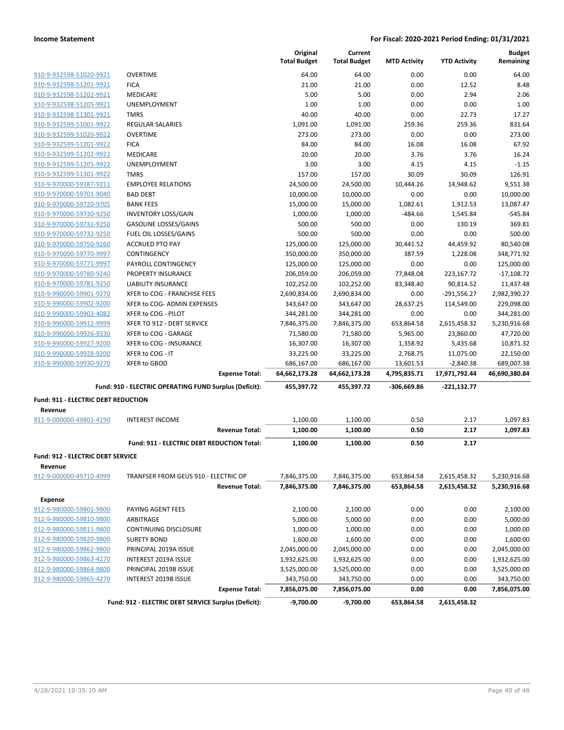**Income Statement** | **For Fiscal: 2020-2021 Period Ending: 01/31/2021**

| | | Original Total Budget | Current Total Budget | MTD Activity | YTD Activity | Budget Remaining |
|---|---|---|---|---|---|---|
| 910-9-932598-51020-9921 | OVERTIME | 64.00 | 64.00 | 0.00 | 0.00 | 64.00 |
| 910-9-932598-51201-9921 | FICA | 21.00 | 21.00 | 0.00 | 12.52 | 8.48 |
| 910-9-932598-51202-9921 | MEDICARE | 5.00 | 5.00 | 0.00 | 2.94 | 2.06 |
| 910-9-932598-51205-9921 | UNEMPLOYMENT | 1.00 | 1.00 | 0.00 | 0.00 | 1.00 |
| 910-9-932598-51301-9921 | TMRS | 40.00 | 40.00 | 0.00 | 22.73 | 17.27 |
| 910-9-932599-51001-9922 | REGULAR SALARIES | 1,091.00 | 1,091.00 | 259.36 | 259.36 | 831.64 |
| 910-9-932599-51020-9922 | OVERTIME | 273.00 | 273.00 | 0.00 | 0.00 | 273.00 |
| 910-9-932599-51201-9922 | FICA | 84.00 | 84.00 | 16.08 | 16.08 | 67.92 |
| 910-9-932599-51202-9922 | MEDICARE | 20.00 | 20.00 | 3.76 | 3.76 | 16.24 |
| 910-9-932599-51205-9922 | UNEMPLOYMENT | 3.00 | 3.00 | 4.15 | 4.15 | -1.15 |
| 910-9-932599-51301-9922 | TMRS | 157.00 | 157.00 | 30.09 | 30.09 | 126.91 |
| 910-9-970000-59187-9211 | EMPLOYEE RELATIONS | 24,500.00 | 24,500.00 | 10,444.26 | 14,948.62 | 9,551.38 |
| 910-9-970000-59701-9040 | BAD DEBT | 10,000.00 | 10,000.00 | 0.00 | 0.00 | 10,000.00 |
| 910-9-970000-59720-9705 | BANK FEES | 15,000.00 | 15,000.00 | 1,082.61 | 1,912.53 | 13,087.47 |
| 910-9-970000-59730-9250 | INVENTORY LOSS/GAIN | 1,000.00 | 1,000.00 | -484.66 | 1,545.84 | -545.84 |
| 910-9-970000-59731-9250 | GASOLINE LOSSES/GAINS | 500.00 | 500.00 | 0.00 | 130.19 | 369.81 |
| 910-9-970000-59732-9250 | FUEL OIL LOSSES/GAINS | 500.00 | 500.00 | 0.00 | 0.00 | 500.00 |
| 910-9-970000-59750-9260 | ACCRUED PTO PAY | 125,000.00 | 125,000.00 | 30,441.52 | 44,459.92 | 80,540.08 |
| 910-9-970000-59770-9997 | CONTINGENCY | 350,000.00 | 350,000.00 | 387.59 | 1,228.08 | 348,771.92 |
| 910-9-970000-59771-9997 | PAYROLL CONTINGENCY | 125,000.00 | 125,000.00 | 0.00 | 0.00 | 125,000.00 |
| 910-9-970000-59780-9240 | PROPERTY INSURANCE | 206,059.00 | 206,059.00 | 77,848.08 | 223,167.72 | -17,108.72 |
| 910-9-970000-59781-9250 | LIABILITY INSURANCE | 102,252.00 | 102,252.00 | 83,348.40 | 90,814.52 | 11,437.48 |
| 910-9-990000-59901-9270 | XFER to COG - FRANCHISE FEES | 2,690,834.00 | 2,690,834.00 | 0.00 | -291,556.27 | 2,982,390.27 |
| 910-9-990000-59902-9200 | XFER to COG- ADMIN EXPENSES | 343,647.00 | 343,647.00 | 28,637.25 | 114,549.00 | 229,098.00 |
| 910-9-990000-59903-4082 | XFER to COG - PILOT | 344,281.00 | 344,281.00 | 0.00 | 0.00 | 344,281.00 |
| 910-9-990000-59912-9999 | XFER TO 912 - DEBT SERVICE | 7,846,375.00 | 7,846,375.00 | 653,864.58 | 2,615,458.32 | 5,230,916.68 |
| 910-9-990000-59926-9330 | XFER to COG - GARAGE | 71,580.00 | 71,580.00 | 5,965.00 | 23,860.00 | 47,720.00 |
| 910-9-990000-59927-9200 | XFER to COG - INSURANCE | 16,307.00 | 16,307.00 | 1,358.92 | 5,435.68 | 10,871.32 |
| 910-9-990000-59928-9200 | XFER to COG - IT | 33,225.00 | 33,225.00 | 2,768.75 | 11,075.00 | 22,150.00 |
| 910-9-990000-59930-9270 | XFER to GBOD | 686,167.00 | 686,167.00 | 13,601.53 | -2,840.38 | 689,007.38 |
| | **Expense Total:** | **64,662,173.28** | **64,662,173.28** | **4,795,835.71** | **17,971,792.44** | **46,690,380.84** |
| | **Fund: 910 - ELECTRIC OPERATING FUND Surplus (Deficit):** | **455,397.72** | **455,397.72** | **-306,669.86** | **-221,132.77** | |
| **Fund: 911 - ELECTRIC DEBT REDUCTION** | | | | | | |
| **Revenue** | | | | | | |
| 911-9-000000-49801-4190 | INTEREST INCOME | 1,100.00 | 1,100.00 | 0.50 | 2.17 | 1,097.83 |
| | **Revenue Total:** | **1,100.00** | **1,100.00** | **0.50** | **2.17** | **1,097.83** |
| | **Fund: 911 - ELECTRIC DEBT REDUCTION Total:** | **1,100.00** | **1,100.00** | **0.50** | **2.17** | |
| **Fund: 912 - ELECTRIC DEBT SERVICE** | | | | | | |
| **Revenue** | | | | | | |
| 912-9-000000-49710-4999 | TRANFSER FROM GEUS 910 - ELECTRIC OP | 7,846,375.00 | 7,846,375.00 | 653,864.58 | 2,615,458.32 | 5,230,916.68 |
| | **Revenue Total:** | **7,846,375.00** | **7,846,375.00** | **653,864.58** | **2,615,458.32** | **5,230,916.68** |
| **Expense** | | | | | | |
| 912-9-980000-59801-9800 | PAYING AGENT FEES | 2,100.00 | 2,100.00 | 0.00 | 0.00 | 2,100.00 |
| 912-9-980000-59810-9800 | ARBITRAGE | 5,000.00 | 5,000.00 | 0.00 | 0.00 | 5,000.00 |
| 912-9-980000-59811-9800 | CONTINUING DISCLOSURE | 1,000.00 | 1,000.00 | 0.00 | 0.00 | 1,000.00 |
| 912-9-980000-59820-9800 | SURETY BOND | 1,600.00 | 1,600.00 | 0.00 | 0.00 | 1,600.00 |
| 912-9-980000-59862-9800 | PRINCIPAL 2019A ISSUE | 2,045,000.00 | 2,045,000.00 | 0.00 | 0.00 | 2,045,000.00 |
| 912-9-980000-59863-4270 | INTEREST 2019A ISSUE | 1,932,625.00 | 1,932,625.00 | 0.00 | 0.00 | 1,932,625.00 |
| 912-9-980000-59864-9800 | PRINCIPAL 2019B ISSUE | 3,525,000.00 | 3,525,000.00 | 0.00 | 0.00 | 3,525,000.00 |
| 912-9-980000-59865-4270 | INTEREST 2019B ISSUE | 343,750.00 | 343,750.00 | 0.00 | 0.00 | 343,750.00 |
| | **Expense Total:** | **7,856,075.00** | **7,856,075.00** | **0.00** | **0.00** | **7,856,075.00** |
| | **Fund: 912 - ELECTRIC DEBT SERVICE Surplus (Deficit):** | **-9,700.00** | **-9,700.00** | **653,864.58** | **2,615,458.32** | |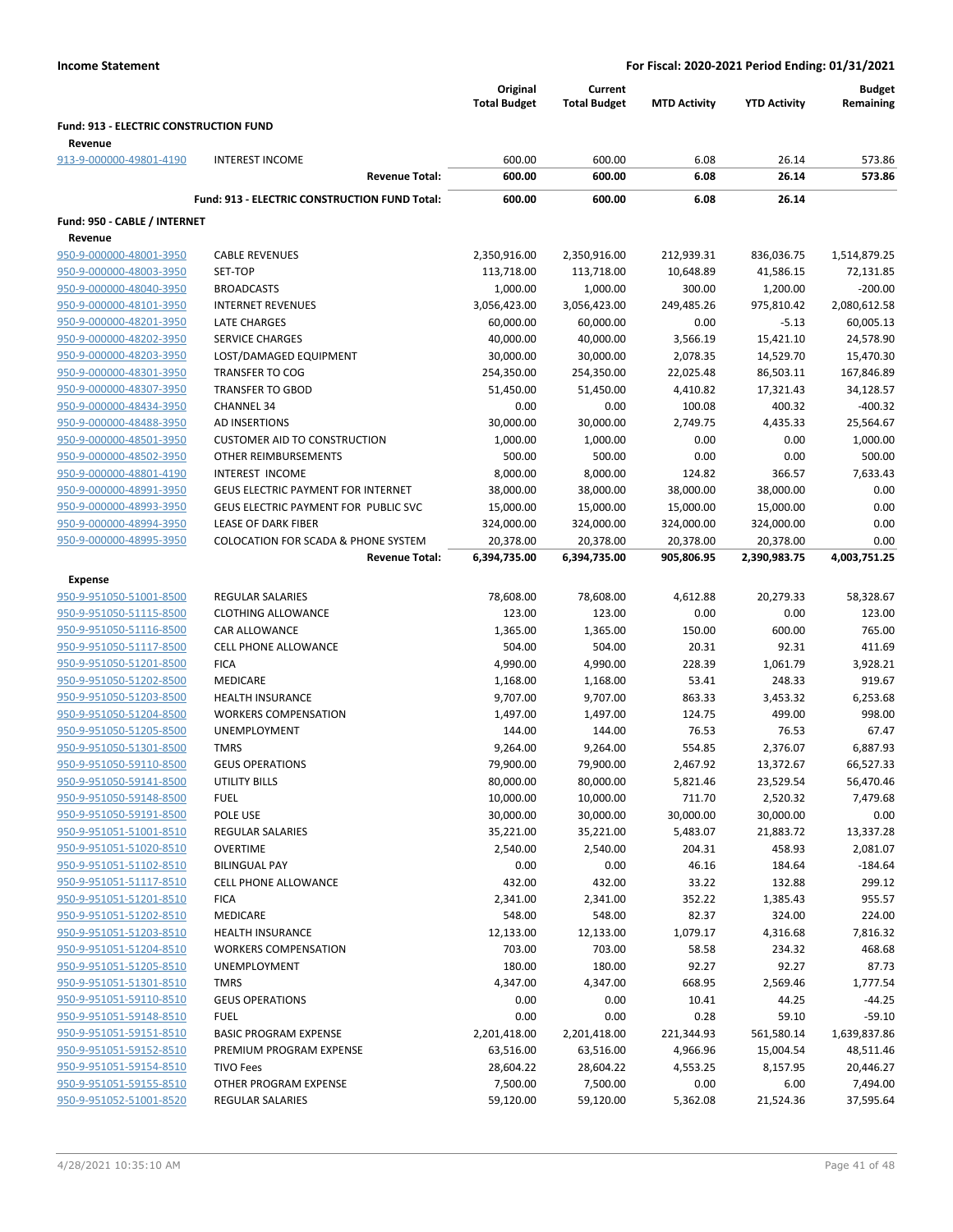**Income Statement** | **For Fiscal: 2020-2021 Period Ending: 01/31/2021**

| | | Original Total Budget | Current Total Budget | MTD Activity | YTD Activity | Budget Remaining |
|---|---|---|---|---|---|---|
| **Fund: 913 - ELECTRIC CONSTRUCTION FUND** | | | | | | |
| **Revenue** | | | | | | |
| 913-9-000000-49801-4190 | INTEREST INCOME | 600.00 | 600.00 | 6.08 | 26.14 | 573.86 |
| | **Revenue Total:** | **600.00** | **600.00** | **6.08** | **26.14** | **573.86** |
| | **Fund: 913 - ELECTRIC CONSTRUCTION FUND Total:** | **600.00** | **600.00** | **6.08** | **26.14** | |
| **Fund: 950 - CABLE / INTERNET** | | | | | | |
| **Revenue** | | | | | | |
| 950-9-000000-48001-3950 | CABLE REVENUES | 2,350,916.00 | 2,350,916.00 | 212,939.31 | 836,036.75 | 1,514,879.25 |
| 950-9-000000-48003-3950 | SET-TOP | 113,718.00 | 113,718.00 | 10,648.89 | 41,586.15 | 72,131.85 |
| 950-9-000000-48040-3950 | BROADCASTS | 1,000.00 | 1,000.00 | 300.00 | 1,200.00 | -200.00 |
| 950-9-000000-48101-3950 | INTERNET REVENUES | 3,056,423.00 | 3,056,423.00 | 249,485.26 | 975,810.42 | 2,080,612.58 |
| 950-9-000000-48201-3950 | LATE CHARGES | 60,000.00 | 60,000.00 | 0.00 | -5.13 | 60,005.13 |
| 950-9-000000-48202-3950 | SERVICE CHARGES | 40,000.00 | 40,000.00 | 3,566.19 | 15,421.10 | 24,578.90 |
| 950-9-000000-48203-3950 | LOST/DAMAGED EQUIPMENT | 30,000.00 | 30,000.00 | 2,078.35 | 14,529.70 | 15,470.30 |
| 950-9-000000-48301-3950 | TRANSFER TO COG | 254,350.00 | 254,350.00 | 22,025.48 | 86,503.11 | 167,846.89 |
| 950-9-000000-48307-3950 | TRANSFER TO GBOD | 51,450.00 | 51,450.00 | 4,410.82 | 17,321.43 | 34,128.57 |
| 950-9-000000-48434-3950 | CHANNEL 34 | 0.00 | 0.00 | 100.08 | 400.32 | -400.32 |
| 950-9-000000-48488-3950 | AD INSERTIONS | 30,000.00 | 30,000.00 | 2,749.75 | 4,435.33 | 25,564.67 |
| 950-9-000000-48501-3950 | CUSTOMER AID TO CONSTRUCTION | 1,000.00 | 1,000.00 | 0.00 | 0.00 | 1,000.00 |
| 950-9-000000-48502-3950 | OTHER REIMBURSEMENTS | 500.00 | 500.00 | 0.00 | 0.00 | 500.00 |
| 950-9-000000-48801-4190 | INTEREST INCOME | 8,000.00 | 8,000.00 | 124.82 | 366.57 | 7,633.43 |
| 950-9-000000-48991-3950 | GEUS ELECTRIC PAYMENT FOR INTERNET | 38,000.00 | 38,000.00 | 38,000.00 | 38,000.00 | 0.00 |
| 950-9-000000-48993-3950 | GEUS ELECTRIC PAYMENT FOR PUBLIC SVC | 15,000.00 | 15,000.00 | 15,000.00 | 15,000.00 | 0.00 |
| 950-9-000000-48994-3950 | LEASE OF DARK FIBER | 324,000.00 | 324,000.00 | 324,000.00 | 324,000.00 | 0.00 |
| 950-9-000000-48995-3950 | COLOCATION FOR SCADA & PHONE SYSTEM | 20,378.00 | 20,378.00 | 20,378.00 | 20,378.00 | 0.00 |
| | **Revenue Total:** | **6,394,735.00** | **6,394,735.00** | **905,806.95** | **2,390,983.75** | **4,003,751.25** |
| **Expense** | | | | | | |
| 950-9-951050-51001-8500 | REGULAR SALARIES | 78,608.00 | 78,608.00 | 4,612.88 | 20,279.33 | 58,328.67 |
| 950-9-951050-51115-8500 | CLOTHING ALLOWANCE | 123.00 | 123.00 | 0.00 | 0.00 | 123.00 |
| 950-9-951050-51116-8500 | CAR ALLOWANCE | 1,365.00 | 1,365.00 | 150.00 | 600.00 | 765.00 |
| 950-9-951050-51117-8500 | CELL PHONE ALLOWANCE | 504.00 | 504.00 | 20.31 | 92.31 | 411.69 |
| 950-9-951050-51201-8500 | FICA | 4,990.00 | 4,990.00 | 228.39 | 1,061.79 | 3,928.21 |
| 950-9-951050-51202-8500 | MEDICARE | 1,168.00 | 1,168.00 | 53.41 | 248.33 | 919.67 |
| 950-9-951050-51203-8500 | HEALTH INSURANCE | 9,707.00 | 9,707.00 | 863.33 | 3,453.32 | 6,253.68 |
| 950-9-951050-51204-8500 | WORKERS COMPENSATION | 1,497.00 | 1,497.00 | 124.75 | 499.00 | 998.00 |
| 950-9-951050-51205-8500 | UNEMPLOYMENT | 144.00 | 144.00 | 76.53 | 76.53 | 67.47 |
| 950-9-951050-51301-8500 | TMRS | 9,264.00 | 9,264.00 | 554.85 | 2,376.07 | 6,887.93 |
| 950-9-951050-59110-8500 | GEUS OPERATIONS | 79,900.00 | 79,900.00 | 2,467.92 | 13,372.67 | 66,527.33 |
| 950-9-951050-59141-8500 | UTILITY BILLS | 80,000.00 | 80,000.00 | 5,821.46 | 23,529.54 | 56,470.46 |
| 950-9-951050-59148-8500 | FUEL | 10,000.00 | 10,000.00 | 711.70 | 2,520.32 | 7,479.68 |
| 950-9-951050-59191-8500 | POLE USE | 30,000.00 | 30,000.00 | 30,000.00 | 30,000.00 | 0.00 |
| 950-9-951051-51001-8510 | REGULAR SALARIES | 35,221.00 | 35,221.00 | 5,483.07 | 21,883.72 | 13,337.28 |
| 950-9-951051-51020-8510 | OVERTIME | 2,540.00 | 2,540.00 | 204.31 | 458.93 | 2,081.07 |
| 950-9-951051-51102-8510 | BILINGUAL PAY | 0.00 | 0.00 | 46.16 | 184.64 | -184.64 |
| 950-9-951051-51117-8510 | CELL PHONE ALLOWANCE | 432.00 | 432.00 | 33.22 | 132.88 | 299.12 |
| 950-9-951051-51201-8510 | FICA | 2,341.00 | 2,341.00 | 352.22 | 1,385.43 | 955.57 |
| 950-9-951051-51202-8510 | MEDICARE | 548.00 | 548.00 | 82.37 | 324.00 | 224.00 |
| 950-9-951051-51203-8510 | HEALTH INSURANCE | 12,133.00 | 12,133.00 | 1,079.17 | 4,316.68 | 7,816.32 |
| 950-9-951051-51204-8510 | WORKERS COMPENSATION | 703.00 | 703.00 | 58.58 | 234.32 | 468.68 |
| 950-9-951051-51205-8510 | UNEMPLOYMENT | 180.00 | 180.00 | 92.27 | 92.27 | 87.73 |
| 950-9-951051-51301-8510 | TMRS | 4,347.00 | 4,347.00 | 668.95 | 2,569.46 | 1,777.54 |
| 950-9-951051-59110-8510 | GEUS OPERATIONS | 0.00 | 0.00 | 10.41 | 44.25 | -44.25 |
| 950-9-951051-59148-8510 | FUEL | 0.00 | 0.00 | 0.28 | 59.10 | -59.10 |
| 950-9-951051-59151-8510 | BASIC PROGRAM EXPENSE | 2,201,418.00 | 2,201,418.00 | 221,344.93 | 561,580.14 | 1,639,837.86 |
| 950-9-951051-59152-8510 | PREMIUM PROGRAM EXPENSE | 63,516.00 | 63,516.00 | 4,966.96 | 15,004.54 | 48,511.46 |
| 950-9-951051-59154-8510 | TIVO Fees | 28,604.22 | 28,604.22 | 4,553.25 | 8,157.95 | 20,446.27 |
| 950-9-951051-59155-8510 | OTHER PROGRAM EXPENSE | 7,500.00 | 7,500.00 | 0.00 | 6.00 | 7,494.00 |
| 950-9-951052-51001-8520 | REGULAR SALARIES | 59,120.00 | 59,120.00 | 5,362.08 | 21,524.36 | 37,595.64 |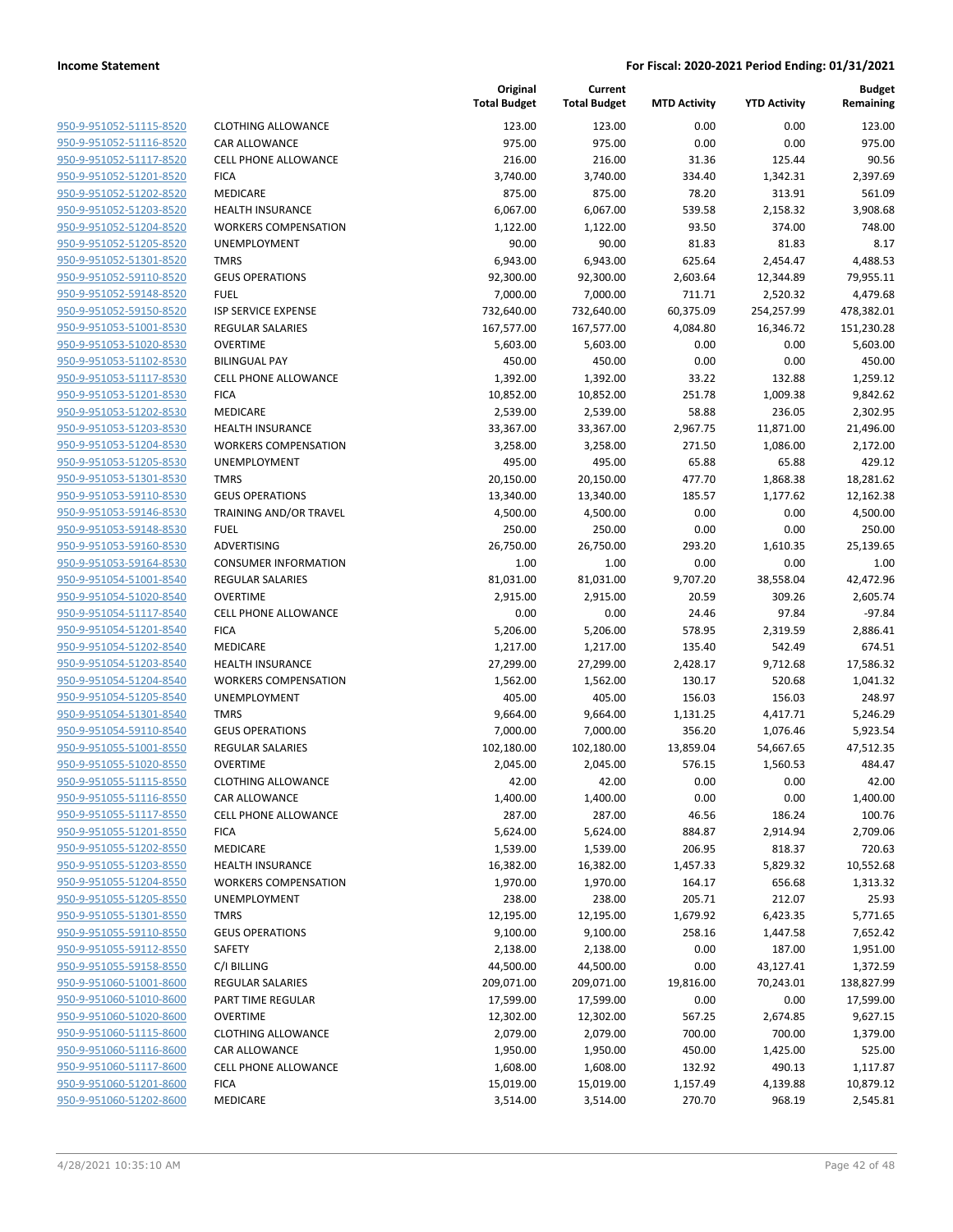| | | Original Total Budget | Current Total Budget | MTD Activity | YTD Activity | Budget Remaining |
|---|---|---|---|---|---|---|
| 950-9-951052-51115-8520 | CLOTHING ALLOWANCE | 123.00 | 123.00 | 0.00 | 0.00 | 123.00 |
| 950-9-951052-51116-8520 | CAR ALLOWANCE | 975.00 | 975.00 | 0.00 | 0.00 | 975.00 |
| 950-9-951052-51117-8520 | CELL PHONE ALLOWANCE | 216.00 | 216.00 | 31.36 | 125.44 | 90.56 |
| 950-9-951052-51201-8520 | FICA | 3,740.00 | 3,740.00 | 334.40 | 1,342.31 | 2,397.69 |
| 950-9-951052-51202-8520 | MEDICARE | 875.00 | 875.00 | 78.20 | 313.91 | 561.09 |
| 950-9-951052-51203-8520 | HEALTH INSURANCE | 6,067.00 | 6,067.00 | 539.58 | 2,158.32 | 3,908.68 |
| 950-9-951052-51204-8520 | WORKERS COMPENSATION | 1,122.00 | 1,122.00 | 93.50 | 374.00 | 748.00 |
| 950-9-951052-51205-8520 | UNEMPLOYMENT | 90.00 | 90.00 | 81.83 | 81.83 | 8.17 |
| 950-9-951052-51301-8520 | TMRS | 6,943.00 | 6,943.00 | 625.64 | 2,454.47 | 4,488.53 |
| 950-9-951052-59110-8520 | GEUS OPERATIONS | 92,300.00 | 92,300.00 | 2,603.64 | 12,344.89 | 79,955.11 |
| 950-9-951052-59148-8520 | FUEL | 7,000.00 | 7,000.00 | 711.71 | 2,520.32 | 4,479.68 |
| 950-9-951052-59150-8520 | ISP SERVICE EXPENSE | 732,640.00 | 732,640.00 | 60,375.09 | 254,257.99 | 478,382.01 |
| 950-9-951053-51001-8530 | REGULAR SALARIES | 167,577.00 | 167,577.00 | 4,084.80 | 16,346.72 | 151,230.28 |
| 950-9-951053-51020-8530 | OVERTIME | 5,603.00 | 5,603.00 | 0.00 | 0.00 | 5,603.00 |
| 950-9-951053-51102-8530 | BILINGUAL PAY | 450.00 | 450.00 | 0.00 | 0.00 | 450.00 |
| 950-9-951053-51117-8530 | CELL PHONE ALLOWANCE | 1,392.00 | 1,392.00 | 33.22 | 132.88 | 1,259.12 |
| 950-9-951053-51201-8530 | FICA | 10,852.00 | 10,852.00 | 251.78 | 1,009.38 | 9,842.62 |
| 950-9-951053-51202-8530 | MEDICARE | 2,539.00 | 2,539.00 | 58.88 | 236.05 | 2,302.95 |
| 950-9-951053-51203-8530 | HEALTH INSURANCE | 33,367.00 | 33,367.00 | 2,967.75 | 11,871.00 | 21,496.00 |
| 950-9-951053-51204-8530 | WORKERS COMPENSATION | 3,258.00 | 3,258.00 | 271.50 | 1,086.00 | 2,172.00 |
| 950-9-951053-51205-8530 | UNEMPLOYMENT | 495.00 | 495.00 | 65.88 | 65.88 | 429.12 |
| 950-9-951053-51301-8530 | TMRS | 20,150.00 | 20,150.00 | 477.70 | 1,868.38 | 18,281.62 |
| 950-9-951053-59110-8530 | GEUS OPERATIONS | 13,340.00 | 13,340.00 | 185.57 | 1,177.62 | 12,162.38 |
| 950-9-951053-59146-8530 | TRAINING AND/OR TRAVEL | 4,500.00 | 4,500.00 | 0.00 | 0.00 | 4,500.00 |
| 950-9-951053-59148-8530 | FUEL | 250.00 | 250.00 | 0.00 | 0.00 | 250.00 |
| 950-9-951053-59160-8530 | ADVERTISING | 26,750.00 | 26,750.00 | 293.20 | 1,610.35 | 25,139.65 |
| 950-9-951053-59164-8530 | CONSUMER INFORMATION | 1.00 | 1.00 | 0.00 | 0.00 | 1.00 |
| 950-9-951054-51001-8540 | REGULAR SALARIES | 81,031.00 | 81,031.00 | 9,707.20 | 38,558.04 | 42,472.96 |
| 950-9-951054-51020-8540 | OVERTIME | 2,915.00 | 2,915.00 | 20.59 | 309.26 | 2,605.74 |
| 950-9-951054-51117-8540 | CELL PHONE ALLOWANCE | 0.00 | 0.00 | 24.46 | 97.84 | -97.84 |
| 950-9-951054-51201-8540 | FICA | 5,206.00 | 5,206.00 | 578.95 | 2,319.59 | 2,886.41 |
| 950-9-951054-51202-8540 | MEDICARE | 1,217.00 | 1,217.00 | 135.40 | 542.49 | 674.51 |
| 950-9-951054-51203-8540 | HEALTH INSURANCE | 27,299.00 | 27,299.00 | 2,428.17 | 9,712.68 | 17,586.32 |
| 950-9-951054-51204-8540 | WORKERS COMPENSATION | 1,562.00 | 1,562.00 | 130.17 | 520.68 | 1,041.32 |
| 950-9-951054-51205-8540 | UNEMPLOYMENT | 405.00 | 405.00 | 156.03 | 156.03 | 248.97 |
| 950-9-951054-51301-8540 | TMRS | 9,664.00 | 9,664.00 | 1,131.25 | 4,417.71 | 5,246.29 |
| 950-9-951054-59110-8540 | GEUS OPERATIONS | 7,000.00 | 7,000.00 | 356.20 | 1,076.46 | 5,923.54 |
| 950-9-951055-51001-8550 | REGULAR SALARIES | 102,180.00 | 102,180.00 | 13,859.04 | 54,667.65 | 47,512.35 |
| 950-9-951055-51020-8550 | OVERTIME | 2,045.00 | 2,045.00 | 576.15 | 1,560.53 | 484.47 |
| 950-9-951055-51115-8550 | CLOTHING ALLOWANCE | 42.00 | 42.00 | 0.00 | 0.00 | 42.00 |
| 950-9-951055-51116-8550 | CAR ALLOWANCE | 1,400.00 | 1,400.00 | 0.00 | 0.00 | 1,400.00 |
| 950-9-951055-51117-8550 | CELL PHONE ALLOWANCE | 287.00 | 287.00 | 46.56 | 186.24 | 100.76 |
| 950-9-951055-51201-8550 | FICA | 5,624.00 | 5,624.00 | 884.87 | 2,914.94 | 2,709.06 |
| 950-9-951055-51202-8550 | MEDICARE | 1,539.00 | 1,539.00 | 206.95 | 818.37 | 720.63 |
| 950-9-951055-51203-8550 | HEALTH INSURANCE | 16,382.00 | 16,382.00 | 1,457.33 | 5,829.32 | 10,552.68 |
| 950-9-951055-51204-8550 | WORKERS COMPENSATION | 1,970.00 | 1,970.00 | 164.17 | 656.68 | 1,313.32 |
| 950-9-951055-51205-8550 | UNEMPLOYMENT | 238.00 | 238.00 | 205.71 | 212.07 | 25.93 |
| 950-9-951055-51301-8550 | TMRS | 12,195.00 | 12,195.00 | 1,679.92 | 6,423.35 | 5,771.65 |
| 950-9-951055-59110-8550 | GEUS OPERATIONS | 9,100.00 | 9,100.00 | 258.16 | 1,447.58 | 7,652.42 |
| 950-9-951055-59112-8550 | SAFETY | 2,138.00 | 2,138.00 | 0.00 | 187.00 | 1,951.00 |
| 950-9-951055-59158-8550 | C/I BILLING | 44,500.00 | 44,500.00 | 0.00 | 43,127.41 | 1,372.59 |
| 950-9-951060-51001-8600 | REGULAR SALARIES | 209,071.00 | 209,071.00 | 19,816.00 | 70,243.01 | 138,827.99 |
| 950-9-951060-51010-8600 | PART TIME REGULAR | 17,599.00 | 17,599.00 | 0.00 | 0.00 | 17,599.00 |
| 950-9-951060-51020-8600 | OVERTIME | 12,302.00 | 12,302.00 | 567.25 | 2,674.85 | 9,627.15 |
| 950-9-951060-51115-8600 | CLOTHING ALLOWANCE | 2,079.00 | 2,079.00 | 700.00 | 700.00 | 1,379.00 |
| 950-9-951060-51116-8600 | CAR ALLOWANCE | 1,950.00 | 1,950.00 | 450.00 | 1,425.00 | 525.00 |
| 950-9-951060-51117-8600 | CELL PHONE ALLOWANCE | 1,608.00 | 1,608.00 | 132.92 | 490.13 | 1,117.87 |
| 950-9-951060-51201-8600 | FICA | 15,019.00 | 15,019.00 | 1,157.49 | 4,139.88 | 10,879.12 |
| 950-9-951060-51202-8600 | MEDICARE | 3,514.00 | 3,514.00 | 270.70 | 968.19 | 2,545.81 |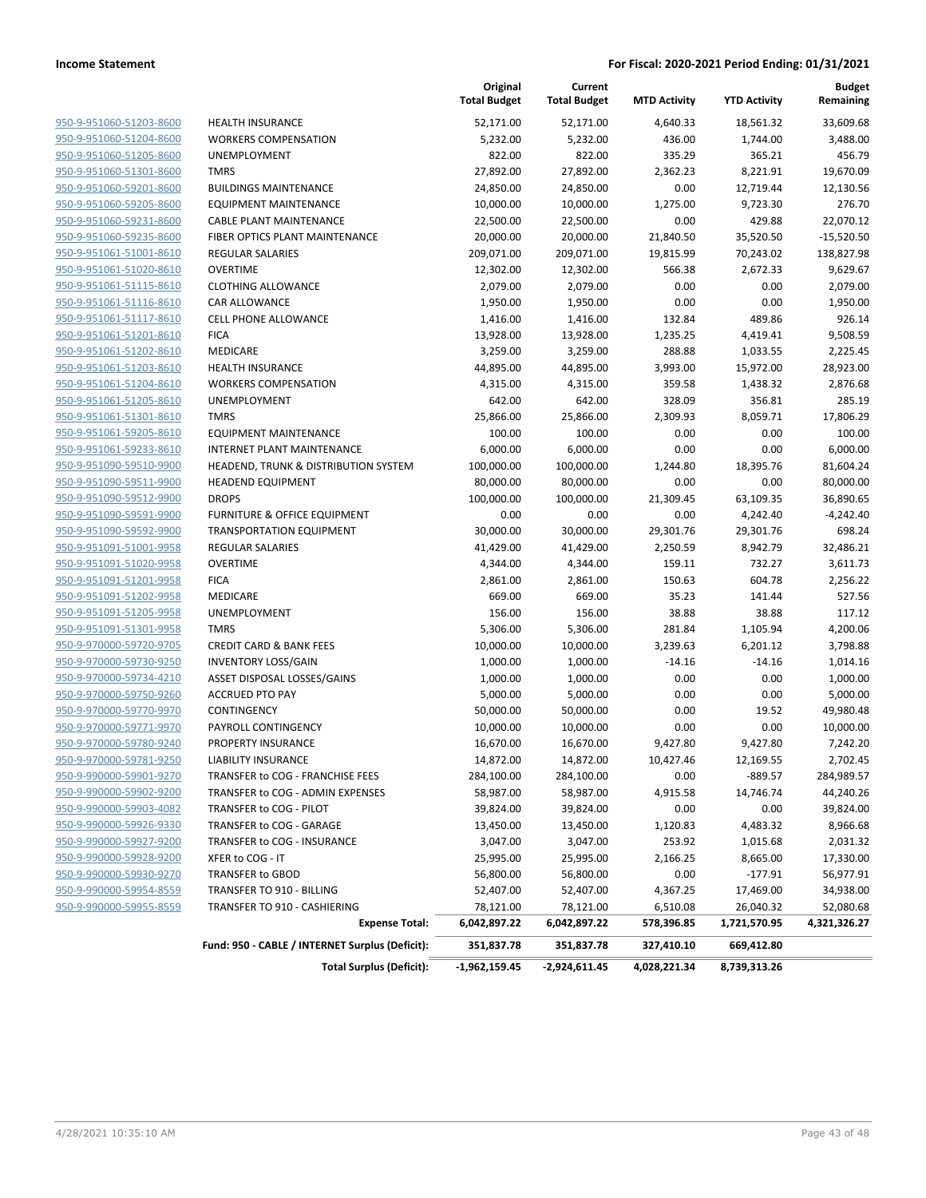**Income Statement** — **For Fiscal: 2020-2021 Period Ending: 01/31/2021**

| | | Original Total Budget | Current Total Budget | MTD Activity | YTD Activity | Budget Remaining |
|---|---|---|---|---|---|---|
| 950-9-951060-51203-8600 | HEALTH INSURANCE | 52,171.00 | 52,171.00 | 4,640.33 | 18,561.32 | 33,609.68 |
| 950-9-951060-51204-8600 | WORKERS COMPENSATION | 5,232.00 | 5,232.00 | 436.00 | 1,744.00 | 3,488.00 |
| 950-9-951060-51205-8600 | UNEMPLOYMENT | 822.00 | 822.00 | 335.29 | 365.21 | 456.79 |
| 950-9-951060-51301-8600 | TMRS | 27,892.00 | 27,892.00 | 2,362.23 | 8,221.91 | 19,670.09 |
| 950-9-951060-59201-8600 | BUILDINGS MAINTENANCE | 24,850.00 | 24,850.00 | 0.00 | 12,719.44 | 12,130.56 |
| 950-9-951060-59205-8600 | EQUIPMENT MAINTENANCE | 10,000.00 | 10,000.00 | 1,275.00 | 9,723.30 | 276.70 |
| 950-9-951060-59231-8600 | CABLE PLANT MAINTENANCE | 22,500.00 | 22,500.00 | 0.00 | 429.88 | 22,070.12 |
| 950-9-951060-59235-8600 | FIBER OPTICS PLANT MAINTENANCE | 20,000.00 | 20,000.00 | 21,840.50 | 35,520.50 | -15,520.50 |
| 950-9-951061-51001-8610 | REGULAR SALARIES | 209,071.00 | 209,071.00 | 19,815.99 | 70,243.02 | 138,827.98 |
| 950-9-951061-51020-8610 | OVERTIME | 12,302.00 | 12,302.00 | 566.38 | 2,672.33 | 9,629.67 |
| 950-9-951061-51115-8610 | CLOTHING ALLOWANCE | 2,079.00 | 2,079.00 | 0.00 | 0.00 | 2,079.00 |
| 950-9-951061-51116-8610 | CAR ALLOWANCE | 1,950.00 | 1,950.00 | 0.00 | 0.00 | 1,950.00 |
| 950-9-951061-51117-8610 | CELL PHONE ALLOWANCE | 1,416.00 | 1,416.00 | 132.84 | 489.86 | 926.14 |
| 950-9-951061-51201-8610 | FICA | 13,928.00 | 13,928.00 | 1,235.25 | 4,419.41 | 9,508.59 |
| 950-9-951061-51202-8610 | MEDICARE | 3,259.00 | 3,259.00 | 288.88 | 1,033.55 | 2,225.45 |
| 950-9-951061-51203-8610 | HEALTH INSURANCE | 44,895.00 | 44,895.00 | 3,993.00 | 15,972.00 | 28,923.00 |
| 950-9-951061-51204-8610 | WORKERS COMPENSATION | 4,315.00 | 4,315.00 | 359.58 | 1,438.32 | 2,876.68 |
| 950-9-951061-51205-8610 | UNEMPLOYMENT | 642.00 | 642.00 | 328.09 | 356.81 | 285.19 |
| 950-9-951061-51301-8610 | TMRS | 25,866.00 | 25,866.00 | 2,309.93 | 8,059.71 | 17,806.29 |
| 950-9-951061-59205-8610 | EQUIPMENT MAINTENANCE | 100.00 | 100.00 | 0.00 | 0.00 | 100.00 |
| 950-9-951061-59233-8610 | INTERNET PLANT MAINTENANCE | 6,000.00 | 6,000.00 | 0.00 | 0.00 | 6,000.00 |
| 950-9-951090-59510-9900 | HEADEND, TRUNK & DISTRIBUTION SYSTEM | 100,000.00 | 100,000.00 | 1,244.80 | 18,395.76 | 81,604.24 |
| 950-9-951090-59511-9900 | HEADEND EQUIPMENT | 80,000.00 | 80,000.00 | 0.00 | 0.00 | 80,000.00 |
| 950-9-951090-59512-9900 | DROPS | 100,000.00 | 100,000.00 | 21,309.45 | 63,109.35 | 36,890.65 |
| 950-9-951090-59591-9900 | FURNITURE & OFFICE EQUIPMENT | 0.00 | 0.00 | 0.00 | 4,242.40 | -4,242.40 |
| 950-9-951090-59592-9900 | TRANSPORTATION EQUIPMENT | 30,000.00 | 30,000.00 | 29,301.76 | 29,301.76 | 698.24 |
| 950-9-951091-51001-9958 | REGULAR SALARIES | 41,429.00 | 41,429.00 | 2,250.59 | 8,942.79 | 32,486.21 |
| 950-9-951091-51020-9958 | OVERTIME | 4,344.00 | 4,344.00 | 159.11 | 732.27 | 3,611.73 |
| 950-9-951091-51201-9958 | FICA | 2,861.00 | 2,861.00 | 150.63 | 604.78 | 2,256.22 |
| 950-9-951091-51202-9958 | MEDICARE | 669.00 | 669.00 | 35.23 | 141.44 | 527.56 |
| 950-9-951091-51205-9958 | UNEMPLOYMENT | 156.00 | 156.00 | 38.88 | 38.88 | 117.12 |
| 950-9-951091-51301-9958 | TMRS | 5,306.00 | 5,306.00 | 281.84 | 1,105.94 | 4,200.06 |
| 950-9-970000-59720-9705 | CREDIT CARD & BANK FEES | 10,000.00 | 10,000.00 | 3,239.63 | 6,201.12 | 3,798.88 |
| 950-9-970000-59730-9250 | INVENTORY LOSS/GAIN | 1,000.00 | 1,000.00 | -14.16 | -14.16 | 1,014.16 |
| 950-9-970000-59734-4210 | ASSET DISPOSAL LOSSES/GAINS | 1,000.00 | 1,000.00 | 0.00 | 0.00 | 1,000.00 |
| 950-9-970000-59750-9260 | ACCRUED PTO PAY | 5,000.00 | 5,000.00 | 0.00 | 0.00 | 5,000.00 |
| 950-9-970000-59770-9970 | CONTINGENCY | 50,000.00 | 50,000.00 | 0.00 | 19.52 | 49,980.48 |
| 950-9-970000-59771-9970 | PAYROLL CONTINGENCY | 10,000.00 | 10,000.00 | 0.00 | 0.00 | 10,000.00 |
| 950-9-970000-59780-9240 | PROPERTY INSURANCE | 16,670.00 | 16,670.00 | 9,427.80 | 9,427.80 | 7,242.20 |
| 950-9-970000-59781-9250 | LIABILITY INSURANCE | 14,872.00 | 14,872.00 | 10,427.46 | 12,169.55 | 2,702.45 |
| 950-9-990000-59901-9270 | TRANSFER to COG - FRANCHISE FEES | 284,100.00 | 284,100.00 | 0.00 | -889.57 | 284,989.57 |
| 950-9-990000-59902-9200 | TRANSFER to COG - ADMIN EXPENSES | 58,987.00 | 58,987.00 | 4,915.58 | 14,746.74 | 44,240.26 |
| 950-9-990000-59903-4082 | TRANSFER to COG - PILOT | 39,824.00 | 39,824.00 | 0.00 | 0.00 | 39,824.00 |
| 950-9-990000-59926-9330 | TRANSFER to COG - GARAGE | 13,450.00 | 13,450.00 | 1,120.83 | 4,483.32 | 8,966.68 |
| 950-9-990000-59927-9200 | TRANSFER to COG - INSURANCE | 3,047.00 | 3,047.00 | 253.92 | 1,015.68 | 2,031.32 |
| 950-9-990000-59928-9200 | XFER to COG - IT | 25,995.00 | 25,995.00 | 2,166.25 | 8,665.00 | 17,330.00 |
| 950-9-990000-59930-9270 | TRANSFER to GBOD | 56,800.00 | 56,800.00 | 0.00 | -177.91 | 56,977.91 |
| 950-9-990000-59954-8559 | TRANSFER TO 910 - BILLING | 52,407.00 | 52,407.00 | 4,367.25 | 17,469.00 | 34,938.00 |
| 950-9-990000-59955-8559 | TRANSFER TO 910 - CASHIERING | 78,121.00 | 78,121.00 | 6,510.08 | 26,040.32 | 52,080.68 |
| | **Expense Total:** | **6,042,897.22** | **6,042,897.22** | **578,396.85** | **1,721,570.95** | **4,321,326.27** |
| | **Fund: 950 - CABLE / INTERNET Surplus (Deficit):** | **351,837.78** | **351,837.78** | **327,410.10** | **669,412.80** | |
| | **Total Surplus (Deficit):** | **-1,962,159.45** | **-2,924,611.45** | **4,028,221.34** | **8,739,313.26** | |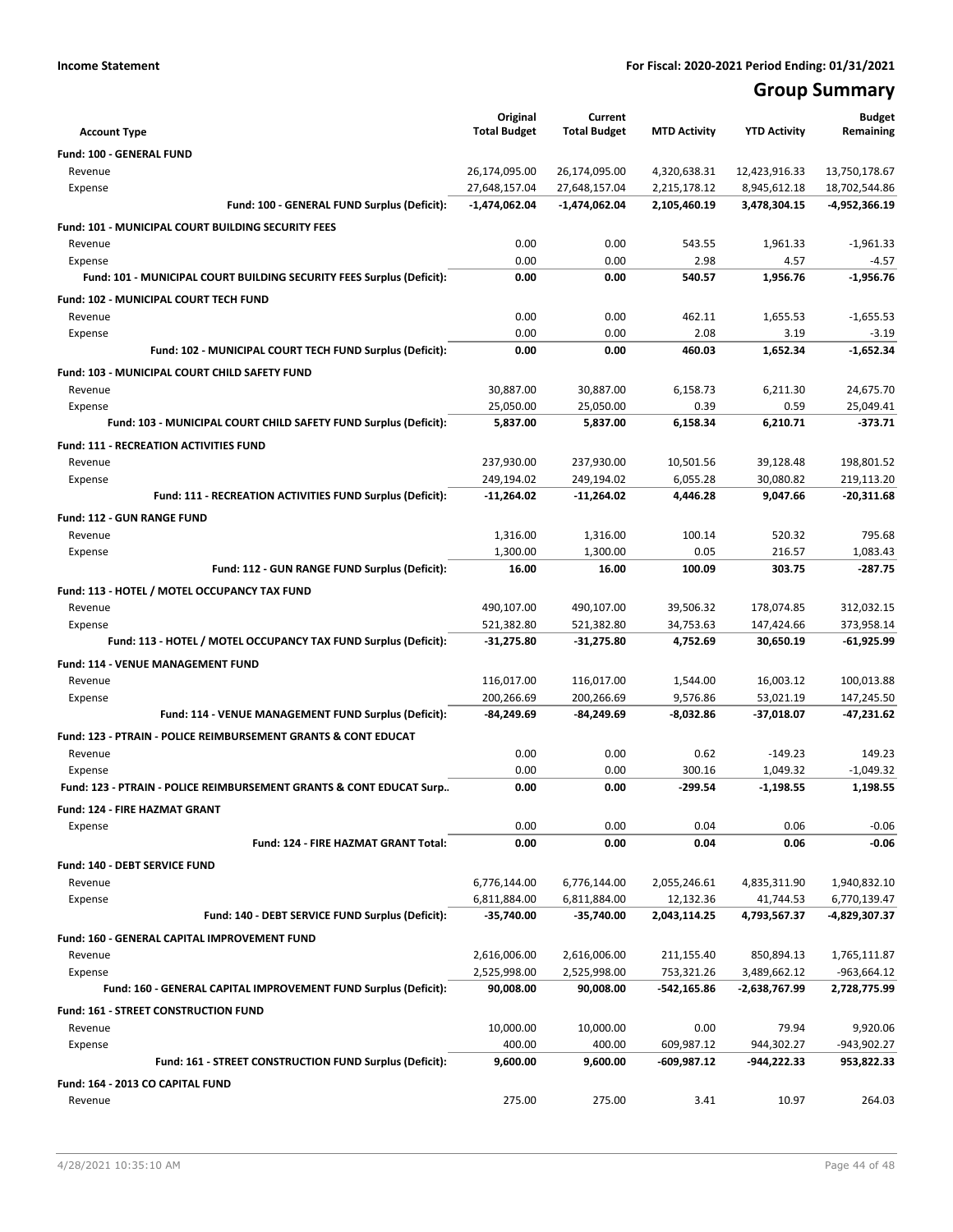**Income Statement** | **For Fiscal: 2020-2021 Period Ending: 01/31/2021**

# Group Summary

| Account Type | Original Total Budget | Current Total Budget | MTD Activity | YTD Activity | Budget Remaining |
|---|---|---|---|---|---|
| **Fund: 100 - GENERAL FUND** | | | | | |
| Revenue | 26,174,095.00 | 26,174,095.00 | 4,320,638.31 | 12,423,916.33 | 13,750,178.67 |
| Expense | 27,648,157.04 | 27,648,157.04 | 2,215,178.12 | 8,945,612.18 | 18,702,544.86 |
| **Fund: 100 - GENERAL FUND Surplus (Deficit):** | **-1,474,062.04** | **-1,474,062.04** | **2,105,460.19** | **3,478,304.15** | **-4,952,366.19** |
| **Fund: 101 - MUNICIPAL COURT BUILDING SECURITY FEES** | | | | | |
| Revenue | 0.00 | 0.00 | 543.55 | 1,961.33 | -1,961.33 |
| Expense | 0.00 | 0.00 | 2.98 | 4.57 | -4.57 |
| **Fund: 101 - MUNICIPAL COURT BUILDING SECURITY FEES Surplus (Deficit):** | **0.00** | **0.00** | **540.57** | **1,956.76** | **-1,956.76** |
| **Fund: 102 - MUNICIPAL COURT TECH FUND** | | | | | |
| Revenue | 0.00 | 0.00 | 462.11 | 1,655.53 | -1,655.53 |
| Expense | 0.00 | 0.00 | 2.08 | 3.19 | -3.19 |
| **Fund: 102 - MUNICIPAL COURT TECH FUND Surplus (Deficit):** | **0.00** | **0.00** | **460.03** | **1,652.34** | **-1,652.34** |
| **Fund: 103 - MUNICIPAL COURT CHILD SAFETY FUND** | | | | | |
| Revenue | 30,887.00 | 30,887.00 | 6,158.73 | 6,211.30 | 24,675.70 |
| Expense | 25,050.00 | 25,050.00 | 0.39 | 0.59 | 25,049.41 |
| **Fund: 103 - MUNICIPAL COURT CHILD SAFETY FUND Surplus (Deficit):** | **5,837.00** | **5,837.00** | **6,158.34** | **6,210.71** | **-373.71** |
| **Fund: 111 - RECREATION ACTIVITIES FUND** | | | | | |
| Revenue | 237,930.00 | 237,930.00 | 10,501.56 | 39,128.48 | 198,801.52 |
| Expense | 249,194.02 | 249,194.02 | 6,055.28 | 30,080.82 | 219,113.20 |
| **Fund: 111 - RECREATION ACTIVITIES FUND Surplus (Deficit):** | **-11,264.02** | **-11,264.02** | **4,446.28** | **9,047.66** | **-20,311.68** |
| **Fund: 112 - GUN RANGE FUND** | | | | | |
| Revenue | 1,316.00 | 1,316.00 | 100.14 | 520.32 | 795.68 |
| Expense | 1,300.00 | 1,300.00 | 0.05 | 216.57 | 1,083.43 |
| **Fund: 112 - GUN RANGE FUND Surplus (Deficit):** | **16.00** | **16.00** | **100.09** | **303.75** | **-287.75** |
| **Fund: 113 - HOTEL / MOTEL OCCUPANCY TAX FUND** | | | | | |
| Revenue | 490,107.00 | 490,107.00 | 39,506.32 | 178,074.85 | 312,032.15 |
| Expense | 521,382.80 | 521,382.80 | 34,753.63 | 147,424.66 | 373,958.14 |
| **Fund: 113 - HOTEL / MOTEL OCCUPANCY TAX FUND Surplus (Deficit):** | **-31,275.80** | **-31,275.80** | **4,752.69** | **30,650.19** | **-61,925.99** |
| **Fund: 114 - VENUE MANAGEMENT FUND** | | | | | |
| Revenue | 116,017.00 | 116,017.00 | 1,544.00 | 16,003.12 | 100,013.88 |
| Expense | 200,266.69 | 200,266.69 | 9,576.86 | 53,021.19 | 147,245.50 |
| **Fund: 114 - VENUE MANAGEMENT FUND Surplus (Deficit):** | **-84,249.69** | **-84,249.69** | **-8,032.86** | **-37,018.07** | **-47,231.62** |
| **Fund: 123 - PTRAIN - POLICE REIMBURSEMENT GRANTS & CONT EDUCAT** | | | | | |
| Revenue | 0.00 | 0.00 | 0.62 | -149.23 | 149.23 |
| Expense | 0.00 | 0.00 | 300.16 | 1,049.32 | -1,049.32 |
| **Fund: 123 - PTRAIN - POLICE REIMBURSEMENT GRANTS & CONT EDUCAT Surp..** | **0.00** | **0.00** | **-299.54** | **-1,198.55** | **1,198.55** |
| **Fund: 124 - FIRE HAZMAT GRANT** | | | | | |
| Expense | 0.00 | 0.00 | 0.04 | 0.06 | -0.06 |
| **Fund: 124 - FIRE HAZMAT GRANT Total:** | **0.00** | **0.00** | **0.04** | **0.06** | **-0.06** |
| **Fund: 140 - DEBT SERVICE FUND** | | | | | |
| Revenue | 6,776,144.00 | 6,776,144.00 | 2,055,246.61 | 4,835,311.90 | 1,940,832.10 |
| Expense | 6,811,884.00 | 6,811,884.00 | 12,132.36 | 41,744.53 | 6,770,139.47 |
| **Fund: 140 - DEBT SERVICE FUND Surplus (Deficit):** | **-35,740.00** | **-35,740.00** | **2,043,114.25** | **4,793,567.37** | **-4,829,307.37** |
| **Fund: 160 - GENERAL CAPITAL IMPROVEMENT FUND** | | | | | |
| Revenue | 2,616,006.00 | 2,616,006.00 | 211,155.40 | 850,894.13 | 1,765,111.87 |
| Expense | 2,525,998.00 | 2,525,998.00 | 753,321.26 | 3,489,662.12 | -963,664.12 |
| **Fund: 160 - GENERAL CAPITAL IMPROVEMENT FUND Surplus (Deficit):** | **90,008.00** | **90,008.00** | **-542,165.86** | **-2,638,767.99** | **2,728,775.99** |
| **Fund: 161 - STREET CONSTRUCTION FUND** | | | | | |
| Revenue | 10,000.00 | 10,000.00 | 0.00 | 79.94 | 9,920.06 |
| Expense | 400.00 | 400.00 | 609,987.12 | 944,302.27 | -943,902.27 |
| **Fund: 161 - STREET CONSTRUCTION FUND Surplus (Deficit):** | **9,600.00** | **9,600.00** | **-609,987.12** | **-944,222.33** | **953,822.33** |
| **Fund: 164 - 2013 CO CAPITAL FUND** | | | | | |
| Revenue | 275.00 | 275.00 | 3.41 | 10.97 | 264.03 |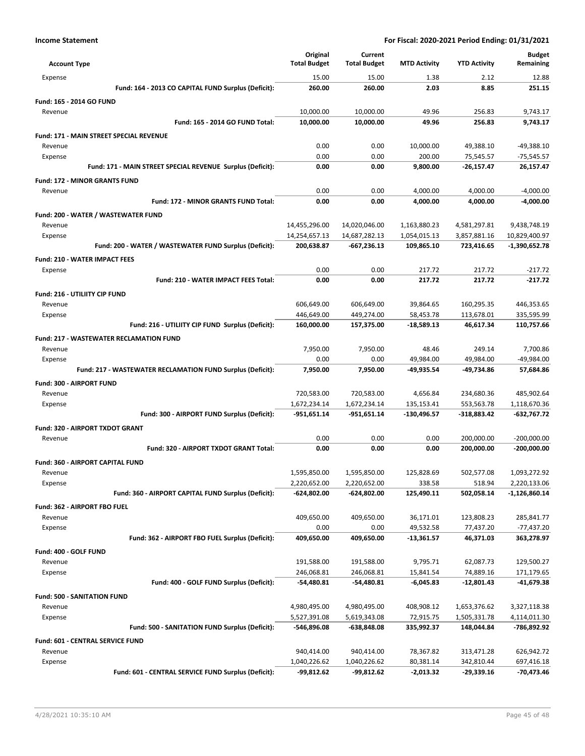**Income Statement** — For Fiscal: 2020-2021 Period Ending: 01/31/2021

| Account Type | Original Total Budget | Current Total Budget | MTD Activity | YTD Activity | Budget Remaining |
|---|---|---|---|---|---|
| Expense | 15.00 | 15.00 | 1.38 | 2.12 | 12.88 |
| **Fund: 164 - 2013 CO CAPITAL FUND Surplus (Deficit):** | **260.00** | **260.00** | **2.03** | **8.85** | **251.15** |
| **Fund: 165 - 2014 GO FUND** | | | | | |
| Revenue | 10,000.00 | 10,000.00 | 49.96 | 256.83 | 9,743.17 |
| **Fund: 165 - 2014 GO FUND Total:** | **10,000.00** | **10,000.00** | **49.96** | **256.83** | **9,743.17** |
| **Fund: 171 - MAIN STREET SPECIAL REVENUE** | | | | | |
| Revenue | 0.00 | 0.00 | 10,000.00 | 49,388.10 | -49,388.10 |
| Expense | 0.00 | 0.00 | 200.00 | 75,545.57 | -75,545.57 |
| **Fund: 171 - MAIN STREET SPECIAL REVENUE Surplus (Deficit):** | **0.00** | **0.00** | **9,800.00** | **-26,157.47** | **26,157.47** |
| **Fund: 172 - MINOR GRANTS FUND** | | | | | |
| Revenue | 0.00 | 0.00 | 4,000.00 | 4,000.00 | -4,000.00 |
| **Fund: 172 - MINOR GRANTS FUND Total:** | **0.00** | **0.00** | **4,000.00** | **4,000.00** | **-4,000.00** |
| **Fund: 200 - WATER / WASTEWATER FUND** | | | | | |
| Revenue | 14,455,296.00 | 14,020,046.00 | 1,163,880.23 | 4,581,297.81 | 9,438,748.19 |
| Expense | 14,254,657.13 | 14,687,282.13 | 1,054,015.13 | 3,857,881.16 | 10,829,400.97 |
| **Fund: 200 - WATER / WASTEWATER FUND Surplus (Deficit):** | **200,638.87** | **-667,236.13** | **109,865.10** | **723,416.65** | **-1,390,652.78** |
| **Fund: 210 - WATER IMPACT FEES** | | | | | |
| Expense | 0.00 | 0.00 | 217.72 | 217.72 | -217.72 |
| **Fund: 210 - WATER IMPACT FEES Total:** | **0.00** | **0.00** | **217.72** | **217.72** | **-217.72** |
| **Fund: 216 - UTILIITY CIP FUND** | | | | | |
| Revenue | 606,649.00 | 606,649.00 | 39,864.65 | 160,295.35 | 446,353.65 |
| Expense | 446,649.00 | 449,274.00 | 58,453.78 | 113,678.01 | 335,595.99 |
| **Fund: 216 - UTILIITY CIP FUND Surplus (Deficit):** | **160,000.00** | **157,375.00** | **-18,589.13** | **46,617.34** | **110,757.66** |
| **Fund: 217 - WASTEWATER RECLAMATION FUND** | | | | | |
| Revenue | 7,950.00 | 7,950.00 | 48.46 | 249.14 | 7,700.86 |
| Expense | 0.00 | 0.00 | 49,984.00 | 49,984.00 | -49,984.00 |
| **Fund: 217 - WASTEWATER RECLAMATION FUND Surplus (Deficit):** | **7,950.00** | **7,950.00** | **-49,935.54** | **-49,734.86** | **57,684.86** |
| **Fund: 300 - AIRPORT FUND** | | | | | |
| Revenue | 720,583.00 | 720,583.00 | 4,656.84 | 234,680.36 | 485,902.64 |
| Expense | 1,672,234.14 | 1,672,234.14 | 135,153.41 | 553,563.78 | 1,118,670.36 |
| **Fund: 300 - AIRPORT FUND Surplus (Deficit):** | **-951,651.14** | **-951,651.14** | **-130,496.57** | **-318,883.42** | **-632,767.72** |
| **Fund: 320 - AIRPORT TXDOT GRANT** | | | | | |
| Revenue | 0.00 | 0.00 | 0.00 | 200,000.00 | -200,000.00 |
| **Fund: 320 - AIRPORT TXDOT GRANT Total:** | **0.00** | **0.00** | **0.00** | **200,000.00** | **-200,000.00** |
| **Fund: 360 - AIRPORT CAPITAL FUND** | | | | | |
| Revenue | 1,595,850.00 | 1,595,850.00 | 125,828.69 | 502,577.08 | 1,093,272.92 |
| Expense | 2,220,652.00 | 2,220,652.00 | 338.58 | 518.94 | 2,220,133.06 |
| **Fund: 360 - AIRPORT CAPITAL FUND Surplus (Deficit):** | **-624,802.00** | **-624,802.00** | **125,490.11** | **502,058.14** | **-1,126,860.14** |
| **Fund: 362 - AIRPORT FBO FUEL** | | | | | |
| Revenue | 409,650.00 | 409,650.00 | 36,171.01 | 123,808.23 | 285,841.77 |
| Expense | 0.00 | 0.00 | 49,532.58 | 77,437.20 | -77,437.20 |
| **Fund: 362 - AIRPORT FBO FUEL Surplus (Deficit):** | **409,650.00** | **409,650.00** | **-13,361.57** | **46,371.03** | **363,278.97** |
| **Fund: 400 - GOLF FUND** | | | | | |
| Revenue | 191,588.00 | 191,588.00 | 9,795.71 | 62,087.73 | 129,500.27 |
| Expense | 246,068.81 | 246,068.81 | 15,841.54 | 74,889.16 | 171,179.65 |
| **Fund: 400 - GOLF FUND Surplus (Deficit):** | **-54,480.81** | **-54,480.81** | **-6,045.83** | **-12,801.43** | **-41,679.38** |
| **Fund: 500 - SANITATION FUND** | | | | | |
| Revenue | 4,980,495.00 | 4,980,495.00 | 408,908.12 | 1,653,376.62 | 3,327,118.38 |
| Expense | 5,527,391.08 | 5,619,343.08 | 72,915.75 | 1,505,331.78 | 4,114,011.30 |
| **Fund: 500 - SANITATION FUND Surplus (Deficit):** | **-546,896.08** | **-638,848.08** | **335,992.37** | **148,044.84** | **-786,892.92** |
| **Fund: 601 - CENTRAL SERVICE FUND** | | | | | |
| Revenue | 940,414.00 | 940,414.00 | 78,367.82 | 313,471.28 | 626,942.72 |
| Expense | 1,040,226.62 | 1,040,226.62 | 80,381.14 | 342,810.44 | 697,416.18 |
| **Fund: 601 - CENTRAL SERVICE FUND Surplus (Deficit):** | **-99,812.62** | **-99,812.62** | **-2,013.32** | **-29,339.16** | **-70,473.46** |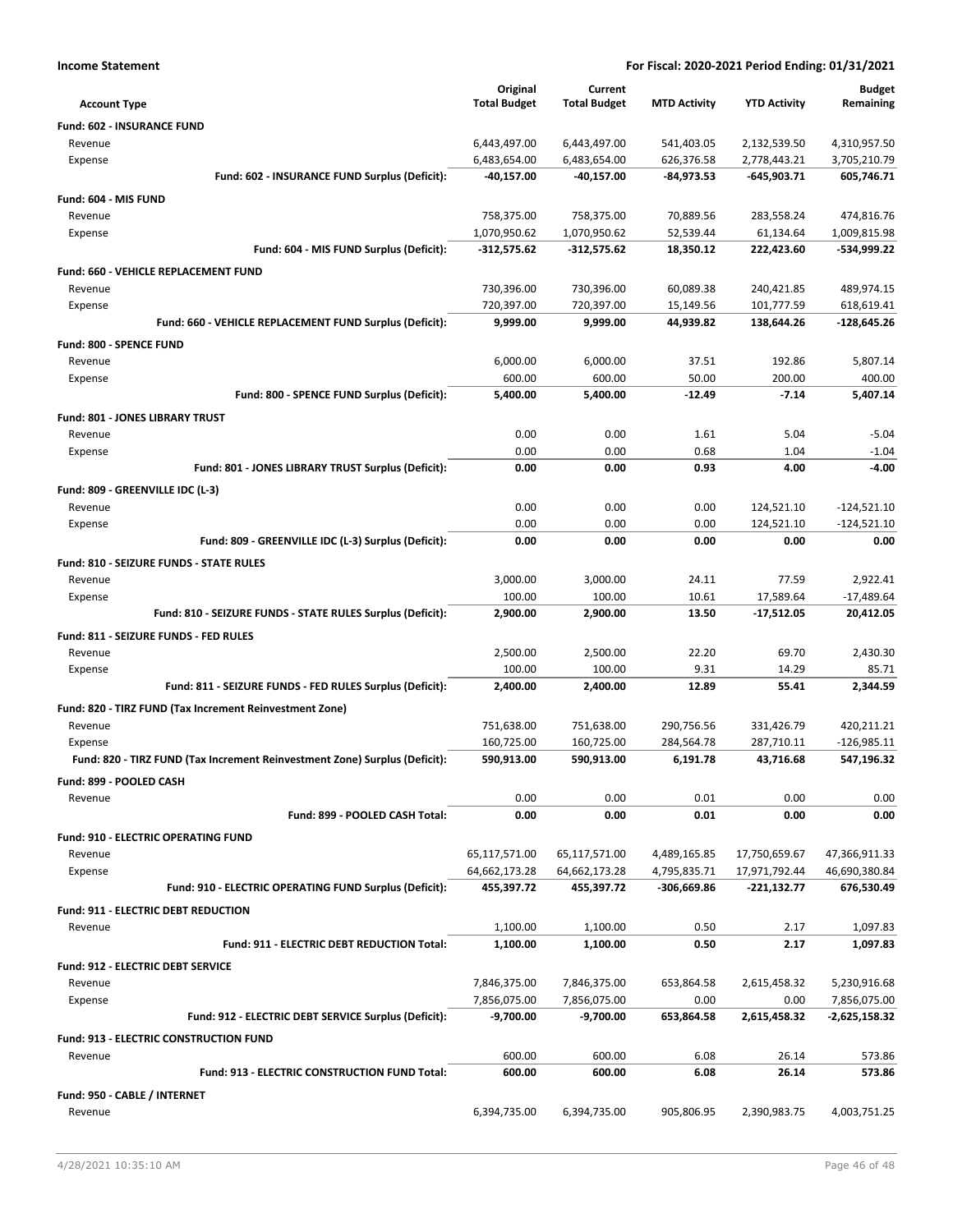**Income Statement** | **For Fiscal: 2020-2021 Period Ending: 01/31/2021**

| Account Type | Original Total Budget | Current Total Budget | MTD Activity | YTD Activity | Budget Remaining |
|---|---|---|---|---|---|
| **Fund: 602 - INSURANCE FUND** | | | | | |
| Revenue | 6,443,497.00 | 6,443,497.00 | 541,403.05 | 2,132,539.50 | 4,310,957.50 |
| Expense | 6,483,654.00 | 6,483,654.00 | 626,376.58 | 2,778,443.21 | 3,705,210.79 |
| **Fund: 602 - INSURANCE FUND Surplus (Deficit):** | **-40,157.00** | **-40,157.00** | **-84,973.53** | **-645,903.71** | **605,746.71** |
| **Fund: 604 - MIS FUND** | | | | | |
| Revenue | 758,375.00 | 758,375.00 | 70,889.56 | 283,558.24 | 474,816.76 |
| Expense | 1,070,950.62 | 1,070,950.62 | 52,539.44 | 61,134.64 | 1,009,815.98 |
| **Fund: 604 - MIS FUND Surplus (Deficit):** | **-312,575.62** | **-312,575.62** | **18,350.12** | **222,423.60** | **-534,999.22** |
| **Fund: 660 - VEHICLE REPLACEMENT FUND** | | | | | |
| Revenue | 730,396.00 | 730,396.00 | 60,089.38 | 240,421.85 | 489,974.15 |
| Expense | 720,397.00 | 720,397.00 | 15,149.56 | 101,777.59 | 618,619.41 |
| **Fund: 660 - VEHICLE REPLACEMENT FUND Surplus (Deficit):** | **9,999.00** | **9,999.00** | **44,939.82** | **138,644.26** | **-128,645.26** |
| **Fund: 800 - SPENCE FUND** | | | | | |
| Revenue | 6,000.00 | 6,000.00 | 37.51 | 192.86 | 5,807.14 |
| Expense | 600.00 | 600.00 | 50.00 | 200.00 | 400.00 |
| **Fund: 800 - SPENCE FUND Surplus (Deficit):** | **5,400.00** | **5,400.00** | **-12.49** | **-7.14** | **5,407.14** |
| **Fund: 801 - JONES LIBRARY TRUST** | | | | | |
| Revenue | 0.00 | 0.00 | 1.61 | 5.04 | -5.04 |
| Expense | 0.00 | 0.00 | 0.68 | 1.04 | -1.04 |
| **Fund: 801 - JONES LIBRARY TRUST Surplus (Deficit):** | **0.00** | **0.00** | **0.93** | **4.00** | **-4.00** |
| **Fund: 809 - GREENVILLE IDC (L-3)** | | | | | |
| Revenue | 0.00 | 0.00 | 0.00 | 124,521.10 | -124,521.10 |
| Expense | 0.00 | 0.00 | 0.00 | 124,521.10 | -124,521.10 |
| **Fund: 809 - GREENVILLE IDC (L-3) Surplus (Deficit):** | **0.00** | **0.00** | **0.00** | **0.00** | **0.00** |
| **Fund: 810 - SEIZURE FUNDS - STATE RULES** | | | | | |
| Revenue | 3,000.00 | 3,000.00 | 24.11 | 77.59 | 2,922.41 |
| Expense | 100.00 | 100.00 | 10.61 | 17,589.64 | -17,489.64 |
| **Fund: 810 - SEIZURE FUNDS - STATE RULES Surplus (Deficit):** | **2,900.00** | **2,900.00** | **13.50** | **-17,512.05** | **20,412.05** |
| **Fund: 811 - SEIZURE FUNDS - FED RULES** | | | | | |
| Revenue | 2,500.00 | 2,500.00 | 22.20 | 69.70 | 2,430.30 |
| Expense | 100.00 | 100.00 | 9.31 | 14.29 | 85.71 |
| **Fund: 811 - SEIZURE FUNDS - FED RULES Surplus (Deficit):** | **2,400.00** | **2,400.00** | **12.89** | **55.41** | **2,344.59** |
| **Fund: 820 - TIRZ FUND (Tax Increment Reinvestment Zone)** | | | | | |
| Revenue | 751,638.00 | 751,638.00 | 290,756.56 | 331,426.79 | 420,211.21 |
| Expense | 160,725.00 | 160,725.00 | 284,564.78 | 287,710.11 | -126,985.11 |
| **Fund: 820 - TIRZ FUND (Tax Increment Reinvestment Zone) Surplus (Deficit):** | **590,913.00** | **590,913.00** | **6,191.78** | **43,716.68** | **547,196.32** |
| **Fund: 899 - POOLED CASH** | | | | | |
| Revenue | 0.00 | 0.00 | 0.01 | 0.00 | 0.00 |
| **Fund: 899 - POOLED CASH Total:** | **0.00** | **0.00** | **0.01** | **0.00** | **0.00** |
| **Fund: 910 - ELECTRIC OPERATING FUND** | | | | | |
| Revenue | 65,117,571.00 | 65,117,571.00 | 4,489,165.85 | 17,750,659.67 | 47,366,911.33 |
| Expense | 64,662,173.28 | 64,662,173.28 | 4,795,835.71 | 17,971,792.44 | 46,690,380.84 |
| **Fund: 910 - ELECTRIC OPERATING FUND Surplus (Deficit):** | **455,397.72** | **455,397.72** | **-306,669.86** | **-221,132.77** | **676,530.49** |
| **Fund: 911 - ELECTRIC DEBT REDUCTION** | | | | | |
| Revenue | 1,100.00 | 1,100.00 | 0.50 | 2.17 | 1,097.83 |
| **Fund: 911 - ELECTRIC DEBT REDUCTION Total:** | **1,100.00** | **1,100.00** | **0.50** | **2.17** | **1,097.83** |
| **Fund: 912 - ELECTRIC DEBT SERVICE** | | | | | |
| Revenue | 7,846,375.00 | 7,846,375.00 | 653,864.58 | 2,615,458.32 | 5,230,916.68 |
| Expense | 7,856,075.00 | 7,856,075.00 | 0.00 | 0.00 | 7,856,075.00 |
| **Fund: 912 - ELECTRIC DEBT SERVICE Surplus (Deficit):** | **-9,700.00** | **-9,700.00** | **653,864.58** | **2,615,458.32** | **-2,625,158.32** |
| **Fund: 913 - ELECTRIC CONSTRUCTION FUND** | | | | | |
| Revenue | 600.00 | 600.00 | 6.08 | 26.14 | 573.86 |
| **Fund: 913 - ELECTRIC CONSTRUCTION FUND Total:** | **600.00** | **600.00** | **6.08** | **26.14** | **573.86** |
| **Fund: 950 - CABLE / INTERNET** | | | | | |
| Revenue | 6,394,735.00 | 6,394,735.00 | 905,806.95 | 2,390,983.75 | 4,003,751.25 |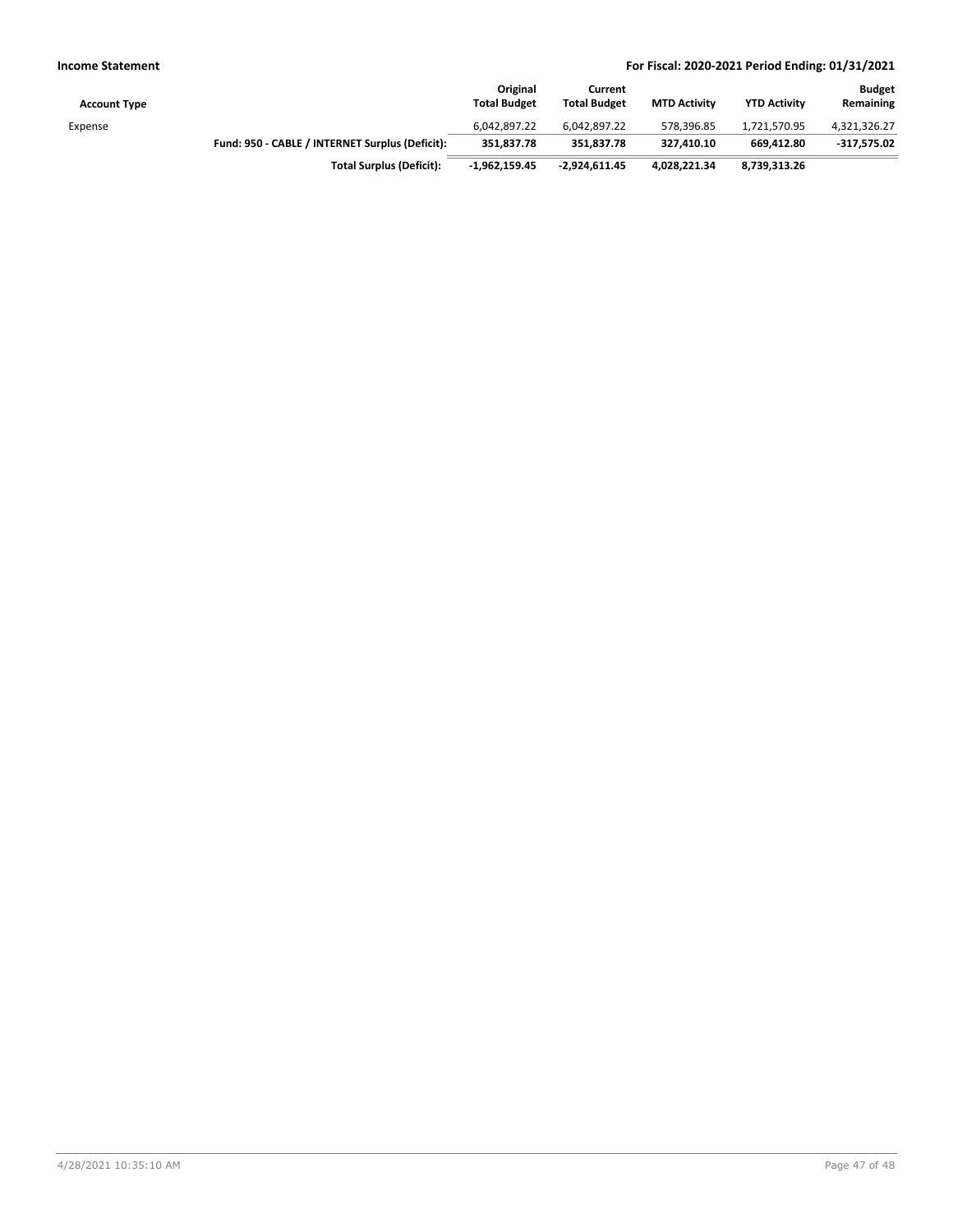| Account Type | | Original Total Budget | Current Total Budget | MTD Activity | YTD Activity | Budget Remaining |
|---|---|---|---|---|---|---|
| Expense | | 6,042,897.22 | 6,042,897.22 | 578,396.85 | 1,721,570.95 | 4,321,326.27 |
| | **Fund: 950 - CABLE / INTERNET Surplus (Deficit):** | **351,837.78** | **351,837.78** | **327,410.10** | **669,412.80** | **-317,575.02** |
| | **Total Surplus (Deficit):** | **-1,962,159.45** | **-2,924,611.45** | **4,028,221.34** | **8,739,313.26** | |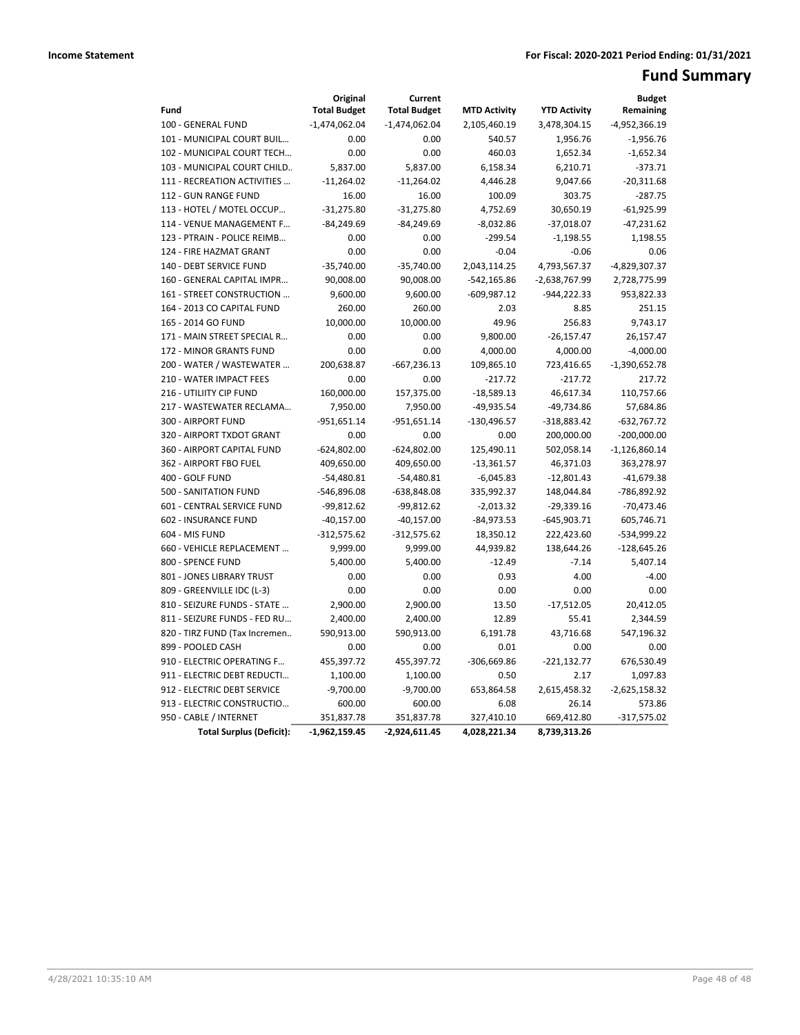**Income Statement** | **For Fiscal: 2020-2021 Period Ending: 01/31/2021**

# Fund Summary

| Fund | Original Total Budget | Current Total Budget | MTD Activity | YTD Activity | Budget Remaining |
|---|---|---|---|---|---|
| 100 - GENERAL FUND | -1,474,062.04 | -1,474,062.04 | 2,105,460.19 | 3,478,304.15 | -4,952,366.19 |
| 101 - MUNICIPAL COURT BUIL… | 0.00 | 0.00 | 540.57 | 1,956.76 | -1,956.76 |
| 102 - MUNICIPAL COURT TECH… | 0.00 | 0.00 | 460.03 | 1,652.34 | -1,652.34 |
| 103 - MUNICIPAL COURT CHILD.. | 5,837.00 | 5,837.00 | 6,158.34 | 6,210.71 | -373.71 |
| 111 - RECREATION ACTIVITIES … | -11,264.02 | -11,264.02 | 4,446.28 | 9,047.66 | -20,311.68 |
| 112 - GUN RANGE FUND | 16.00 | 16.00 | 100.09 | 303.75 | -287.75 |
| 113 - HOTEL / MOTEL OCCUP… | -31,275.80 | -31,275.80 | 4,752.69 | 30,650.19 | -61,925.99 |
| 114 - VENUE MANAGEMENT F… | -84,249.69 | -84,249.69 | -8,032.86 | -37,018.07 | -47,231.62 |
| 123 - PTRAIN - POLICE REIMB… | 0.00 | 0.00 | -299.54 | -1,198.55 | 1,198.55 |
| 124 - FIRE HAZMAT GRANT | 0.00 | 0.00 | -0.04 | -0.06 | 0.06 |
| 140 - DEBT SERVICE FUND | -35,740.00 | -35,740.00 | 2,043,114.25 | 4,793,567.37 | -4,829,307.37 |
| 160 - GENERAL CAPITAL IMPR… | 90,008.00 | 90,008.00 | -542,165.86 | -2,638,767.99 | 2,728,775.99 |
| 161 - STREET CONSTRUCTION … | 9,600.00 | 9,600.00 | -609,987.12 | -944,222.33 | 953,822.33 |
| 164 - 2013 CO CAPITAL FUND | 260.00 | 260.00 | 2.03 | 8.85 | 251.15 |
| 165 - 2014 GO FUND | 10,000.00 | 10,000.00 | 49.96 | 256.83 | 9,743.17 |
| 171 - MAIN STREET SPECIAL R… | 0.00 | 0.00 | 9,800.00 | -26,157.47 | 26,157.47 |
| 172 - MINOR GRANTS FUND | 0.00 | 0.00 | 4,000.00 | 4,000.00 | -4,000.00 |
| 200 - WATER / WASTEWATER … | 200,638.87 | -667,236.13 | 109,865.10 | 723,416.65 | -1,390,652.78 |
| 210 - WATER IMPACT FEES | 0.00 | 0.00 | -217.72 | -217.72 | 217.72 |
| 216 - UTILIITY CIP FUND | 160,000.00 | 157,375.00 | -18,589.13 | 46,617.34 | 110,757.66 |
| 217 - WASTEWATER RECLAMA… | 7,950.00 | 7,950.00 | -49,935.54 | -49,734.86 | 57,684.86 |
| 300 - AIRPORT FUND | -951,651.14 | -951,651.14 | -130,496.57 | -318,883.42 | -632,767.72 |
| 320 - AIRPORT TXDOT GRANT | 0.00 | 0.00 | 0.00 | 200,000.00 | -200,000.00 |
| 360 - AIRPORT CAPITAL FUND | -624,802.00 | -624,802.00 | 125,490.11 | 502,058.14 | -1,126,860.14 |
| 362 - AIRPORT FBO FUEL | 409,650.00 | 409,650.00 | -13,361.57 | 46,371.03 | 363,278.97 |
| 400 - GOLF FUND | -54,480.81 | -54,480.81 | -6,045.83 | -12,801.43 | -41,679.38 |
| 500 - SANITATION FUND | -546,896.08 | -638,848.08 | 335,992.37 | 148,044.84 | -786,892.92 |
| 601 - CENTRAL SERVICE FUND | -99,812.62 | -99,812.62 | -2,013.32 | -29,339.16 | -70,473.46 |
| 602 - INSURANCE FUND | -40,157.00 | -40,157.00 | -84,973.53 | -645,903.71 | 605,746.71 |
| 604 - MIS FUND | -312,575.62 | -312,575.62 | 18,350.12 | 222,423.60 | -534,999.22 |
| 660 - VEHICLE REPLACEMENT … | 9,999.00 | 9,999.00 | 44,939.82 | 138,644.26 | -128,645.26 |
| 800 - SPENCE FUND | 5,400.00 | 5,400.00 | -12.49 | -7.14 | 5,407.14 |
| 801 - JONES LIBRARY TRUST | 0.00 | 0.00 | 0.93 | 4.00 | -4.00 |
| 809 - GREENVILLE IDC (L-3) | 0.00 | 0.00 | 0.00 | 0.00 | 0.00 |
| 810 - SEIZURE FUNDS - STATE … | 2,900.00 | 2,900.00 | 13.50 | -17,512.05 | 20,412.05 |
| 811 - SEIZURE FUNDS - FED RU… | 2,400.00 | 2,400.00 | 12.89 | 55.41 | 2,344.59 |
| 820 - TIRZ FUND (Tax Incremen.. | 590,913.00 | 590,913.00 | 6,191.78 | 43,716.68 | 547,196.32 |
| 899 - POOLED CASH | 0.00 | 0.00 | 0.01 | 0.00 | 0.00 |
| 910 - ELECTRIC OPERATING F… | 455,397.72 | 455,397.72 | -306,669.86 | -221,132.77 | 676,530.49 |
| 911 - ELECTRIC DEBT REDUCTI… | 1,100.00 | 1,100.00 | 0.50 | 2.17 | 1,097.83 |
| 912 - ELECTRIC DEBT SERVICE | -9,700.00 | -9,700.00 | 653,864.58 | 2,615,458.32 | -2,625,158.32 |
| 913 - ELECTRIC CONSTRUCTIO… | 600.00 | 600.00 | 6.08 | 26.14 | 573.86 |
| 950 - CABLE / INTERNET | 351,837.78 | 351,837.78 | 327,410.10 | 669,412.80 | -317,575.02 |
| **Total Surplus (Deficit):** | **-1,962,159.45** | **-2,924,611.45** | **4,028,221.34** | **8,739,313.26** | |